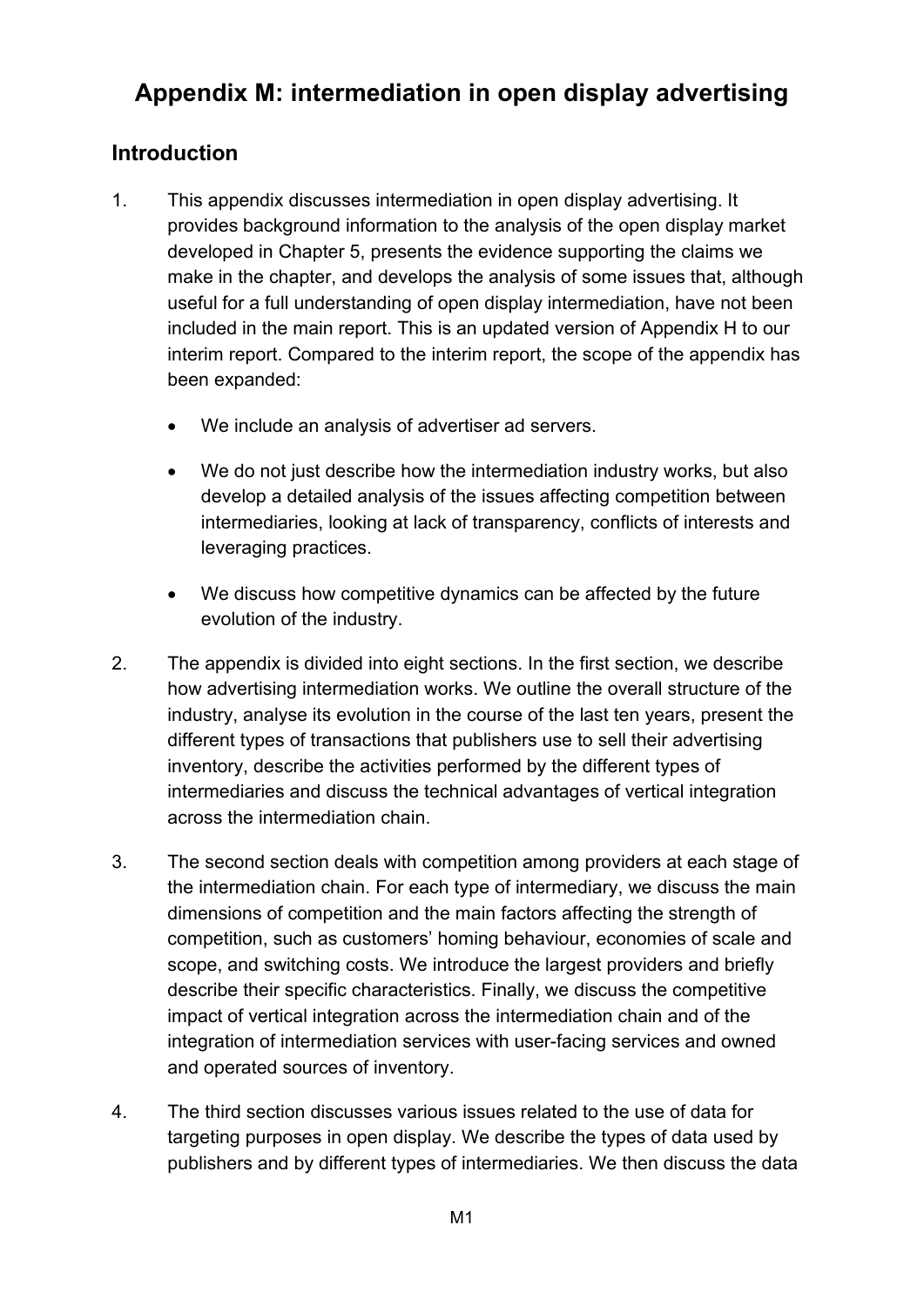# Appendix M: intermediation in open display advertising

## Introduction

1. This appendix discusses intermediation in open display advertising. It provides background information to the analysis of the open display market developed in Chapter 5, presents the evidence supporting the claims we make in the chapter, and develops the analysis of some issues that, although useful for a full understanding of open display intermediation, have not been included in the main report. This is an updated version of Appendix H to our interim report. Compared to the interim report, the scope of the appendix has been expanded:

   - We include an analysis of advertiser ad servers.
   - We do not just describe how the intermediation industry works, but also develop a detailed analysis of the issues affecting competition between intermediaries, looking at lack of transparency, conflicts of interests and leveraging practices.
   - We discuss how competitive dynamics can be affected by the future evolution of the industry.

2. The appendix is divided into eight sections. In the first section, we describe how advertising intermediation works. We outline the overall structure of the industry, analyse its evolution in the course of the last ten years, present the different types of transactions that publishers use to sell their advertising inventory, describe the activities performed by the different types of intermediaries and discuss the technical advantages of vertical integration across the intermediation chain.

3. The second section deals with competition among providers at each stage of the intermediation chain. For each type of intermediary, we discuss the main dimensions of competition and the main factors affecting the strength of competition, such as customers' homing behaviour, economies of scale and scope, and switching costs. We introduce the largest providers and briefly describe their specific characteristics. Finally, we discuss the competitive impact of vertical integration across the intermediation chain and of the integration of intermediation services with user-facing services and owned and operated sources of inventory.

4. The third section discusses various issues related to the use of data for targeting purposes in open display. We describe the types of data used by publishers and by different types of intermediaries. We then discuss the data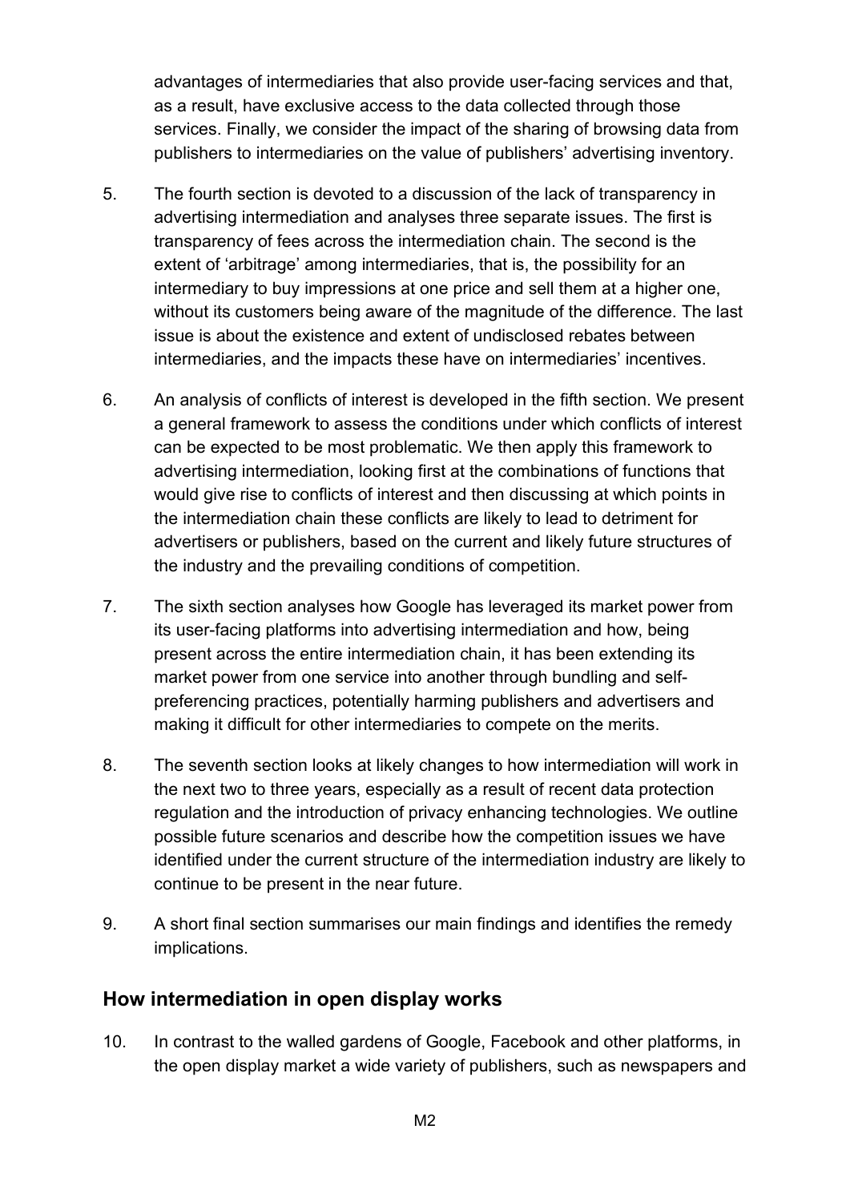advantages of intermediaries that also provide user-facing services and that, as a result, have exclusive access to the data collected through those services. Finally, we consider the impact of the sharing of browsing data from publishers to intermediaries on the value of publishers' advertising inventory.

5. The fourth section is devoted to a discussion of the lack of transparency in advertising intermediation and analyses three separate issues. The first is transparency of fees across the intermediation chain. The second is the extent of 'arbitrage' among intermediaries, that is, the possibility for an intermediary to buy impressions at one price and sell them at a higher one, without its customers being aware of the magnitude of the difference. The last issue is about the existence and extent of undisclosed rebates between intermediaries, and the impacts these have on intermediaries' incentives.

6. An analysis of conflicts of interest is developed in the fifth section. We present a general framework to assess the conditions under which conflicts of interest can be expected to be most problematic. We then apply this framework to advertising intermediation, looking first at the combinations of functions that would give rise to conflicts of interest and then discussing at which points in the intermediation chain these conflicts are likely to lead to detriment for advertisers or publishers, based on the current and likely future structures of the industry and the prevailing conditions of competition.

7. The sixth section analyses how Google has leveraged its market power from its user-facing platforms into advertising intermediation and how, being present across the entire intermediation chain, it has been extending its market power from one service into another through bundling and self-preferencing practices, potentially harming publishers and advertisers and making it difficult for other intermediaries to compete on the merits.

8. The seventh section looks at likely changes to how intermediation will work in the next two to three years, especially as a result of recent data protection regulation and the introduction of privacy enhancing technologies. We outline possible future scenarios and describe how the competition issues we have identified under the current structure of the intermediation industry are likely to continue to be present in the near future.

9. A short final section summarises our main findings and identifies the remedy implications.

## How intermediation in open display works

10. In contrast to the walled gardens of Google, Facebook and other platforms, in the open display market a wide variety of publishers, such as newspapers and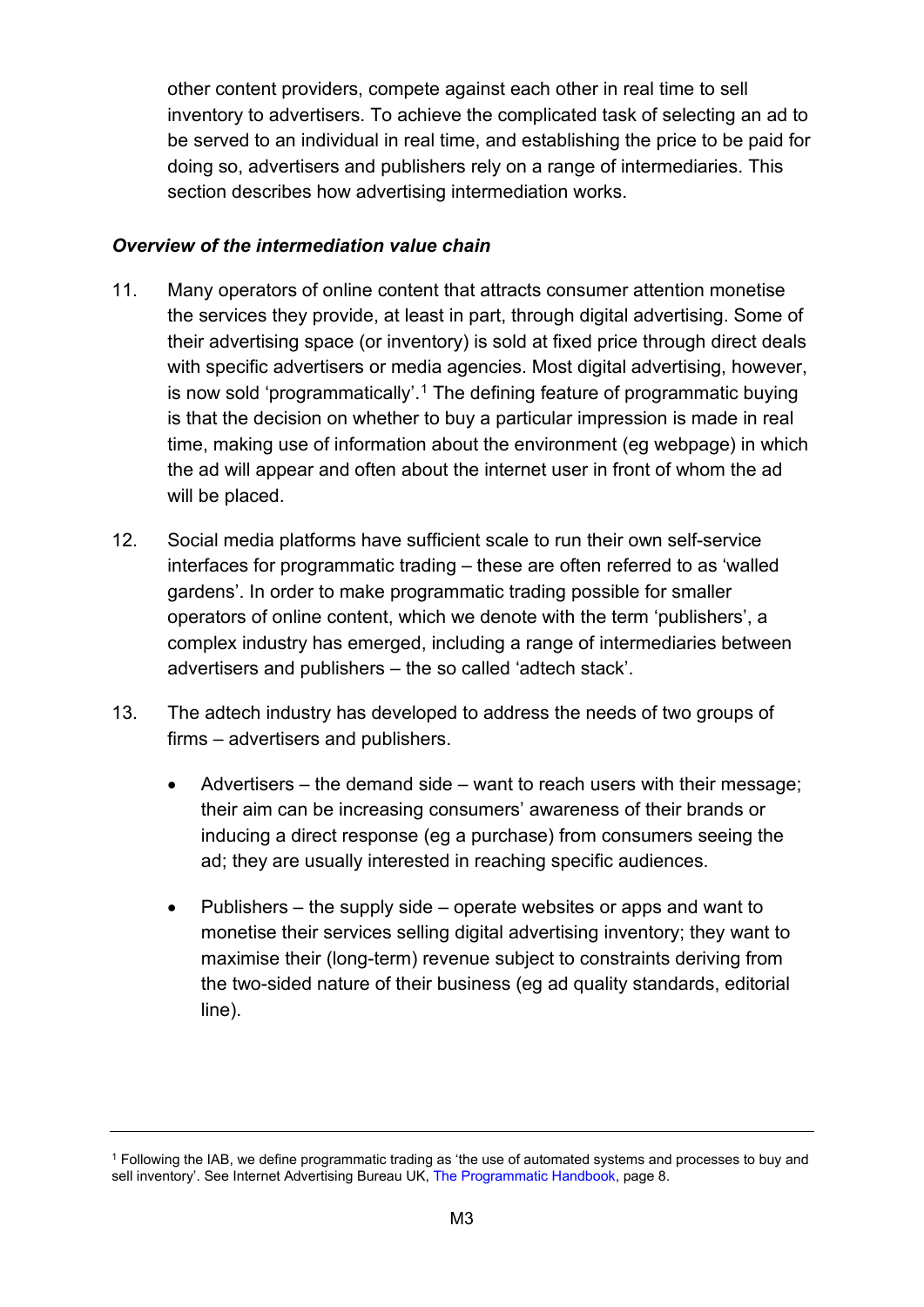other content providers, compete against each other in real time to sell inventory to advertisers. To achieve the complicated task of selecting an ad to be served to an individual in real time, and establishing the price to be paid for doing so, advertisers and publishers rely on a range of intermediaries. This section describes how advertising intermediation works.

***Overview of the intermediation value chain***

11. Many operators of online content that attracts consumer attention monetise the services they provide, at least in part, through digital advertising. Some of their advertising space (or inventory) is sold at fixed price through direct deals with specific advertisers or media agencies. Most digital advertising, however, is now sold 'programmatically'.[1] The defining feature of programmatic buying is that the decision on whether to buy a particular impression is made in real time, making use of information about the environment (eg webpage) in which the ad will appear and often about the internet user in front of whom the ad will be placed.

12. Social media platforms have sufficient scale to run their own self-service interfaces for programmatic trading – these are often referred to as 'walled gardens'. In order to make programmatic trading possible for smaller operators of online content, which we denote with the term 'publishers', a complex industry has emerged, including a range of intermediaries between advertisers and publishers – the so called 'adtech stack'.

13. The adtech industry has developed to address the needs of two groups of firms – advertisers and publishers.

   - Advertisers – the demand side – want to reach users with their message; their aim can be increasing consumers' awareness of their brands or inducing a direct response (eg a purchase) from consumers seeing the ad; they are usually interested in reaching specific audiences.

   - Publishers – the supply side – operate websites or apps and want to monetise their services selling digital advertising inventory; they want to maximise their (long-term) revenue subject to constraints deriving from the two-sided nature of their business (eg ad quality standards, editorial line).

---

[1] Following the IAB, we define programmatic trading as 'the use of automated systems and processes to buy and sell inventory'. See Internet Advertising Bureau UK, The Programmatic Handbook, page 8.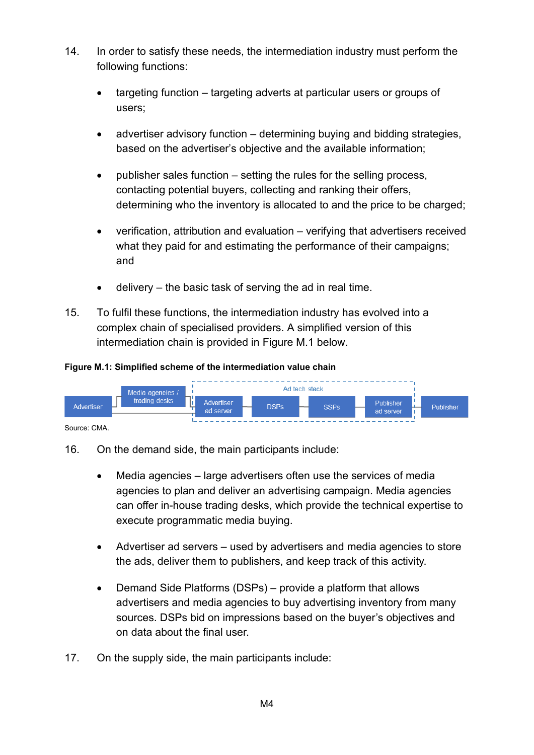14. In order to satisfy these needs, the intermediation industry must perform the following functions:

    - targeting function – targeting adverts at particular users or groups of users;

    - advertiser advisory function – determining buying and bidding strategies, based on the advertiser's objective and the available information;

    - publisher sales function – setting the rules for the selling process, contacting potential buyers, collecting and ranking their offers, determining who the inventory is allocated to and the price to be charged;

    - verification, attribution and evaluation – verifying that advertisers received what they paid for and estimating the performance of their campaigns; and

    - delivery – the basic task of serving the ad in real time.

15. To fulfil these functions, the intermediation industry has evolved into a complex chain of specialised providers. A simplified version of this intermediation chain is provided in Figure M.1 below.

**Figure M.1: Simplified scheme of the intermediation value chain**

Advertiser → Media agencies / trading desks → [Ad tech stack: Advertiser ad server → DSPs → SSPs → Publisher ad server] → Publisher

Source: CMA.

16. On the demand side, the main participants include:

    - Media agencies – large advertisers often use the services of media agencies to plan and deliver an advertising campaign. Media agencies can offer in-house trading desks, which provide the technical expertise to execute programmatic media buying.

    - Advertiser ad servers – used by advertisers and media agencies to store the ads, deliver them to publishers, and keep track of this activity.

    - Demand Side Platforms (DSPs) – provide a platform that allows advertisers and media agencies to buy advertising inventory from many sources. DSPs bid on impressions based on the buyer's objectives and on data about the final user.

17. On the supply side, the main participants include: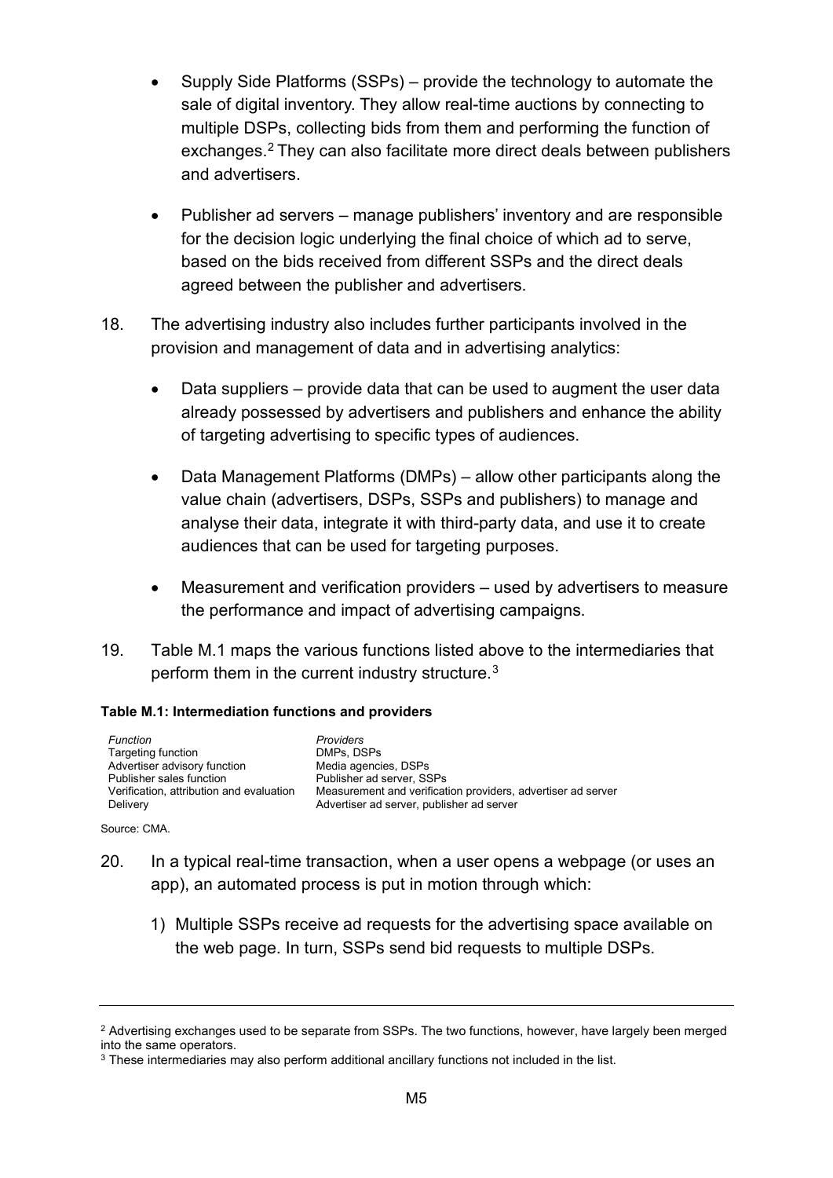- Supply Side Platforms (SSPs) – provide the technology to automate the sale of digital inventory. They allow real-time auctions by connecting to multiple DSPs, collecting bids from them and performing the function of exchanges.[2] They can also facilitate more direct deals between publishers and advertisers.

- Publisher ad servers – manage publishers' inventory and are responsible for the decision logic underlying the final choice of which ad to serve, based on the bids received from different SSPs and the direct deals agreed between the publisher and advertisers.

18. The advertising industry also includes further participants involved in the provision and management of data and in advertising analytics:

- Data suppliers – provide data that can be used to augment the user data already possessed by advertisers and publishers and enhance the ability of targeting advertising to specific types of audiences.

- Data Management Platforms (DMPs) – allow other participants along the value chain (advertisers, DSPs, SSPs and publishers) to manage and analyse their data, integrate it with third-party data, and use it to create audiences that can be used for targeting purposes.

- Measurement and verification providers – used by advertisers to measure the performance and impact of advertising campaigns.

19. Table M.1 maps the various functions listed above to the intermediaries that perform them in the current industry structure.[3]

**Table M.1: Intermediation functions and providers**

| *Function* | *Providers* |
|---|---|
| Targeting function | DMPs, DSPs |
| Advertiser advisory function | Media agencies, DSPs |
| Publisher sales function | Publisher ad server, SSPs |
| Verification, attribution and evaluation | Measurement and verification providers, advertiser ad server |
| Delivery | Advertiser ad server, publisher ad server |

Source: CMA.

20. In a typical real-time transaction, when a user opens a webpage (or uses an app), an automated process is put in motion through which:

    1) Multiple SSPs receive ad requests for the advertising space available on the web page. In turn, SSPs send bid requests to multiple DSPs.

[2] Advertising exchanges used to be separate from SSPs. The two functions, however, have largely been merged into the same operators.

[3] These intermediaries may also perform additional ancillary functions not included in the list.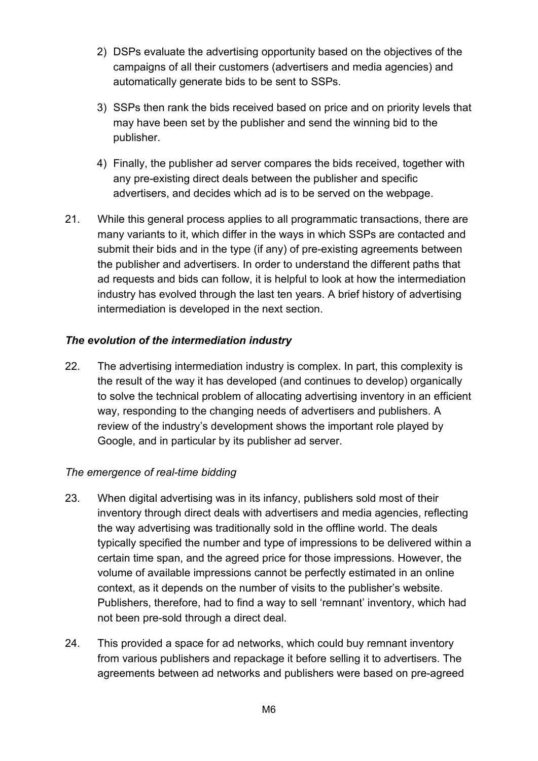2) DSPs evaluate the advertising opportunity based on the objectives of the campaigns of all their customers (advertisers and media agencies) and automatically generate bids to be sent to SSPs.

3) SSPs then rank the bids received based on price and on priority levels that may have been set by the publisher and send the winning bid to the publisher.

4) Finally, the publisher ad server compares the bids received, together with any pre-existing direct deals between the publisher and specific advertisers, and decides which ad is to be served on the webpage.

21. While this general process applies to all programmatic transactions, there are many variants to it, which differ in the ways in which SSPs are contacted and submit their bids and in the type (if any) of pre-existing agreements between the publisher and advertisers. In order to understand the different paths that ad requests and bids can follow, it is helpful to look at how the intermediation industry has evolved through the last ten years. A brief history of advertising intermediation is developed in the next section.

### *The evolution of the intermediation industry*

22. The advertising intermediation industry is complex. In part, this complexity is the result of the way it has developed (and continues to develop) organically to solve the technical problem of allocating advertising inventory in an efficient way, responding to the changing needs of advertisers and publishers. A review of the industry's development shows the important role played by Google, and in particular by its publisher ad server.

#### *The emergence of real-time bidding*

23. When digital advertising was in its infancy, publishers sold most of their inventory through direct deals with advertisers and media agencies, reflecting the way advertising was traditionally sold in the offline world. The deals typically specified the number and type of impressions to be delivered within a certain time span, and the agreed price for those impressions. However, the volume of available impressions cannot be perfectly estimated in an online context, as it depends on the number of visits to the publisher's website. Publishers, therefore, had to find a way to sell 'remnant' inventory, which had not been pre-sold through a direct deal.

24. This provided a space for ad networks, which could buy remnant inventory from various publishers and repackage it before selling it to advertisers. The agreements between ad networks and publishers were based on pre-agreed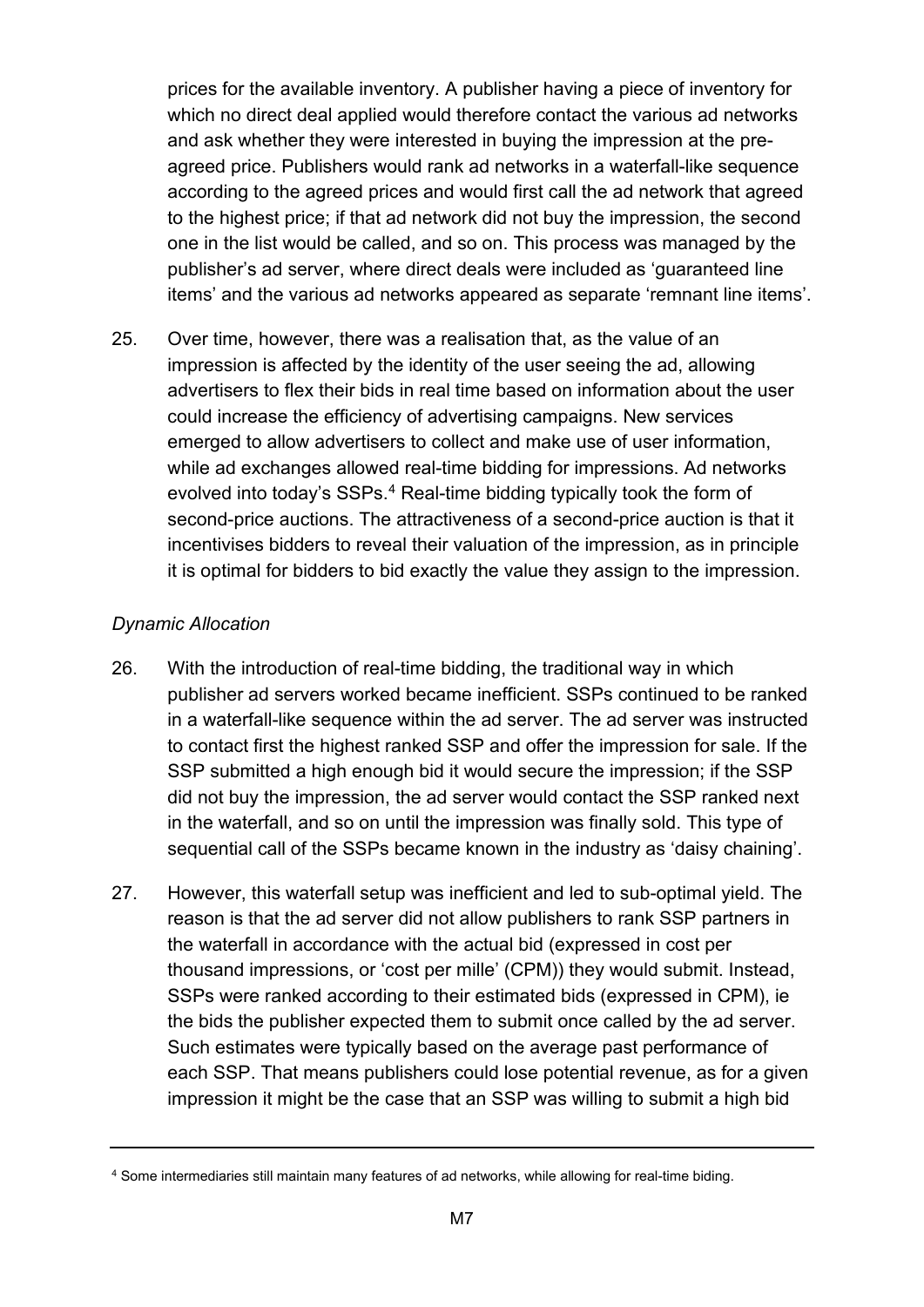prices for the available inventory. A publisher having a piece of inventory for which no direct deal applied would therefore contact the various ad networks and ask whether they were interested in buying the impression at the pre-agreed price. Publishers would rank ad networks in a waterfall-like sequence according to the agreed prices and would first call the ad network that agreed to the highest price; if that ad network did not buy the impression, the second one in the list would be called, and so on. This process was managed by the publisher's ad server, where direct deals were included as 'guaranteed line items' and the various ad networks appeared as separate 'remnant line items'.

25. Over time, however, there was a realisation that, as the value of an impression is affected by the identity of the user seeing the ad, allowing advertisers to flex their bids in real time based on information about the user could increase the efficiency of advertising campaigns. New services emerged to allow advertisers to collect and make use of user information, while ad exchanges allowed real-time bidding for impressions. Ad networks evolved into today's SSPs.[4] Real-time bidding typically took the form of second-price auctions. The attractiveness of a second-price auction is that it incentivises bidders to reveal their valuation of the impression, as in principle it is optimal for bidders to bid exactly the value they assign to the impression.

*Dynamic Allocation*

26. With the introduction of real-time bidding, the traditional way in which publisher ad servers worked became inefficient. SSPs continued to be ranked in a waterfall-like sequence within the ad server. The ad server was instructed to contact first the highest ranked SSP and offer the impression for sale. If the SSP submitted a high enough bid it would secure the impression; if the SSP did not buy the impression, the ad server would contact the SSP ranked next in the waterfall, and so on until the impression was finally sold. This type of sequential call of the SSPs became known in the industry as 'daisy chaining'.

27. However, this waterfall setup was inefficient and led to sub-optimal yield. The reason is that the ad server did not allow publishers to rank SSP partners in the waterfall in accordance with the actual bid (expressed in cost per thousand impressions, or 'cost per mille' (CPM)) they would submit. Instead, SSPs were ranked according to their estimated bids (expressed in CPM), ie the bids the publisher expected them to submit once called by the ad server. Such estimates were typically based on the average past performance of each SSP. That means publishers could lose potential revenue, as for a given impression it might be the case that an SSP was willing to submit a high bid

---

[4] Some intermediaries still maintain many features of ad networks, while allowing for real-time biding.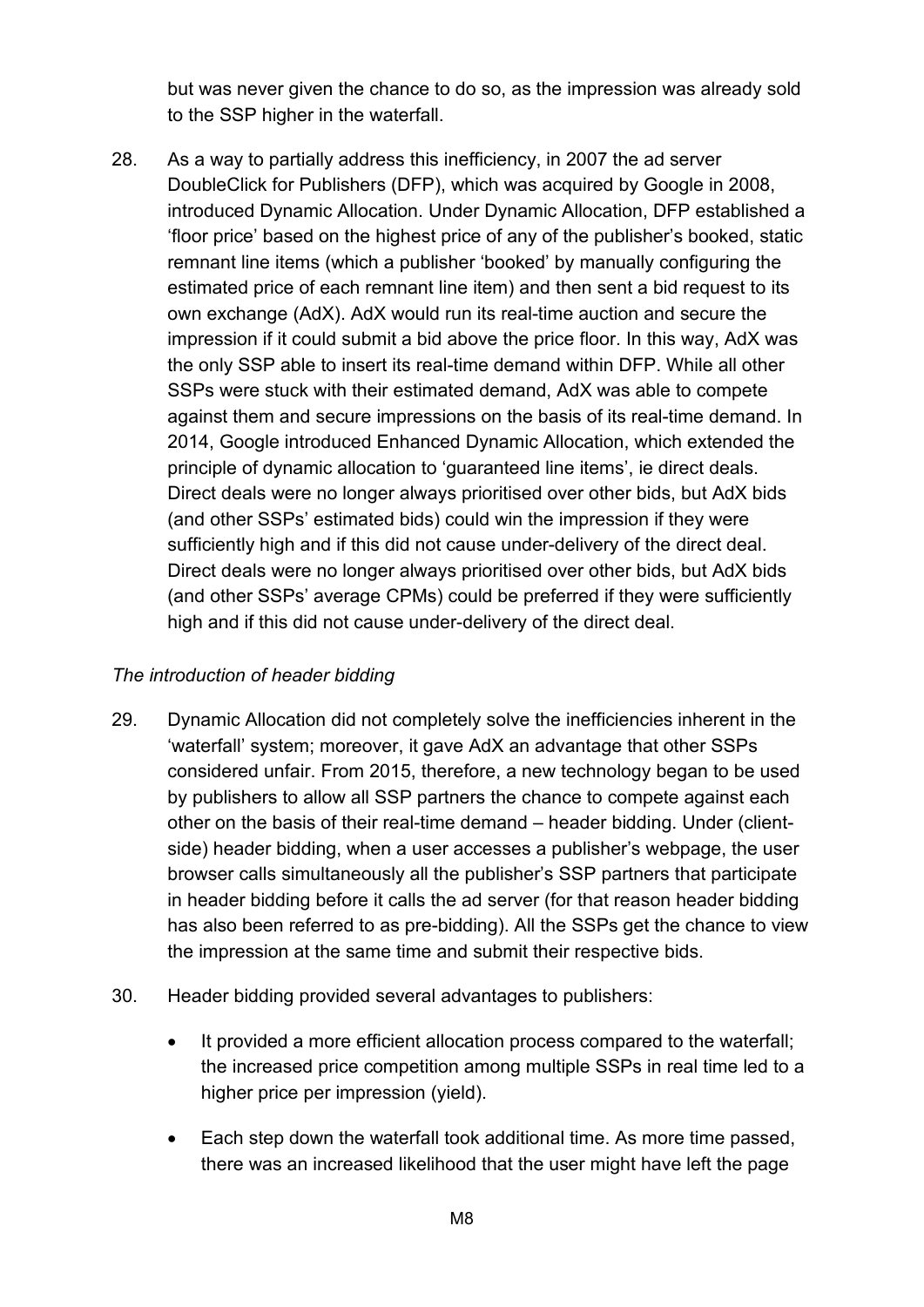but was never given the chance to do so, as the impression was already sold to the SSP higher in the waterfall.

28. As a way to partially address this inefficiency, in 2007 the ad server DoubleClick for Publishers (DFP), which was acquired by Google in 2008, introduced Dynamic Allocation. Under Dynamic Allocation, DFP established a 'floor price' based on the highest price of any of the publisher's booked, static remnant line items (which a publisher 'booked' by manually configuring the estimated price of each remnant line item) and then sent a bid request to its own exchange (AdX). AdX would run its real-time auction and secure the impression if it could submit a bid above the price floor. In this way, AdX was the only SSP able to insert its real-time demand within DFP. While all other SSPs were stuck with their estimated demand, AdX was able to compete against them and secure impressions on the basis of its real-time demand. In 2014, Google introduced Enhanced Dynamic Allocation, which extended the principle of dynamic allocation to 'guaranteed line items', ie direct deals. Direct deals were no longer always prioritised over other bids, but AdX bids (and other SSPs' estimated bids) could win the impression if they were sufficiently high and if this did not cause under-delivery of the direct deal. Direct deals were no longer always prioritised over other bids, but AdX bids (and other SSPs' average CPMs) could be preferred if they were sufficiently high and if this did not cause under-delivery of the direct deal.

*The introduction of header bidding*

29. Dynamic Allocation did not completely solve the inefficiencies inherent in the 'waterfall' system; moreover, it gave AdX an advantage that other SSPs considered unfair. From 2015, therefore, a new technology began to be used by publishers to allow all SSP partners the chance to compete against each other on the basis of their real-time demand – header bidding. Under (client-side) header bidding, when a user accesses a publisher's webpage, the user browser calls simultaneously all the publisher's SSP partners that participate in header bidding before it calls the ad server (for that reason header bidding has also been referred to as pre-bidding). All the SSPs get the chance to view the impression at the same time and submit their respective bids.

30. Header bidding provided several advantages to publishers:

- It provided a more efficient allocation process compared to the waterfall; the increased price competition among multiple SSPs in real time led to a higher price per impression (yield).
- Each step down the waterfall took additional time. As more time passed, there was an increased likelihood that the user might have left the page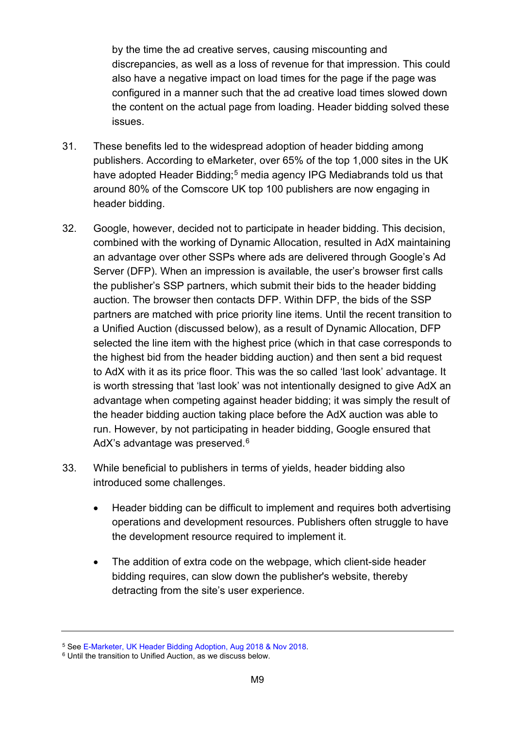by the time the ad creative serves, causing miscounting and discrepancies, as well as a loss of revenue for that impression. This could also have a negative impact on load times for the page if the page was configured in a manner such that the ad creative load times slowed down the content on the actual page from loading. Header bidding solved these issues.

31. These benefits led to the widespread adoption of header bidding among publishers. According to eMarketer, over 65% of the top 1,000 sites in the UK have adopted Header Bidding;[5] media agency IPG Mediabrands told us that around 80% of the Comscore UK top 100 publishers are now engaging in header bidding.

32. Google, however, decided not to participate in header bidding. This decision, combined with the working of Dynamic Allocation, resulted in AdX maintaining an advantage over other SSPs where ads are delivered through Google's Ad Server (DFP). When an impression is available, the user's browser first calls the publisher's SSP partners, which submit their bids to the header bidding auction. The browser then contacts DFP. Within DFP, the bids of the SSP partners are matched with price priority line items. Until the recent transition to a Unified Auction (discussed below), as a result of Dynamic Allocation, DFP selected the line item with the highest price (which in that case corresponds to the highest bid from the header bidding auction) and then sent a bid request to AdX with it as its price floor. This was the so called 'last look' advantage. It is worth stressing that 'last look' was not intentionally designed to give AdX an advantage when competing against header bidding; it was simply the result of the header bidding auction taking place before the AdX auction was able to run. However, by not participating in header bidding, Google ensured that AdX's advantage was preserved.[6]

33. While beneficial to publishers in terms of yields, header bidding also introduced some challenges.

    - Header bidding can be difficult to implement and requires both advertising operations and development resources. Publishers often struggle to have the development resource required to implement it.

    - The addition of extra code on the webpage, which client-side header bidding requires, can slow down the publisher's website, thereby detracting from the site's user experience.

---

[5] See E-Marketer, UK Header Bidding Adoption, Aug 2018 & Nov 2018.

[6] Until the transition to Unified Auction, as we discuss below.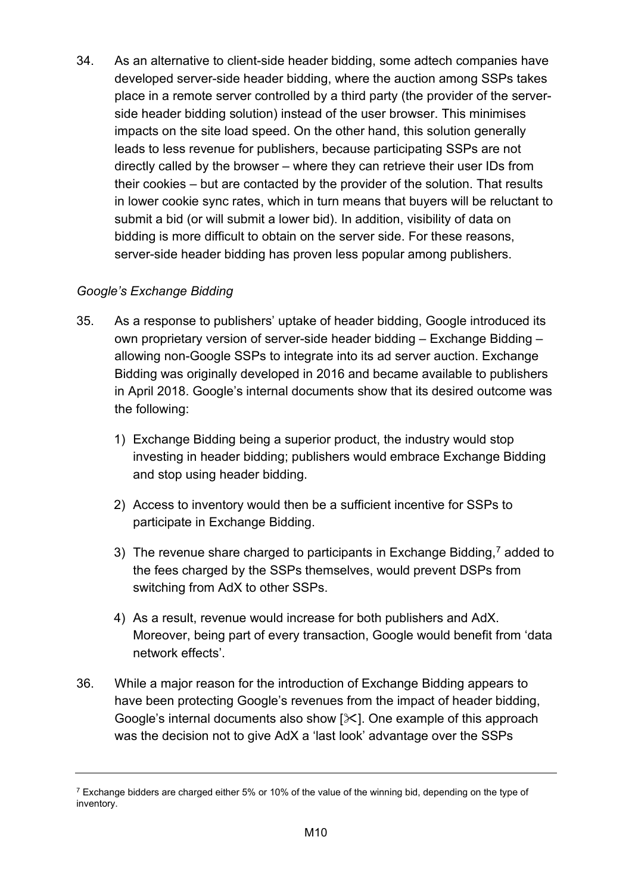34. As an alternative to client-side header bidding, some adtech companies have developed server-side header bidding, where the auction among SSPs takes place in a remote server controlled by a third party (the provider of the server-side header bidding solution) instead of the user browser. This minimises impacts on the site load speed. On the other hand, this solution generally leads to less revenue for publishers, because participating SSPs are not directly called by the browser – where they can retrieve their user IDs from their cookies – but are contacted by the provider of the solution. That results in lower cookie sync rates, which in turn means that buyers will be reluctant to submit a bid (or will submit a lower bid). In addition, visibility of data on bidding is more difficult to obtain on the server side. For these reasons, server-side header bidding has proven less popular among publishers.

*Google's Exchange Bidding*

35. As a response to publishers' uptake of header bidding, Google introduced its own proprietary version of server-side header bidding – Exchange Bidding – allowing non-Google SSPs to integrate into its ad server auction. Exchange Bidding was originally developed in 2016 and became available to publishers in April 2018. Google's internal documents show that its desired outcome was the following:

    1) Exchange Bidding being a superior product, the industry would stop investing in header bidding; publishers would embrace Exchange Bidding and stop using header bidding.

    2) Access to inventory would then be a sufficient incentive for SSPs to participate in Exchange Bidding.

    3) The revenue share charged to participants in Exchange Bidding,[7] added to the fees charged by the SSPs themselves, would prevent DSPs from switching from AdX to other SSPs.

    4) As a result, revenue would increase for both publishers and AdX. Moreover, being part of every transaction, Google would benefit from 'data network effects'.

36. While a major reason for the introduction of Exchange Bidding appears to have been protecting Google's revenues from the impact of header bidding, Google's internal documents also show [✂]. One example of this approach was the decision not to give AdX a 'last look' advantage over the SSPs

[7] Exchange bidders are charged either 5% or 10% of the value of the winning bid, depending on the type of inventory.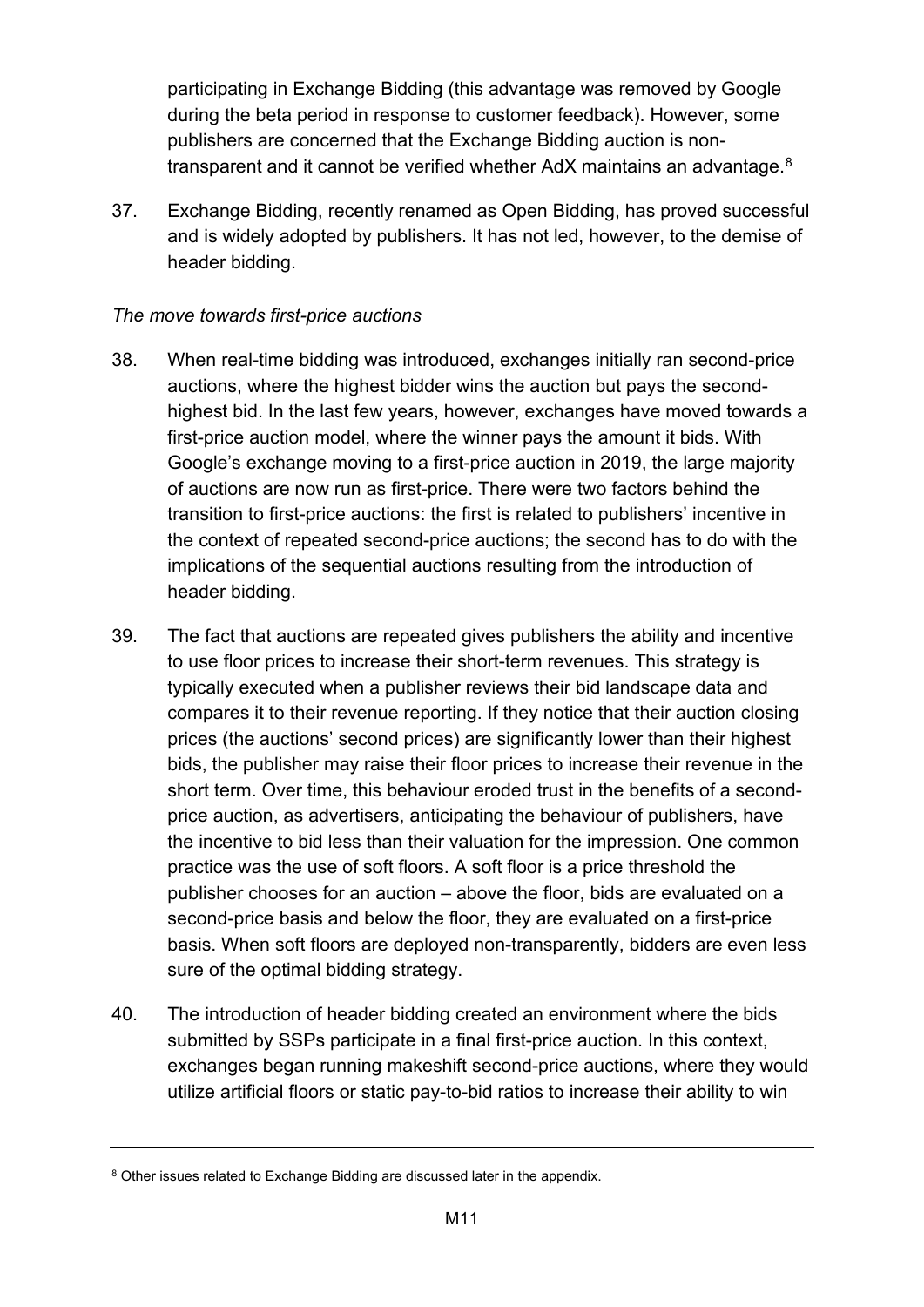participating in Exchange Bidding (this advantage was removed by Google during the beta period in response to customer feedback). However, some publishers are concerned that the Exchange Bidding auction is non-transparent and it cannot be verified whether AdX maintains an advantage.[8]

37. Exchange Bidding, recently renamed as Open Bidding, has proved successful and is widely adopted by publishers. It has not led, however, to the demise of header bidding.

*The move towards first-price auctions*

38. When real-time bidding was introduced, exchanges initially ran second-price auctions, where the highest bidder wins the auction but pays the second-highest bid. In the last few years, however, exchanges have moved towards a first-price auction model, where the winner pays the amount it bids. With Google's exchange moving to a first-price auction in 2019, the large majority of auctions are now run as first-price. There were two factors behind the transition to first-price auctions: the first is related to publishers' incentive in the context of repeated second-price auctions; the second has to do with the implications of the sequential auctions resulting from the introduction of header bidding.

39. The fact that auctions are repeated gives publishers the ability and incentive to use floor prices to increase their short-term revenues. This strategy is typically executed when a publisher reviews their bid landscape data and compares it to their revenue reporting. If they notice that their auction closing prices (the auctions' second prices) are significantly lower than their highest bids, the publisher may raise their floor prices to increase their revenue in the short term. Over time, this behaviour eroded trust in the benefits of a second-price auction, as advertisers, anticipating the behaviour of publishers, have the incentive to bid less than their valuation for the impression. One common practice was the use of soft floors. A soft floor is a price threshold the publisher chooses for an auction – above the floor, bids are evaluated on a second-price basis and below the floor, they are evaluated on a first-price basis. When soft floors are deployed non-transparently, bidders are even less sure of the optimal bidding strategy.

40. The introduction of header bidding created an environment where the bids submitted by SSPs participate in a final first-price auction. In this context, exchanges began running makeshift second-price auctions, where they would utilize artificial floors or static pay-to-bid ratios to increase their ability to win

[8] Other issues related to Exchange Bidding are discussed later in the appendix.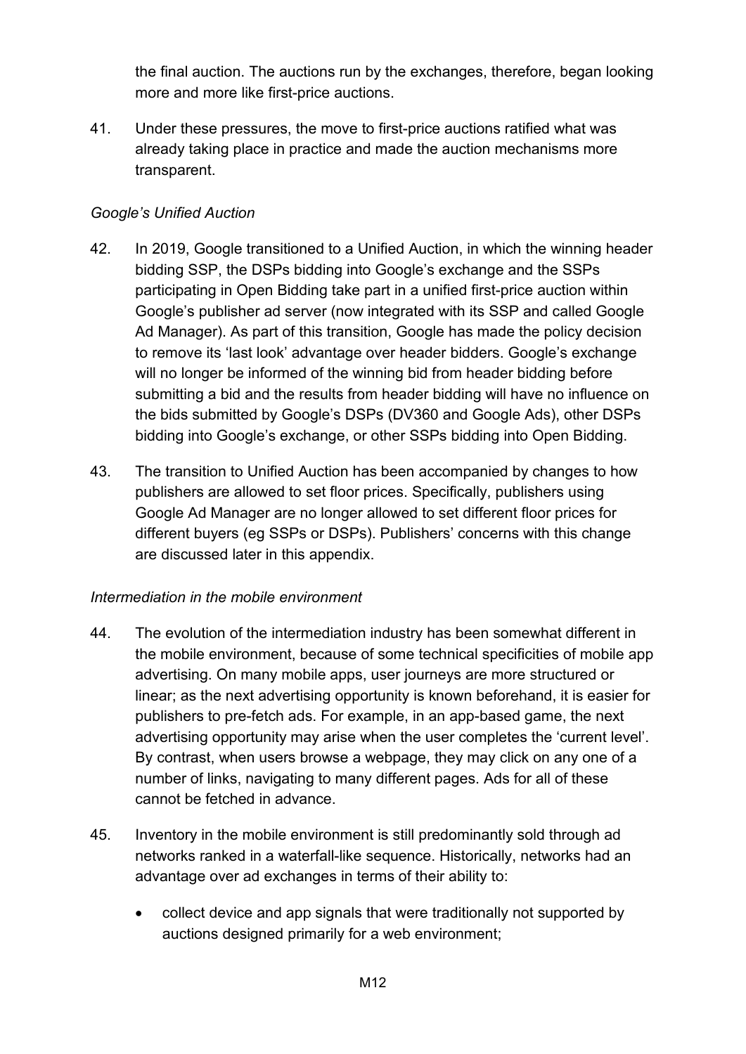the final auction. The auctions run by the exchanges, therefore, began looking more and more like first-price auctions.

41. Under these pressures, the move to first-price auctions ratified what was already taking place in practice and made the auction mechanisms more transparent.

*Google's Unified Auction*

42. In 2019, Google transitioned to a Unified Auction, in which the winning header bidding SSP, the DSPs bidding into Google's exchange and the SSPs participating in Open Bidding take part in a unified first-price auction within Google's publisher ad server (now integrated with its SSP and called Google Ad Manager). As part of this transition, Google has made the policy decision to remove its 'last look' advantage over header bidders. Google's exchange will no longer be informed of the winning bid from header bidding before submitting a bid and the results from header bidding will have no influence on the bids submitted by Google's DSPs (DV360 and Google Ads), other DSPs bidding into Google's exchange, or other SSPs bidding into Open Bidding.

43. The transition to Unified Auction has been accompanied by changes to how publishers are allowed to set floor prices. Specifically, publishers using Google Ad Manager are no longer allowed to set different floor prices for different buyers (eg SSPs or DSPs). Publishers' concerns with this change are discussed later in this appendix.

*Intermediation in the mobile environment*

44. The evolution of the intermediation industry has been somewhat different in the mobile environment, because of some technical specificities of mobile app advertising. On many mobile apps, user journeys are more structured or linear; as the next advertising opportunity is known beforehand, it is easier for publishers to pre-fetch ads. For example, in an app-based game, the next advertising opportunity may arise when the user completes the 'current level'. By contrast, when users browse a webpage, they may click on any one of a number of links, navigating to many different pages. Ads for all of these cannot be fetched in advance.

45. Inventory in the mobile environment is still predominantly sold through ad networks ranked in a waterfall-like sequence. Historically, networks had an advantage over ad exchanges in terms of their ability to:

- collect device and app signals that were traditionally not supported by auctions designed primarily for a web environment;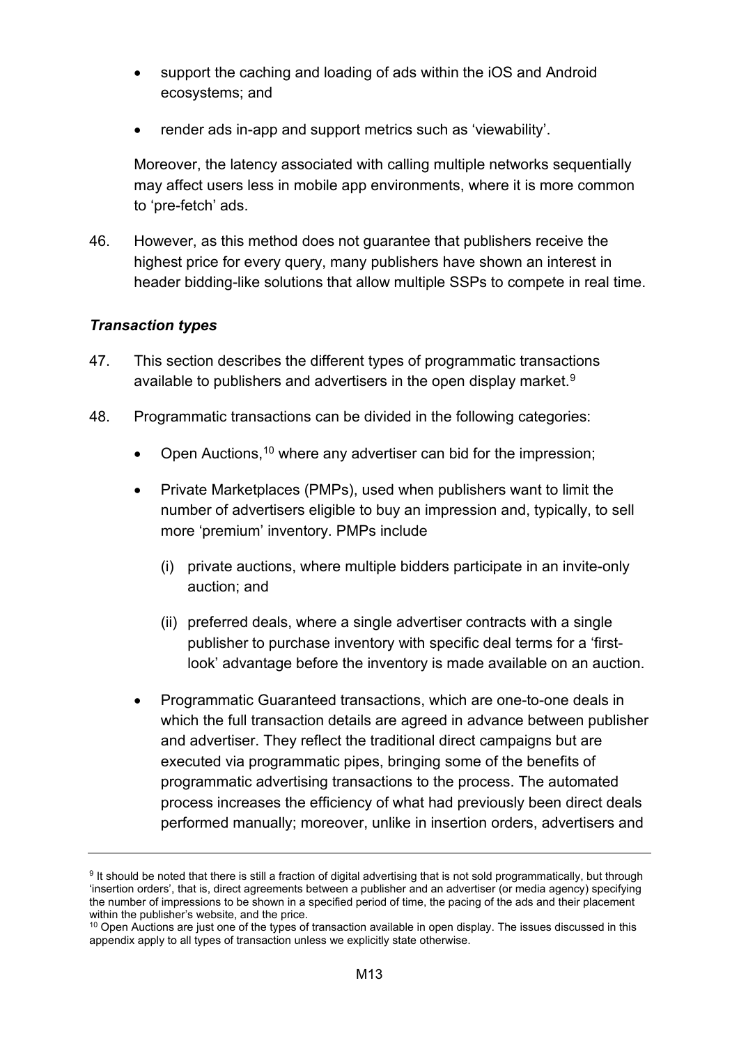- support the caching and loading of ads within the iOS and Android ecosystems; and
- render ads in-app and support metrics such as 'viewability'.

Moreover, the latency associated with calling multiple networks sequentially may affect users less in mobile app environments, where it is more common to 'pre-fetch' ads.

46. However, as this method does not guarantee that publishers receive the highest price for every query, many publishers have shown an interest in header bidding-like solutions that allow multiple SSPs to compete in real time.

### *Transaction types*

47. This section describes the different types of programmatic transactions available to publishers and advertisers in the open display market.[9]

48. Programmatic transactions can be divided in the following categories:

- Open Auctions,[10] where any advertiser can bid for the impression;
- Private Marketplaces (PMPs), used when publishers want to limit the number of advertisers eligible to buy an impression and, typically, to sell more 'premium' inventory. PMPs include
  (i) private auctions, where multiple bidders participate in an invite-only auction; and
  (ii) preferred deals, where a single advertiser contracts with a single publisher to purchase inventory with specific deal terms for a 'first-look' advantage before the inventory is made available on an auction.
- Programmatic Guaranteed transactions, which are one-to-one deals in which the full transaction details are agreed in advance between publisher and advertiser. They reflect the traditional direct campaigns but are executed via programmatic pipes, bringing some of the benefits of programmatic advertising transactions to the process. The automated process increases the efficiency of what had previously been direct deals performed manually; moreover, unlike in insertion orders, advertisers and

---

[9] It should be noted that there is still a fraction of digital advertising that is not sold programmatically, but through 'insertion orders', that is, direct agreements between a publisher and an advertiser (or media agency) specifying the number of impressions to be shown in a specified period of time, the pacing of the ads and their placement within the publisher's website, and the price.

[10] Open Auctions are just one of the types of transaction available in open display. The issues discussed in this appendix apply to all types of transaction unless we explicitly state otherwise.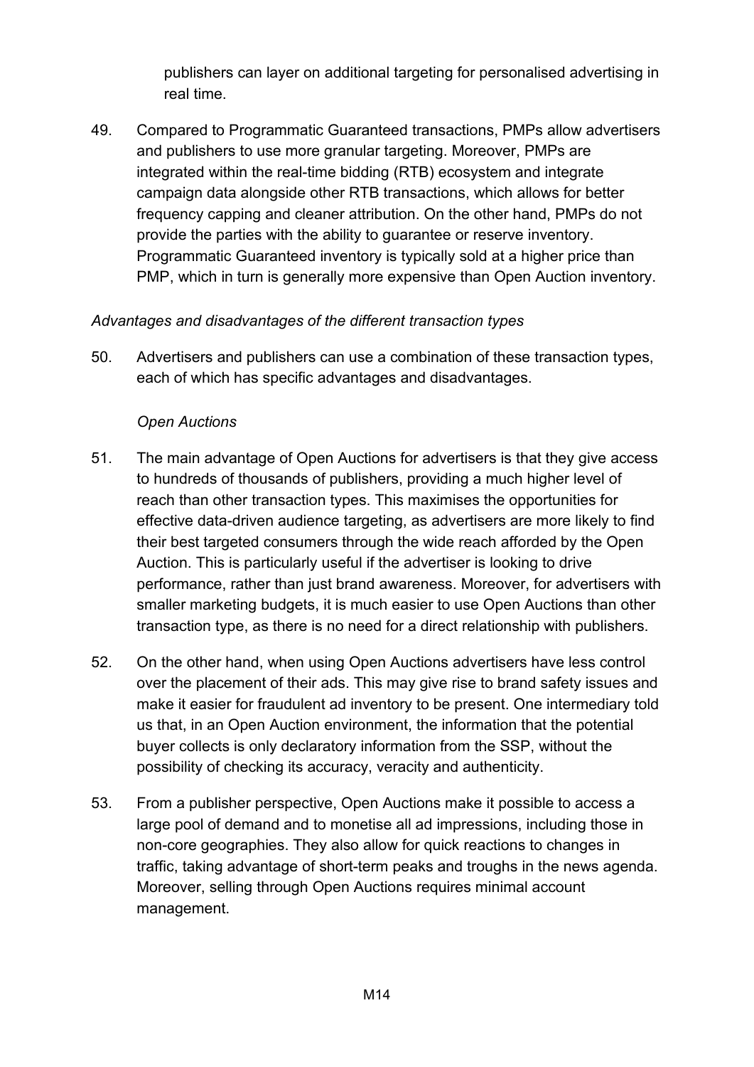publishers can layer on additional targeting for personalised advertising in real time.

49. Compared to Programmatic Guaranteed transactions, PMPs allow advertisers and publishers to use more granular targeting. Moreover, PMPs are integrated within the real-time bidding (RTB) ecosystem and integrate campaign data alongside other RTB transactions, which allows for better frequency capping and cleaner attribution. On the other hand, PMPs do not provide the parties with the ability to guarantee or reserve inventory. Programmatic Guaranteed inventory is typically sold at a higher price than PMP, which in turn is generally more expensive than Open Auction inventory.

*Advantages and disadvantages of the different transaction types*

50. Advertisers and publishers can use a combination of these transaction types, each of which has specific advantages and disadvantages.

*Open Auctions*

51. The main advantage of Open Auctions for advertisers is that they give access to hundreds of thousands of publishers, providing a much higher level of reach than other transaction types. This maximises the opportunities for effective data-driven audience targeting, as advertisers are more likely to find their best targeted consumers through the wide reach afforded by the Open Auction. This is particularly useful if the advertiser is looking to drive performance, rather than just brand awareness. Moreover, for advertisers with smaller marketing budgets, it is much easier to use Open Auctions than other transaction type, as there is no need for a direct relationship with publishers.

52. On the other hand, when using Open Auctions advertisers have less control over the placement of their ads. This may give rise to brand safety issues and make it easier for fraudulent ad inventory to be present. One intermediary told us that, in an Open Auction environment, the information that the potential buyer collects is only declaratory information from the SSP, without the possibility of checking its accuracy, veracity and authenticity.

53. From a publisher perspective, Open Auctions make it possible to access a large pool of demand and to monetise all ad impressions, including those in non-core geographies. They also allow for quick reactions to changes in traffic, taking advantage of short-term peaks and troughs in the news agenda. Moreover, selling through Open Auctions requires minimal account management.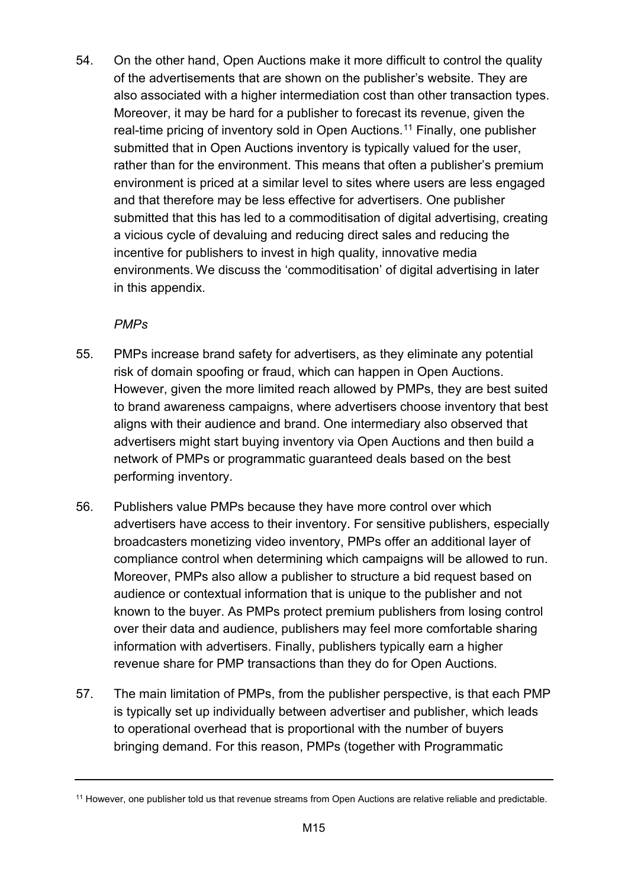54. On the other hand, Open Auctions make it more difficult to control the quality of the advertisements that are shown on the publisher's website. They are also associated with a higher intermediation cost than other transaction types. Moreover, it may be hard for a publisher to forecast its revenue, given the real-time pricing of inventory sold in Open Auctions.[11] Finally, one publisher submitted that in Open Auctions inventory is typically valued for the user, rather than for the environment. This means that often a publisher's premium environment is priced at a similar level to sites where users are less engaged and that therefore may be less effective for advertisers. One publisher submitted that this has led to a commoditisation of digital advertising, creating a vicious cycle of devaluing and reducing direct sales and reducing the incentive for publishers to invest in high quality, innovative media environments. We discuss the 'commoditisation' of digital advertising in later in this appendix.

*PMPs*

55. PMPs increase brand safety for advertisers, as they eliminate any potential risk of domain spoofing or fraud, which can happen in Open Auctions. However, given the more limited reach allowed by PMPs, they are best suited to brand awareness campaigns, where advertisers choose inventory that best aligns with their audience and brand. One intermediary also observed that advertisers might start buying inventory via Open Auctions and then build a network of PMPs or programmatic guaranteed deals based on the best performing inventory.

56. Publishers value PMPs because they have more control over which advertisers have access to their inventory. For sensitive publishers, especially broadcasters monetizing video inventory, PMPs offer an additional layer of compliance control when determining which campaigns will be allowed to run. Moreover, PMPs also allow a publisher to structure a bid request based on audience or contextual information that is unique to the publisher and not known to the buyer. As PMPs protect premium publishers from losing control over their data and audience, publishers may feel more comfortable sharing information with advertisers. Finally, publishers typically earn a higher revenue share for PMP transactions than they do for Open Auctions.

57. The main limitation of PMPs, from the publisher perspective, is that each PMP is typically set up individually between advertiser and publisher, which leads to operational overhead that is proportional with the number of buyers bringing demand. For this reason, PMPs (together with Programmatic

---

[11] However, one publisher told us that revenue streams from Open Auctions are relative reliable and predictable.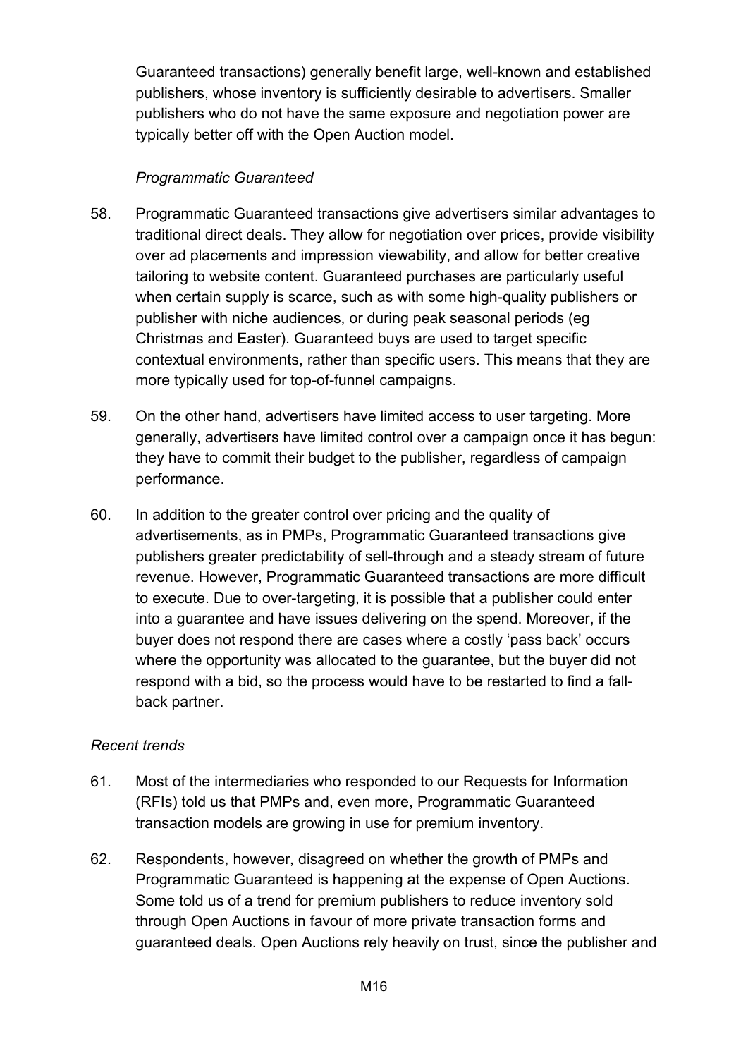Guaranteed transactions) generally benefit large, well-known and established publishers, whose inventory is sufficiently desirable to advertisers. Smaller publishers who do not have the same exposure and negotiation power are typically better off with the Open Auction model.

*Programmatic Guaranteed*

58. Programmatic Guaranteed transactions give advertisers similar advantages to traditional direct deals. They allow for negotiation over prices, provide visibility over ad placements and impression viewability, and allow for better creative tailoring to website content. Guaranteed purchases are particularly useful when certain supply is scarce, such as with some high-quality publishers or publisher with niche audiences, or during peak seasonal periods (eg Christmas and Easter). Guaranteed buys are used to target specific contextual environments, rather than specific users. This means that they are more typically used for top-of-funnel campaigns.

59. On the other hand, advertisers have limited access to user targeting. More generally, advertisers have limited control over a campaign once it has begun: they have to commit their budget to the publisher, regardless of campaign performance.

60. In addition to the greater control over pricing and the quality of advertisements, as in PMPs, Programmatic Guaranteed transactions give publishers greater predictability of sell-through and a steady stream of future revenue. However, Programmatic Guaranteed transactions are more difficult to execute. Due to over-targeting, it is possible that a publisher could enter into a guarantee and have issues delivering on the spend. Moreover, if the buyer does not respond there are cases where a costly 'pass back' occurs where the opportunity was allocated to the guarantee, but the buyer did not respond with a bid, so the process would have to be restarted to find a fall-back partner.

*Recent trends*

61. Most of the intermediaries who responded to our Requests for Information (RFIs) told us that PMPs and, even more, Programmatic Guaranteed transaction models are growing in use for premium inventory.

62. Respondents, however, disagreed on whether the growth of PMPs and Programmatic Guaranteed is happening at the expense of Open Auctions. Some told us of a trend for premium publishers to reduce inventory sold through Open Auctions in favour of more private transaction forms and guaranteed deals. Open Auctions rely heavily on trust, since the publisher and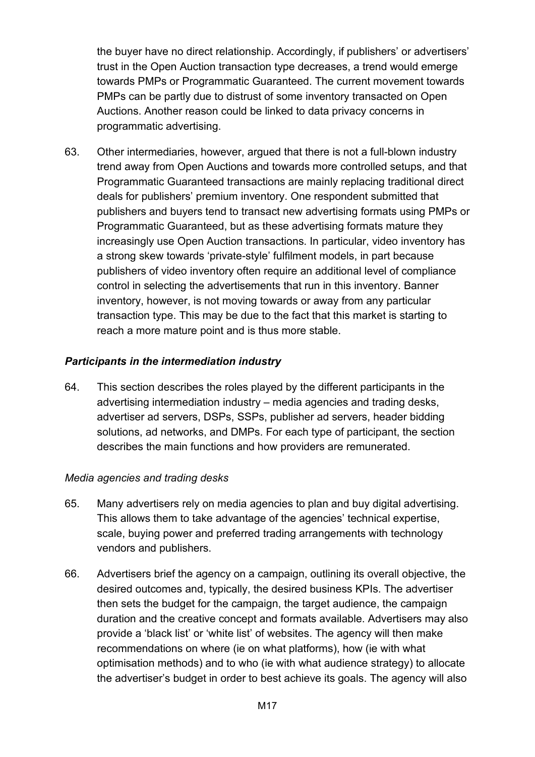the buyer have no direct relationship. Accordingly, if publishers' or advertisers' trust in the Open Auction transaction type decreases, a trend would emerge towards PMPs or Programmatic Guaranteed. The current movement towards PMPs can be partly due to distrust of some inventory transacted on Open Auctions. Another reason could be linked to data privacy concerns in programmatic advertising.

63. Other intermediaries, however, argued that there is not a full-blown industry trend away from Open Auctions and towards more controlled setups, and that Programmatic Guaranteed transactions are mainly replacing traditional direct deals for publishers' premium inventory. One respondent submitted that publishers and buyers tend to transact new advertising formats using PMPs or Programmatic Guaranteed, but as these advertising formats mature they increasingly use Open Auction transactions. In particular, video inventory has a strong skew towards 'private-style' fulfilment models, in part because publishers of video inventory often require an additional level of compliance control in selecting the advertisements that run in this inventory. Banner inventory, however, is not moving towards or away from any particular transaction type. This may be due to the fact that this market is starting to reach a more mature point and is thus more stable.

### *Participants in the intermediation industry*

64. This section describes the roles played by the different participants in the advertising intermediation industry – media agencies and trading desks, advertiser ad servers, DSPs, SSPs, publisher ad servers, header bidding solutions, ad networks, and DMPs. For each type of participant, the section describes the main functions and how providers are remunerated.

#### *Media agencies and trading desks*

65. Many advertisers rely on media agencies to plan and buy digital advertising. This allows them to take advantage of the agencies' technical expertise, scale, buying power and preferred trading arrangements with technology vendors and publishers.

66. Advertisers brief the agency on a campaign, outlining its overall objective, the desired outcomes and, typically, the desired business KPIs. The advertiser then sets the budget for the campaign, the target audience, the campaign duration and the creative concept and formats available. Advertisers may also provide a 'black list' or 'white list' of websites. The agency will then make recommendations on where (ie on what platforms), how (ie with what optimisation methods) and to who (ie with what audience strategy) to allocate the advertiser's budget in order to best achieve its goals. The agency will also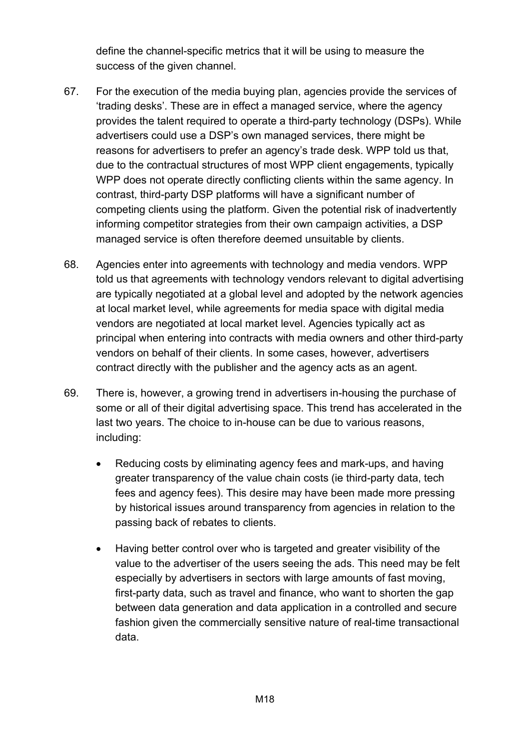define the channel-specific metrics that it will be using to measure the success of the given channel.

67. For the execution of the media buying plan, agencies provide the services of 'trading desks'. These are in effect a managed service, where the agency provides the talent required to operate a third-party technology (DSPs). While advertisers could use a DSP's own managed services, there might be reasons for advertisers to prefer an agency's trade desk. WPP told us that, due to the contractual structures of most WPP client engagements, typically WPP does not operate directly conflicting clients within the same agency. In contrast, third-party DSP platforms will have a significant number of competing clients using the platform. Given the potential risk of inadvertently informing competitor strategies from their own campaign activities, a DSP managed service is often therefore deemed unsuitable by clients.

68. Agencies enter into agreements with technology and media vendors. WPP told us that agreements with technology vendors relevant to digital advertising are typically negotiated at a global level and adopted by the network agencies at local market level, while agreements for media space with digital media vendors are negotiated at local market level. Agencies typically act as principal when entering into contracts with media owners and other third-party vendors on behalf of their clients. In some cases, however, advertisers contract directly with the publisher and the agency acts as an agent.

69. There is, however, a growing trend in advertisers in-housing the purchase of some or all of their digital advertising space. This trend has accelerated in the last two years. The choice to in-house can be due to various reasons, including:

- Reducing costs by eliminating agency fees and mark-ups, and having greater transparency of the value chain costs (ie third-party data, tech fees and agency fees). This desire may have been made more pressing by historical issues around transparency from agencies in relation to the passing back of rebates to clients.

- Having better control over who is targeted and greater visibility of the value to the advertiser of the users seeing the ads. This need may be felt especially by advertisers in sectors with large amounts of fast moving, first-party data, such as travel and finance, who want to shorten the gap between data generation and data application in a controlled and secure fashion given the commercially sensitive nature of real-time transactional data.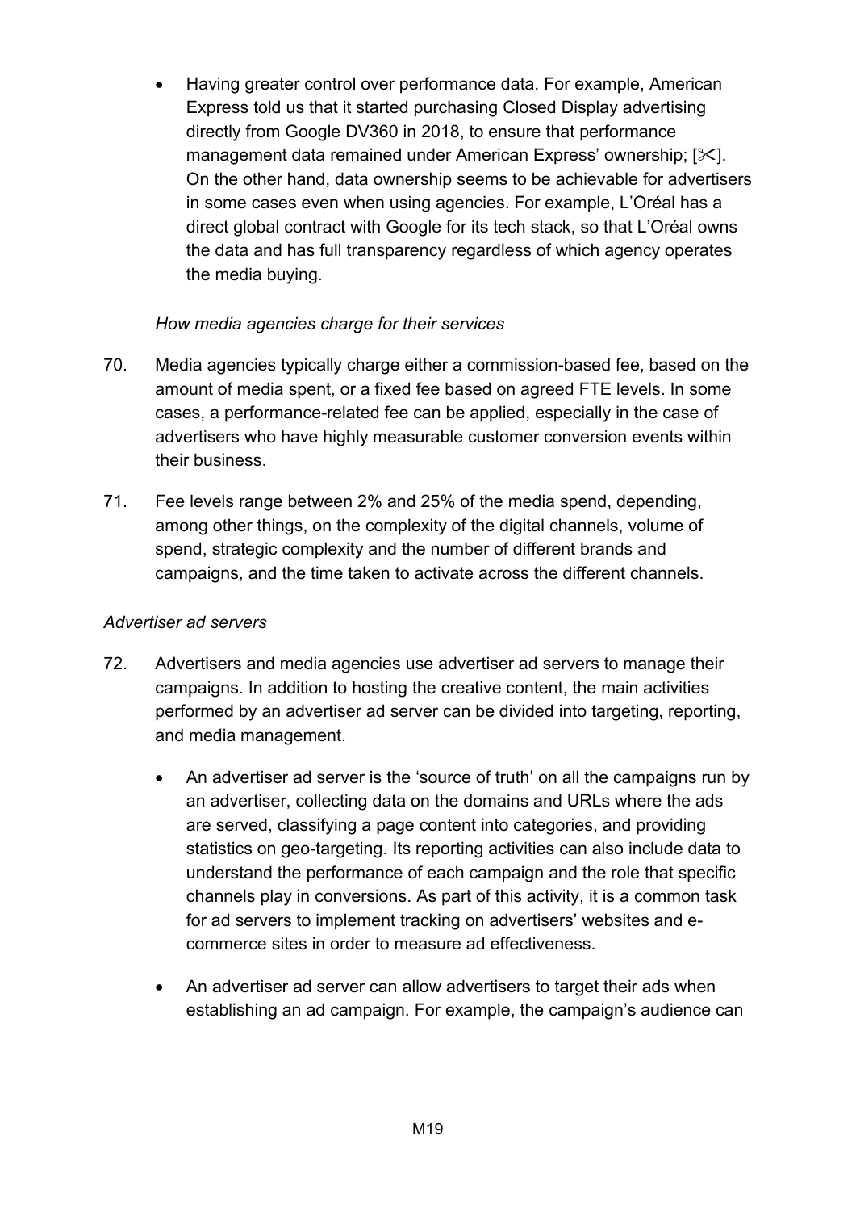- Having greater control over performance data. For example, American Express told us that it started purchasing Closed Display advertising directly from Google DV360 in 2018, to ensure that performance management data remained under American Express' ownership; [✂]. On the other hand, data ownership seems to be achievable for advertisers in some cases even when using agencies. For example, L'Oréal has a direct global contract with Google for its tech stack, so that L'Oréal owns the data and has full transparency regardless of which agency operates the media buying.

*How media agencies charge for their services*

70. Media agencies typically charge either a commission-based fee, based on the amount of media spent, or a fixed fee based on agreed FTE levels. In some cases, a performance-related fee can be applied, especially in the case of advertisers who have highly measurable customer conversion events within their business.

71. Fee levels range between 2% and 25% of the media spend, depending, among other things, on the complexity of the digital channels, volume of spend, strategic complexity and the number of different brands and campaigns, and the time taken to activate across the different channels.

*Advertiser ad servers*

72. Advertisers and media agencies use advertiser ad servers to manage their campaigns. In addition to hosting the creative content, the main activities performed by an advertiser ad server can be divided into targeting, reporting, and media management.

    - An advertiser ad server is the 'source of truth' on all the campaigns run by an advertiser, collecting data on the domains and URLs where the ads are served, classifying a page content into categories, and providing statistics on geo-targeting. Its reporting activities can also include data to understand the performance of each campaign and the role that specific channels play in conversions. As part of this activity, it is a common task for ad servers to implement tracking on advertisers' websites and e-commerce sites in order to measure ad effectiveness.

    - An advertiser ad server can allow advertisers to target their ads when establishing an ad campaign. For example, the campaign's audience can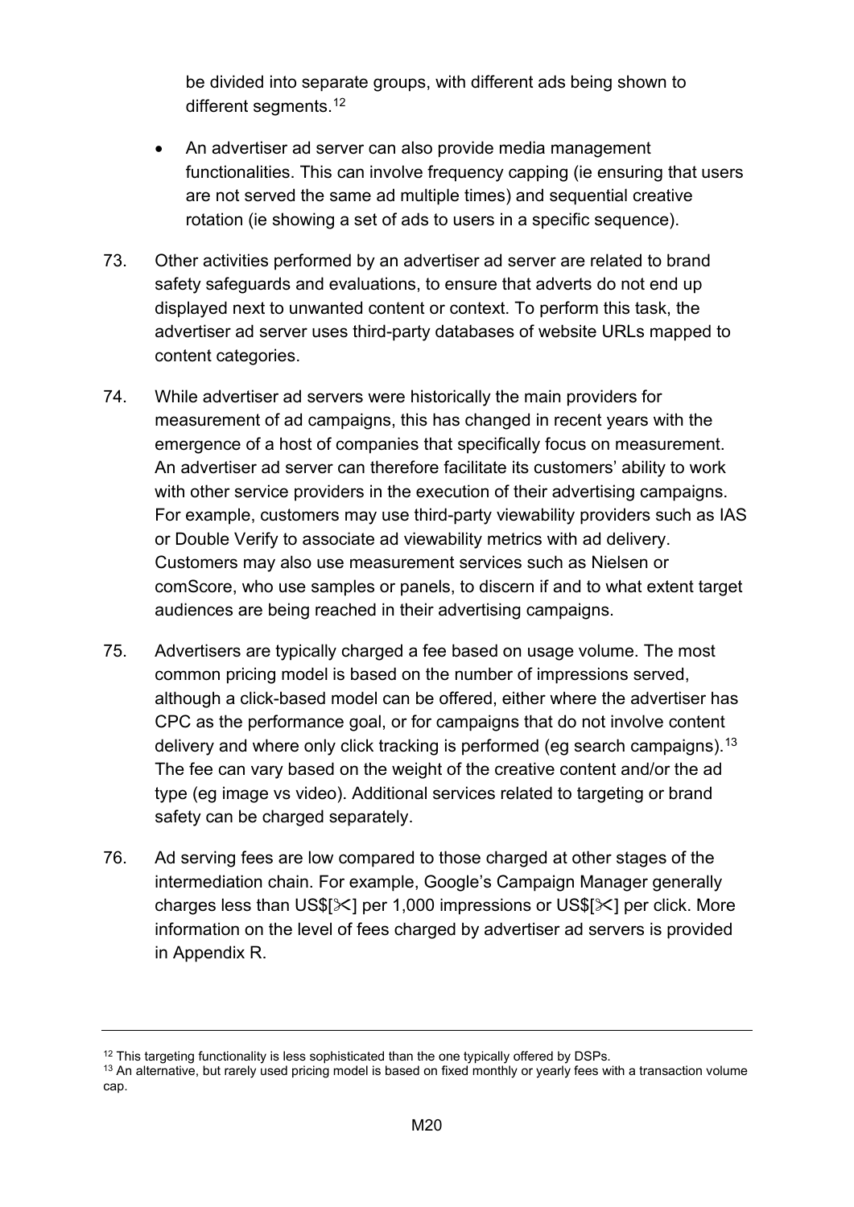be divided into separate groups, with different ads being shown to different segments.[12]

- An advertiser ad server can also provide media management functionalities. This can involve frequency capping (ie ensuring that users are not served the same ad multiple times) and sequential creative rotation (ie showing a set of ads to users in a specific sequence).

73. Other activities performed by an advertiser ad server are related to brand safety safeguards and evaluations, to ensure that adverts do not end up displayed next to unwanted content or context. To perform this task, the advertiser ad server uses third-party databases of website URLs mapped to content categories.

74. While advertiser ad servers were historically the main providers for measurement of ad campaigns, this has changed in recent years with the emergence of a host of companies that specifically focus on measurement. An advertiser ad server can therefore facilitate its customers' ability to work with other service providers in the execution of their advertising campaigns. For example, customers may use third-party viewability providers such as IAS or Double Verify to associate ad viewability metrics with ad delivery. Customers may also use measurement services such as Nielsen or comScore, who use samples or panels, to discern if and to what extent target audiences are being reached in their advertising campaigns.

75. Advertisers are typically charged a fee based on usage volume. The most common pricing model is based on the number of impressions served, although a click-based model can be offered, either where the advertiser has CPC as the performance goal, or for campaigns that do not involve content delivery and where only click tracking is performed (eg search campaigns).[13] The fee can vary based on the weight of the creative content and/or the ad type (eg image vs video). Additional services related to targeting or brand safety can be charged separately.

76. Ad serving fees are low compared to those charged at other stages of the intermediation chain. For example, Google's Campaign Manager generally charges less than US$[✂] per 1,000 impressions or US$[✂] per click. More information on the level of fees charged by advertiser ad servers is provided in Appendix R.

[12] This targeting functionality is less sophisticated than the one typically offered by DSPs.

[13] An alternative, but rarely used pricing model is based on fixed monthly or yearly fees with a transaction volume cap.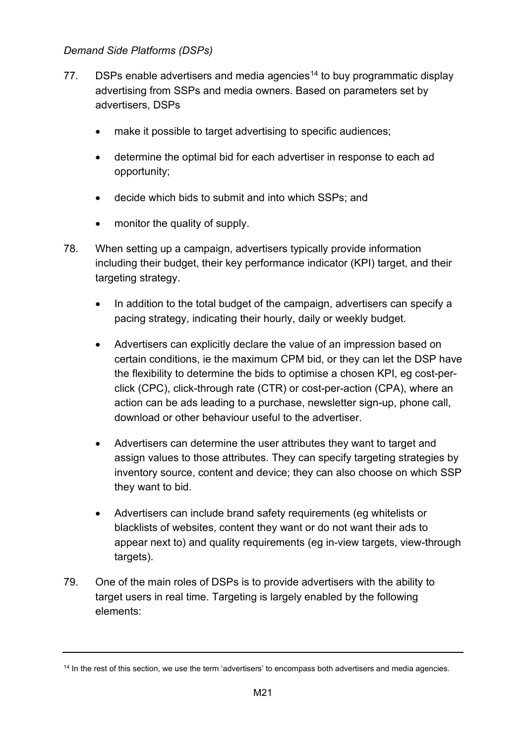*Demand Side Platforms (DSPs)*

77. DSPs enable advertisers and media agencies[14] to buy programmatic display advertising from SSPs and media owners. Based on parameters set by advertisers, DSPs

    - make it possible to target advertising to specific audiences;
    - determine the optimal bid for each advertiser in response to each ad opportunity;
    - decide which bids to submit and into which SSPs; and
    - monitor the quality of supply.

78. When setting up a campaign, advertisers typically provide information including their budget, their key performance indicator (KPI) target, and their targeting strategy.

    - In addition to the total budget of the campaign, advertisers can specify a pacing strategy, indicating their hourly, daily or weekly budget.
    - Advertisers can explicitly declare the value of an impression based on certain conditions, ie the maximum CPM bid, or they can let the DSP have the flexibility to determine the bids to optimise a chosen KPI, eg cost-per-click (CPC), click-through rate (CTR) or cost-per-action (CPA), where an action can be ads leading to a purchase, newsletter sign-up, phone call, download or other behaviour useful to the advertiser.
    - Advertisers can determine the user attributes they want to target and assign values to those attributes. They can specify targeting strategies by inventory source, content and device; they can also choose on which SSP they want to bid.
    - Advertisers can include brand safety requirements (eg whitelists or blacklists of websites, content they want or do not want their ads to appear next to) and quality requirements (eg in-view targets, view-through targets).

79. One of the main roles of DSPs is to provide advertisers with the ability to target users in real time. Targeting is largely enabled by the following elements:

---

[14] In the rest of this section, we use the term 'advertisers' to encompass both advertisers and media agencies.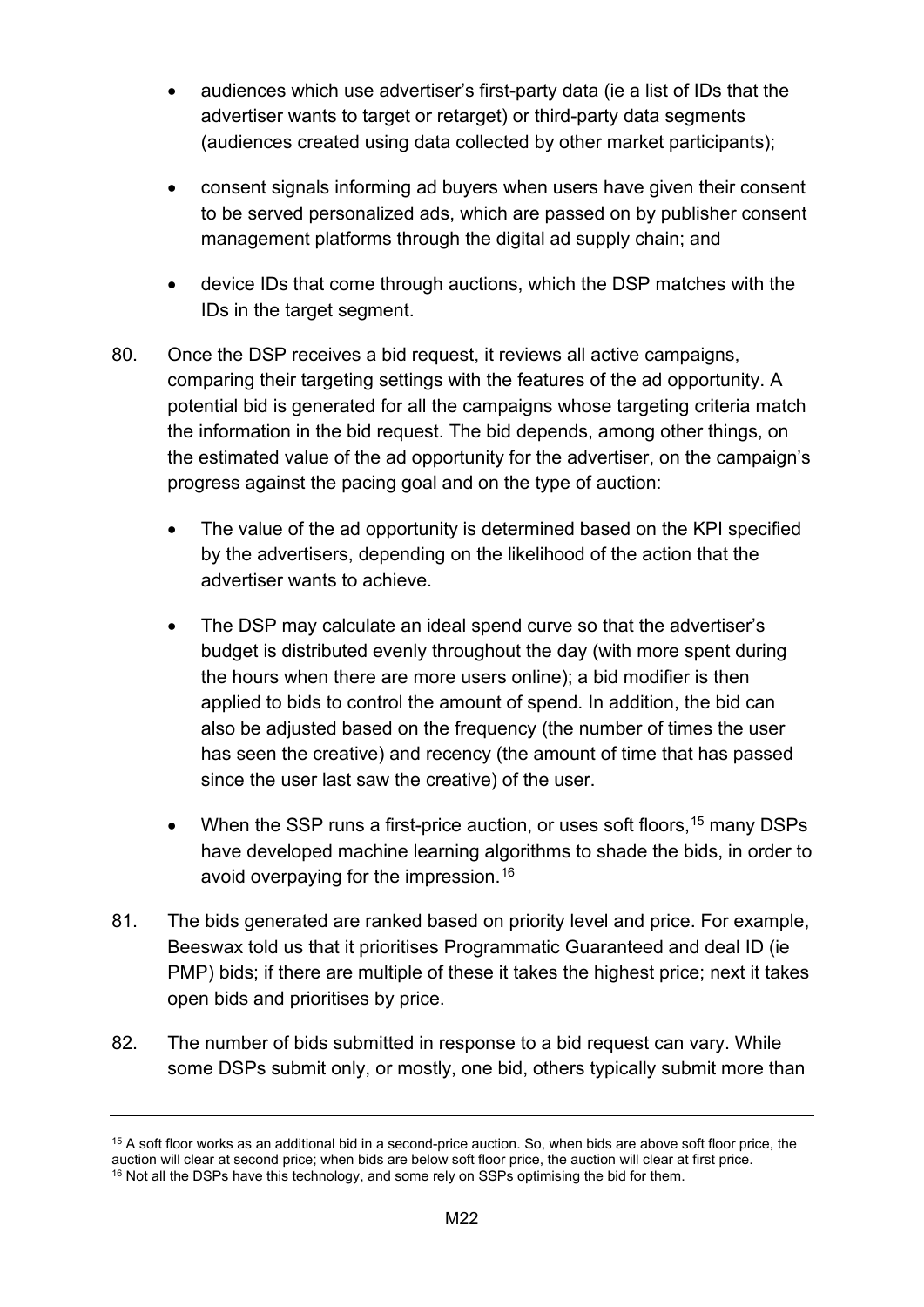- audiences which use advertiser's first-party data (ie a list of IDs that the advertiser wants to target or retarget) or third-party data segments (audiences created using data collected by other market participants);

- consent signals informing ad buyers when users have given their consent to be served personalized ads, which are passed on by publisher consent management platforms through the digital ad supply chain; and

- device IDs that come through auctions, which the DSP matches with the IDs in the target segment.

80. Once the DSP receives a bid request, it reviews all active campaigns, comparing their targeting settings with the features of the ad opportunity. A potential bid is generated for all the campaigns whose targeting criteria match the information in the bid request. The bid depends, among other things, on the estimated value of the ad opportunity for the advertiser, on the campaign's progress against the pacing goal and on the type of auction:

    - The value of the ad opportunity is determined based on the KPI specified by the advertisers, depending on the likelihood of the action that the advertiser wants to achieve.

    - The DSP may calculate an ideal spend curve so that the advertiser's budget is distributed evenly throughout the day (with more spent during the hours when there are more users online); a bid modifier is then applied to bids to control the amount of spend. In addition, the bid can also be adjusted based on the frequency (the number of times the user has seen the creative) and recency (the amount of time that has passed since the user last saw the creative) of the user.

    - When the SSP runs a first-price auction, or uses soft floors,[15] many DSPs have developed machine learning algorithms to shade the bids, in order to avoid overpaying for the impression.[16]

81. The bids generated are ranked based on priority level and price. For example, Beeswax told us that it prioritises Programmatic Guaranteed and deal ID (ie PMP) bids; if there are multiple of these it takes the highest price; next it takes open bids and prioritises by price.

82. The number of bids submitted in response to a bid request can vary. While some DSPs submit only, or mostly, one bid, others typically submit more than

---

[15] A soft floor works as an additional bid in a second-price auction. So, when bids are above soft floor price, the auction will clear at second price; when bids are below soft floor price, the auction will clear at first price.

[16] Not all the DSPs have this technology, and some rely on SSPs optimising the bid for them.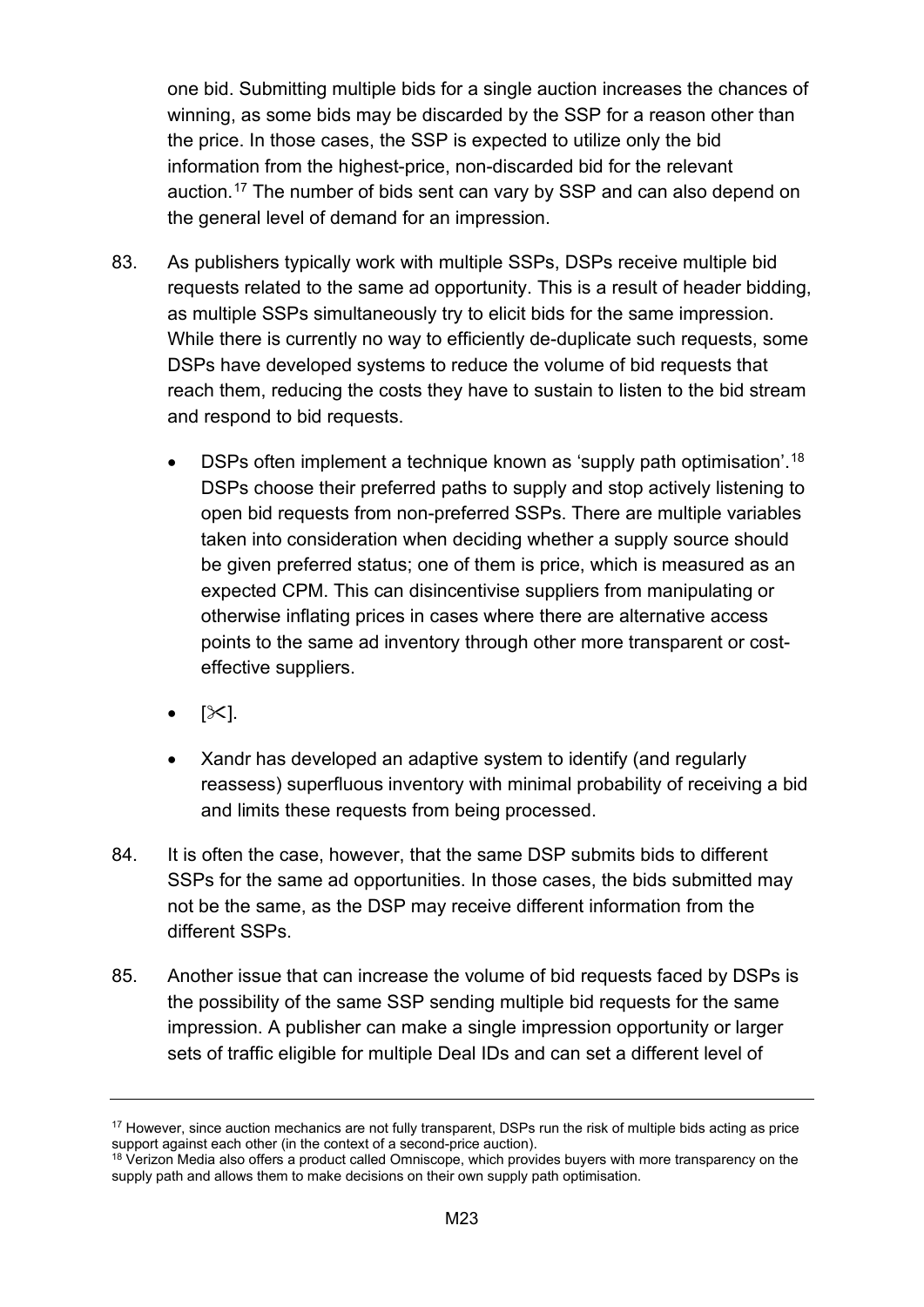one bid. Submitting multiple bids for a single auction increases the chances of winning, as some bids may be discarded by the SSP for a reason other than the price. In those cases, the SSP is expected to utilize only the bid information from the highest-price, non-discarded bid for the relevant auction.[17] The number of bids sent can vary by SSP and can also depend on the general level of demand for an impression.

83. As publishers typically work with multiple SSPs, DSPs receive multiple bid requests related to the same ad opportunity. This is a result of header bidding, as multiple SSPs simultaneously try to elicit bids for the same impression. While there is currently no way to efficiently de-duplicate such requests, some DSPs have developed systems to reduce the volume of bid requests that reach them, reducing the costs they have to sustain to listen to the bid stream and respond to bid requests.

   - DSPs often implement a technique known as 'supply path optimisation'.[18] DSPs choose their preferred paths to supply and stop actively listening to open bid requests from non-preferred SSPs. There are multiple variables taken into consideration when deciding whether a supply source should be given preferred status; one of them is price, which is measured as an expected CPM. This can disincentivise suppliers from manipulating or otherwise inflating prices in cases where there are alternative access points to the same ad inventory through other more transparent or cost-effective suppliers.
   - [✂].
   - Xandr has developed an adaptive system to identify (and regularly reassess) superfluous inventory with minimal probability of receiving a bid and limits these requests from being processed.

84. It is often the case, however, that the same DSP submits bids to different SSPs for the same ad opportunities. In those cases, the bids submitted may not be the same, as the DSP may receive different information from the different SSPs.

85. Another issue that can increase the volume of bid requests faced by DSPs is the possibility of the same SSP sending multiple bid requests for the same impression. A publisher can make a single impression opportunity or larger sets of traffic eligible for multiple Deal IDs and can set a different level of

---

[17] However, since auction mechanics are not fully transparent, DSPs run the risk of multiple bids acting as price support against each other (in the context of a second-price auction).

[18] Verizon Media also offers a product called Omniscope, which provides buyers with more transparency on the supply path and allows them to make decisions on their own supply path optimisation.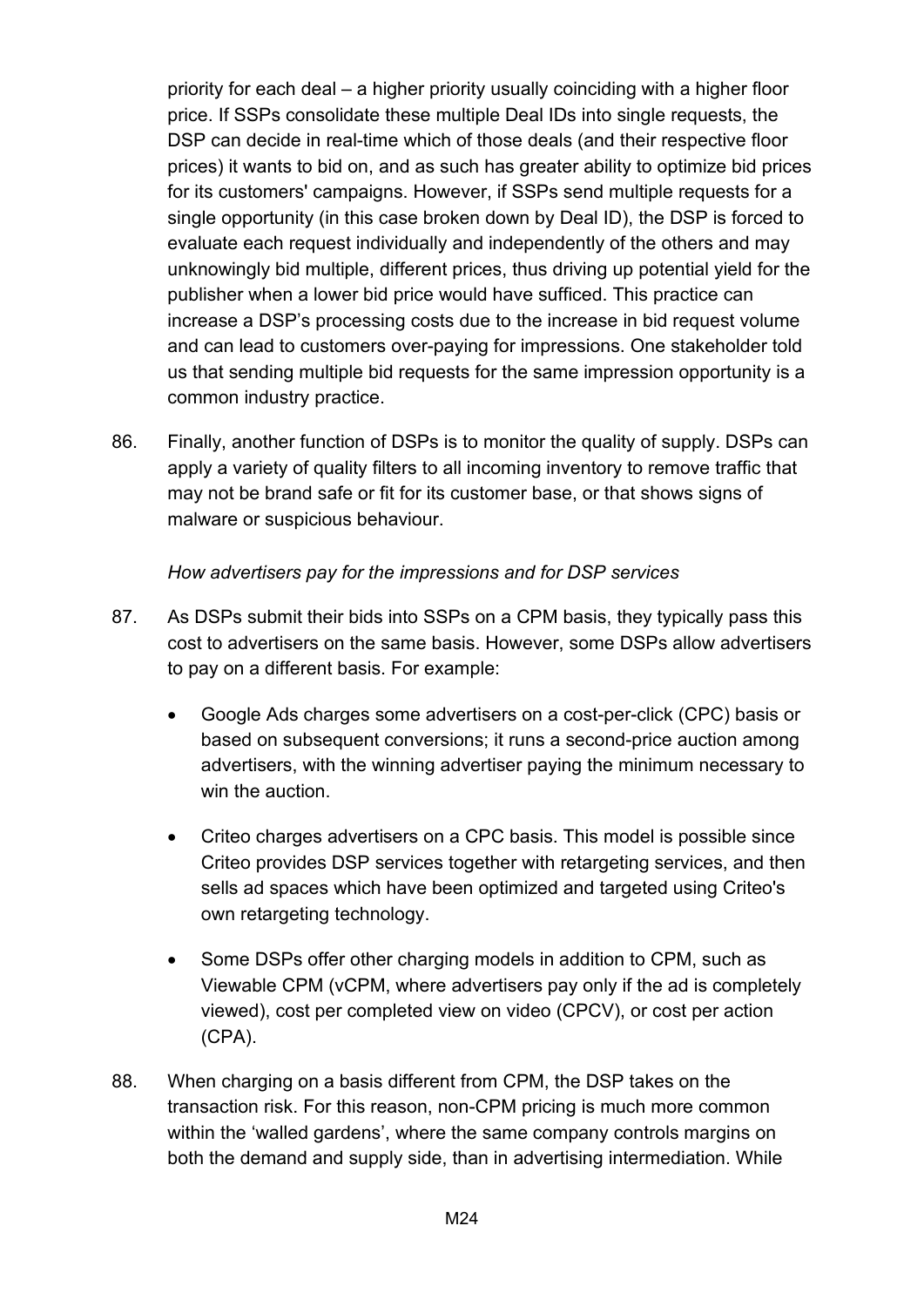priority for each deal – a higher priority usually coinciding with a higher floor price. If SSPs consolidate these multiple Deal IDs into single requests, the DSP can decide in real-time which of those deals (and their respective floor prices) it wants to bid on, and as such has greater ability to optimize bid prices for its customers' campaigns. However, if SSPs send multiple requests for a single opportunity (in this case broken down by Deal ID), the DSP is forced to evaluate each request individually and independently of the others and may unknowingly bid multiple, different prices, thus driving up potential yield for the publisher when a lower bid price would have sufficed. This practice can increase a DSP's processing costs due to the increase in bid request volume and can lead to customers over-paying for impressions. One stakeholder told us that sending multiple bid requests for the same impression opportunity is a common industry practice.

86. Finally, another function of DSPs is to monitor the quality of supply. DSPs can apply a variety of quality filters to all incoming inventory to remove traffic that may not be brand safe or fit for its customer base, or that shows signs of malware or suspicious behaviour.

*How advertisers pay for the impressions and for DSP services*

87. As DSPs submit their bids into SSPs on a CPM basis, they typically pass this cost to advertisers on the same basis. However, some DSPs allow advertisers to pay on a different basis. For example:

- Google Ads charges some advertisers on a cost-per-click (CPC) basis or based on subsequent conversions; it runs a second-price auction among advertisers, with the winning advertiser paying the minimum necessary to win the auction.
- Criteo charges advertisers on a CPC basis. This model is possible since Criteo provides DSP services together with retargeting services, and then sells ad spaces which have been optimized and targeted using Criteo's own retargeting technology.
- Some DSPs offer other charging models in addition to CPM, such as Viewable CPM (vCPM, where advertisers pay only if the ad is completely viewed), cost per completed view on video (CPCV), or cost per action (CPA).

88. When charging on a basis different from CPM, the DSP takes on the transaction risk. For this reason, non-CPM pricing is much more common within the 'walled gardens', where the same company controls margins on both the demand and supply side, than in advertising intermediation. While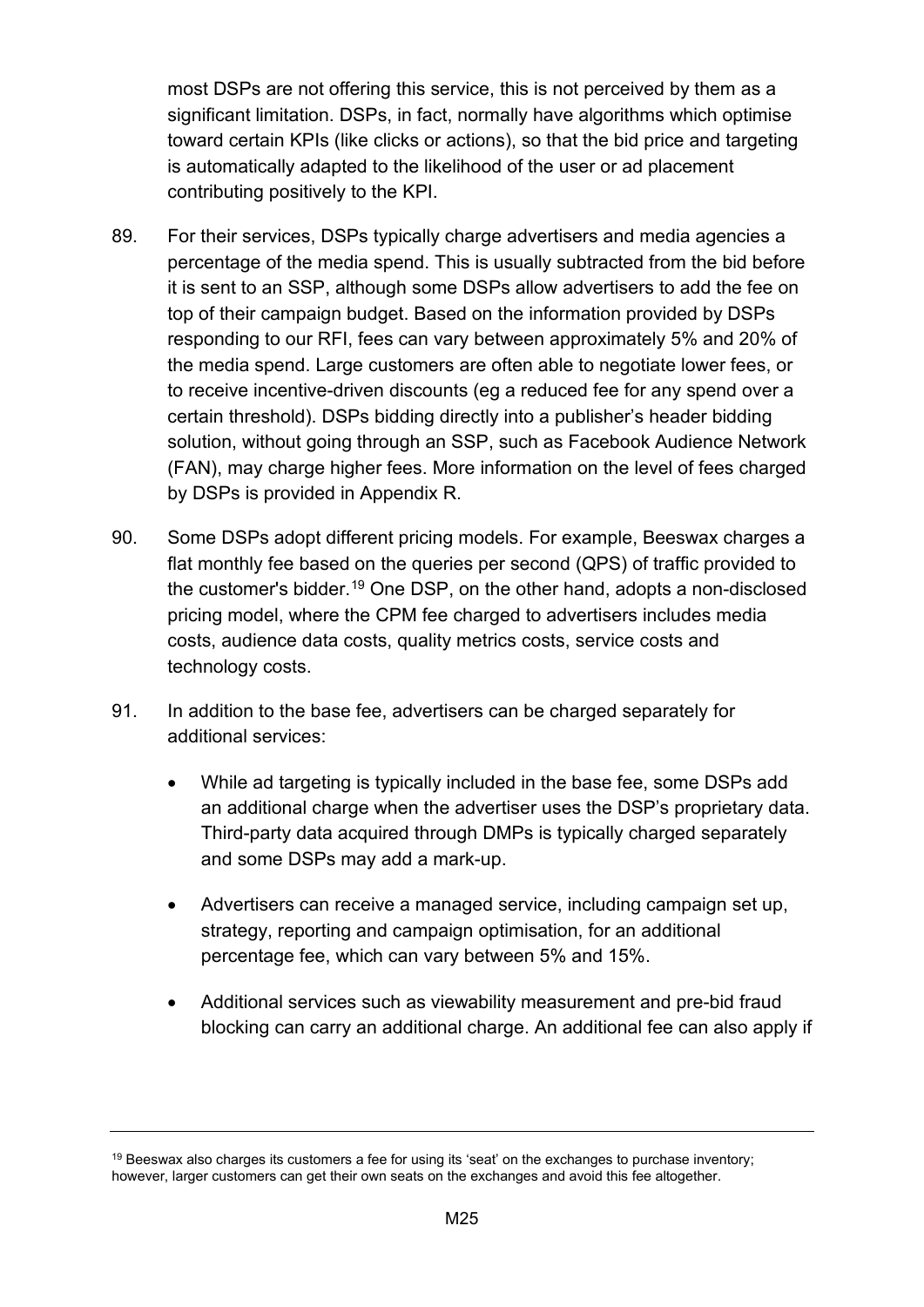most DSPs are not offering this service, this is not perceived by them as a significant limitation. DSPs, in fact, normally have algorithms which optimise toward certain KPIs (like clicks or actions), so that the bid price and targeting is automatically adapted to the likelihood of the user or ad placement contributing positively to the KPI.

89. For their services, DSPs typically charge advertisers and media agencies a percentage of the media spend. This is usually subtracted from the bid before it is sent to an SSP, although some DSPs allow advertisers to add the fee on top of their campaign budget. Based on the information provided by DSPs responding to our RFI, fees can vary between approximately 5% and 20% of the media spend. Large customers are often able to negotiate lower fees, or to receive incentive-driven discounts (eg a reduced fee for any spend over a certain threshold). DSPs bidding directly into a publisher's header bidding solution, without going through an SSP, such as Facebook Audience Network (FAN), may charge higher fees. More information on the level of fees charged by DSPs is provided in Appendix R.

90. Some DSPs adopt different pricing models. For example, Beeswax charges a flat monthly fee based on the queries per second (QPS) of traffic provided to the customer's bidder.[19] One DSP, on the other hand, adopts a non-disclosed pricing model, where the CPM fee charged to advertisers includes media costs, audience data costs, quality metrics costs, service costs and technology costs.

91. In addition to the base fee, advertisers can be charged separately for additional services:

- While ad targeting is typically included in the base fee, some DSPs add an additional charge when the advertiser uses the DSP's proprietary data. Third-party data acquired through DMPs is typically charged separately and some DSPs may add a mark-up.
- Advertisers can receive a managed service, including campaign set up, strategy, reporting and campaign optimisation, for an additional percentage fee, which can vary between 5% and 15%.
- Additional services such as viewability measurement and pre-bid fraud blocking can carry an additional charge. An additional fee can also apply if

[19] Beeswax also charges its customers a fee for using its 'seat' on the exchanges to purchase inventory; however, larger customers can get their own seats on the exchanges and avoid this fee altogether.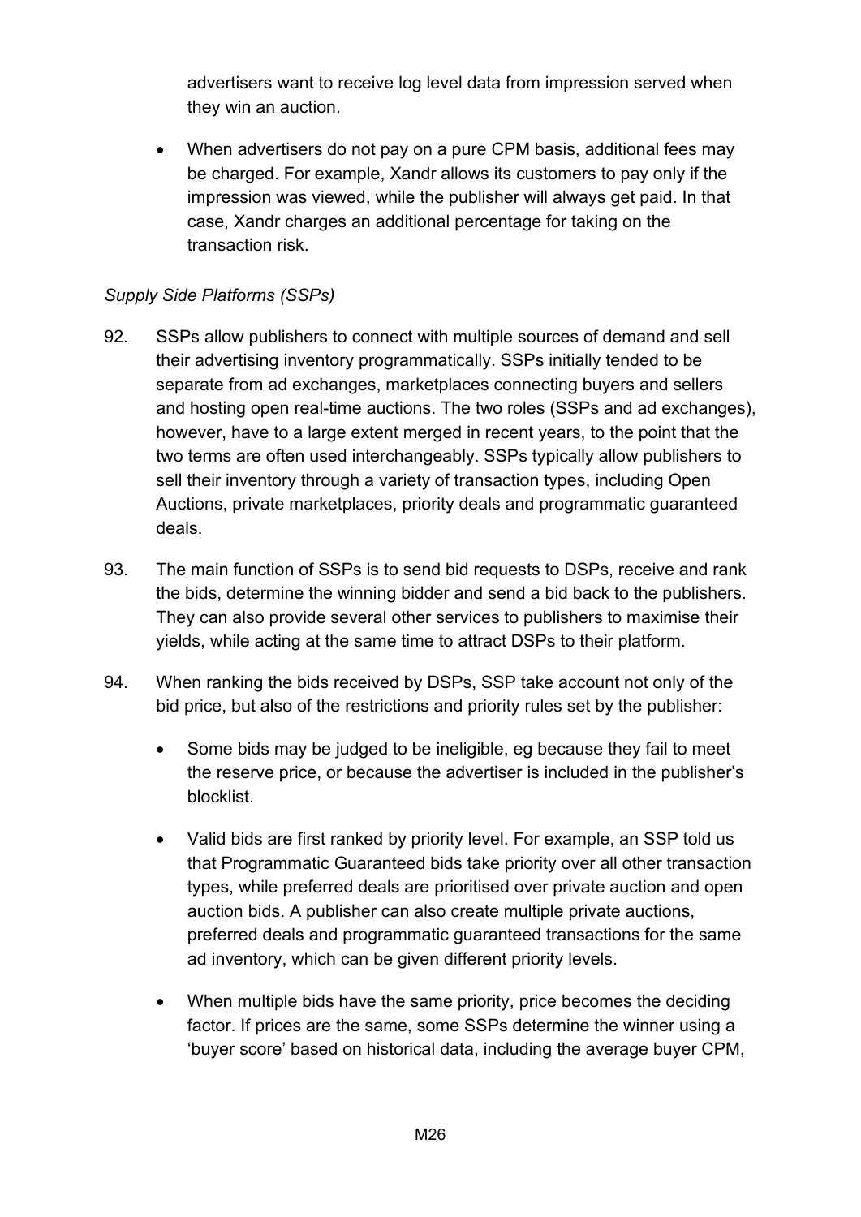advertisers want to receive log level data from impression served when they win an auction.

- When advertisers do not pay on a pure CPM basis, additional fees may be charged. For example, Xandr allows its customers to pay only if the impression was viewed, while the publisher will always get paid. In that case, Xandr charges an additional percentage for taking on the transaction risk.

*Supply Side Platforms (SSPs)*

92. SSPs allow publishers to connect with multiple sources of demand and sell their advertising inventory programmatically. SSPs initially tended to be separate from ad exchanges, marketplaces connecting buyers and sellers and hosting open real-time auctions. The two roles (SSPs and ad exchanges), however, have to a large extent merged in recent years, to the point that the two terms are often used interchangeably. SSPs typically allow publishers to sell their inventory through a variety of transaction types, including Open Auctions, private marketplaces, priority deals and programmatic guaranteed deals.

93. The main function of SSPs is to send bid requests to DSPs, receive and rank the bids, determine the winning bidder and send a bid back to the publishers. They can also provide several other services to publishers to maximise their yields, while acting at the same time to attract DSPs to their platform.

94. When ranking the bids received by DSPs, SSP take account not only of the bid price, but also of the restrictions and priority rules set by the publisher:

    - Some bids may be judged to be ineligible, eg because they fail to meet the reserve price, or because the advertiser is included in the publisher's blocklist.
    - Valid bids are first ranked by priority level. For example, an SSP told us that Programmatic Guaranteed bids take priority over all other transaction types, while preferred deals are prioritised over private auction and open auction bids. A publisher can also create multiple private auctions, preferred deals and programmatic guaranteed transactions for the same ad inventory, which can be given different priority levels.
    - When multiple bids have the same priority, price becomes the deciding factor. If prices are the same, some SSPs determine the winner using a 'buyer score' based on historical data, including the average buyer CPM,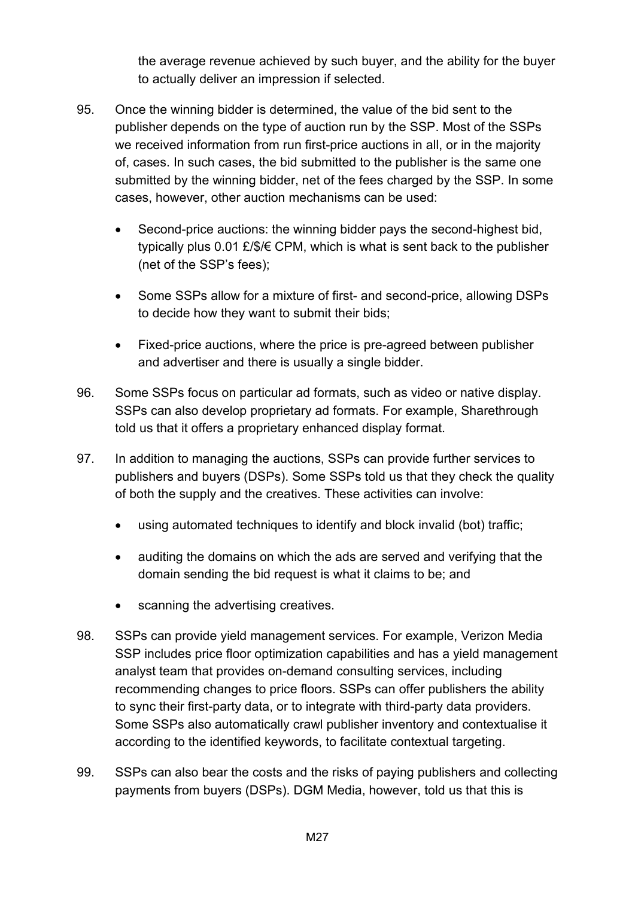the average revenue achieved by such buyer, and the ability for the buyer to actually deliver an impression if selected.

95. Once the winning bidder is determined, the value of the bid sent to the publisher depends on the type of auction run by the SSP. Most of the SSPs we received information from run first-price auctions in all, or in the majority of, cases. In such cases, the bid submitted to the publisher is the same one submitted by the winning bidder, net of the fees charged by the SSP. In some cases, however, other auction mechanisms can be used:

   - Second-price auctions: the winning bidder pays the second-highest bid, typically plus 0.01 £/$/€ CPM, which is what is sent back to the publisher (net of the SSP's fees);

   - Some SSPs allow for a mixture of first- and second-price, allowing DSPs to decide how they want to submit their bids;

   - Fixed-price auctions, where the price is pre-agreed between publisher and advertiser and there is usually a single bidder.

96. Some SSPs focus on particular ad formats, such as video or native display. SSPs can also develop proprietary ad formats. For example, Sharethrough told us that it offers a proprietary enhanced display format.

97. In addition to managing the auctions, SSPs can provide further services to publishers and buyers (DSPs). Some SSPs told us that they check the quality of both the supply and the creatives. These activities can involve:

   - using automated techniques to identify and block invalid (bot) traffic;

   - auditing the domains on which the ads are served and verifying that the domain sending the bid request is what it claims to be; and

   - scanning the advertising creatives.

98. SSPs can provide yield management services. For example, Verizon Media SSP includes price floor optimization capabilities and has a yield management analyst team that provides on-demand consulting services, including recommending changes to price floors. SSPs can offer publishers the ability to sync their first-party data, or to integrate with third-party data providers. Some SSPs also automatically crawl publisher inventory and contextualise it according to the identified keywords, to facilitate contextual targeting.

99. SSPs can also bear the costs and the risks of paying publishers and collecting payments from buyers (DSPs). DGM Media, however, told us that this is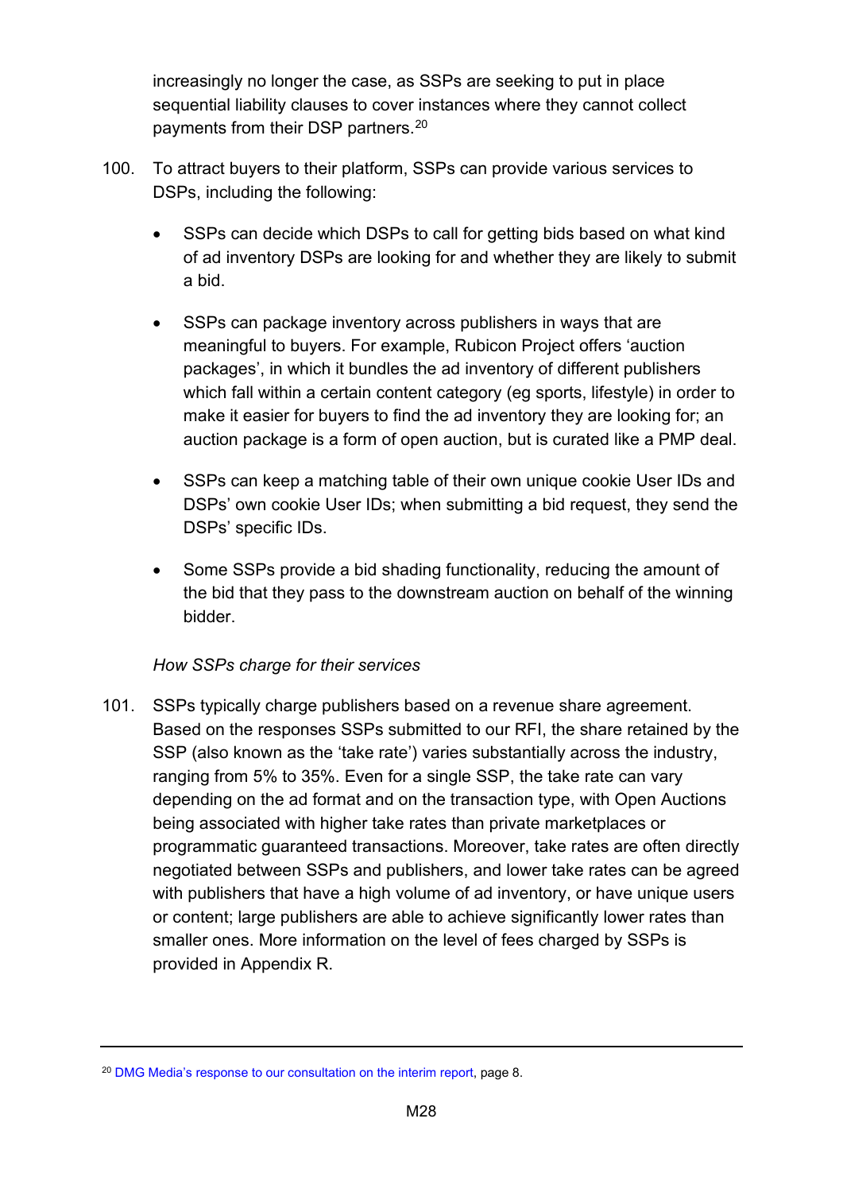increasingly no longer the case, as SSPs are seeking to put in place sequential liability clauses to cover instances where they cannot collect payments from their DSP partners.[20]

100. To attract buyers to their platform, SSPs can provide various services to DSPs, including the following:

- SSPs can decide which DSPs to call for getting bids based on what kind of ad inventory DSPs are looking for and whether they are likely to submit a bid.
- SSPs can package inventory across publishers in ways that are meaningful to buyers. For example, Rubicon Project offers 'auction packages', in which it bundles the ad inventory of different publishers which fall within a certain content category (eg sports, lifestyle) in order to make it easier for buyers to find the ad inventory they are looking for; an auction package is a form of open auction, but is curated like a PMP deal.
- SSPs can keep a matching table of their own unique cookie User IDs and DSPs' own cookie User IDs; when submitting a bid request, they send the DSPs' specific IDs.
- Some SSPs provide a bid shading functionality, reducing the amount of the bid that they pass to the downstream auction on behalf of the winning bidder.

*How SSPs charge for their services*

101. SSPs typically charge publishers based on a revenue share agreement. Based on the responses SSPs submitted to our RFI, the share retained by the SSP (also known as the 'take rate') varies substantially across the industry, ranging from 5% to 35%. Even for a single SSP, the take rate can vary depending on the ad format and on the transaction type, with Open Auctions being associated with higher take rates than private marketplaces or programmatic guaranteed transactions. Moreover, take rates are often directly negotiated between SSPs and publishers, and lower take rates can be agreed with publishers that have a high volume of ad inventory, or have unique users or content; large publishers are able to achieve significantly lower rates than smaller ones. More information on the level of fees charged by SSPs is provided in Appendix R.

---

[20] DMG Media's response to our consultation on the interim report, page 8.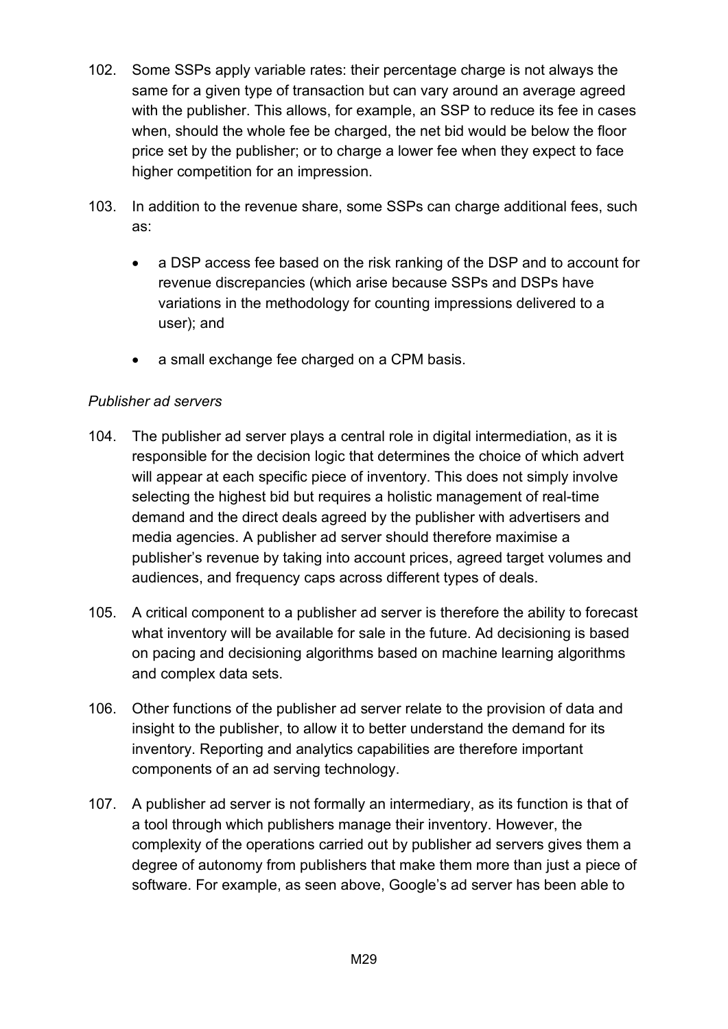102. Some SSPs apply variable rates: their percentage charge is not always the same for a given type of transaction but can vary around an average agreed with the publisher. This allows, for example, an SSP to reduce its fee in cases when, should the whole fee be charged, the net bid would be below the floor price set by the publisher; or to charge a lower fee when they expect to face higher competition for an impression.

103. In addition to the revenue share, some SSPs can charge additional fees, such as:

    - a DSP access fee based on the risk ranking of the DSP and to account for revenue discrepancies (which arise because SSPs and DSPs have variations in the methodology for counting impressions delivered to a user); and
    - a small exchange fee charged on a CPM basis.

*Publisher ad servers*

104. The publisher ad server plays a central role in digital intermediation, as it is responsible for the decision logic that determines the choice of which advert will appear at each specific piece of inventory. This does not simply involve selecting the highest bid but requires a holistic management of real-time demand and the direct deals agreed by the publisher with advertisers and media agencies. A publisher ad server should therefore maximise a publisher's revenue by taking into account prices, agreed target volumes and audiences, and frequency caps across different types of deals.

105. A critical component to a publisher ad server is therefore the ability to forecast what inventory will be available for sale in the future. Ad decisioning is based on pacing and decisioning algorithms based on machine learning algorithms and complex data sets.

106. Other functions of the publisher ad server relate to the provision of data and insight to the publisher, to allow it to better understand the demand for its inventory. Reporting and analytics capabilities are therefore important components of an ad serving technology.

107. A publisher ad server is not formally an intermediary, as its function is that of a tool through which publishers manage their inventory. However, the complexity of the operations carried out by publisher ad servers gives them a degree of autonomy from publishers that make them more than just a piece of software. For example, as seen above, Google's ad server has been able to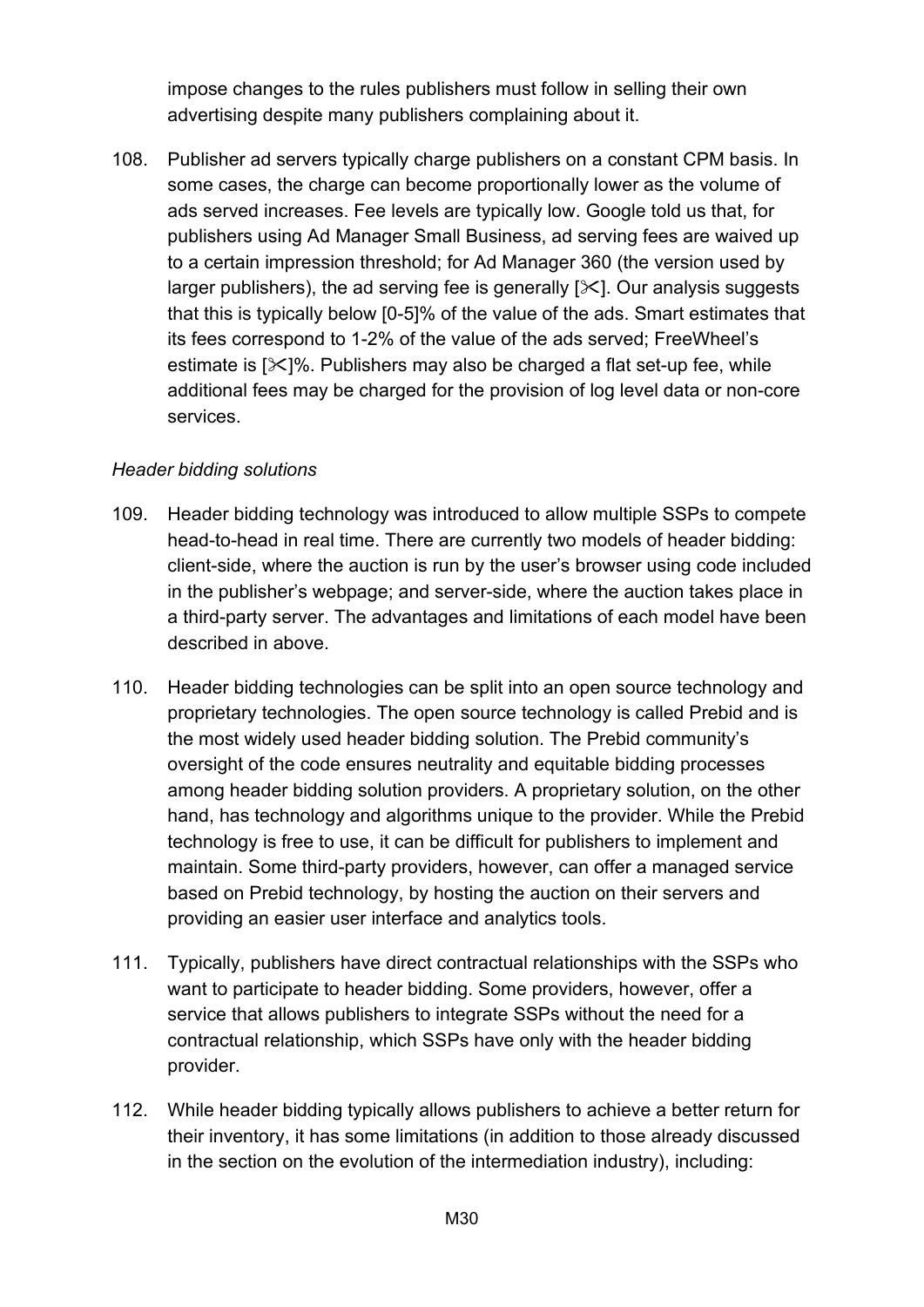impose changes to the rules publishers must follow in selling their own advertising despite many publishers complaining about it.

108. Publisher ad servers typically charge publishers on a constant CPM basis. In some cases, the charge can become proportionally lower as the volume of ads served increases. Fee levels are typically low. Google told us that, for publishers using Ad Manager Small Business, ad serving fees are waived up to a certain impression threshold; for Ad Manager 360 (the version used by larger publishers), the ad serving fee is generally [✂]. Our analysis suggests that this is typically below [0-5]% of the value of the ads. Smart estimates that its fees correspond to 1-2% of the value of the ads served; FreeWheel's estimate is [✂]%. Publishers may also be charged a flat set-up fee, while additional fees may be charged for the provision of log level data or non-core services.

*Header bidding solutions*

109. Header bidding technology was introduced to allow multiple SSPs to compete head-to-head in real time. There are currently two models of header bidding: client-side, where the auction is run by the user's browser using code included in the publisher's webpage; and server-side, where the auction takes place in a third-party server. The advantages and limitations of each model have been described in above.

110. Header bidding technologies can be split into an open source technology and proprietary technologies. The open source technology is called Prebid and is the most widely used header bidding solution. The Prebid community's oversight of the code ensures neutrality and equitable bidding processes among header bidding solution providers. A proprietary solution, on the other hand, has technology and algorithms unique to the provider. While the Prebid technology is free to use, it can be difficult for publishers to implement and maintain. Some third-party providers, however, can offer a managed service based on Prebid technology, by hosting the auction on their servers and providing an easier user interface and analytics tools.

111. Typically, publishers have direct contractual relationships with the SSPs who want to participate to header bidding. Some providers, however, offer a service that allows publishers to integrate SSPs without the need for a contractual relationship, which SSPs have only with the header bidding provider.

112. While header bidding typically allows publishers to achieve a better return for their inventory, it has some limitations (in addition to those already discussed in the section on the evolution of the intermediation industry), including: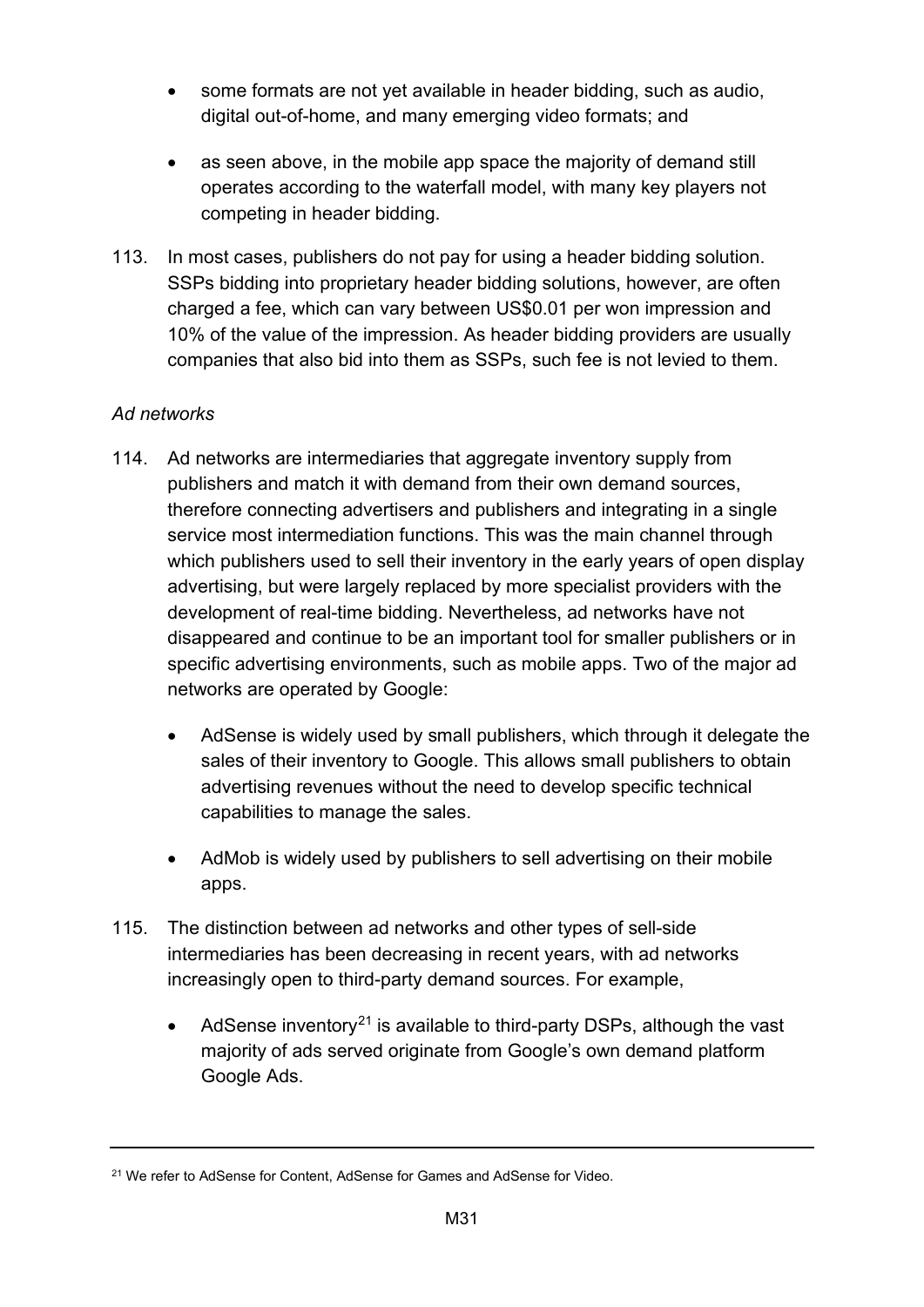- some formats are not yet available in header bidding, such as audio, digital out-of-home, and many emerging video formats; and
- as seen above, in the mobile app space the majority of demand still operates according to the waterfall model, with many key players not competing in header bidding.

113. In most cases, publishers do not pay for using a header bidding solution. SSPs bidding into proprietary header bidding solutions, however, are often charged a fee, which can vary between US$0.01 per won impression and 10% of the value of the impression. As header bidding providers are usually companies that also bid into them as SSPs, such fee is not levied to them.

*Ad networks*

114. Ad networks are intermediaries that aggregate inventory supply from publishers and match it with demand from their own demand sources, therefore connecting advertisers and publishers and integrating in a single service most intermediation functions. This was the main channel through which publishers used to sell their inventory in the early years of open display advertising, but were largely replaced by more specialist providers with the development of real-time bidding. Nevertheless, ad networks have not disappeared and continue to be an important tool for smaller publishers or in specific advertising environments, such as mobile apps. Two of the major ad networks are operated by Google:

    - AdSense is widely used by small publishers, which through it delegate the sales of their inventory to Google. This allows small publishers to obtain advertising revenues without the need to develop specific technical capabilities to manage the sales.
    - AdMob is widely used by publishers to sell advertising on their mobile apps.

115. The distinction between ad networks and other types of sell-side intermediaries has been decreasing in recent years, with ad networks increasingly open to third-party demand sources. For example,

    - AdSense inventory[21] is available to third-party DSPs, although the vast majority of ads served originate from Google's own demand platform Google Ads.

[21] We refer to AdSense for Content, AdSense for Games and AdSense for Video.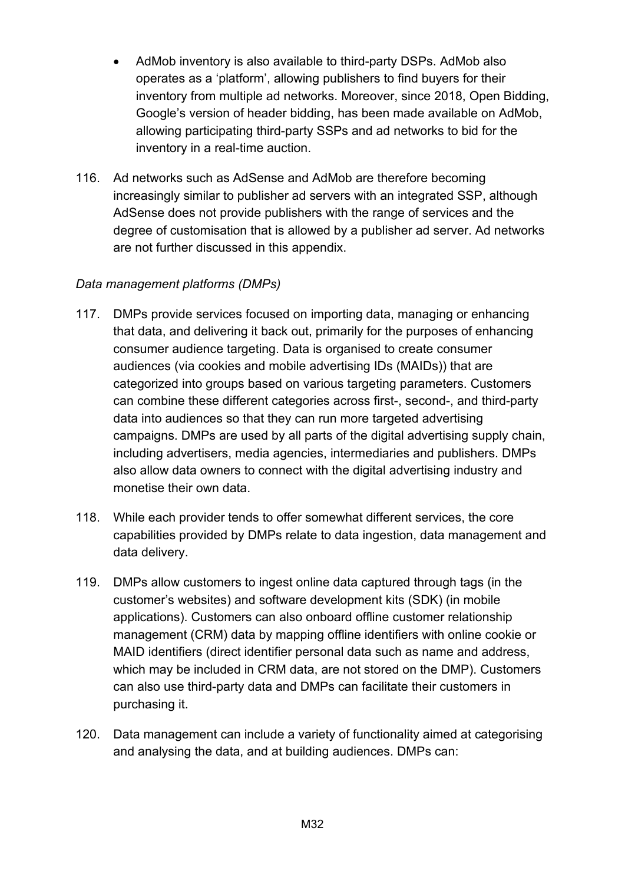- AdMob inventory is also available to third-party DSPs. AdMob also operates as a 'platform', allowing publishers to find buyers for their inventory from multiple ad networks. Moreover, since 2018, Open Bidding, Google's version of header bidding, has been made available on AdMob, allowing participating third-party SSPs and ad networks to bid for the inventory in a real-time auction.

116. Ad networks such as AdSense and AdMob are therefore becoming increasingly similar to publisher ad servers with an integrated SSP, although AdSense does not provide publishers with the range of services and the degree of customisation that is allowed by a publisher ad server. Ad networks are not further discussed in this appendix.

*Data management platforms (DMPs)*

117. DMPs provide services focused on importing data, managing or enhancing that data, and delivering it back out, primarily for the purposes of enhancing consumer audience targeting. Data is organised to create consumer audiences (via cookies and mobile advertising IDs (MAIDs)) that are categorized into groups based on various targeting parameters. Customers can combine these different categories across first-, second-, and third-party data into audiences so that they can run more targeted advertising campaigns. DMPs are used by all parts of the digital advertising supply chain, including advertisers, media agencies, intermediaries and publishers. DMPs also allow data owners to connect with the digital advertising industry and monetise their own data.

118. While each provider tends to offer somewhat different services, the core capabilities provided by DMPs relate to data ingestion, data management and data delivery.

119. DMPs allow customers to ingest online data captured through tags (in the customer's websites) and software development kits (SDK) (in mobile applications). Customers can also onboard offline customer relationship management (CRM) data by mapping offline identifiers with online cookie or MAID identifiers (direct identifier personal data such as name and address, which may be included in CRM data, are not stored on the DMP). Customers can also use third-party data and DMPs can facilitate their customers in purchasing it.

120. Data management can include a variety of functionality aimed at categorising and analysing the data, and at building audiences. DMPs can: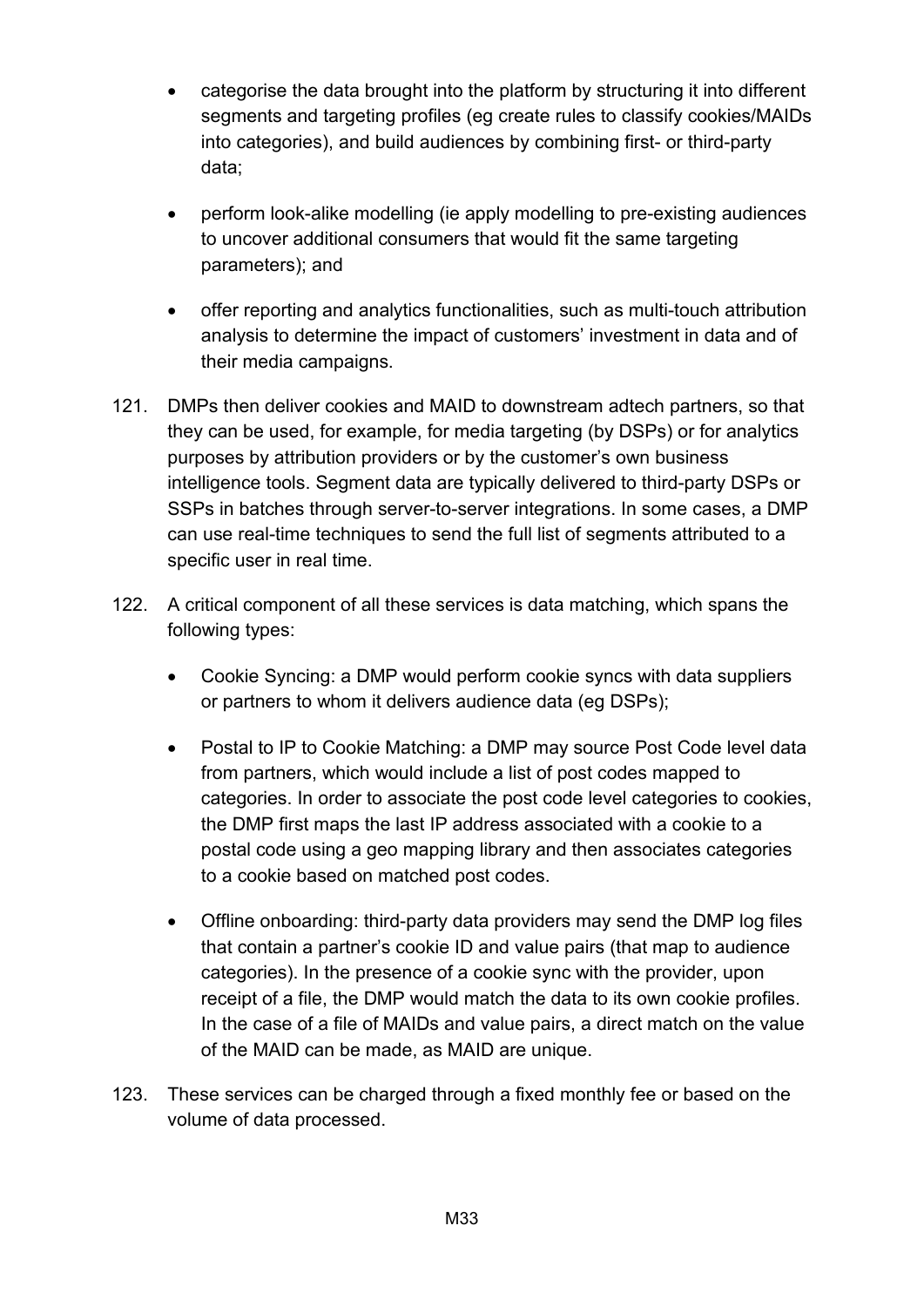- categorise the data brought into the platform by structuring it into different segments and targeting profiles (eg create rules to classify cookies/MAIDs into categories), and build audiences by combining first- or third-party data;
- perform look-alike modelling (ie apply modelling to pre-existing audiences to uncover additional consumers that would fit the same targeting parameters); and
- offer reporting and analytics functionalities, such as multi-touch attribution analysis to determine the impact of customers' investment in data and of their media campaigns.

121. DMPs then deliver cookies and MAID to downstream adtech partners, so that they can be used, for example, for media targeting (by DSPs) or for analytics purposes by attribution providers or by the customer's own business intelligence tools. Segment data are typically delivered to third-party DSPs or SSPs in batches through server-to-server integrations. In some cases, a DMP can use real-time techniques to send the full list of segments attributed to a specific user in real time.

122. A critical component of all these services is data matching, which spans the following types:

    - Cookie Syncing: a DMP would perform cookie syncs with data suppliers or partners to whom it delivers audience data (eg DSPs);
    - Postal to IP to Cookie Matching: a DMP may source Post Code level data from partners, which would include a list of post codes mapped to categories. In order to associate the post code level categories to cookies, the DMP first maps the last IP address associated with a cookie to a postal code using a geo mapping library and then associates categories to a cookie based on matched post codes.
    - Offline onboarding: third-party data providers may send the DMP log files that contain a partner's cookie ID and value pairs (that map to audience categories). In the presence of a cookie sync with the provider, upon receipt of a file, the DMP would match the data to its own cookie profiles. In the case of a file of MAIDs and value pairs, a direct match on the value of the MAID can be made, as MAID are unique.

123. These services can be charged through a fixed monthly fee or based on the volume of data processed.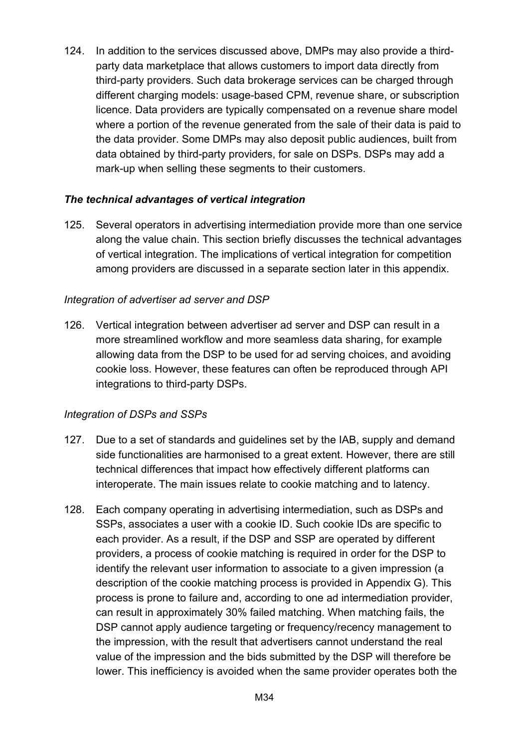124. In addition to the services discussed above, DMPs may also provide a third-party data marketplace that allows customers to import data directly from third-party providers. Such data brokerage services can be charged through different charging models: usage-based CPM, revenue share, or subscription licence. Data providers are typically compensated on a revenue share model where a portion of the revenue generated from the sale of their data is paid to the data provider. Some DMPs may also deposit public audiences, built from data obtained by third-party providers, for sale on DSPs. DSPs may add a mark-up when selling these segments to their customers.

### ***The technical advantages of vertical integration***

125. Several operators in advertising intermediation provide more than one service along the value chain. This section briefly discusses the technical advantages of vertical integration. The implications of vertical integration for competition among providers are discussed in a separate section later in this appendix.

#### *Integration of advertiser ad server and DSP*

126. Vertical integration between advertiser ad server and DSP can result in a more streamlined workflow and more seamless data sharing, for example allowing data from the DSP to be used for ad serving choices, and avoiding cookie loss. However, these features can often be reproduced through API integrations to third-party DSPs.

#### *Integration of DSPs and SSPs*

127. Due to a set of standards and guidelines set by the IAB, supply and demand side functionalities are harmonised to a great extent. However, there are still technical differences that impact how effectively different platforms can interoperate. The main issues relate to cookie matching and to latency.

128. Each company operating in advertising intermediation, such as DSPs and SSPs, associates a user with a cookie ID. Such cookie IDs are specific to each provider. As a result, if the DSP and SSP are operated by different providers, a process of cookie matching is required in order for the DSP to identify the relevant user information to associate to a given impression (a description of the cookie matching process is provided in Appendix G). This process is prone to failure and, according to one ad intermediation provider, can result in approximately 30% failed matching. When matching fails, the DSP cannot apply audience targeting or frequency/recency management to the impression, with the result that advertisers cannot understand the real value of the impression and the bids submitted by the DSP will therefore be lower. This inefficiency is avoided when the same provider operates both the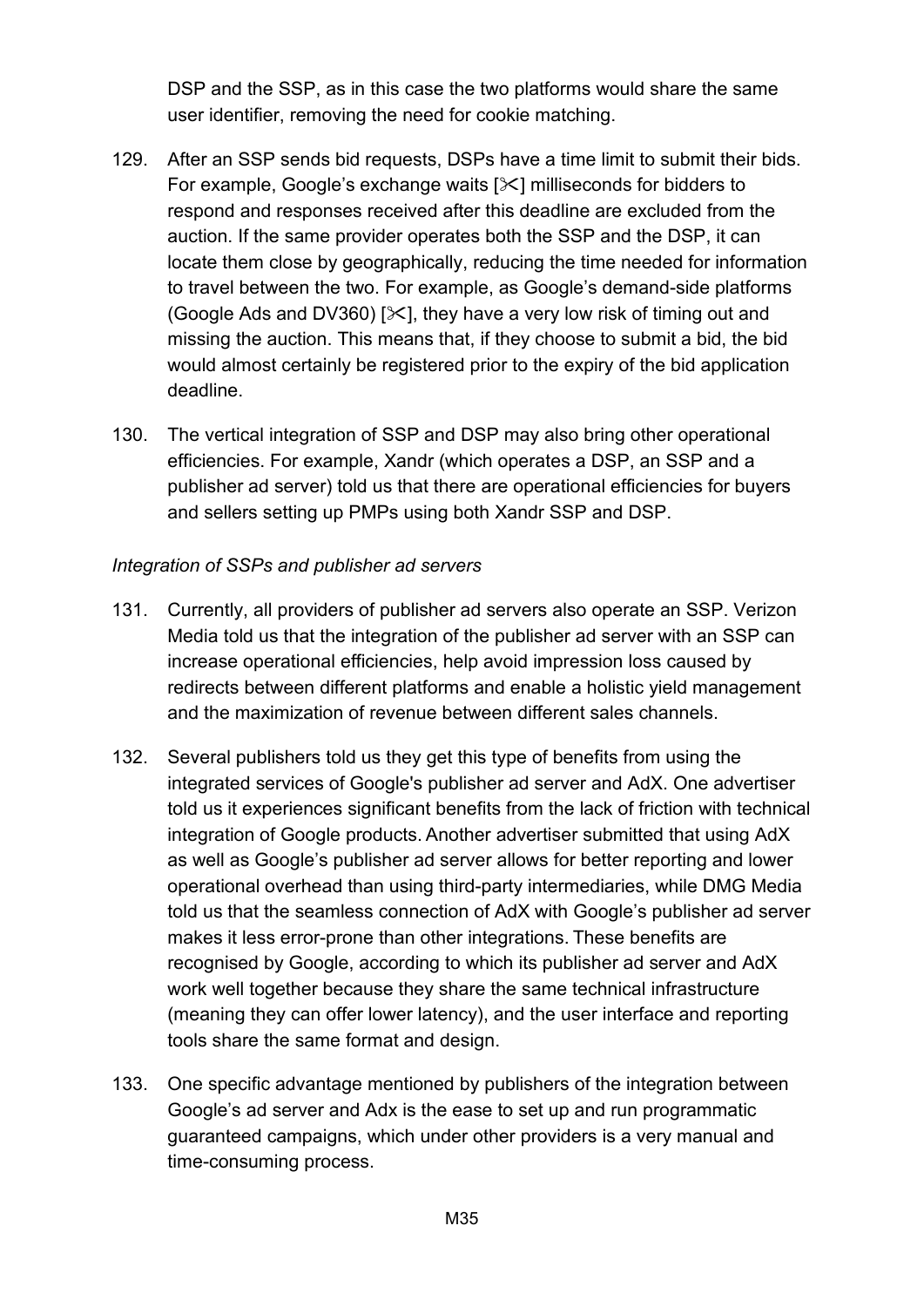DSP and the SSP, as in this case the two platforms would share the same user identifier, removing the need for cookie matching.

129. After an SSP sends bid requests, DSPs have a time limit to submit their bids. For example, Google's exchange waits [✂] milliseconds for bidders to respond and responses received after this deadline are excluded from the auction. If the same provider operates both the SSP and the DSP, it can locate them close by geographically, reducing the time needed for information to travel between the two. For example, as Google's demand-side platforms (Google Ads and DV360) [✂], they have a very low risk of timing out and missing the auction. This means that, if they choose to submit a bid, the bid would almost certainly be registered prior to the expiry of the bid application deadline.

130. The vertical integration of SSP and DSP may also bring other operational efficiencies. For example, Xandr (which operates a DSP, an SSP and a publisher ad server) told us that there are operational efficiencies for buyers and sellers setting up PMPs using both Xandr SSP and DSP.

*Integration of SSPs and publisher ad servers*

131. Currently, all providers of publisher ad servers also operate an SSP. Verizon Media told us that the integration of the publisher ad server with an SSP can increase operational efficiencies, help avoid impression loss caused by redirects between different platforms and enable a holistic yield management and the maximization of revenue between different sales channels.

132. Several publishers told us they get this type of benefits from using the integrated services of Google's publisher ad server and AdX. One advertiser told us it experiences significant benefits from the lack of friction with technical integration of Google products. Another advertiser submitted that using AdX as well as Google's publisher ad server allows for better reporting and lower operational overhead than using third-party intermediaries, while DMG Media told us that the seamless connection of AdX with Google's publisher ad server makes it less error-prone than other integrations. These benefits are recognised by Google, according to which its publisher ad server and AdX work well together because they share the same technical infrastructure (meaning they can offer lower latency), and the user interface and reporting tools share the same format and design.

133. One specific advantage mentioned by publishers of the integration between Google's ad server and Adx is the ease to set up and run programmatic guaranteed campaigns, which under other providers is a very manual and time-consuming process.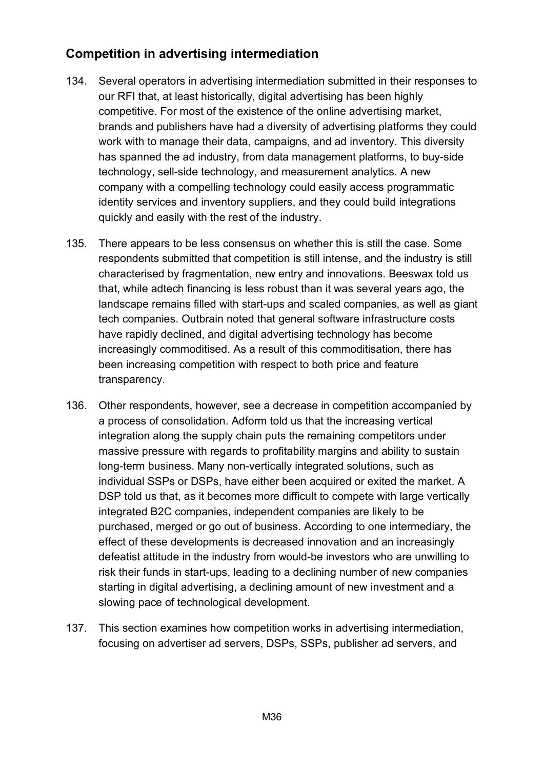## Competition in advertising intermediation

134. Several operators in advertising intermediation submitted in their responses to our RFI that, at least historically, digital advertising has been highly competitive. For most of the existence of the online advertising market, brands and publishers have had a diversity of advertising platforms they could work with to manage their data, campaigns, and ad inventory. This diversity has spanned the ad industry, from data management platforms, to buy-side technology, sell-side technology, and measurement analytics. A new company with a compelling technology could easily access programmatic identity services and inventory suppliers, and they could build integrations quickly and easily with the rest of the industry.

135. There appears to be less consensus on whether this is still the case. Some respondents submitted that competition is still intense, and the industry is still characterised by fragmentation, new entry and innovations. Beeswax told us that, while adtech financing is less robust than it was several years ago, the landscape remains filled with start-ups and scaled companies, as well as giant tech companies. Outbrain noted that general software infrastructure costs have rapidly declined, and digital advertising technology has become increasingly commoditised. As a result of this commoditisation, there has been increasing competition with respect to both price and feature transparency.

136. Other respondents, however, see a decrease in competition accompanied by a process of consolidation. Adform told us that the increasing vertical integration along the supply chain puts the remaining competitors under massive pressure with regards to profitability margins and ability to sustain long-term business. Many non-vertically integrated solutions, such as individual SSPs or DSPs, have either been acquired or exited the market. A DSP told us that, as it becomes more difficult to compete with large vertically integrated B2C companies, independent companies are likely to be purchased, merged or go out of business. According to one intermediary, the effect of these developments is decreased innovation and an increasingly defeatist attitude in the industry from would-be investors who are unwilling to risk their funds in start-ups, leading to a declining number of new companies starting in digital advertising, a declining amount of new investment and a slowing pace of technological development.

137. This section examines how competition works in advertising intermediation, focusing on advertiser ad servers, DSPs, SSPs, publisher ad servers, and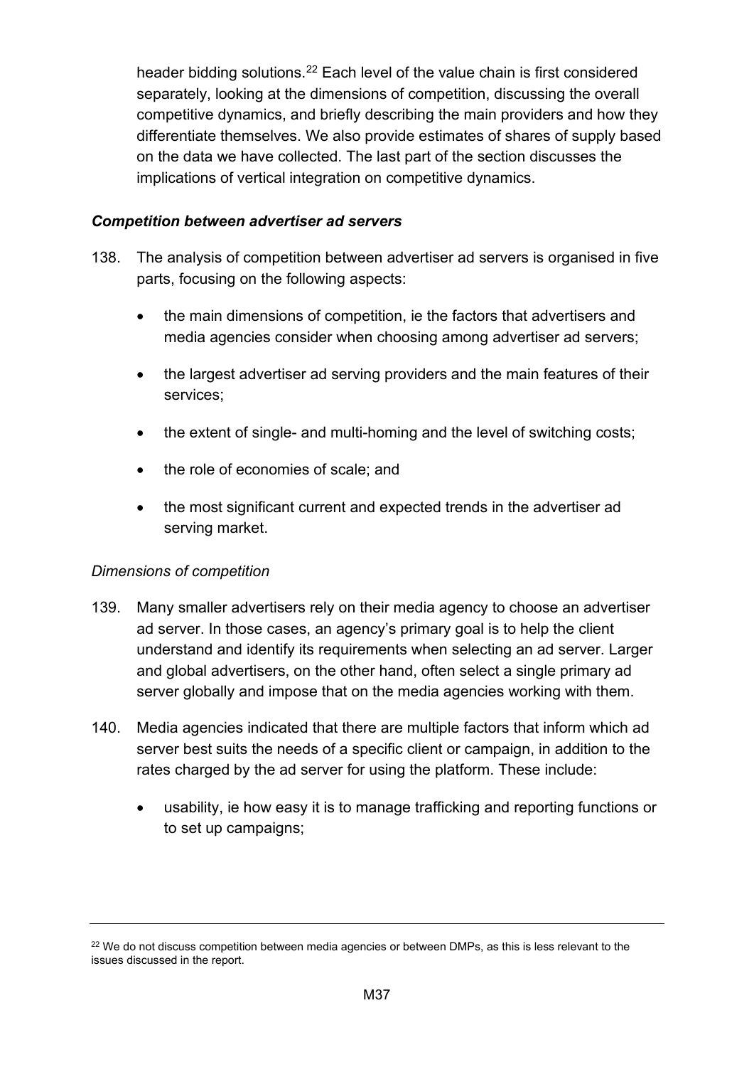header bidding solutions.[22] Each level of the value chain is first considered separately, looking at the dimensions of competition, discussing the overall competitive dynamics, and briefly describing the main providers and how they differentiate themselves. We also provide estimates of shares of supply based on the data we have collected. The last part of the section discusses the implications of vertical integration on competitive dynamics.

***Competition between advertiser ad servers***

138. The analysis of competition between advertiser ad servers is organised in five parts, focusing on the following aspects:

- the main dimensions of competition, ie the factors that advertisers and media agencies consider when choosing among advertiser ad servers;
- the largest advertiser ad serving providers and the main features of their services;
- the extent of single- and multi-homing and the level of switching costs;
- the role of economies of scale; and
- the most significant current and expected trends in the advertiser ad serving market.

*Dimensions of competition*

139. Many smaller advertisers rely on their media agency to choose an advertiser ad server. In those cases, an agency's primary goal is to help the client understand and identify its requirements when selecting an ad server. Larger and global advertisers, on the other hand, often select a single primary ad server globally and impose that on the media agencies working with them.

140. Media agencies indicated that there are multiple factors that inform which ad server best suits the needs of a specific client or campaign, in addition to the rates charged by the ad server for using the platform. These include:

- usability, ie how easy it is to manage trafficking and reporting functions or to set up campaigns;

[22] We do not discuss competition between media agencies or between DMPs, as this is less relevant to the issues discussed in the report.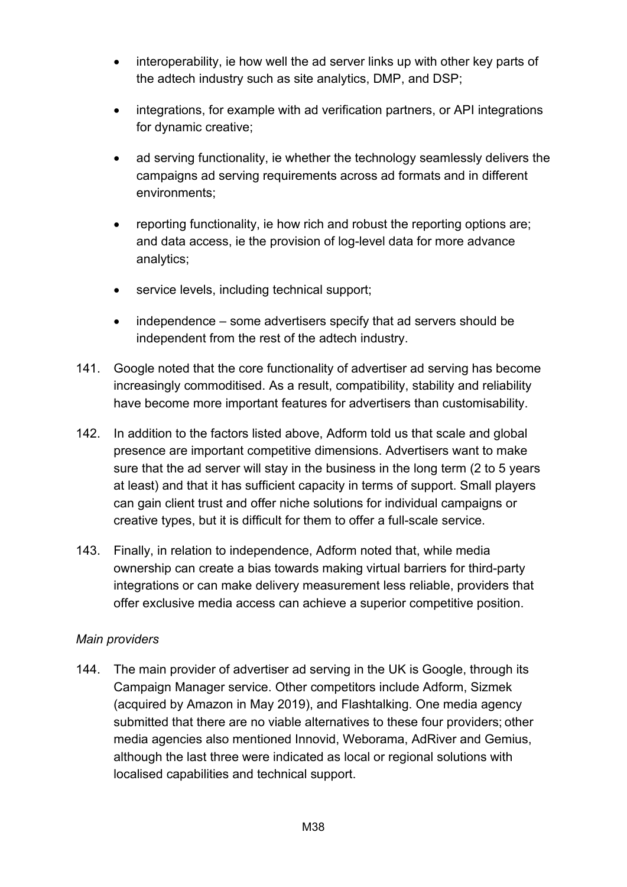- interoperability, ie how well the ad server links up with other key parts of the adtech industry such as site analytics, DMP, and DSP;
- integrations, for example with ad verification partners, or API integrations for dynamic creative;
- ad serving functionality, ie whether the technology seamlessly delivers the campaigns ad serving requirements across ad formats and in different environments;
- reporting functionality, ie how rich and robust the reporting options are; and data access, ie the provision of log-level data for more advance analytics;
- service levels, including technical support;
- independence – some advertisers specify that ad servers should be independent from the rest of the adtech industry.

141. Google noted that the core functionality of advertiser ad serving has become increasingly commoditised. As a result, compatibility, stability and reliability have become more important features for advertisers than customisability.

142. In addition to the factors listed above, Adform told us that scale and global presence are important competitive dimensions. Advertisers want to make sure that the ad server will stay in the business in the long term (2 to 5 years at least) and that it has sufficient capacity in terms of support. Small players can gain client trust and offer niche solutions for individual campaigns or creative types, but it is difficult for them to offer a full-scale service.

143. Finally, in relation to independence, Adform noted that, while media ownership can create a bias towards making virtual barriers for third-party integrations or can make delivery measurement less reliable, providers that offer exclusive media access can achieve a superior competitive position.

*Main providers*

144. The main provider of advertiser ad serving in the UK is Google, through its Campaign Manager service. Other competitors include Adform, Sizmek (acquired by Amazon in May 2019), and Flashtalking. One media agency submitted that there are no viable alternatives to these four providers; other media agencies also mentioned Innovid, Weborama, AdRiver and Gemius, although the last three were indicated as local or regional solutions with localised capabilities and technical support.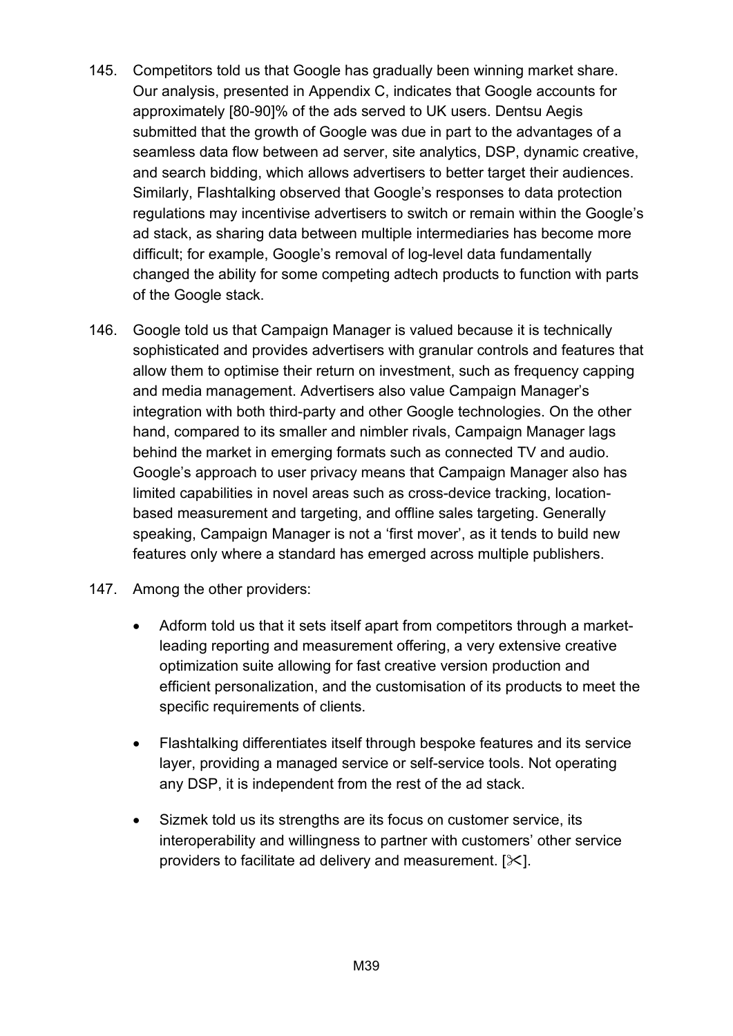145. Competitors told us that Google has gradually been winning market share. Our analysis, presented in Appendix C, indicates that Google accounts for approximately [80-90]% of the ads served to UK users. Dentsu Aegis submitted that the growth of Google was due in part to the advantages of a seamless data flow between ad server, site analytics, DSP, dynamic creative, and search bidding, which allows advertisers to better target their audiences. Similarly, Flashtalking observed that Google's responses to data protection regulations may incentivise advertisers to switch or remain within the Google's ad stack, as sharing data between multiple intermediaries has become more difficult; for example, Google's removal of log-level data fundamentally changed the ability for some competing adtech products to function with parts of the Google stack.

146. Google told us that Campaign Manager is valued because it is technically sophisticated and provides advertisers with granular controls and features that allow them to optimise their return on investment, such as frequency capping and media management. Advertisers also value Campaign Manager's integration with both third-party and other Google technologies. On the other hand, compared to its smaller and nimbler rivals, Campaign Manager lags behind the market in emerging formats such as connected TV and audio. Google's approach to user privacy means that Campaign Manager also has limited capabilities in novel areas such as cross-device tracking, location-based measurement and targeting, and offline sales targeting. Generally speaking, Campaign Manager is not a 'first mover', as it tends to build new features only where a standard has emerged across multiple publishers.

147. Among the other providers:

- Adform told us that it sets itself apart from competitors through a market-leading reporting and measurement offering, a very extensive creative optimization suite allowing for fast creative version production and efficient personalization, and the customisation of its products to meet the specific requirements of clients.
- Flashtalking differentiates itself through bespoke features and its service layer, providing a managed service or self-service tools. Not operating any DSP, it is independent from the rest of the ad stack.
- Sizmek told us its strengths are its focus on customer service, its interoperability and willingness to partner with customers' other service providers to facilitate ad delivery and measurement. [✂].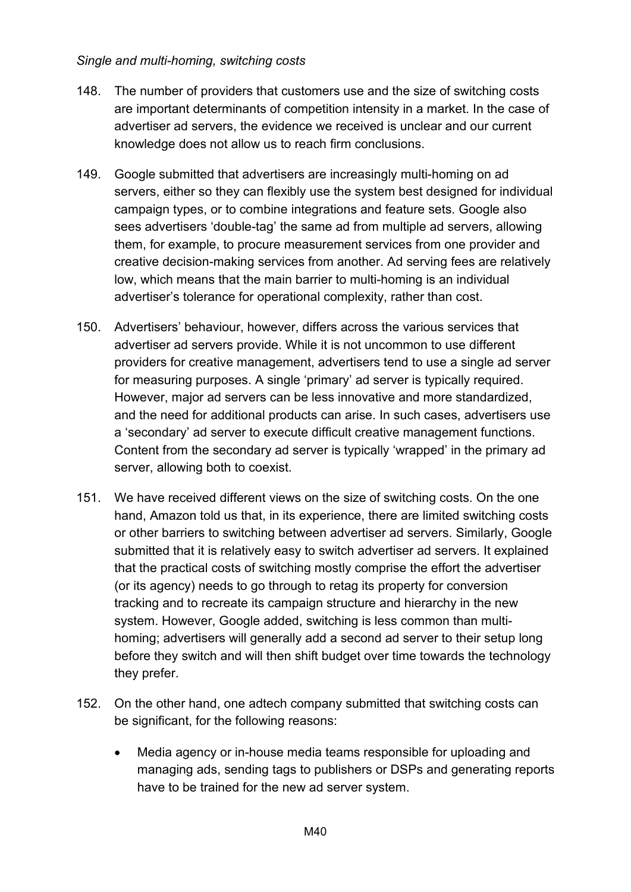*Single and multi-homing, switching costs*

148. The number of providers that customers use and the size of switching costs are important determinants of competition intensity in a market. In the case of advertiser ad servers, the evidence we received is unclear and our current knowledge does not allow us to reach firm conclusions.

149. Google submitted that advertisers are increasingly multi-homing on ad servers, either so they can flexibly use the system best designed for individual campaign types, or to combine integrations and feature sets. Google also sees advertisers 'double-tag' the same ad from multiple ad servers, allowing them, for example, to procure measurement services from one provider and creative decision-making services from another. Ad serving fees are relatively low, which means that the main barrier to multi-homing is an individual advertiser's tolerance for operational complexity, rather than cost.

150. Advertisers' behaviour, however, differs across the various services that advertiser ad servers provide. While it is not uncommon to use different providers for creative management, advertisers tend to use a single ad server for measuring purposes. A single 'primary' ad server is typically required. However, major ad servers can be less innovative and more standardized, and the need for additional products can arise. In such cases, advertisers use a 'secondary' ad server to execute difficult creative management functions. Content from the secondary ad server is typically 'wrapped' in the primary ad server, allowing both to coexist.

151. We have received different views on the size of switching costs. On the one hand, Amazon told us that, in its experience, there are limited switching costs or other barriers to switching between advertiser ad servers. Similarly, Google submitted that it is relatively easy to switch advertiser ad servers. It explained that the practical costs of switching mostly comprise the effort the advertiser (or its agency) needs to go through to retag its property for conversion tracking and to recreate its campaign structure and hierarchy in the new system. However, Google added, switching is less common than multi-homing; advertisers will generally add a second ad server to their setup long before they switch and will then shift budget over time towards the technology they prefer.

152. On the other hand, one adtech company submitted that switching costs can be significant, for the following reasons:

- Media agency or in-house media teams responsible for uploading and managing ads, sending tags to publishers or DSPs and generating reports have to be trained for the new ad server system.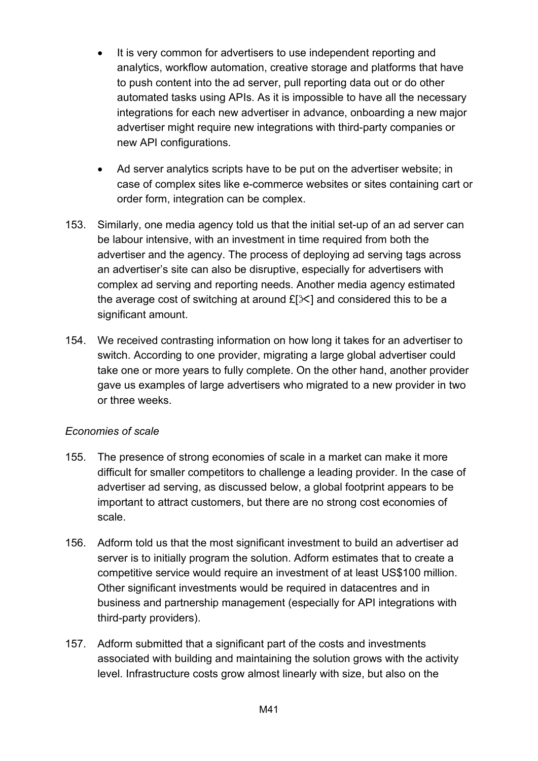- It is very common for advertisers to use independent reporting and analytics, workflow automation, creative storage and platforms that have to push content into the ad server, pull reporting data out or do other automated tasks using APIs. As it is impossible to have all the necessary integrations for each new advertiser in advance, onboarding a new major advertiser might require new integrations with third-party companies or new API configurations.
- Ad server analytics scripts have to be put on the advertiser website; in case of complex sites like e-commerce websites or sites containing cart or order form, integration can be complex.

153. Similarly, one media agency told us that the initial set-up of an ad server can be labour intensive, with an investment in time required from both the advertiser and the agency. The process of deploying ad serving tags across an advertiser's site can also be disruptive, especially for advertisers with complex ad serving and reporting needs. Another media agency estimated the average cost of switching at around £[✂] and considered this to be a significant amount.

154. We received contrasting information on how long it takes for an advertiser to switch. According to one provider, migrating a large global advertiser could take one or more years to fully complete. On the other hand, another provider gave us examples of large advertisers who migrated to a new provider in two or three weeks.

*Economies of scale*

155. The presence of strong economies of scale in a market can make it more difficult for smaller competitors to challenge a leading provider. In the case of advertiser ad serving, as discussed below, a global footprint appears to be important to attract customers, but there are no strong cost economies of scale.

156. Adform told us that the most significant investment to build an advertiser ad server is to initially program the solution. Adform estimates that to create a competitive service would require an investment of at least US$100 million. Other significant investments would be required in datacentres and in business and partnership management (especially for API integrations with third-party providers).

157. Adform submitted that a significant part of the costs and investments associated with building and maintaining the solution grows with the activity level. Infrastructure costs grow almost linearly with size, but also on the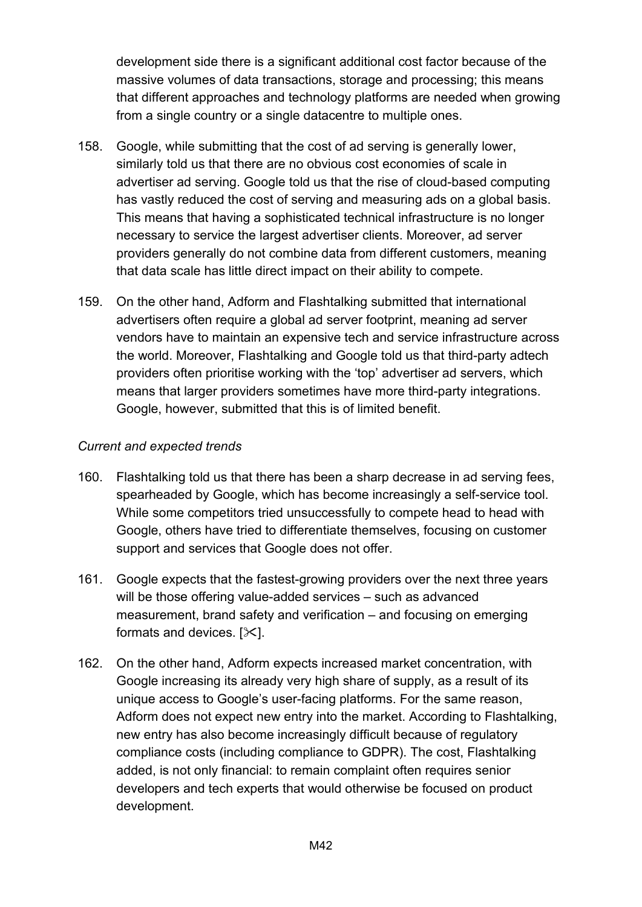development side there is a significant additional cost factor because of the massive volumes of data transactions, storage and processing; this means that different approaches and technology platforms are needed when growing from a single country or a single datacentre to multiple ones.

158. Google, while submitting that the cost of ad serving is generally lower, similarly told us that there are no obvious cost economies of scale in advertiser ad serving. Google told us that the rise of cloud-based computing has vastly reduced the cost of serving and measuring ads on a global basis. This means that having a sophisticated technical infrastructure is no longer necessary to service the largest advertiser clients. Moreover, ad server providers generally do not combine data from different customers, meaning that data scale has little direct impact on their ability to compete.

159. On the other hand, Adform and Flashtalking submitted that international advertisers often require a global ad server footprint, meaning ad server vendors have to maintain an expensive tech and service infrastructure across the world. Moreover, Flashtalking and Google told us that third-party adtech providers often prioritise working with the 'top' advertiser ad servers, which means that larger providers sometimes have more third-party integrations. Google, however, submitted that this is of limited benefit.

*Current and expected trends*

160. Flashtalking told us that there has been a sharp decrease in ad serving fees, spearheaded by Google, which has become increasingly a self-service tool. While some competitors tried unsuccessfully to compete head to head with Google, others have tried to differentiate themselves, focusing on customer support and services that Google does not offer.

161. Google expects that the fastest-growing providers over the next three years will be those offering value-added services – such as advanced measurement, brand safety and verification – and focusing on emerging formats and devices. [✂].

162. On the other hand, Adform expects increased market concentration, with Google increasing its already very high share of supply, as a result of its unique access to Google's user-facing platforms. For the same reason, Adform does not expect new entry into the market. According to Flashtalking, new entry has also become increasingly difficult because of regulatory compliance costs (including compliance to GDPR). The cost, Flashtalking added, is not only financial: to remain complaint often requires senior developers and tech experts that would otherwise be focused on product development.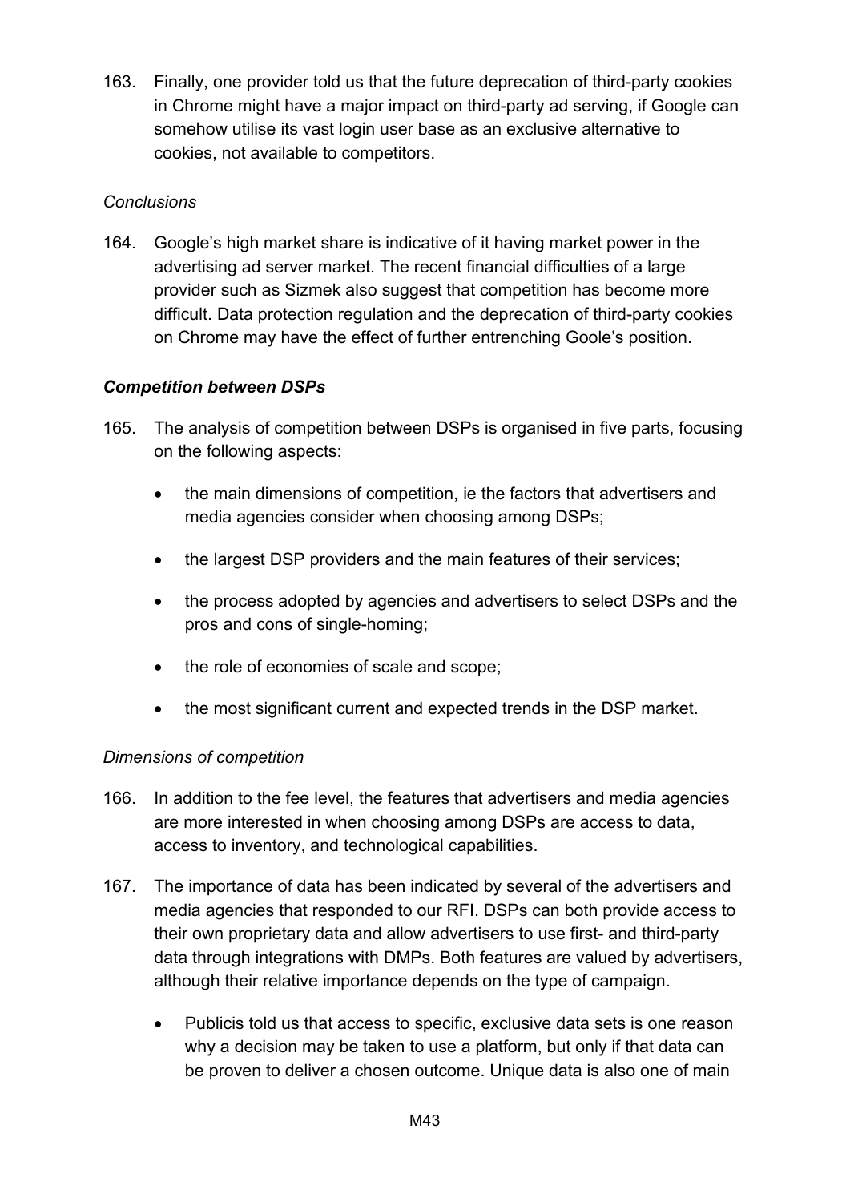163. Finally, one provider told us that the future deprecation of third-party cookies in Chrome might have a major impact on third-party ad serving, if Google can somehow utilise its vast login user base as an exclusive alternative to cookies, not available to competitors.

*Conclusions*

164. Google's high market share is indicative of it having market power in the advertising ad server market. The recent financial difficulties of a large provider such as Sizmek also suggest that competition has become more difficult. Data protection regulation and the deprecation of third-party cookies on Chrome may have the effect of further entrenching Goole's position.

***Competition between DSPs***

165. The analysis of competition between DSPs is organised in five parts, focusing on the following aspects:

- the main dimensions of competition, ie the factors that advertisers and media agencies consider when choosing among DSPs;
- the largest DSP providers and the main features of their services;
- the process adopted by agencies and advertisers to select DSPs and the pros and cons of single-homing;
- the role of economies of scale and scope;
- the most significant current and expected trends in the DSP market.

*Dimensions of competition*

166. In addition to the fee level, the features that advertisers and media agencies are more interested in when choosing among DSPs are access to data, access to inventory, and technological capabilities.

167. The importance of data has been indicated by several of the advertisers and media agencies that responded to our RFI. DSPs can both provide access to their own proprietary data and allow advertisers to use first- and third-party data through integrations with DMPs. Both features are valued by advertisers, although their relative importance depends on the type of campaign.

- Publicis told us that access to specific, exclusive data sets is one reason why a decision may be taken to use a platform, but only if that data can be proven to deliver a chosen outcome. Unique data is also one of main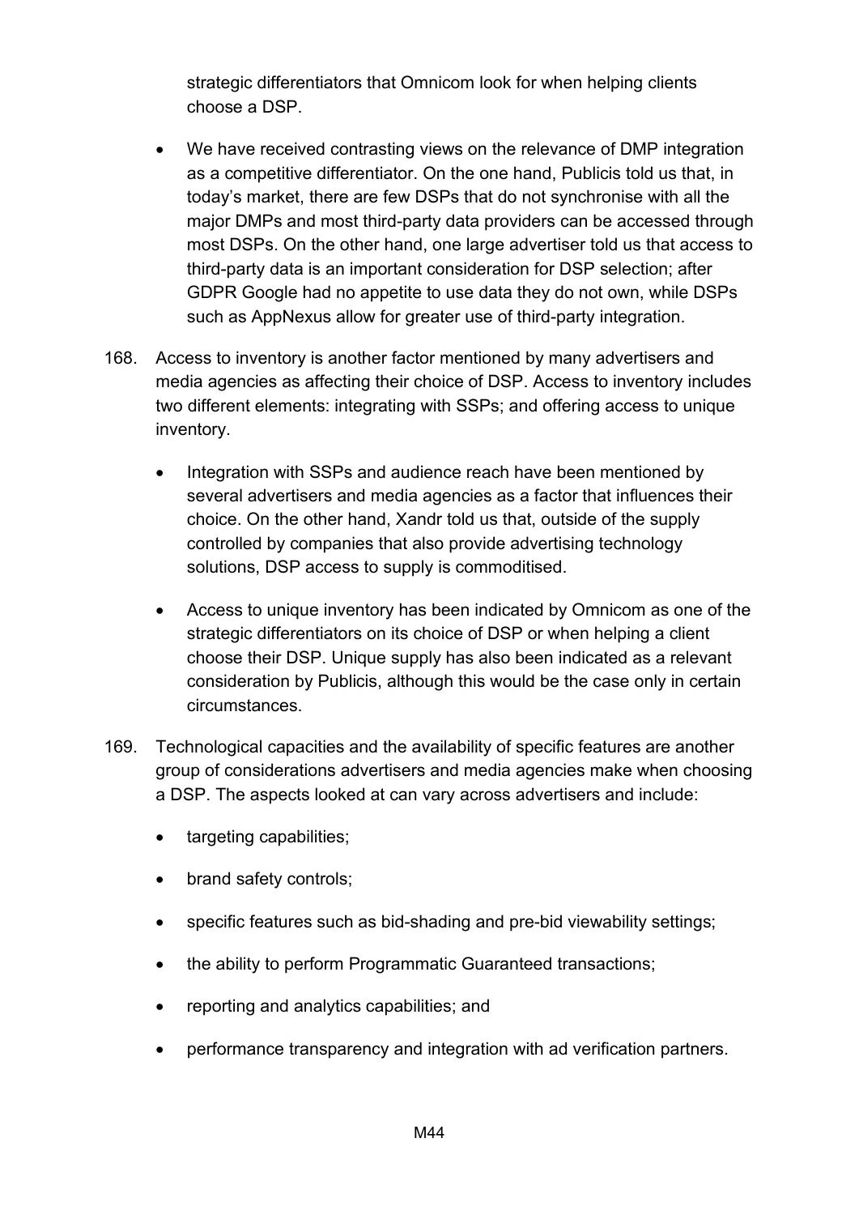strategic differentiators that Omnicom look for when helping clients choose a DSP.

- We have received contrasting views on the relevance of DMP integration as a competitive differentiator. On the one hand, Publicis told us that, in today's market, there are few DSPs that do not synchronise with all the major DMPs and most third-party data providers can be accessed through most DSPs. On the other hand, one large advertiser told us that access to third-party data is an important consideration for DSP selection; after GDPR Google had no appetite to use data they do not own, while DSPs such as AppNexus allow for greater use of third-party integration.

168. Access to inventory is another factor mentioned by many advertisers and media agencies as affecting their choice of DSP. Access to inventory includes two different elements: integrating with SSPs; and offering access to unique inventory.

- Integration with SSPs and audience reach have been mentioned by several advertisers and media agencies as a factor that influences their choice. On the other hand, Xandr told us that, outside of the supply controlled by companies that also provide advertising technology solutions, DSP access to supply is commoditised.

- Access to unique inventory has been indicated by Omnicom as one of the strategic differentiators on its choice of DSP or when helping a client choose their DSP. Unique supply has also been indicated as a relevant consideration by Publicis, although this would be the case only in certain circumstances.

169. Technological capacities and the availability of specific features are another group of considerations advertisers and media agencies make when choosing a DSP. The aspects looked at can vary across advertisers and include:

- targeting capabilities;
- brand safety controls;
- specific features such as bid-shading and pre-bid viewability settings;
- the ability to perform Programmatic Guaranteed transactions;
- reporting and analytics capabilities; and
- performance transparency and integration with ad verification partners.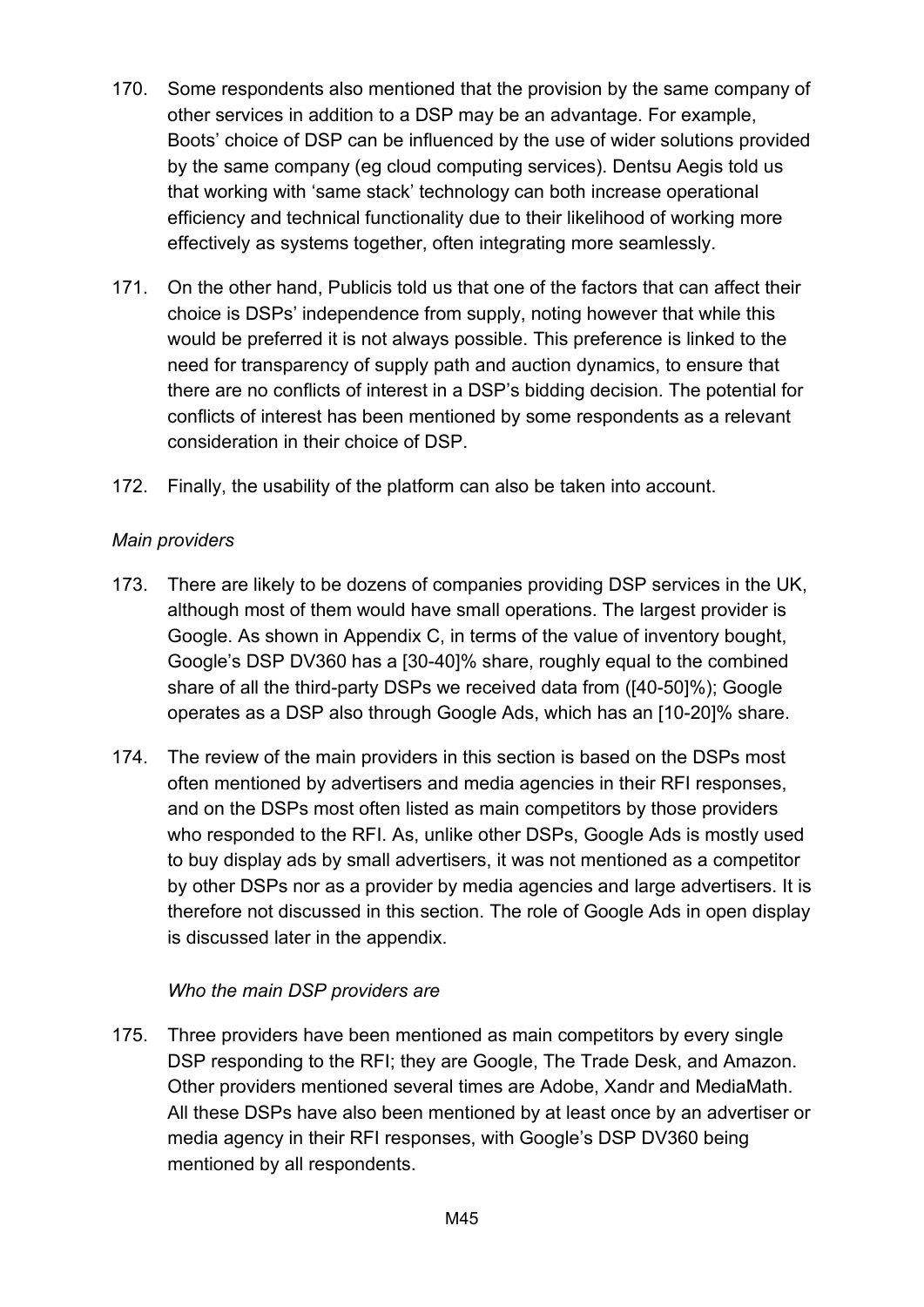170. Some respondents also mentioned that the provision by the same company of other services in addition to a DSP may be an advantage. For example, Boots' choice of DSP can be influenced by the use of wider solutions provided by the same company (eg cloud computing services). Dentsu Aegis told us that working with 'same stack' technology can both increase operational efficiency and technical functionality due to their likelihood of working more effectively as systems together, often integrating more seamlessly.

171. On the other hand, Publicis told us that one of the factors that can affect their choice is DSPs' independence from supply, noting however that while this would be preferred it is not always possible. This preference is linked to the need for transparency of supply path and auction dynamics, to ensure that there are no conflicts of interest in a DSP's bidding decision. The potential for conflicts of interest has been mentioned by some respondents as a relevant consideration in their choice of DSP.

172. Finally, the usability of the platform can also be taken into account.

*Main providers*

173. There are likely to be dozens of companies providing DSP services in the UK, although most of them would have small operations. The largest provider is Google. As shown in Appendix C, in terms of the value of inventory bought, Google's DSP DV360 has a [30-40]% share, roughly equal to the combined share of all the third-party DSPs we received data from ([40-50]%); Google operates as a DSP also through Google Ads, which has an [10-20]% share.

174. The review of the main providers in this section is based on the DSPs most often mentioned by advertisers and media agencies in their RFI responses, and on the DSPs most often listed as main competitors by those providers who responded to the RFI. As, unlike other DSPs, Google Ads is mostly used to buy display ads by small advertisers, it was not mentioned as a competitor by other DSPs nor as a provider by media agencies and large advertisers. It is therefore not discussed in this section. The role of Google Ads in open display is discussed later in the appendix.

*Who the main DSP providers are*

175. Three providers have been mentioned as main competitors by every single DSP responding to the RFI; they are Google, The Trade Desk, and Amazon. Other providers mentioned several times are Adobe, Xandr and MediaMath. All these DSPs have also been mentioned by at least once by an advertiser or media agency in their RFI responses, with Google's DSP DV360 being mentioned by all respondents.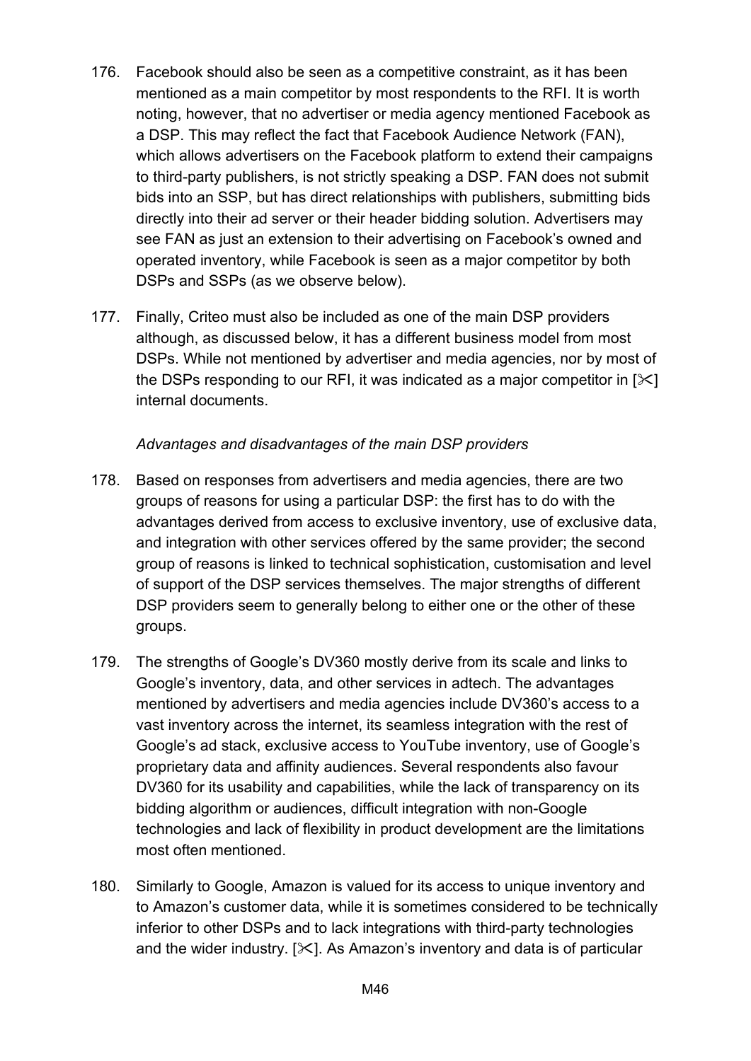176. Facebook should also be seen as a competitive constraint, as it has been mentioned as a main competitor by most respondents to the RFI. It is worth noting, however, that no advertiser or media agency mentioned Facebook as a DSP. This may reflect the fact that Facebook Audience Network (FAN), which allows advertisers on the Facebook platform to extend their campaigns to third-party publishers, is not strictly speaking a DSP. FAN does not submit bids into an SSP, but has direct relationships with publishers, submitting bids directly into their ad server or their header bidding solution. Advertisers may see FAN as just an extension to their advertising on Facebook's owned and operated inventory, while Facebook is seen as a major competitor by both DSPs and SSPs (as we observe below).

177. Finally, Criteo must also be included as one of the main DSP providers although, as discussed below, it has a different business model from most DSPs. While not mentioned by advertiser and media agencies, nor by most of the DSPs responding to our RFI, it was indicated as a major competitor in [✂] internal documents.

*Advantages and disadvantages of the main DSP providers*

178. Based on responses from advertisers and media agencies, there are two groups of reasons for using a particular DSP: the first has to do with the advantages derived from access to exclusive inventory, use of exclusive data, and integration with other services offered by the same provider; the second group of reasons is linked to technical sophistication, customisation and level of support of the DSP services themselves. The major strengths of different DSP providers seem to generally belong to either one or the other of these groups.

179. The strengths of Google's DV360 mostly derive from its scale and links to Google's inventory, data, and other services in adtech. The advantages mentioned by advertisers and media agencies include DV360's access to a vast inventory across the internet, its seamless integration with the rest of Google's ad stack, exclusive access to YouTube inventory, use of Google's proprietary data and affinity audiences. Several respondents also favour DV360 for its usability and capabilities, while the lack of transparency on its bidding algorithm or audiences, difficult integration with non-Google technologies and lack of flexibility in product development are the limitations most often mentioned.

180. Similarly to Google, Amazon is valued for its access to unique inventory and to Amazon's customer data, while it is sometimes considered to be technically inferior to other DSPs and to lack integrations with third-party technologies and the wider industry. [✂]. As Amazon's inventory and data is of particular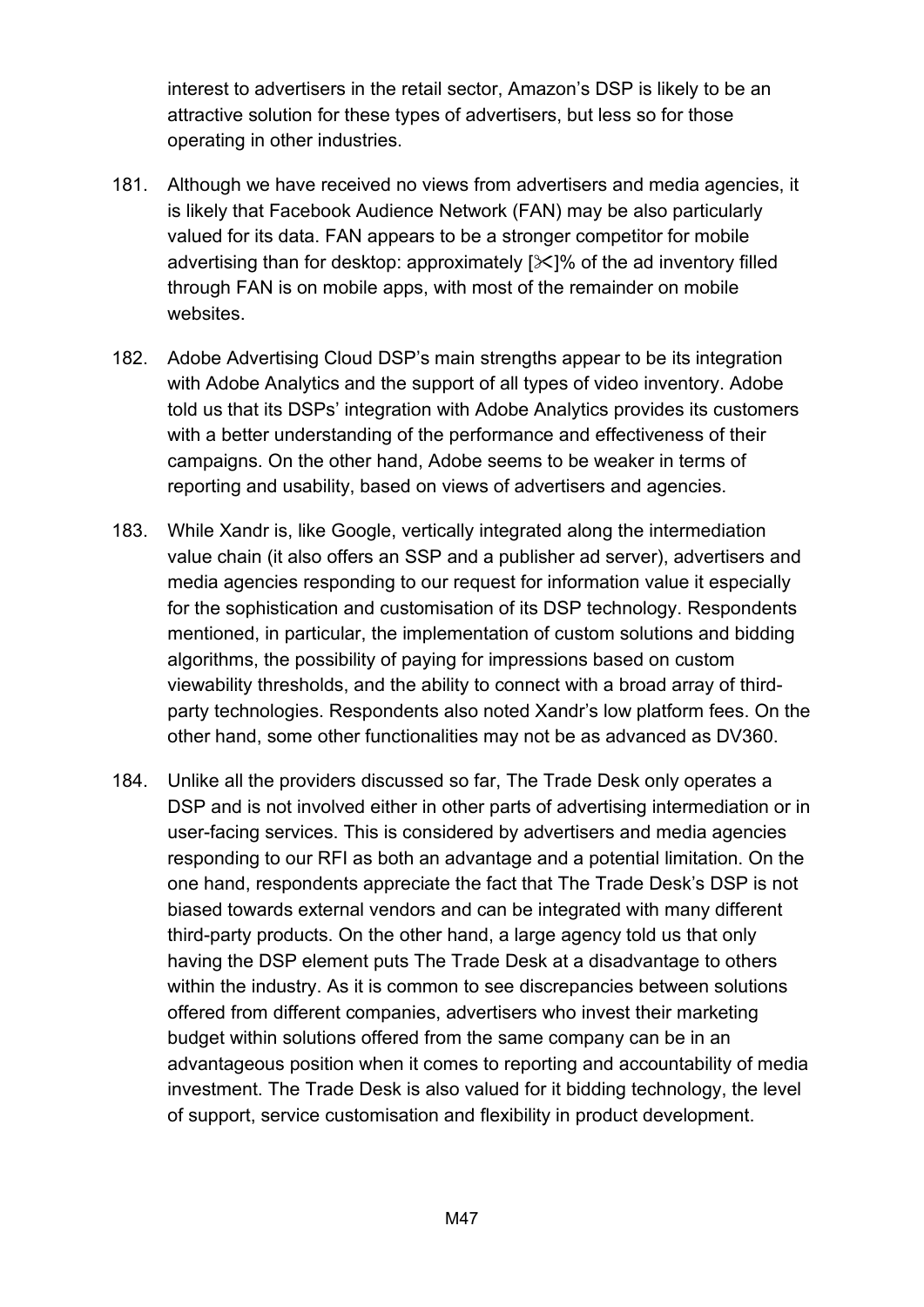interest to advertisers in the retail sector, Amazon's DSP is likely to be an attractive solution for these types of advertisers, but less so for those operating in other industries.

181. Although we have received no views from advertisers and media agencies, it is likely that Facebook Audience Network (FAN) may be also particularly valued for its data. FAN appears to be a stronger competitor for mobile advertising than for desktop: approximately [✂]% of the ad inventory filled through FAN is on mobile apps, with most of the remainder on mobile websites.

182. Adobe Advertising Cloud DSP's main strengths appear to be its integration with Adobe Analytics and the support of all types of video inventory. Adobe told us that its DSPs' integration with Adobe Analytics provides its customers with a better understanding of the performance and effectiveness of their campaigns. On the other hand, Adobe seems to be weaker in terms of reporting and usability, based on views of advertisers and agencies.

183. While Xandr is, like Google, vertically integrated along the intermediation value chain (it also offers an SSP and a publisher ad server), advertisers and media agencies responding to our request for information value it especially for the sophistication and customisation of its DSP technology. Respondents mentioned, in particular, the implementation of custom solutions and bidding algorithms, the possibility of paying for impressions based on custom viewability thresholds, and the ability to connect with a broad array of third-party technologies. Respondents also noted Xandr's low platform fees. On the other hand, some other functionalities may not be as advanced as DV360.

184. Unlike all the providers discussed so far, The Trade Desk only operates a DSP and is not involved either in other parts of advertising intermediation or in user-facing services. This is considered by advertisers and media agencies responding to our RFI as both an advantage and a potential limitation. On the one hand, respondents appreciate the fact that The Trade Desk's DSP is not biased towards external vendors and can be integrated with many different third-party products. On the other hand, a large agency told us that only having the DSP element puts The Trade Desk at a disadvantage to others within the industry. As it is common to see discrepancies between solutions offered from different companies, advertisers who invest their marketing budget within solutions offered from the same company can be in an advantageous position when it comes to reporting and accountability of media investment. The Trade Desk is also valued for it bidding technology, the level of support, service customisation and flexibility in product development.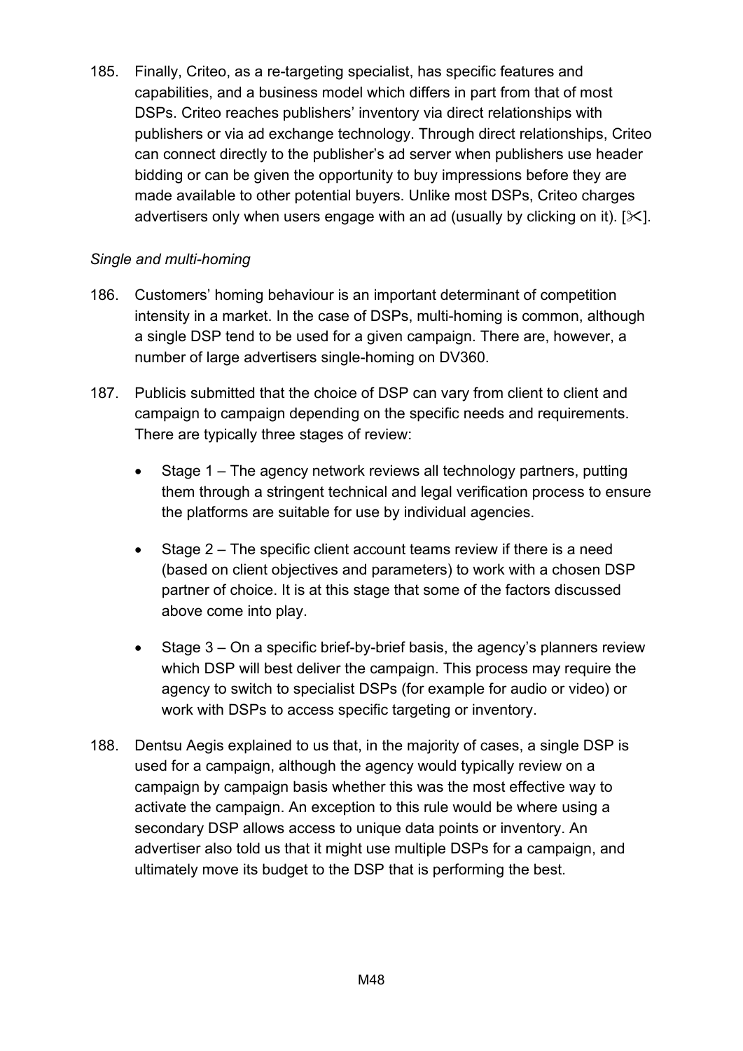185. Finally, Criteo, as a re-targeting specialist, has specific features and capabilities, and a business model which differs in part from that of most DSPs. Criteo reaches publishers' inventory via direct relationships with publishers or via ad exchange technology. Through direct relationships, Criteo can connect directly to the publisher's ad server when publishers use header bidding or can be given the opportunity to buy impressions before they are made available to other potential buyers. Unlike most DSPs, Criteo charges advertisers only when users engage with an ad (usually by clicking on it). [✂].

*Single and multi-homing*

186. Customers' homing behaviour is an important determinant of competition intensity in a market. In the case of DSPs, multi-homing is common, although a single DSP tend to be used for a given campaign. There are, however, a number of large advertisers single-homing on DV360.

187. Publicis submitted that the choice of DSP can vary from client to client and campaign to campaign depending on the specific needs and requirements. There are typically three stages of review:

- Stage 1 – The agency network reviews all technology partners, putting them through a stringent technical and legal verification process to ensure the platforms are suitable for use by individual agencies.
- Stage 2 – The specific client account teams review if there is a need (based on client objectives and parameters) to work with a chosen DSP partner of choice. It is at this stage that some of the factors discussed above come into play.
- Stage 3 – On a specific brief-by-brief basis, the agency's planners review which DSP will best deliver the campaign. This process may require the agency to switch to specialist DSPs (for example for audio or video) or work with DSPs to access specific targeting or inventory.

188. Dentsu Aegis explained to us that, in the majority of cases, a single DSP is used for a campaign, although the agency would typically review on a campaign by campaign basis whether this was the most effective way to activate the campaign. An exception to this rule would be where using a secondary DSP allows access to unique data points or inventory. An advertiser also told us that it might use multiple DSPs for a campaign, and ultimately move its budget to the DSP that is performing the best.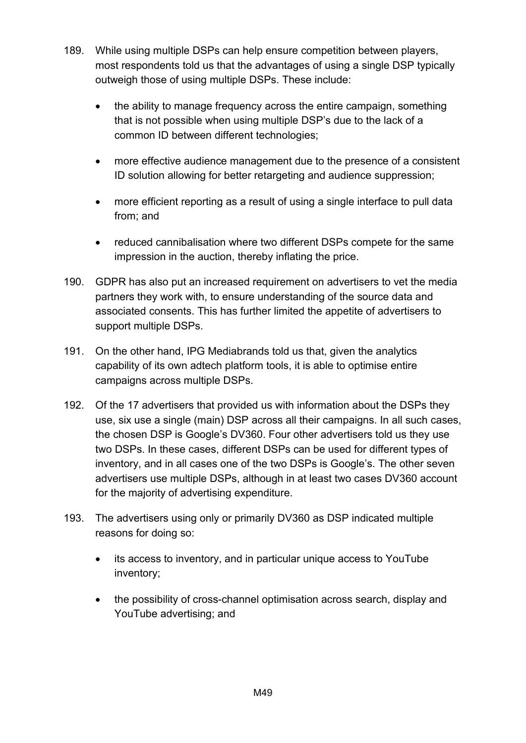189. While using multiple DSPs can help ensure competition between players, most respondents told us that the advantages of using a single DSP typically outweigh those of using multiple DSPs. These include:

    - the ability to manage frequency across the entire campaign, something that is not possible when using multiple DSP's due to the lack of a common ID between different technologies;
    - more effective audience management due to the presence of a consistent ID solution allowing for better retargeting and audience suppression;
    - more efficient reporting as a result of using a single interface to pull data from; and
    - reduced cannibalisation where two different DSPs compete for the same impression in the auction, thereby inflating the price.

190. GDPR has also put an increased requirement on advertisers to vet the media partners they work with, to ensure understanding of the source data and associated consents. This has further limited the appetite of advertisers to support multiple DSPs.

191. On the other hand, IPG Mediabrands told us that, given the analytics capability of its own adtech platform tools, it is able to optimise entire campaigns across multiple DSPs.

192. Of the 17 advertisers that provided us with information about the DSPs they use, six use a single (main) DSP across all their campaigns. In all such cases, the chosen DSP is Google's DV360. Four other advertisers told us they use two DSPs. In these cases, different DSPs can be used for different types of inventory, and in all cases one of the two DSPs is Google's. The other seven advertisers use multiple DSPs, although in at least two cases DV360 account for the majority of advertising expenditure.

193. The advertisers using only or primarily DV360 as DSP indicated multiple reasons for doing so:

    - its access to inventory, and in particular unique access to YouTube inventory;
    - the possibility of cross-channel optimisation across search, display and YouTube advertising; and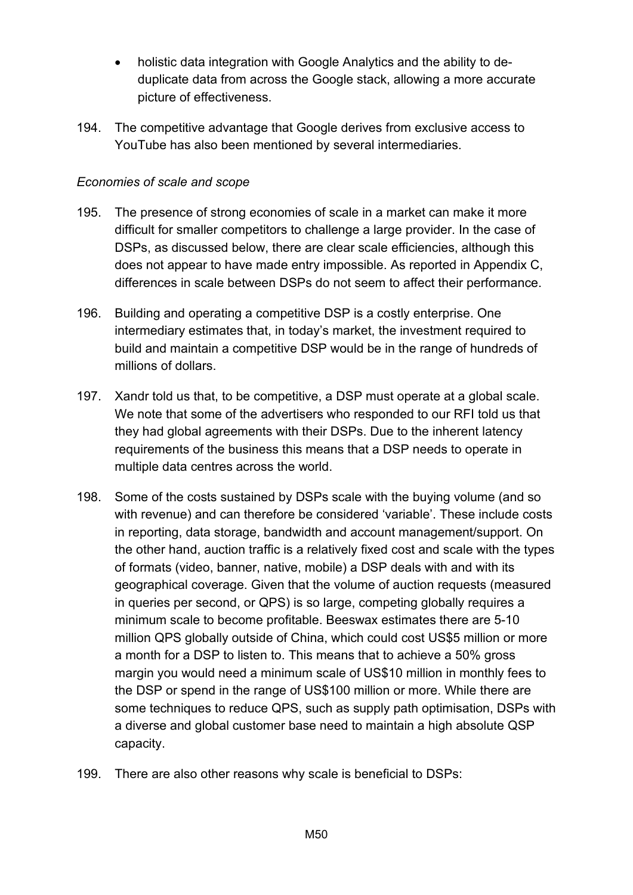- holistic data integration with Google Analytics and the ability to de-duplicate data from across the Google stack, allowing a more accurate picture of effectiveness.

194. The competitive advantage that Google derives from exclusive access to YouTube has also been mentioned by several intermediaries.

*Economies of scale and scope*

195. The presence of strong economies of scale in a market can make it more difficult for smaller competitors to challenge a large provider. In the case of DSPs, as discussed below, there are clear scale efficiencies, although this does not appear to have made entry impossible. As reported in Appendix C, differences in scale between DSPs do not seem to affect their performance.

196. Building and operating a competitive DSP is a costly enterprise. One intermediary estimates that, in today's market, the investment required to build and maintain a competitive DSP would be in the range of hundreds of millions of dollars.

197. Xandr told us that, to be competitive, a DSP must operate at a global scale. We note that some of the advertisers who responded to our RFI told us that they had global agreements with their DSPs. Due to the inherent latency requirements of the business this means that a DSP needs to operate in multiple data centres across the world.

198. Some of the costs sustained by DSPs scale with the buying volume (and so with revenue) and can therefore be considered 'variable'. These include costs in reporting, data storage, bandwidth and account management/support. On the other hand, auction traffic is a relatively fixed cost and scale with the types of formats (video, banner, native, mobile) a DSP deals with and with its geographical coverage. Given that the volume of auction requests (measured in queries per second, or QPS) is so large, competing globally requires a minimum scale to become profitable. Beeswax estimates there are 5-10 million QPS globally outside of China, which could cost US$5 million or more a month for a DSP to listen to. This means that to achieve a 50% gross margin you would need a minimum scale of US$10 million in monthly fees to the DSP or spend in the range of US$100 million or more. While there are some techniques to reduce QPS, such as supply path optimisation, DSPs with a diverse and global customer base need to maintain a high absolute QSP capacity.

199. There are also other reasons why scale is beneficial to DSPs: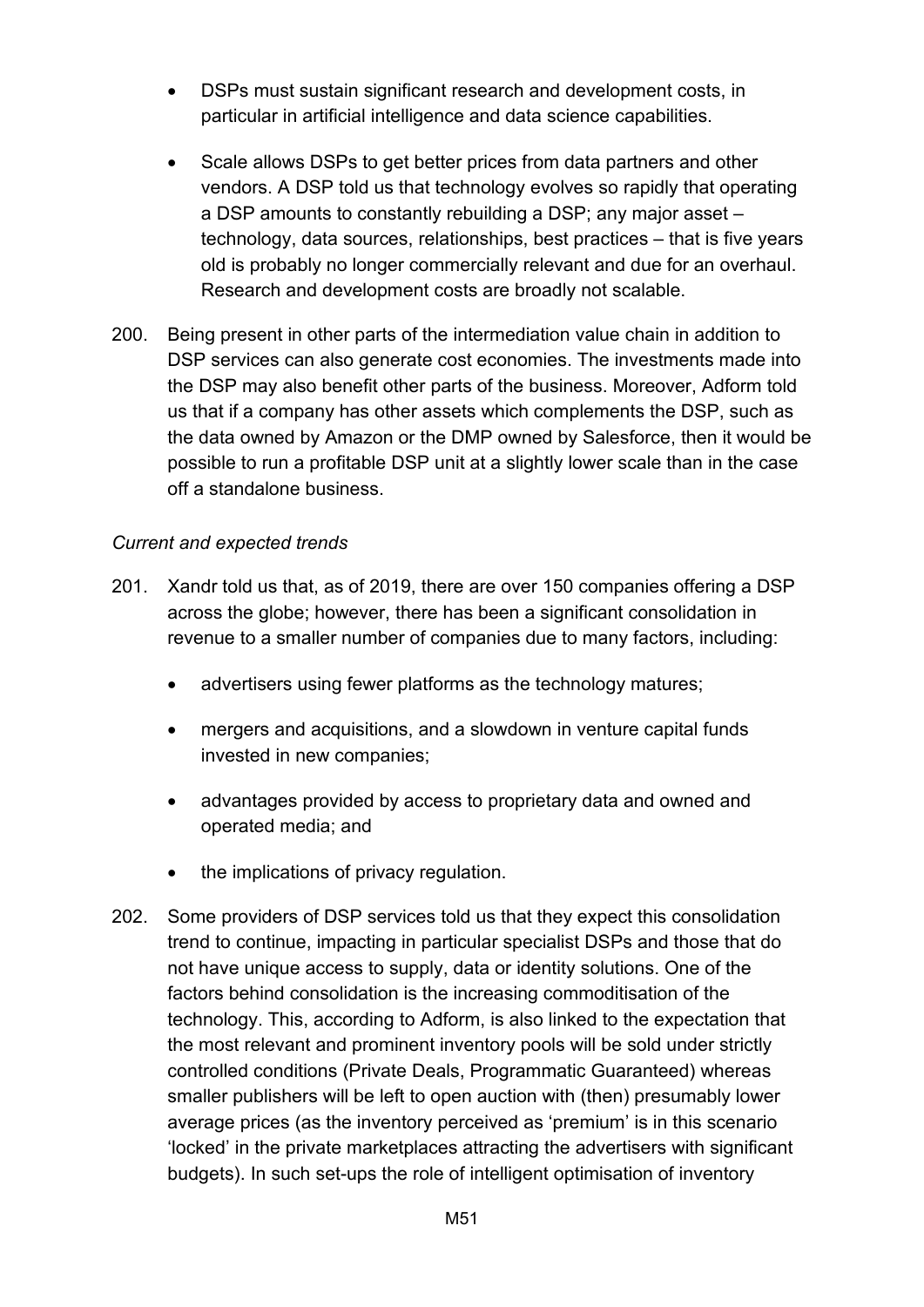- DSPs must sustain significant research and development costs, in particular in artificial intelligence and data science capabilities.

- Scale allows DSPs to get better prices from data partners and other vendors. A DSP told us that technology evolves so rapidly that operating a DSP amounts to constantly rebuilding a DSP; any major asset – technology, data sources, relationships, best practices – that is five years old is probably no longer commercially relevant and due for an overhaul. Research and development costs are broadly not scalable.

200. Being present in other parts of the intermediation value chain in addition to DSP services can also generate cost economies. The investments made into the DSP may also benefit other parts of the business. Moreover, Adform told us that if a company has other assets which complements the DSP, such as the data owned by Amazon or the DMP owned by Salesforce, then it would be possible to run a profitable DSP unit at a slightly lower scale than in the case off a standalone business.

*Current and expected trends*

201. Xandr told us that, as of 2019, there are over 150 companies offering a DSP across the globe; however, there has been a significant consolidation in revenue to a smaller number of companies due to many factors, including:

   - advertisers using fewer platforms as the technology matures;

   - mergers and acquisitions, and a slowdown in venture capital funds invested in new companies;

   - advantages provided by access to proprietary data and owned and operated media; and

   - the implications of privacy regulation.

202. Some providers of DSP services told us that they expect this consolidation trend to continue, impacting in particular specialist DSPs and those that do not have unique access to supply, data or identity solutions. One of the factors behind consolidation is the increasing commoditisation of the technology. This, according to Adform, is also linked to the expectation that the most relevant and prominent inventory pools will be sold under strictly controlled conditions (Private Deals, Programmatic Guaranteed) whereas smaller publishers will be left to open auction with (then) presumably lower average prices (as the inventory perceived as 'premium' is in this scenario 'locked' in the private marketplaces attracting the advertisers with significant budgets). In such set-ups the role of intelligent optimisation of inventory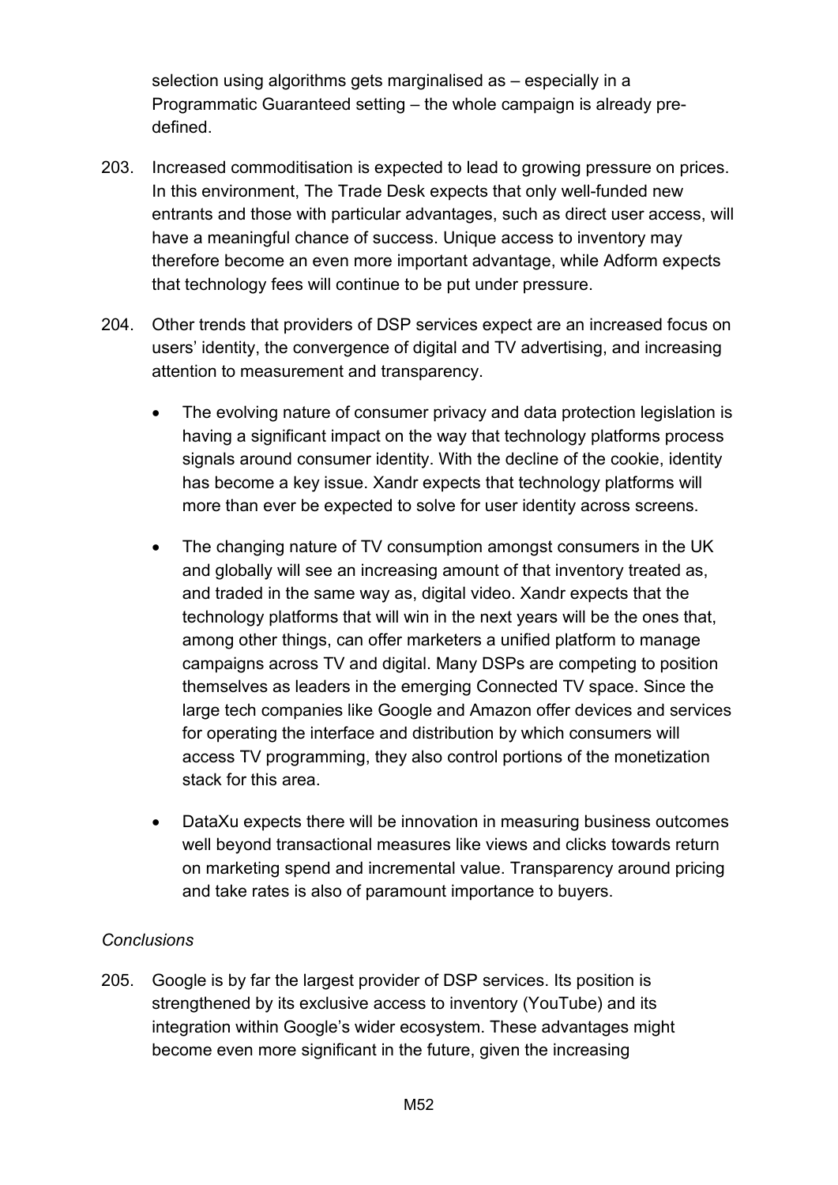selection using algorithms gets marginalised as – especially in a Programmatic Guaranteed setting – the whole campaign is already pre-defined.

203. Increased commoditisation is expected to lead to growing pressure on prices. In this environment, The Trade Desk expects that only well-funded new entrants and those with particular advantages, such as direct user access, will have a meaningful chance of success. Unique access to inventory may therefore become an even more important advantage, while Adform expects that technology fees will continue to be put under pressure.

204. Other trends that providers of DSP services expect are an increased focus on users' identity, the convergence of digital and TV advertising, and increasing attention to measurement and transparency.

- The evolving nature of consumer privacy and data protection legislation is having a significant impact on the way that technology platforms process signals around consumer identity. With the decline of the cookie, identity has become a key issue. Xandr expects that technology platforms will more than ever be expected to solve for user identity across screens.
- The changing nature of TV consumption amongst consumers in the UK and globally will see an increasing amount of that inventory treated as, and traded in the same way as, digital video. Xandr expects that the technology platforms that will win in the next years will be the ones that, among other things, can offer marketers a unified platform to manage campaigns across TV and digital. Many DSPs are competing to position themselves as leaders in the emerging Connected TV space. Since the large tech companies like Google and Amazon offer devices and services for operating the interface and distribution by which consumers will access TV programming, they also control portions of the monetization stack for this area.
- DataXu expects there will be innovation in measuring business outcomes well beyond transactional measures like views and clicks towards return on marketing spend and incremental value. Transparency around pricing and take rates is also of paramount importance to buyers.

*Conclusions*

205. Google is by far the largest provider of DSP services. Its position is strengthened by its exclusive access to inventory (YouTube) and its integration within Google's wider ecosystem. These advantages might become even more significant in the future, given the increasing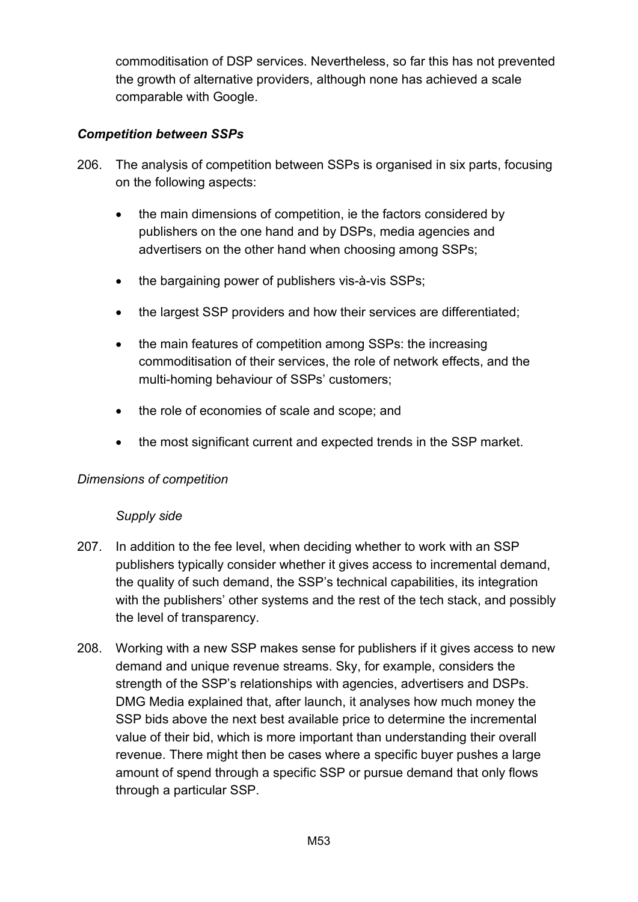commoditisation of DSP services. Nevertheless, so far this has not prevented the growth of alternative providers, although none has achieved a scale comparable with Google.

### *Competition between SSPs*

206. The analysis of competition between SSPs is organised in six parts, focusing on the following aspects:

- the main dimensions of competition, ie the factors considered by publishers on the one hand and by DSPs, media agencies and advertisers on the other hand when choosing among SSPs;
- the bargaining power of publishers vis-à-vis SSPs;
- the largest SSP providers and how their services are differentiated;
- the main features of competition among SSPs: the increasing commoditisation of their services, the role of network effects, and the multi-homing behaviour of SSPs' customers;
- the role of economies of scale and scope; and
- the most significant current and expected trends in the SSP market.

#### *Dimensions of competition*

##### *Supply side*

207. In addition to the fee level, when deciding whether to work with an SSP publishers typically consider whether it gives access to incremental demand, the quality of such demand, the SSP's technical capabilities, its integration with the publishers' other systems and the rest of the tech stack, and possibly the level of transparency.

208. Working with a new SSP makes sense for publishers if it gives access to new demand and unique revenue streams. Sky, for example, considers the strength of the SSP's relationships with agencies, advertisers and DSPs. DMG Media explained that, after launch, it analyses how much money the SSP bids above the next best available price to determine the incremental value of their bid, which is more important than understanding their overall revenue. There might then be cases where a specific buyer pushes a large amount of spend through a specific SSP or pursue demand that only flows through a particular SSP.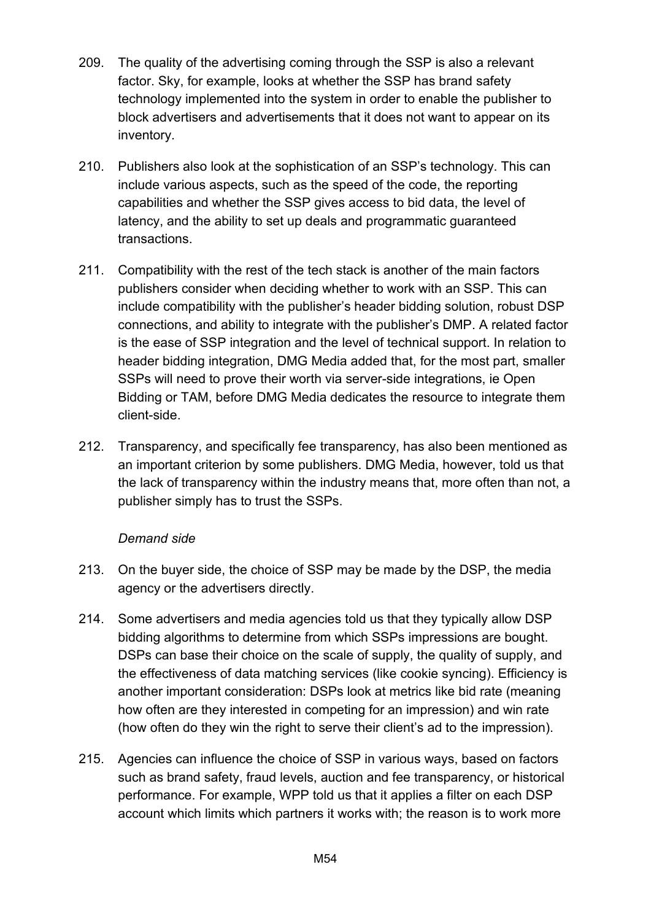209. The quality of the advertising coming through the SSP is also a relevant factor. Sky, for example, looks at whether the SSP has brand safety technology implemented into the system in order to enable the publisher to block advertisers and advertisements that it does not want to appear on its inventory.

210. Publishers also look at the sophistication of an SSP's technology. This can include various aspects, such as the speed of the code, the reporting capabilities and whether the SSP gives access to bid data, the level of latency, and the ability to set up deals and programmatic guaranteed transactions.

211. Compatibility with the rest of the tech stack is another of the main factors publishers consider when deciding whether to work with an SSP. This can include compatibility with the publisher's header bidding solution, robust DSP connections, and ability to integrate with the publisher's DMP. A related factor is the ease of SSP integration and the level of technical support. In relation to header bidding integration, DMG Media added that, for the most part, smaller SSPs will need to prove their worth via server-side integrations, ie Open Bidding or TAM, before DMG Media dedicates the resource to integrate them client-side.

212. Transparency, and specifically fee transparency, has also been mentioned as an important criterion by some publishers. DMG Media, however, told us that the lack of transparency within the industry means that, more often than not, a publisher simply has to trust the SSPs.

*Demand side*

213. On the buyer side, the choice of SSP may be made by the DSP, the media agency or the advertisers directly.

214. Some advertisers and media agencies told us that they typically allow DSP bidding algorithms to determine from which SSPs impressions are bought. DSPs can base their choice on the scale of supply, the quality of supply, and the effectiveness of data matching services (like cookie syncing). Efficiency is another important consideration: DSPs look at metrics like bid rate (meaning how often are they interested in competing for an impression) and win rate (how often do they win the right to serve their client's ad to the impression).

215. Agencies can influence the choice of SSP in various ways, based on factors such as brand safety, fraud levels, auction and fee transparency, or historical performance. For example, WPP told us that it applies a filter on each DSP account which limits which partners it works with; the reason is to work more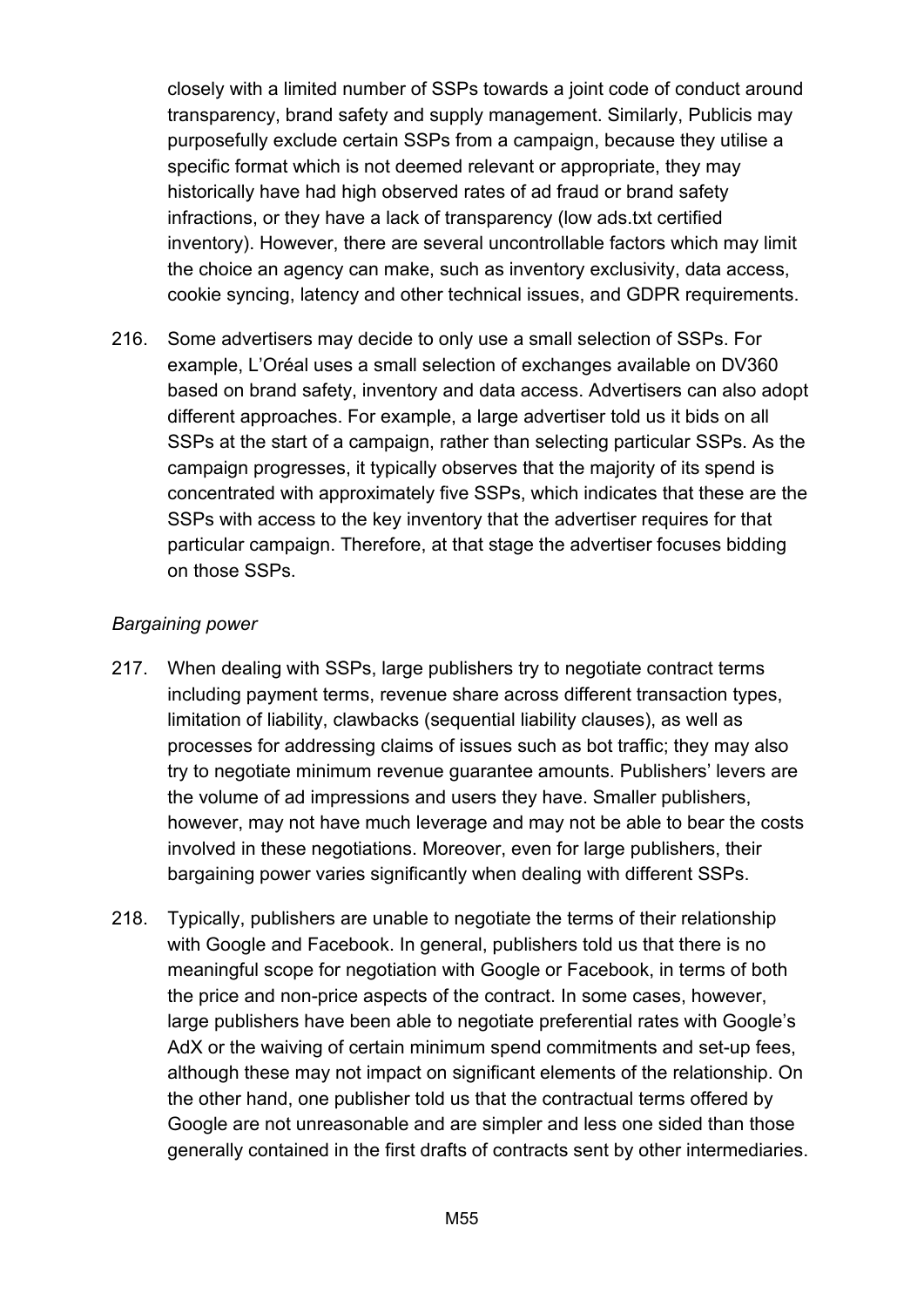closely with a limited number of SSPs towards a joint code of conduct around transparency, brand safety and supply management. Similarly, Publicis may purposefully exclude certain SSPs from a campaign, because they utilise a specific format which is not deemed relevant or appropriate, they may historically have had high observed rates of ad fraud or brand safety infractions, or they have a lack of transparency (low ads.txt certified inventory). However, there are several uncontrollable factors which may limit the choice an agency can make, such as inventory exclusivity, data access, cookie syncing, latency and other technical issues, and GDPR requirements.

216. Some advertisers may decide to only use a small selection of SSPs. For example, L'Oréal uses a small selection of exchanges available on DV360 based on brand safety, inventory and data access. Advertisers can also adopt different approaches. For example, a large advertiser told us it bids on all SSPs at the start of a campaign, rather than selecting particular SSPs. As the campaign progresses, it typically observes that the majority of its spend is concentrated with approximately five SSPs, which indicates that these are the SSPs with access to the key inventory that the advertiser requires for that particular campaign. Therefore, at that stage the advertiser focuses bidding on those SSPs.

*Bargaining power*

217. When dealing with SSPs, large publishers try to negotiate contract terms including payment terms, revenue share across different transaction types, limitation of liability, clawbacks (sequential liability clauses), as well as processes for addressing claims of issues such as bot traffic; they may also try to negotiate minimum revenue guarantee amounts. Publishers' levers are the volume of ad impressions and users they have. Smaller publishers, however, may not have much leverage and may not be able to bear the costs involved in these negotiations. Moreover, even for large publishers, their bargaining power varies significantly when dealing with different SSPs.

218. Typically, publishers are unable to negotiate the terms of their relationship with Google and Facebook. In general, publishers told us that there is no meaningful scope for negotiation with Google or Facebook, in terms of both the price and non-price aspects of the contract. In some cases, however, large publishers have been able to negotiate preferential rates with Google's AdX or the waiving of certain minimum spend commitments and set-up fees, although these may not impact on significant elements of the relationship. On the other hand, one publisher told us that the contractual terms offered by Google are not unreasonable and are simpler and less one sided than those generally contained in the first drafts of contracts sent by other intermediaries.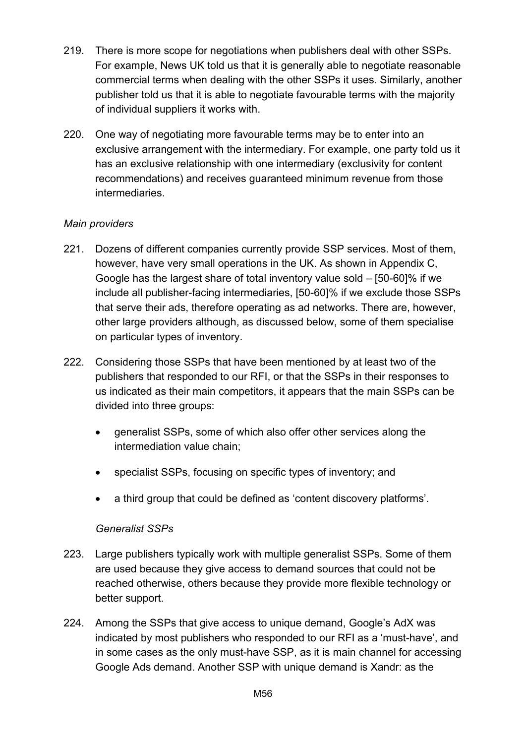219. There is more scope for negotiations when publishers deal with other SSPs. For example, News UK told us that it is generally able to negotiate reasonable commercial terms when dealing with the other SSPs it uses. Similarly, another publisher told us that it is able to negotiate favourable terms with the majority of individual suppliers it works with.

220. One way of negotiating more favourable terms may be to enter into an exclusive arrangement with the intermediary. For example, one party told us it has an exclusive relationship with one intermediary (exclusivity for content recommendations) and receives guaranteed minimum revenue from those intermediaries.

*Main providers*

221. Dozens of different companies currently provide SSP services. Most of them, however, have very small operations in the UK. As shown in Appendix C, Google has the largest share of total inventory value sold – [50-60]% if we include all publisher-facing intermediaries, [50-60]% if we exclude those SSPs that serve their ads, therefore operating as ad networks. There are, however, other large providers although, as discussed below, some of them specialise on particular types of inventory.

222. Considering those SSPs that have been mentioned by at least two of the publishers that responded to our RFI, or that the SSPs in their responses to us indicated as their main competitors, it appears that the main SSPs can be divided into three groups:

- generalist SSPs, some of which also offer other services along the intermediation value chain;
- specialist SSPs, focusing on specific types of inventory; and
- a third group that could be defined as 'content discovery platforms'.

*Generalist SSPs*

223. Large publishers typically work with multiple generalist SSPs. Some of them are used because they give access to demand sources that could not be reached otherwise, others because they provide more flexible technology or better support.

224. Among the SSPs that give access to unique demand, Google's AdX was indicated by most publishers who responded to our RFI as a 'must-have', and in some cases as the only must-have SSP, as it is main channel for accessing Google Ads demand. Another SSP with unique demand is Xandr: as the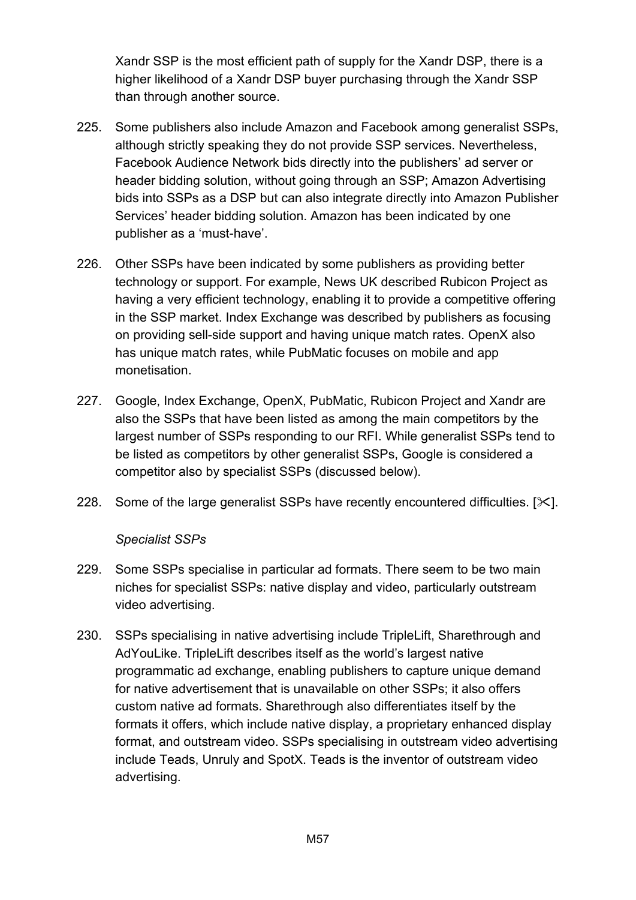Xandr SSP is the most efficient path of supply for the Xandr DSP, there is a higher likelihood of a Xandr DSP buyer purchasing through the Xandr SSP than through another source.

225. Some publishers also include Amazon and Facebook among generalist SSPs, although strictly speaking they do not provide SSP services. Nevertheless, Facebook Audience Network bids directly into the publishers' ad server or header bidding solution, without going through an SSP; Amazon Advertising bids into SSPs as a DSP but can also integrate directly into Amazon Publisher Services' header bidding solution. Amazon has been indicated by one publisher as a 'must-have'.

226. Other SSPs have been indicated by some publishers as providing better technology or support. For example, News UK described Rubicon Project as having a very efficient technology, enabling it to provide a competitive offering in the SSP market. Index Exchange was described by publishers as focusing on providing sell-side support and having unique match rates. OpenX also has unique match rates, while PubMatic focuses on mobile and app monetisation.

227. Google, Index Exchange, OpenX, PubMatic, Rubicon Project and Xandr are also the SSPs that have been listed as among the main competitors by the largest number of SSPs responding to our RFI. While generalist SSPs tend to be listed as competitors by other generalist SSPs, Google is considered a competitor also by specialist SSPs (discussed below).

228. Some of the large generalist SSPs have recently encountered difficulties. [✂].

*Specialist SSPs*

229. Some SSPs specialise in particular ad formats. There seem to be two main niches for specialist SSPs: native display and video, particularly outstream video advertising.

230. SSPs specialising in native advertising include TripleLift, Sharethrough and AdYouLike. TripleLift describes itself as the world's largest native programmatic ad exchange, enabling publishers to capture unique demand for native advertisement that is unavailable on other SSPs; it also offers custom native ad formats. Sharethrough also differentiates itself by the formats it offers, which include native display, a proprietary enhanced display format, and outstream video. SSPs specialising in outstream video advertising include Teads, Unruly and SpotX. Teads is the inventor of outstream video advertising.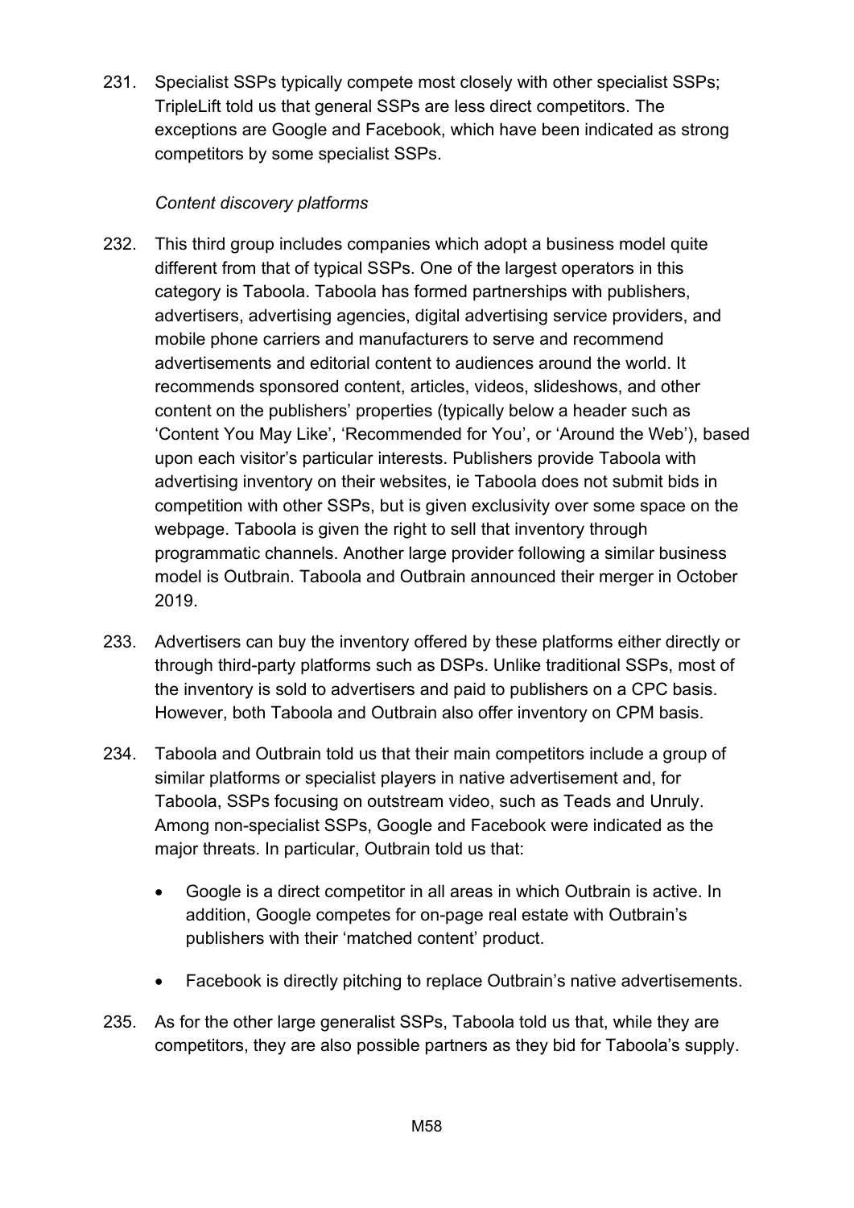231. Specialist SSPs typically compete most closely with other specialist SSPs; TripleLift told us that general SSPs are less direct competitors. The exceptions are Google and Facebook, which have been indicated as strong competitors by some specialist SSPs.

*Content discovery platforms*

232. This third group includes companies which adopt a business model quite different from that of typical SSPs. One of the largest operators in this category is Taboola. Taboola has formed partnerships with publishers, advertisers, advertising agencies, digital advertising service providers, and mobile phone carriers and manufacturers to serve and recommend advertisements and editorial content to audiences around the world. It recommends sponsored content, articles, videos, slideshows, and other content on the publishers' properties (typically below a header such as 'Content You May Like', 'Recommended for You', or 'Around the Web'), based upon each visitor's particular interests. Publishers provide Taboola with advertising inventory on their websites, ie Taboola does not submit bids in competition with other SSPs, but is given exclusivity over some space on the webpage. Taboola is given the right to sell that inventory through programmatic channels. Another large provider following a similar business model is Outbrain. Taboola and Outbrain announced their merger in October 2019.

233. Advertisers can buy the inventory offered by these platforms either directly or through third-party platforms such as DSPs. Unlike traditional SSPs, most of the inventory is sold to advertisers and paid to publishers on a CPC basis. However, both Taboola and Outbrain also offer inventory on CPM basis.

234. Taboola and Outbrain told us that their main competitors include a group of similar platforms or specialist players in native advertisement and, for Taboola, SSPs focusing on outstream video, such as Teads and Unruly. Among non-specialist SSPs, Google and Facebook were indicated as the major threats. In particular, Outbrain told us that:

- Google is a direct competitor in all areas in which Outbrain is active. In addition, Google competes for on-page real estate with Outbrain's publishers with their 'matched content' product.
- Facebook is directly pitching to replace Outbrain's native advertisements.

235. As for the other large generalist SSPs, Taboola told us that, while they are competitors, they are also possible partners as they bid for Taboola's supply.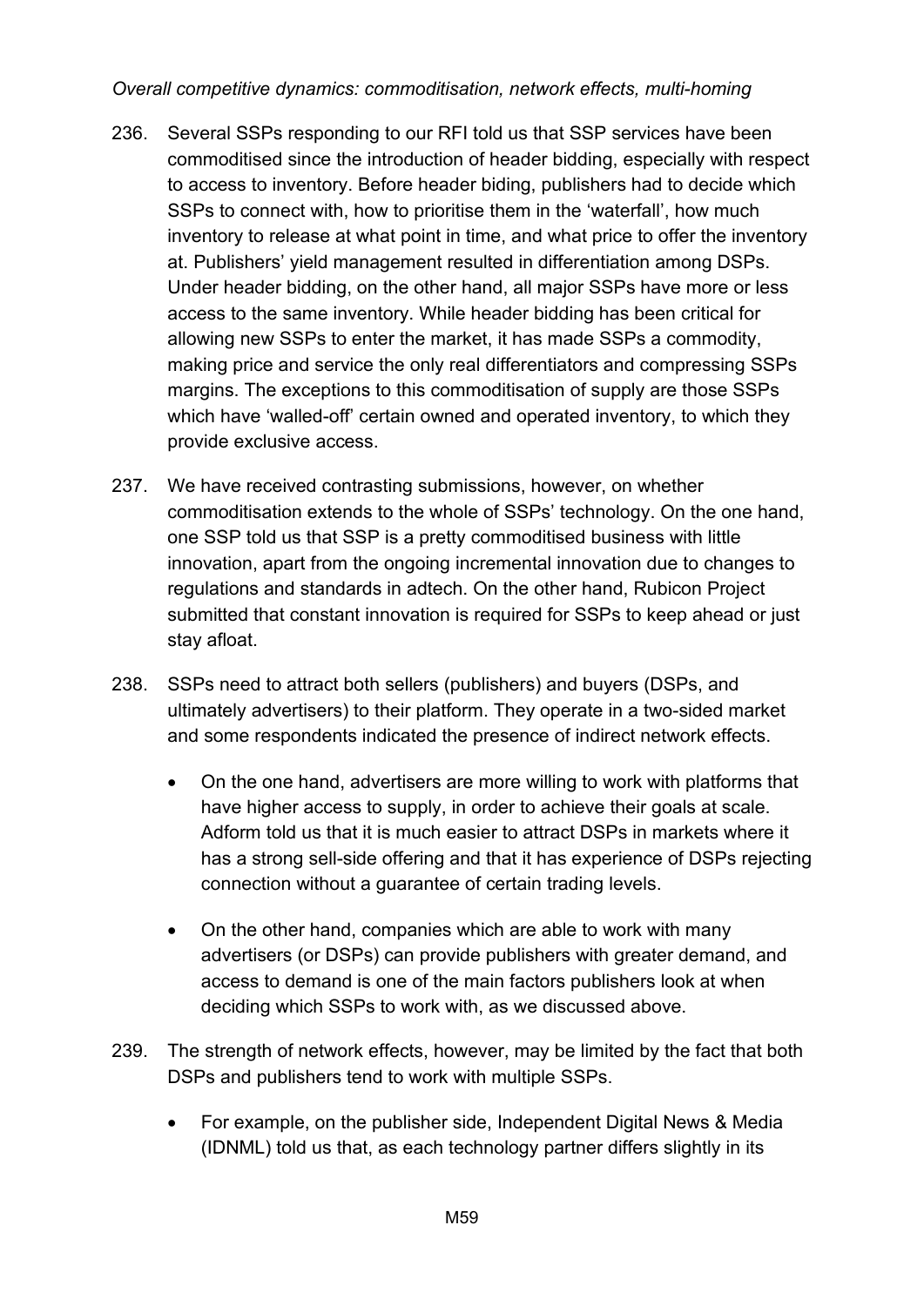*Overall competitive dynamics: commoditisation, network effects, multi-homing*

236. Several SSPs responding to our RFI told us that SSP services have been commoditised since the introduction of header bidding, especially with respect to access to inventory. Before header biding, publishers had to decide which SSPs to connect with, how to prioritise them in the 'waterfall', how much inventory to release at what point in time, and what price to offer the inventory at. Publishers' yield management resulted in differentiation among DSPs. Under header bidding, on the other hand, all major SSPs have more or less access to the same inventory. While header bidding has been critical for allowing new SSPs to enter the market, it has made SSPs a commodity, making price and service the only real differentiators and compressing SSPs margins. The exceptions to this commoditisation of supply are those SSPs which have 'walled-off' certain owned and operated inventory, to which they provide exclusive access.

237. We have received contrasting submissions, however, on whether commoditisation extends to the whole of SSPs' technology. On the one hand, one SSP told us that SSP is a pretty commoditised business with little innovation, apart from the ongoing incremental innovation due to changes to regulations and standards in adtech. On the other hand, Rubicon Project submitted that constant innovation is required for SSPs to keep ahead or just stay afloat.

238. SSPs need to attract both sellers (publishers) and buyers (DSPs, and ultimately advertisers) to their platform. They operate in a two-sided market and some respondents indicated the presence of indirect network effects.

    - On the one hand, advertisers are more willing to work with platforms that have higher access to supply, in order to achieve their goals at scale. Adform told us that it is much easier to attract DSPs in markets where it has a strong sell-side offering and that it has experience of DSPs rejecting connection without a guarantee of certain trading levels.

    - On the other hand, companies which are able to work with many advertisers (or DSPs) can provide publishers with greater demand, and access to demand is one of the main factors publishers look at when deciding which SSPs to work with, as we discussed above.

239. The strength of network effects, however, may be limited by the fact that both DSPs and publishers tend to work with multiple SSPs.

    - For example, on the publisher side, Independent Digital News & Media (IDNML) told us that, as each technology partner differs slightly in its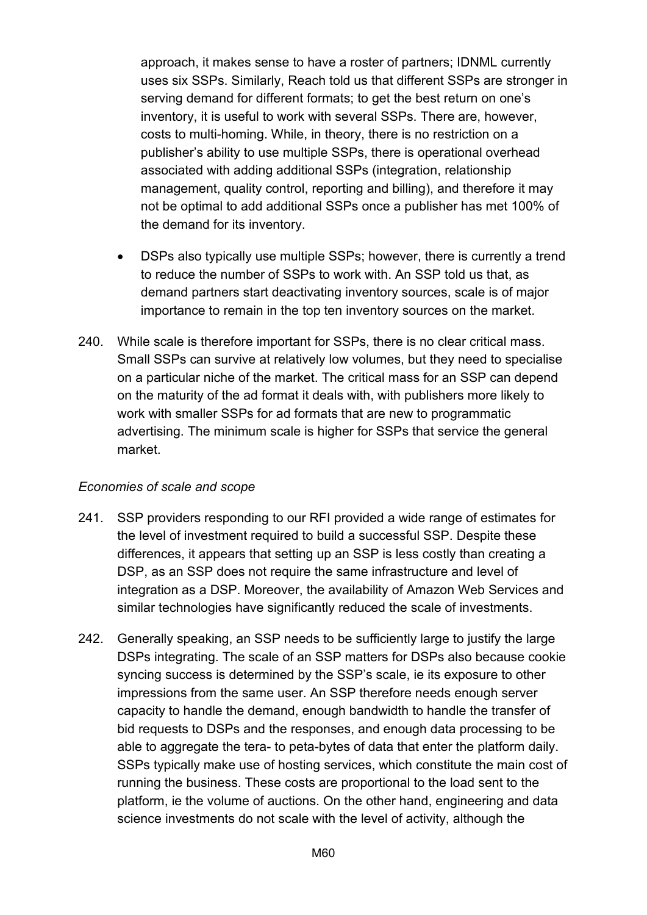approach, it makes sense to have a roster of partners; IDNML currently uses six SSPs. Similarly, Reach told us that different SSPs are stronger in serving demand for different formats; to get the best return on one's inventory, it is useful to work with several SSPs. There are, however, costs to multi-homing. While, in theory, there is no restriction on a publisher's ability to use multiple SSPs, there is operational overhead associated with adding additional SSPs (integration, relationship management, quality control, reporting and billing), and therefore it may not be optimal to add additional SSPs once a publisher has met 100% of the demand for its inventory.

- DSPs also typically use multiple SSPs; however, there is currently a trend to reduce the number of SSPs to work with. An SSP told us that, as demand partners start deactivating inventory sources, scale is of major importance to remain in the top ten inventory sources on the market.

240. While scale is therefore important for SSPs, there is no clear critical mass. Small SSPs can survive at relatively low volumes, but they need to specialise on a particular niche of the market. The critical mass for an SSP can depend on the maturity of the ad format it deals with, with publishers more likely to work with smaller SSPs for ad formats that are new to programmatic advertising. The minimum scale is higher for SSPs that service the general market.

*Economies of scale and scope*

241. SSP providers responding to our RFI provided a wide range of estimates for the level of investment required to build a successful SSP. Despite these differences, it appears that setting up an SSP is less costly than creating a DSP, as an SSP does not require the same infrastructure and level of integration as a DSP. Moreover, the availability of Amazon Web Services and similar technologies have significantly reduced the scale of investments.

242. Generally speaking, an SSP needs to be sufficiently large to justify the large DSPs integrating. The scale of an SSP matters for DSPs also because cookie syncing success is determined by the SSP's scale, ie its exposure to other impressions from the same user. An SSP therefore needs enough server capacity to handle the demand, enough bandwidth to handle the transfer of bid requests to DSPs and the responses, and enough data processing to be able to aggregate the tera- to peta-bytes of data that enter the platform daily. SSPs typically make use of hosting services, which constitute the main cost of running the business. These costs are proportional to the load sent to the platform, ie the volume of auctions. On the other hand, engineering and data science investments do not scale with the level of activity, although the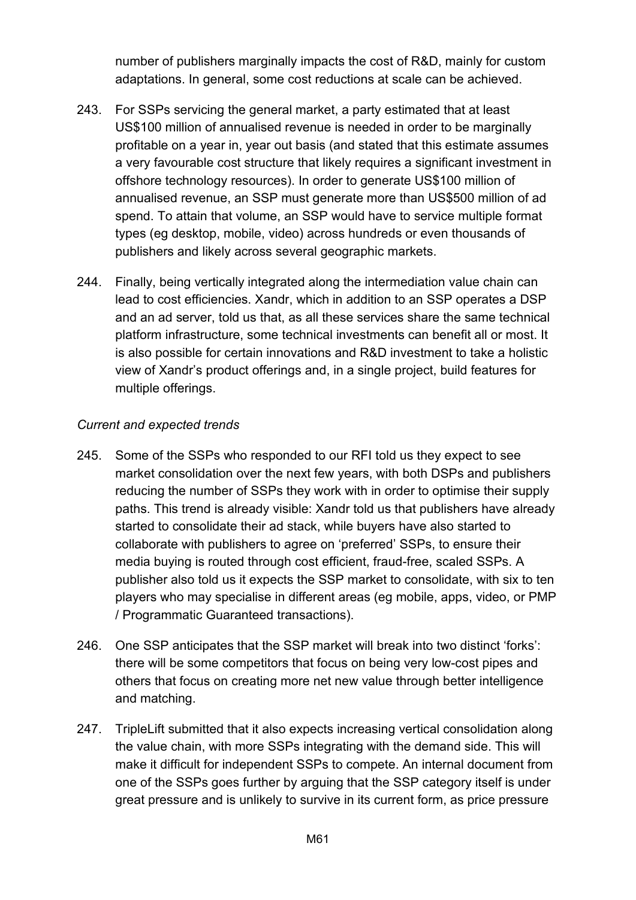number of publishers marginally impacts the cost of R&D, mainly for custom adaptations. In general, some cost reductions at scale can be achieved.

243. For SSPs servicing the general market, a party estimated that at least US$100 million of annualised revenue is needed in order to be marginally profitable on a year in, year out basis (and stated that this estimate assumes a very favourable cost structure that likely requires a significant investment in offshore technology resources). In order to generate US$100 million of annualised revenue, an SSP must generate more than US$500 million of ad spend. To attain that volume, an SSP would have to service multiple format types (eg desktop, mobile, video) across hundreds or even thousands of publishers and likely across several geographic markets.

244. Finally, being vertically integrated along the intermediation value chain can lead to cost efficiencies. Xandr, which in addition to an SSP operates a DSP and an ad server, told us that, as all these services share the same technical platform infrastructure, some technical investments can benefit all or most. It is also possible for certain innovations and R&D investment to take a holistic view of Xandr's product offerings and, in a single project, build features for multiple offerings.

*Current and expected trends*

245. Some of the SSPs who responded to our RFI told us they expect to see market consolidation over the next few years, with both DSPs and publishers reducing the number of SSPs they work with in order to optimise their supply paths. This trend is already visible: Xandr told us that publishers have already started to consolidate their ad stack, while buyers have also started to collaborate with publishers to agree on 'preferred' SSPs, to ensure their media buying is routed through cost efficient, fraud-free, scaled SSPs. A publisher also told us it expects the SSP market to consolidate, with six to ten players who may specialise in different areas (eg mobile, apps, video, or PMP / Programmatic Guaranteed transactions).

246. One SSP anticipates that the SSP market will break into two distinct 'forks': there will be some competitors that focus on being very low-cost pipes and others that focus on creating more net new value through better intelligence and matching.

247. TripleLift submitted that it also expects increasing vertical consolidation along the value chain, with more SSPs integrating with the demand side. This will make it difficult for independent SSPs to compete. An internal document from one of the SSPs goes further by arguing that the SSP category itself is under great pressure and is unlikely to survive in its current form, as price pressure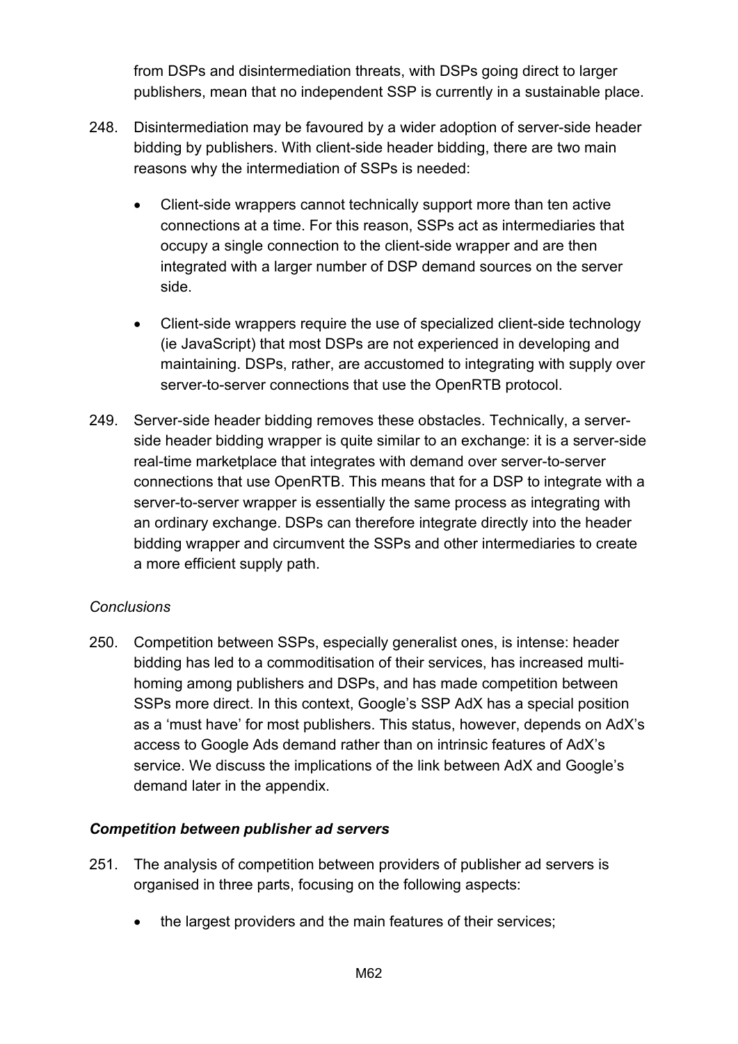from DSPs and disintermediation threats, with DSPs going direct to larger publishers, mean that no independent SSP is currently in a sustainable place.

248. Disintermediation may be favoured by a wider adoption of server-side header bidding by publishers. With client-side header bidding, there are two main reasons why the intermediation of SSPs is needed:

   - Client-side wrappers cannot technically support more than ten active connections at a time. For this reason, SSPs act as intermediaries that occupy a single connection to the client-side wrapper and are then integrated with a larger number of DSP demand sources on the server side.

   - Client-side wrappers require the use of specialized client-side technology (ie JavaScript) that most DSPs are not experienced in developing and maintaining. DSPs, rather, are accustomed to integrating with supply over server-to-server connections that use the OpenRTB protocol.

249. Server-side header bidding removes these obstacles. Technically, a server-side header bidding wrapper is quite similar to an exchange: it is a server-side real-time marketplace that integrates with demand over server-to-server connections that use OpenRTB. This means that for a DSP to integrate with a server-to-server wrapper is essentially the same process as integrating with an ordinary exchange. DSPs can therefore integrate directly into the header bidding wrapper and circumvent the SSPs and other intermediaries to create a more efficient supply path.

*Conclusions*

250. Competition between SSPs, especially generalist ones, is intense: header bidding has led to a commoditisation of their services, has increased multi-homing among publishers and DSPs, and has made competition between SSPs more direct. In this context, Google's SSP AdX has a special position as a 'must have' for most publishers. This status, however, depends on AdX's access to Google Ads demand rather than on intrinsic features of AdX's service. We discuss the implications of the link between AdX and Google's demand later in the appendix.

***Competition between publisher ad servers***

251. The analysis of competition between providers of publisher ad servers is organised in three parts, focusing on the following aspects:

   - the largest providers and the main features of their services;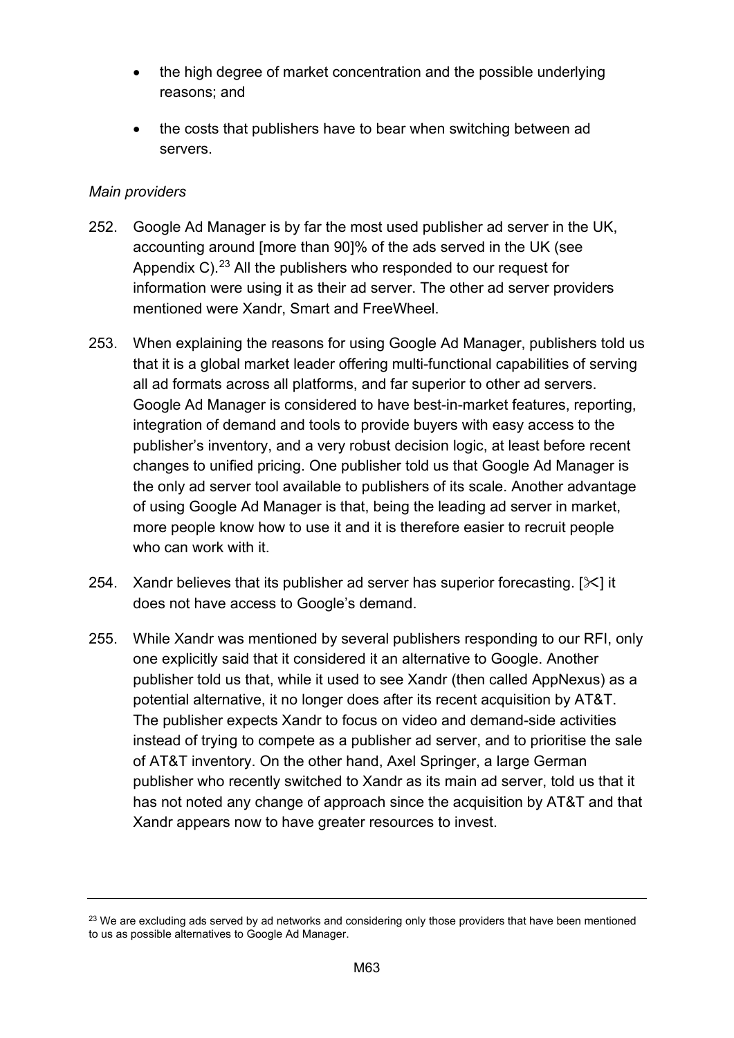- the high degree of market concentration and the possible underlying reasons; and
- the costs that publishers have to bear when switching between ad servers.

*Main providers*

252. Google Ad Manager is by far the most used publisher ad server in the UK, accounting around [more than 90]% of the ads served in the UK (see Appendix C).[23] All the publishers who responded to our request for information were using it as their ad server. The other ad server providers mentioned were Xandr, Smart and FreeWheel.

253. When explaining the reasons for using Google Ad Manager, publishers told us that it is a global market leader offering multi-functional capabilities of serving all ad formats across all platforms, and far superior to other ad servers. Google Ad Manager is considered to have best-in-market features, reporting, integration of demand and tools to provide buyers with easy access to the publisher's inventory, and a very robust decision logic, at least before recent changes to unified pricing. One publisher told us that Google Ad Manager is the only ad server tool available to publishers of its scale. Another advantage of using Google Ad Manager is that, being the leading ad server in market, more people know how to use it and it is therefore easier to recruit people who can work with it.

254. Xandr believes that its publisher ad server has superior forecasting. [✂] it does not have access to Google's demand.

255. While Xandr was mentioned by several publishers responding to our RFI, only one explicitly said that it considered it an alternative to Google. Another publisher told us that, while it used to see Xandr (then called AppNexus) as a potential alternative, it no longer does after its recent acquisition by AT&T. The publisher expects Xandr to focus on video and demand-side activities instead of trying to compete as a publisher ad server, and to prioritise the sale of AT&T inventory. On the other hand, Axel Springer, a large German publisher who recently switched to Xandr as its main ad server, told us that it has not noted any change of approach since the acquisition by AT&T and that Xandr appears now to have greater resources to invest.

[23] We are excluding ads served by ad networks and considering only those providers that have been mentioned to us as possible alternatives to Google Ad Manager.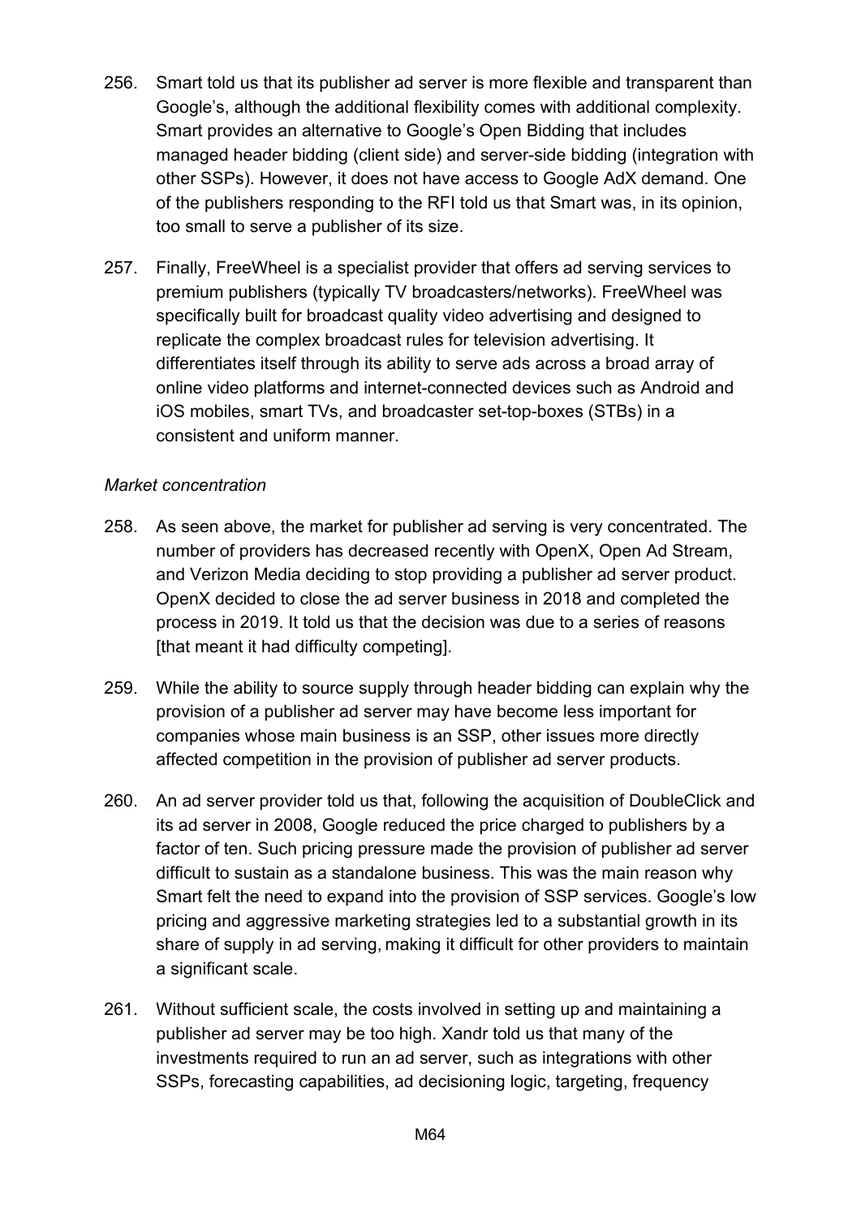256. Smart told us that its publisher ad server is more flexible and transparent than Google's, although the additional flexibility comes with additional complexity. Smart provides an alternative to Google's Open Bidding that includes managed header bidding (client side) and server-side bidding (integration with other SSPs). However, it does not have access to Google AdX demand. One of the publishers responding to the RFI told us that Smart was, in its opinion, too small to serve a publisher of its size.

257. Finally, FreeWheel is a specialist provider that offers ad serving services to premium publishers (typically TV broadcasters/networks). FreeWheel was specifically built for broadcast quality video advertising and designed to replicate the complex broadcast rules for television advertising. It differentiates itself through its ability to serve ads across a broad array of online video platforms and internet-connected devices such as Android and iOS mobiles, smart TVs, and broadcaster set-top-boxes (STBs) in a consistent and uniform manner.

*Market concentration*

258. As seen above, the market for publisher ad serving is very concentrated. The number of providers has decreased recently with OpenX, Open Ad Stream, and Verizon Media deciding to stop providing a publisher ad server product. OpenX decided to close the ad server business in 2018 and completed the process in 2019. It told us that the decision was due to a series of reasons [that meant it had difficulty competing].

259. While the ability to source supply through header bidding can explain why the provision of a publisher ad server may have become less important for companies whose main business is an SSP, other issues more directly affected competition in the provision of publisher ad server products.

260. An ad server provider told us that, following the acquisition of DoubleClick and its ad server in 2008, Google reduced the price charged to publishers by a factor of ten. Such pricing pressure made the provision of publisher ad server difficult to sustain as a standalone business. This was the main reason why Smart felt the need to expand into the provision of SSP services. Google's low pricing and aggressive marketing strategies led to a substantial growth in its share of supply in ad serving, making it difficult for other providers to maintain a significant scale.

261. Without sufficient scale, the costs involved in setting up and maintaining a publisher ad server may be too high. Xandr told us that many of the investments required to run an ad server, such as integrations with other SSPs, forecasting capabilities, ad decisioning logic, targeting, frequency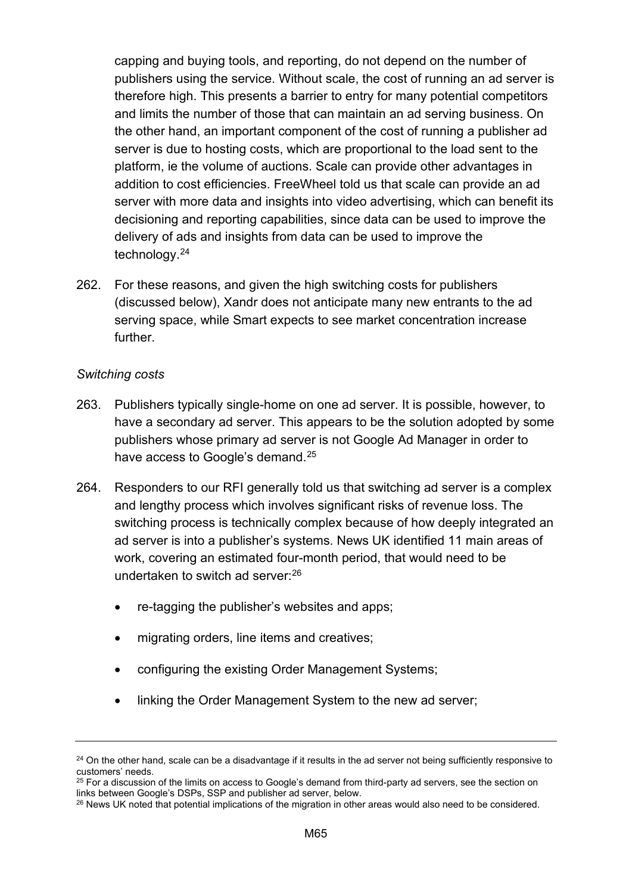capping and buying tools, and reporting, do not depend on the number of publishers using the service. Without scale, the cost of running an ad server is therefore high. This presents a barrier to entry for many potential competitors and limits the number of those that can maintain an ad serving business. On the other hand, an important component of the cost of running a publisher ad server is due to hosting costs, which are proportional to the load sent to the platform, ie the volume of auctions. Scale can provide other advantages in addition to cost efficiencies. FreeWheel told us that scale can provide an ad server with more data and insights into video advertising, which can benefit its decisioning and reporting capabilities, since data can be used to improve the delivery of ads and insights from data can be used to improve the technology.[24]

262. For these reasons, and given the high switching costs for publishers (discussed below), Xandr does not anticipate many new entrants to the ad serving space, while Smart expects to see market concentration increase further.

*Switching costs*

263. Publishers typically single-home on one ad server. It is possible, however, to have a secondary ad server. This appears to be the solution adopted by some publishers whose primary ad server is not Google Ad Manager in order to have access to Google's demand.[25]

264. Responders to our RFI generally told us that switching ad server is a complex and lengthy process which involves significant risks of revenue loss. The switching process is technically complex because of how deeply integrated an ad server is into a publisher's systems. News UK identified 11 main areas of work, covering an estimated four-month period, that would need to be undertaken to switch ad server:[26]

- re-tagging the publisher's websites and apps;
- migrating orders, line items and creatives;
- configuring the existing Order Management Systems;
- linking the Order Management System to the new ad server;

[24] On the other hand, scale can be a disadvantage if it results in the ad server not being sufficiently responsive to customers' needs.
[25] For a discussion of the limits on access to Google's demand from third-party ad servers, see the section on links between Google's DSPs, SSP and publisher ad server, below.
[26] News UK noted that potential implications of the migration in other areas would also need to be considered.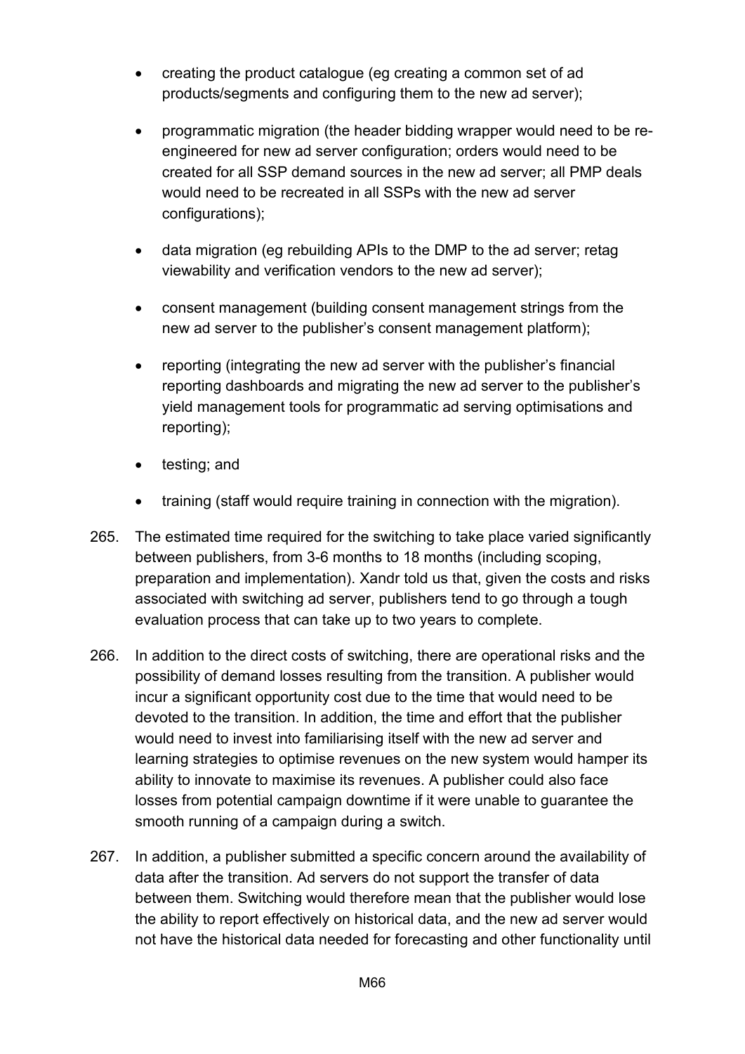- creating the product catalogue (eg creating a common set of ad products/segments and configuring them to the new ad server);
- programmatic migration (the header bidding wrapper would need to be re-engineered for new ad server configuration; orders would need to be created for all SSP demand sources in the new ad server; all PMP deals would need to be recreated in all SSPs with the new ad server configurations);
- data migration (eg rebuilding APIs to the DMP to the ad server; retag viewability and verification vendors to the new ad server);
- consent management (building consent management strings from the new ad server to the publisher's consent management platform);
- reporting (integrating the new ad server with the publisher's financial reporting dashboards and migrating the new ad server to the publisher's yield management tools for programmatic ad serving optimisations and reporting);
- testing; and
- training (staff would require training in connection with the migration).

265. The estimated time required for the switching to take place varied significantly between publishers, from 3-6 months to 18 months (including scoping, preparation and implementation). Xandr told us that, given the costs and risks associated with switching ad server, publishers tend to go through a tough evaluation process that can take up to two years to complete.

266. In addition to the direct costs of switching, there are operational risks and the possibility of demand losses resulting from the transition. A publisher would incur a significant opportunity cost due to the time that would need to be devoted to the transition. In addition, the time and effort that the publisher would need to invest into familiarising itself with the new ad server and learning strategies to optimise revenues on the new system would hamper its ability to innovate to maximise its revenues. A publisher could also face losses from potential campaign downtime if it were unable to guarantee the smooth running of a campaign during a switch.

267. In addition, a publisher submitted a specific concern around the availability of data after the transition. Ad servers do not support the transfer of data between them. Switching would therefore mean that the publisher would lose the ability to report effectively on historical data, and the new ad server would not have the historical data needed for forecasting and other functionality until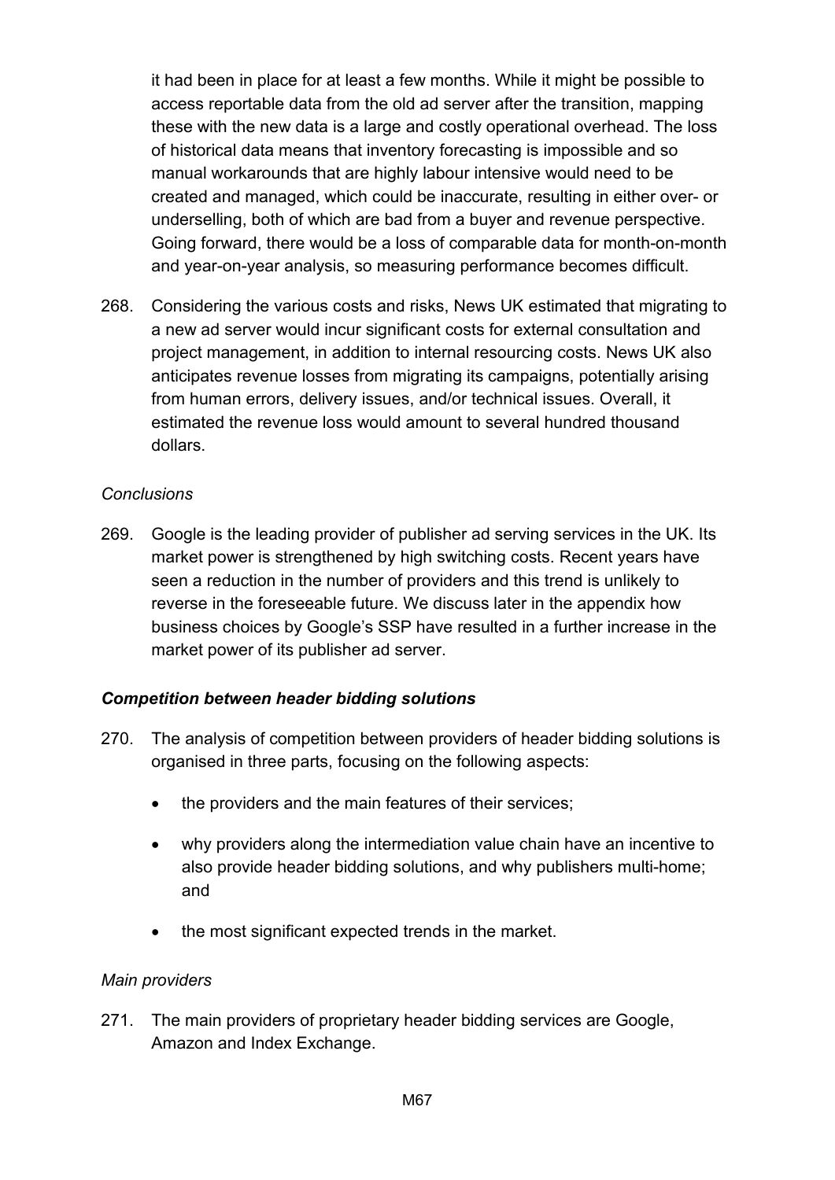it had been in place for at least a few months. While it might be possible to access reportable data from the old ad server after the transition, mapping these with the new data is a large and costly operational overhead. The loss of historical data means that inventory forecasting is impossible and so manual workarounds that are highly labour intensive would need to be created and managed, which could be inaccurate, resulting in either over- or underselling, both of which are bad from a buyer and revenue perspective. Going forward, there would be a loss of comparable data for month-on-month and year-on-year analysis, so measuring performance becomes difficult.

268. Considering the various costs and risks, News UK estimated that migrating to a new ad server would incur significant costs for external consultation and project management, in addition to internal resourcing costs. News UK also anticipates revenue losses from migrating its campaigns, potentially arising from human errors, delivery issues, and/or technical issues. Overall, it estimated the revenue loss would amount to several hundred thousand dollars.

*Conclusions*

269. Google is the leading provider of publisher ad serving services in the UK. Its market power is strengthened by high switching costs. Recent years have seen a reduction in the number of providers and this trend is unlikely to reverse in the foreseeable future. We discuss later in the appendix how business choices by Google's SSP have resulted in a further increase in the market power of its publisher ad server.

***Competition between header bidding solutions***

270. The analysis of competition between providers of header bidding solutions is organised in three parts, focusing on the following aspects:

- the providers and the main features of their services;
- why providers along the intermediation value chain have an incentive to also provide header bidding solutions, and why publishers multi-home; and
- the most significant expected trends in the market.

*Main providers*

271. The main providers of proprietary header bidding services are Google, Amazon and Index Exchange.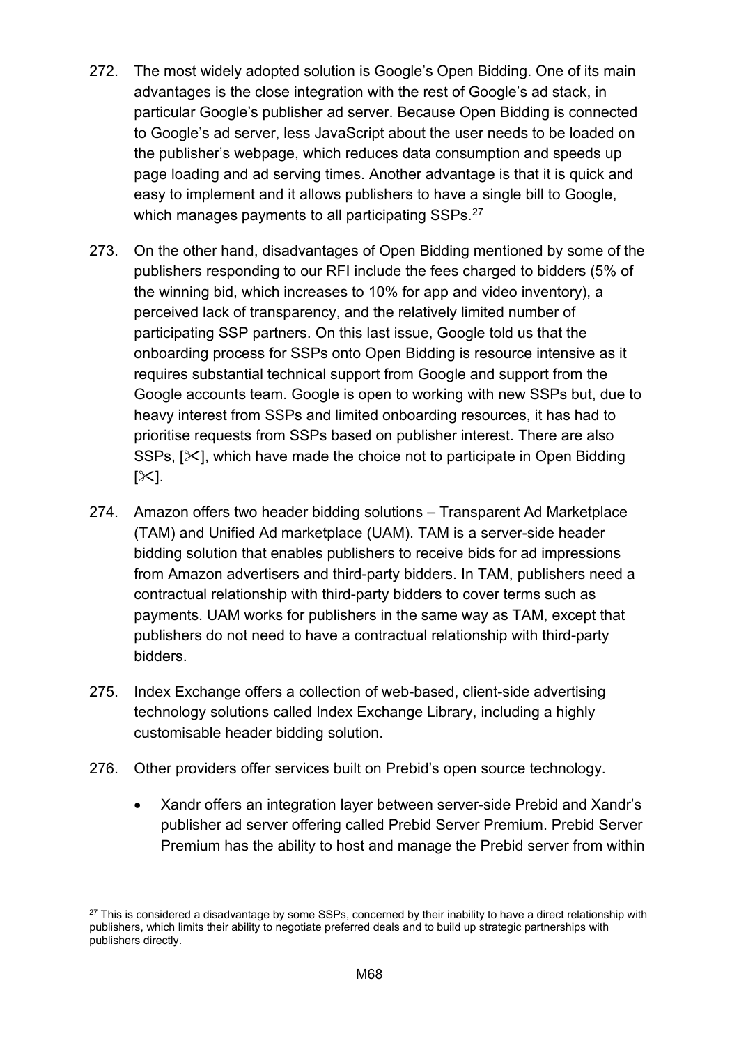272. The most widely adopted solution is Google's Open Bidding. One of its main advantages is the close integration with the rest of Google's ad stack, in particular Google's publisher ad server. Because Open Bidding is connected to Google's ad server, less JavaScript about the user needs to be loaded on the publisher's webpage, which reduces data consumption and speeds up page loading and ad serving times. Another advantage is that it is quick and easy to implement and it allows publishers to have a single bill to Google, which manages payments to all participating SSPs.[27]

273. On the other hand, disadvantages of Open Bidding mentioned by some of the publishers responding to our RFI include the fees charged to bidders (5% of the winning bid, which increases to 10% for app and video inventory), a perceived lack of transparency, and the relatively limited number of participating SSP partners. On this last issue, Google told us that the onboarding process for SSPs onto Open Bidding is resource intensive as it requires substantial technical support from Google and support from the Google accounts team. Google is open to working with new SSPs but, due to heavy interest from SSPs and limited onboarding resources, it has had to prioritise requests from SSPs based on publisher interest. There are also SSPs, [✂], which have made the choice not to participate in Open Bidding [✂].

274. Amazon offers two header bidding solutions – Transparent Ad Marketplace (TAM) and Unified Ad marketplace (UAM). TAM is a server-side header bidding solution that enables publishers to receive bids for ad impressions from Amazon advertisers and third-party bidders. In TAM, publishers need a contractual relationship with third-party bidders to cover terms such as payments. UAM works for publishers in the same way as TAM, except that publishers do not need to have a contractual relationship with third-party bidders.

275. Index Exchange offers a collection of web-based, client-side advertising technology solutions called Index Exchange Library, including a highly customisable header bidding solution.

276. Other providers offer services built on Prebid's open source technology.

- Xandr offers an integration layer between server-side Prebid and Xandr's publisher ad server offering called Prebid Server Premium. Prebid Server Premium has the ability to host and manage the Prebid server from within

[27] This is considered a disadvantage by some SSPs, concerned by their inability to have a direct relationship with publishers, which limits their ability to negotiate preferred deals and to build up strategic partnerships with publishers directly.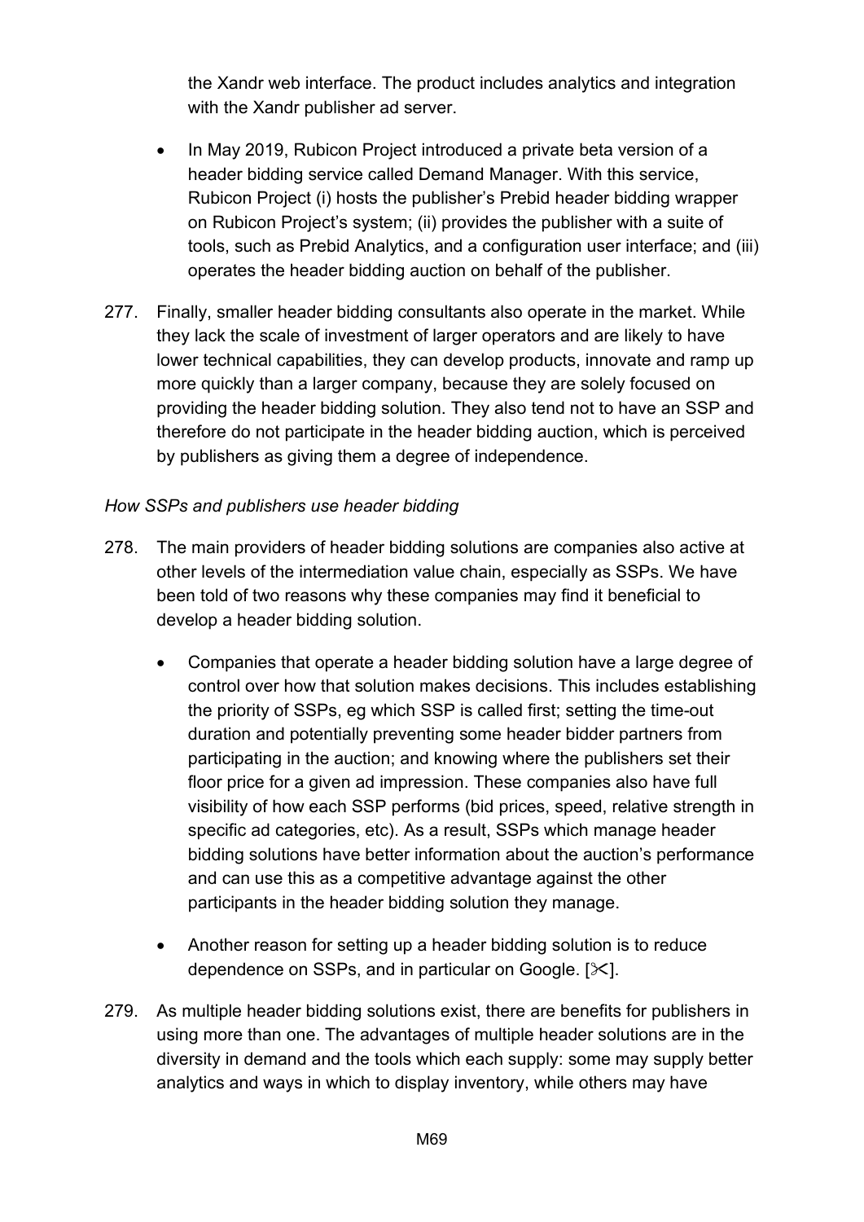the Xandr web interface. The product includes analytics and integration with the Xandr publisher ad server.

- In May 2019, Rubicon Project introduced a private beta version of a header bidding service called Demand Manager. With this service, Rubicon Project (i) hosts the publisher's Prebid header bidding wrapper on Rubicon Project's system; (ii) provides the publisher with a suite of tools, such as Prebid Analytics, and a configuration user interface; and (iii) operates the header bidding auction on behalf of the publisher.

277. Finally, smaller header bidding consultants also operate in the market. While they lack the scale of investment of larger operators and are likely to have lower technical capabilities, they can develop products, innovate and ramp up more quickly than a larger company, because they are solely focused on providing the header bidding solution. They also tend not to have an SSP and therefore do not participate in the header bidding auction, which is perceived by publishers as giving them a degree of independence.

*How SSPs and publishers use header bidding*

278. The main providers of header bidding solutions are companies also active at other levels of the intermediation value chain, especially as SSPs. We have been told of two reasons why these companies may find it beneficial to develop a header bidding solution.

- Companies that operate a header bidding solution have a large degree of control over how that solution makes decisions. This includes establishing the priority of SSPs, eg which SSP is called first; setting the time-out duration and potentially preventing some header bidder partners from participating in the auction; and knowing where the publishers set their floor price for a given ad impression. These companies also have full visibility of how each SSP performs (bid prices, speed, relative strength in specific ad categories, etc). As a result, SSPs which manage header bidding solutions have better information about the auction's performance and can use this as a competitive advantage against the other participants in the header bidding solution they manage.

- Another reason for setting up a header bidding solution is to reduce dependence on SSPs, and in particular on Google. [✂].

279. As multiple header bidding solutions exist, there are benefits for publishers in using more than one. The advantages of multiple header solutions are in the diversity in demand and the tools which each supply: some may supply better analytics and ways in which to display inventory, while others may have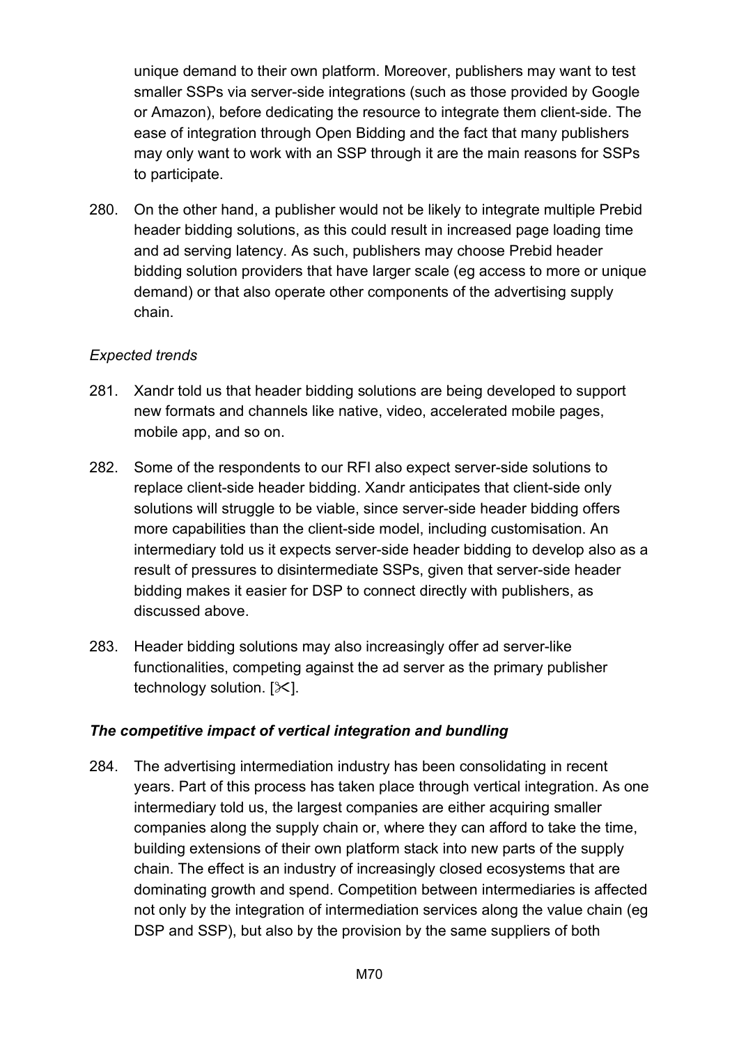unique demand to their own platform. Moreover, publishers may want to test smaller SSPs via server-side integrations (such as those provided by Google or Amazon), before dedicating the resource to integrate them client-side. The ease of integration through Open Bidding and the fact that many publishers may only want to work with an SSP through it are the main reasons for SSPs to participate.

280. On the other hand, a publisher would not be likely to integrate multiple Prebid header bidding solutions, as this could result in increased page loading time and ad serving latency. As such, publishers may choose Prebid header bidding solution providers that have larger scale (eg access to more or unique demand) or that also operate other components of the advertising supply chain.

*Expected trends*

281. Xandr told us that header bidding solutions are being developed to support new formats and channels like native, video, accelerated mobile pages, mobile app, and so on.

282. Some of the respondents to our RFI also expect server-side solutions to replace client-side header bidding. Xandr anticipates that client-side only solutions will struggle to be viable, since server-side header bidding offers more capabilities than the client-side model, including customisation. An intermediary told us it expects server-side header bidding to develop also as a result of pressures to disintermediate SSPs, given that server-side header bidding makes it easier for DSP to connect directly with publishers, as discussed above.

283. Header bidding solutions may also increasingly offer ad server-like functionalities, competing against the ad server as the primary publisher technology solution. [✂].

***The competitive impact of vertical integration and bundling***

284. The advertising intermediation industry has been consolidating in recent years. Part of this process has taken place through vertical integration. As one intermediary told us, the largest companies are either acquiring smaller companies along the supply chain or, where they can afford to take the time, building extensions of their own platform stack into new parts of the supply chain. The effect is an industry of increasingly closed ecosystems that are dominating growth and spend. Competition between intermediaries is affected not only by the integration of intermediation services along the value chain (eg DSP and SSP), but also by the provision by the same suppliers of both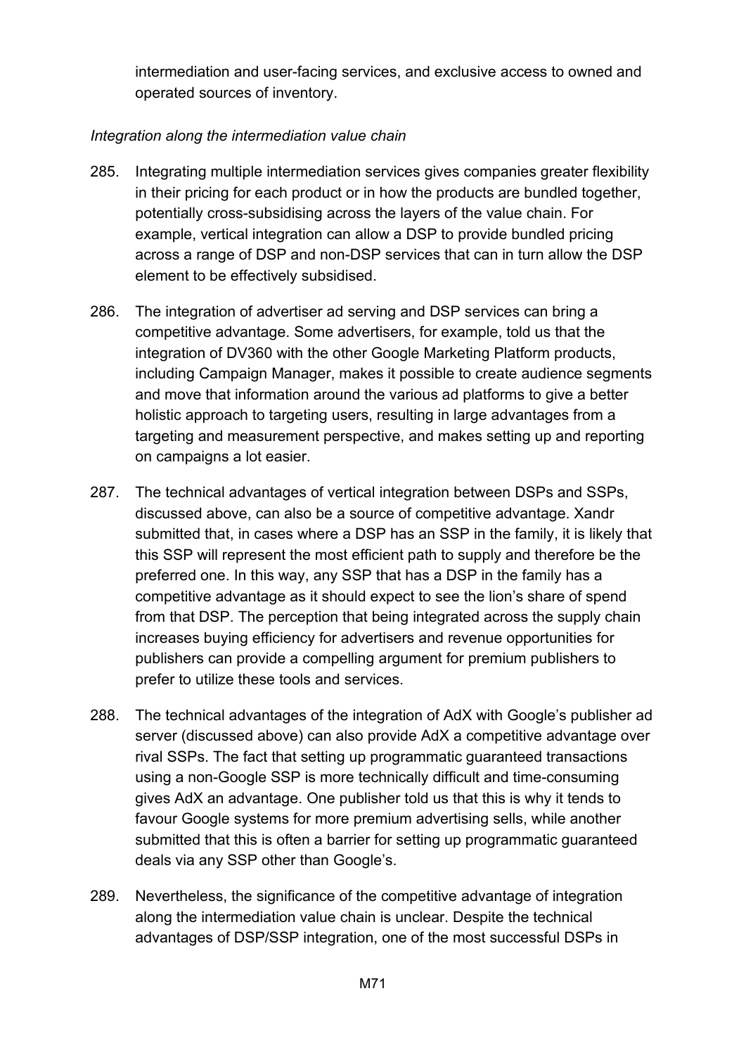intermediation and user-facing services, and exclusive access to owned and operated sources of inventory.

*Integration along the intermediation value chain*

285. Integrating multiple intermediation services gives companies greater flexibility in their pricing for each product or in how the products are bundled together, potentially cross-subsidising across the layers of the value chain. For example, vertical integration can allow a DSP to provide bundled pricing across a range of DSP and non-DSP services that can in turn allow the DSP element to be effectively subsidised.

286. The integration of advertiser ad serving and DSP services can bring a competitive advantage. Some advertisers, for example, told us that the integration of DV360 with the other Google Marketing Platform products, including Campaign Manager, makes it possible to create audience segments and move that information around the various ad platforms to give a better holistic approach to targeting users, resulting in large advantages from a targeting and measurement perspective, and makes setting up and reporting on campaigns a lot easier.

287. The technical advantages of vertical integration between DSPs and SSPs, discussed above, can also be a source of competitive advantage. Xandr submitted that, in cases where a DSP has an SSP in the family, it is likely that this SSP will represent the most efficient path to supply and therefore be the preferred one. In this way, any SSP that has a DSP in the family has a competitive advantage as it should expect to see the lion's share of spend from that DSP. The perception that being integrated across the supply chain increases buying efficiency for advertisers and revenue opportunities for publishers can provide a compelling argument for premium publishers to prefer to utilize these tools and services.

288. The technical advantages of the integration of AdX with Google's publisher ad server (discussed above) can also provide AdX a competitive advantage over rival SSPs. The fact that setting up programmatic guaranteed transactions using a non-Google SSP is more technically difficult and time-consuming gives AdX an advantage. One publisher told us that this is why it tends to favour Google systems for more premium advertising sells, while another submitted that this is often a barrier for setting up programmatic guaranteed deals via any SSP other than Google's.

289. Nevertheless, the significance of the competitive advantage of integration along the intermediation value chain is unclear. Despite the technical advantages of DSP/SSP integration, one of the most successful DSPs in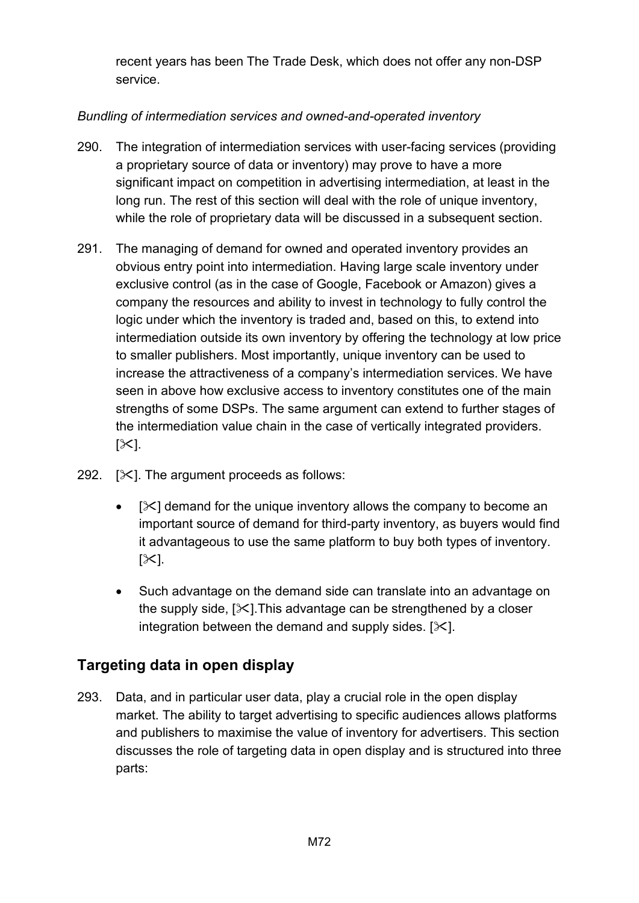recent years has been The Trade Desk, which does not offer any non-DSP service.

*Bundling of intermediation services and owned-and-operated inventory*

290. The integration of intermediation services with user-facing services (providing a proprietary source of data or inventory) may prove to have a more significant impact on competition in advertising intermediation, at least in the long run. The rest of this section will deal with the role of unique inventory, while the role of proprietary data will be discussed in a subsequent section.

291. The managing of demand for owned and operated inventory provides an obvious entry point into intermediation. Having large scale inventory under exclusive control (as in the case of Google, Facebook or Amazon) gives a company the resources and ability to invest in technology to fully control the logic under which the inventory is traded and, based on this, to extend into intermediation outside its own inventory by offering the technology at low price to smaller publishers. Most importantly, unique inventory can be used to increase the attractiveness of a company's intermediation services. We have seen in above how exclusive access to inventory constitutes one of the main strengths of some DSPs. The same argument can extend to further stages of the intermediation value chain in the case of vertically integrated providers. [✂].

292. [✂]. The argument proceeds as follows:

   - [✂] demand for the unique inventory allows the company to become an important source of demand for third-party inventory, as buyers would find it advantageous to use the same platform to buy both types of inventory. [✂].

   - Such advantage on the demand side can translate into an advantage on the supply side, [✂].This advantage can be strengthened by a closer integration between the demand and supply sides. [✂].

## Targeting data in open display

293. Data, and in particular user data, play a crucial role in the open display market. The ability to target advertising to specific audiences allows platforms and publishers to maximise the value of inventory for advertisers. This section discusses the role of targeting data in open display and is structured into three parts: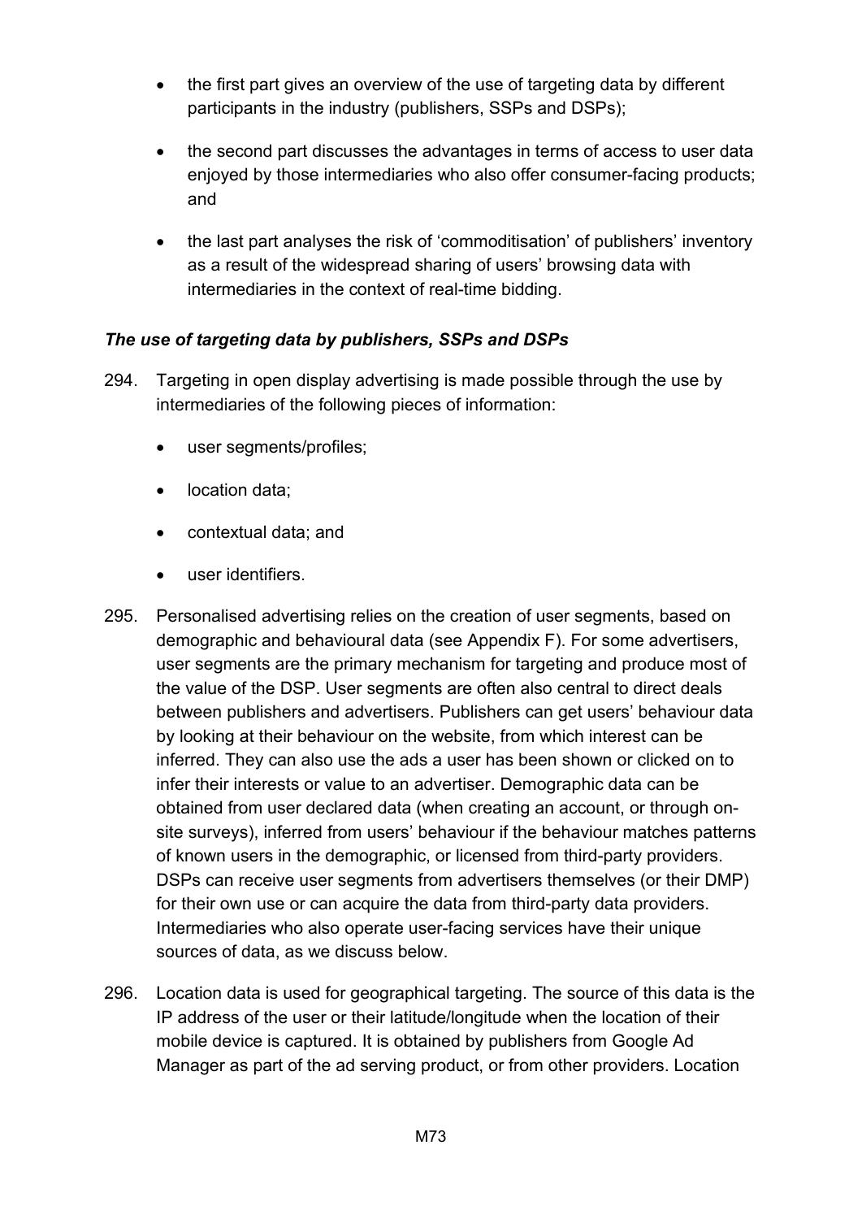- the first part gives an overview of the use of targeting data by different participants in the industry (publishers, SSPs and DSPs);
- the second part discusses the advantages in terms of access to user data enjoyed by those intermediaries who also offer consumer-facing products; and
- the last part analyses the risk of 'commoditisation' of publishers' inventory as a result of the widespread sharing of users' browsing data with intermediaries in the context of real-time bidding.

***The use of targeting data by publishers, SSPs and DSPs***

294. Targeting in open display advertising is made possible through the use by intermediaries of the following pieces of information:

- user segments/profiles;
- location data;
- contextual data; and
- user identifiers.

295. Personalised advertising relies on the creation of user segments, based on demographic and behavioural data (see Appendix F). For some advertisers, user segments are the primary mechanism for targeting and produce most of the value of the DSP. User segments are often also central to direct deals between publishers and advertisers. Publishers can get users' behaviour data by looking at their behaviour on the website, from which interest can be inferred. They can also use the ads a user has been shown or clicked on to infer their interests or value to an advertiser. Demographic data can be obtained from user declared data (when creating an account, or through on-site surveys), inferred from users' behaviour if the behaviour matches patterns of known users in the demographic, or licensed from third-party providers. DSPs can receive user segments from advertisers themselves (or their DMP) for their own use or can acquire the data from third-party data providers. Intermediaries who also operate user-facing services have their unique sources of data, as we discuss below.

296. Location data is used for geographical targeting. The source of this data is the IP address of the user or their latitude/longitude when the location of their mobile device is captured. It is obtained by publishers from Google Ad Manager as part of the ad serving product, or from other providers. Location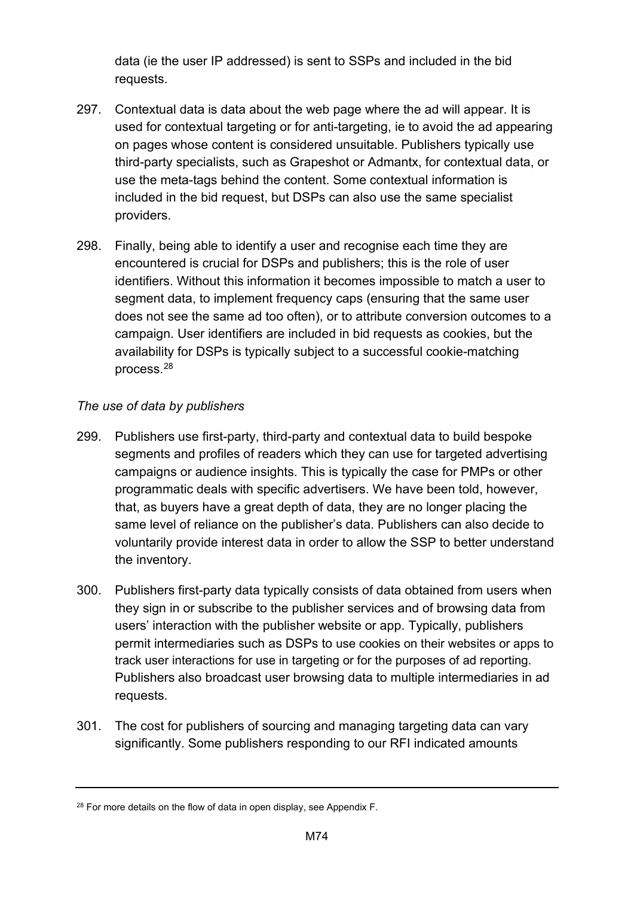data (ie the user IP addressed) is sent to SSPs and included in the bid requests.

297. Contextual data is data about the web page where the ad will appear. It is used for contextual targeting or for anti-targeting, ie to avoid the ad appearing on pages whose content is considered unsuitable. Publishers typically use third-party specialists, such as Grapeshot or Admantx, for contextual data, or use the meta-tags behind the content. Some contextual information is included in the bid request, but DSPs can also use the same specialist providers.

298. Finally, being able to identify a user and recognise each time they are encountered is crucial for DSPs and publishers; this is the role of user identifiers. Without this information it becomes impossible to match a user to segment data, to implement frequency caps (ensuring that the same user does not see the same ad too often), or to attribute conversion outcomes to a campaign. User identifiers are included in bid requests as cookies, but the availability for DSPs is typically subject to a successful cookie-matching process.[28]

*The use of data by publishers*

299. Publishers use first-party, third-party and contextual data to build bespoke segments and profiles of readers which they can use for targeted advertising campaigns or audience insights. This is typically the case for PMPs or other programmatic deals with specific advertisers. We have been told, however, that, as buyers have a great depth of data, they are no longer placing the same level of reliance on the publisher's data. Publishers can also decide to voluntarily provide interest data in order to allow the SSP to better understand the inventory.

300. Publishers first-party data typically consists of data obtained from users when they sign in or subscribe to the publisher services and of browsing data from users' interaction with the publisher website or app. Typically, publishers permit intermediaries such as DSPs to use cookies on their websites or apps to track user interactions for use in targeting or for the purposes of ad reporting. Publishers also broadcast user browsing data to multiple intermediaries in ad requests.

301. The cost for publishers of sourcing and managing targeting data can vary significantly. Some publishers responding to our RFI indicated amounts

---

[28] For more details on the flow of data in open display, see Appendix F.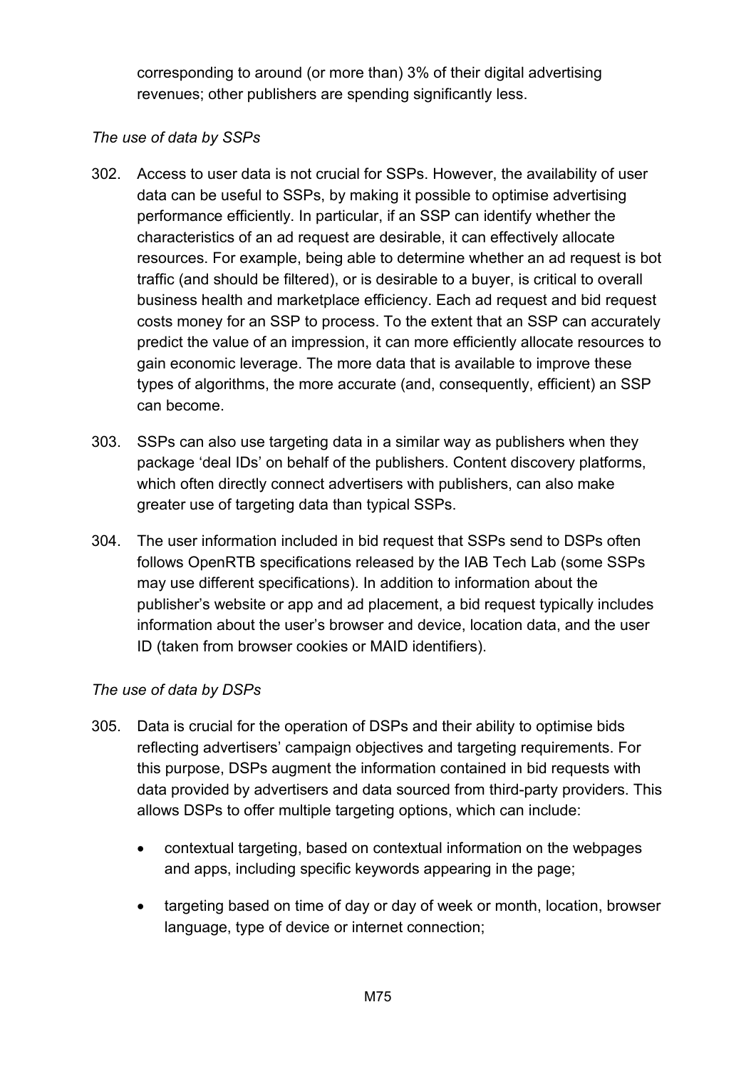corresponding to around (or more than) 3% of their digital advertising revenues; other publishers are spending significantly less.

*The use of data by SSPs*

302. Access to user data is not crucial for SSPs. However, the availability of user data can be useful to SSPs, by making it possible to optimise advertising performance efficiently. In particular, if an SSP can identify whether the characteristics of an ad request are desirable, it can effectively allocate resources. For example, being able to determine whether an ad request is bot traffic (and should be filtered), or is desirable to a buyer, is critical to overall business health and marketplace efficiency. Each ad request and bid request costs money for an SSP to process. To the extent that an SSP can accurately predict the value of an impression, it can more efficiently allocate resources to gain economic leverage. The more data that is available to improve these types of algorithms, the more accurate (and, consequently, efficient) an SSP can become.

303. SSPs can also use targeting data in a similar way as publishers when they package 'deal IDs' on behalf of the publishers. Content discovery platforms, which often directly connect advertisers with publishers, can also make greater use of targeting data than typical SSPs.

304. The user information included in bid request that SSPs send to DSPs often follows OpenRTB specifications released by the IAB Tech Lab (some SSPs may use different specifications). In addition to information about the publisher's website or app and ad placement, a bid request typically includes information about the user's browser and device, location data, and the user ID (taken from browser cookies or MAID identifiers).

*The use of data by DSPs*

305. Data is crucial for the operation of DSPs and their ability to optimise bids reflecting advertisers' campaign objectives and targeting requirements. For this purpose, DSPs augment the information contained in bid requests with data provided by advertisers and data sourced from third-party providers. This allows DSPs to offer multiple targeting options, which can include:

- contextual targeting, based on contextual information on the webpages and apps, including specific keywords appearing in the page;
- targeting based on time of day or day of week or month, location, browser language, type of device or internet connection;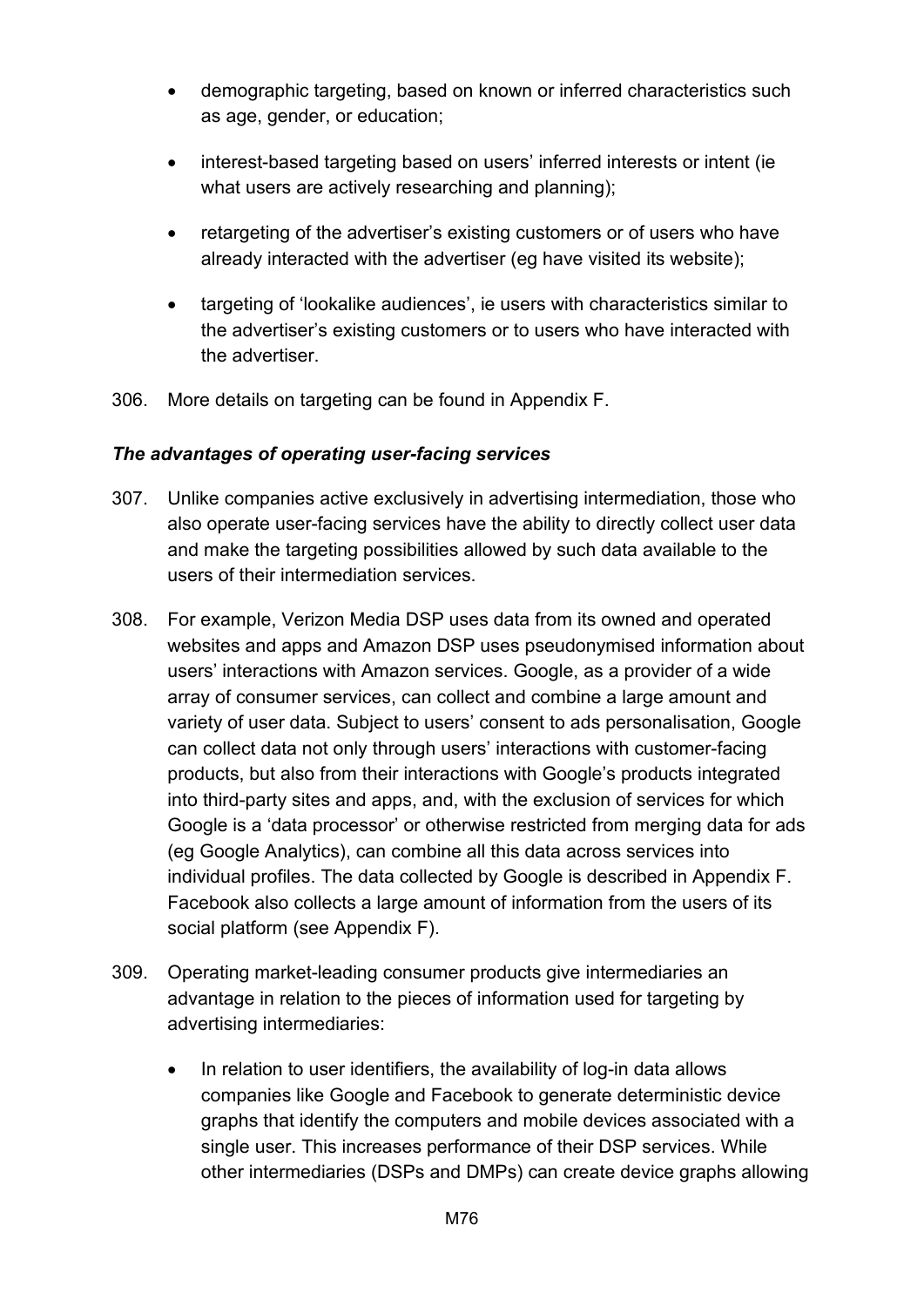- demographic targeting, based on known or inferred characteristics such as age, gender, or education;
- interest-based targeting based on users' inferred interests or intent (ie what users are actively researching and planning);
- retargeting of the advertiser's existing customers or of users who have already interacted with the advertiser (eg have visited its website);
- targeting of 'lookalike audiences', ie users with characteristics similar to the advertiser's existing customers or to users who have interacted with the advertiser.

306. More details on targeting can be found in Appendix F.

### *The advantages of operating user-facing services*

307. Unlike companies active exclusively in advertising intermediation, those who also operate user-facing services have the ability to directly collect user data and make the targeting possibilities allowed by such data available to the users of their intermediation services.

308. For example, Verizon Media DSP uses data from its owned and operated websites and apps and Amazon DSP uses pseudonymised information about users' interactions with Amazon services. Google, as a provider of a wide array of consumer services, can collect and combine a large amount and variety of user data. Subject to users' consent to ads personalisation, Google can collect data not only through users' interactions with customer-facing products, but also from their interactions with Google's products integrated into third-party sites and apps, and, with the exclusion of services for which Google is a 'data processor' or otherwise restricted from merging data for ads (eg Google Analytics), can combine all this data across services into individual profiles. The data collected by Google is described in Appendix F. Facebook also collects a large amount of information from the users of its social platform (see Appendix F).

309. Operating market-leading consumer products give intermediaries an advantage in relation to the pieces of information used for targeting by advertising intermediaries:

- In relation to user identifiers, the availability of log-in data allows companies like Google and Facebook to generate deterministic device graphs that identify the computers and mobile devices associated with a single user. This increases performance of their DSP services. While other intermediaries (DSPs and DMPs) can create device graphs allowing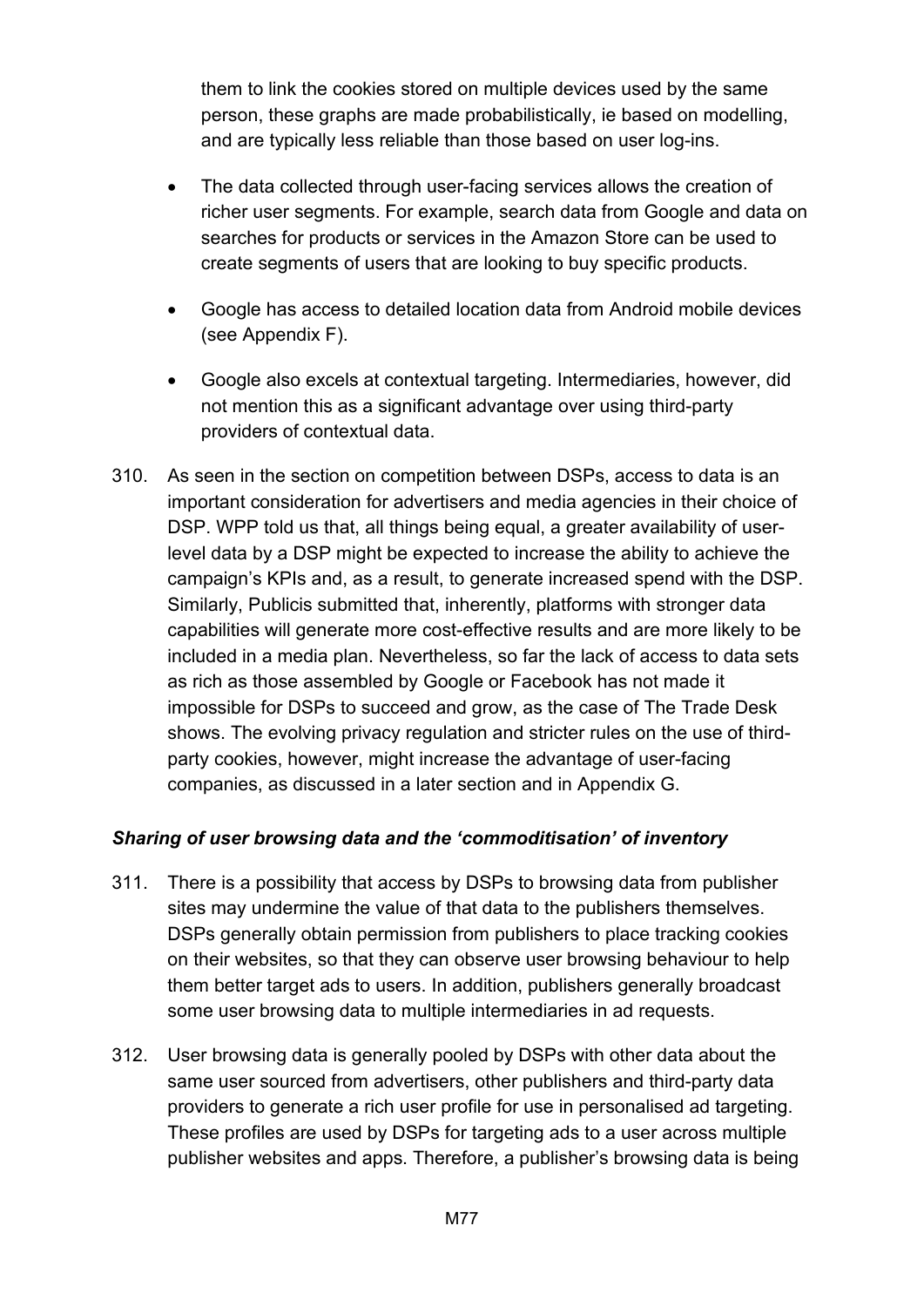them to link the cookies stored on multiple devices used by the same person, these graphs are made probabilistically, ie based on modelling, and are typically less reliable than those based on user log-ins.

- The data collected through user-facing services allows the creation of richer user segments. For example, search data from Google and data on searches for products or services in the Amazon Store can be used to create segments of users that are looking to buy specific products.
- Google has access to detailed location data from Android mobile devices (see Appendix F).
- Google also excels at contextual targeting. Intermediaries, however, did not mention this as a significant advantage over using third-party providers of contextual data.

310. As seen in the section on competition between DSPs, access to data is an important consideration for advertisers and media agencies in their choice of DSP. WPP told us that, all things being equal, a greater availability of user-level data by a DSP might be expected to increase the ability to achieve the campaign's KPIs and, as a result, to generate increased spend with the DSP. Similarly, Publicis submitted that, inherently, platforms with stronger data capabilities will generate more cost-effective results and are more likely to be included in a media plan. Nevertheless, so far the lack of access to data sets as rich as those assembled by Google or Facebook has not made it impossible for DSPs to succeed and grow, as the case of The Trade Desk shows. The evolving privacy regulation and stricter rules on the use of third-party cookies, however, might increase the advantage of user-facing companies, as discussed in a later section and in Appendix G.

### *Sharing of user browsing data and the 'commoditisation' of inventory*

311. There is a possibility that access by DSPs to browsing data from publisher sites may undermine the value of that data to the publishers themselves. DSPs generally obtain permission from publishers to place tracking cookies on their websites, so that they can observe user browsing behaviour to help them better target ads to users. In addition, publishers generally broadcast some user browsing data to multiple intermediaries in ad requests.

312. User browsing data is generally pooled by DSPs with other data about the same user sourced from advertisers, other publishers and third-party data providers to generate a rich user profile for use in personalised ad targeting. These profiles are used by DSPs for targeting ads to a user across multiple publisher websites and apps. Therefore, a publisher's browsing data is being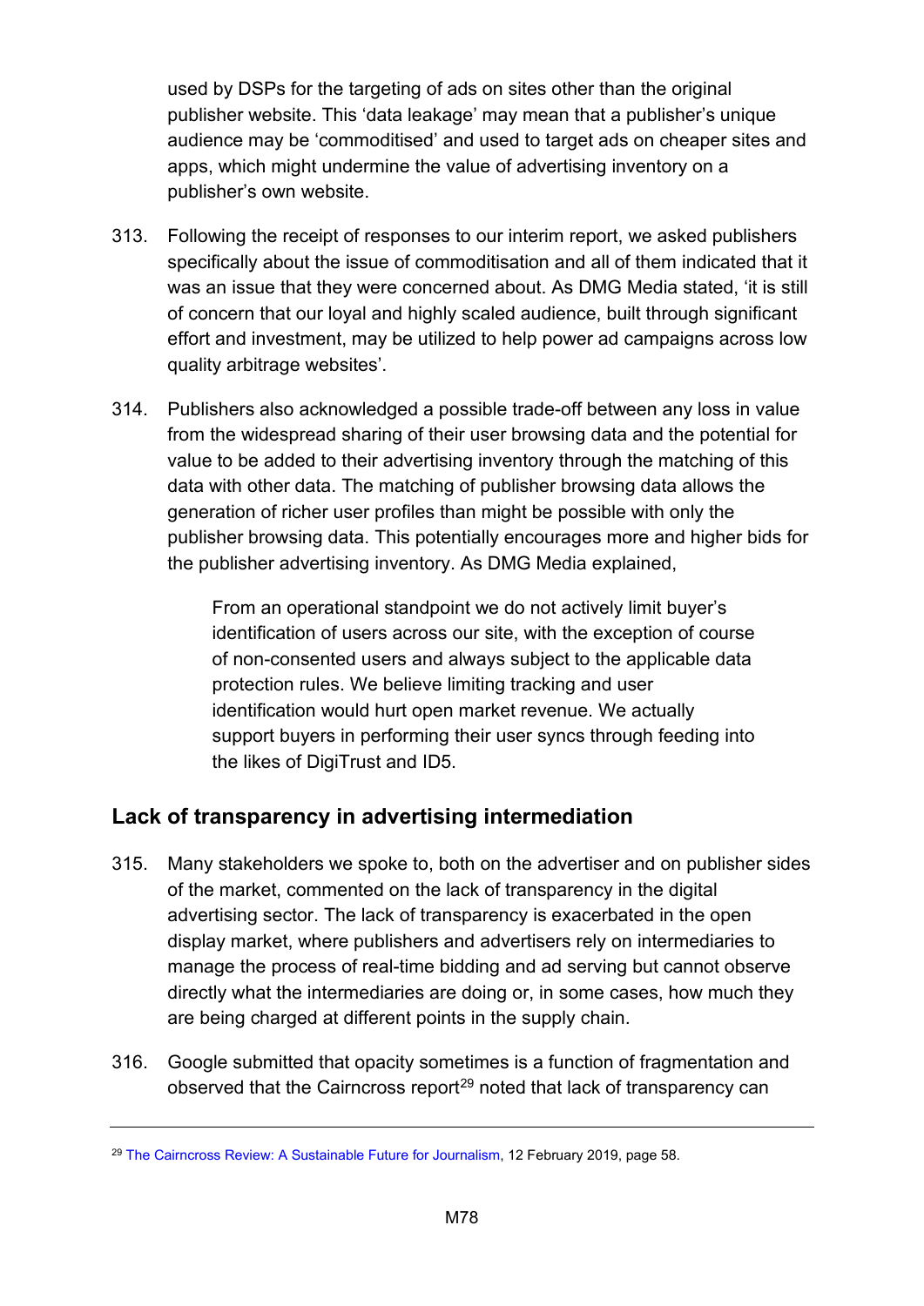used by DSPs for the targeting of ads on sites other than the original publisher website. This 'data leakage' may mean that a publisher's unique audience may be 'commoditised' and used to target ads on cheaper sites and apps, which might undermine the value of advertising inventory on a publisher's own website.

313. Following the receipt of responses to our interim report, we asked publishers specifically about the issue of commoditisation and all of them indicated that it was an issue that they were concerned about. As DMG Media stated, 'it is still of concern that our loyal and highly scaled audience, built through significant effort and investment, may be utilized to help power ad campaigns across low quality arbitrage websites'.

314. Publishers also acknowledged a possible trade-off between any loss in value from the widespread sharing of their user browsing data and the potential for value to be added to their advertising inventory through the matching of this data with other data. The matching of publisher browsing data allows the generation of richer user profiles than might be possible with only the publisher browsing data. This potentially encourages more and higher bids for the publisher advertising inventory. As DMG Media explained,

> From an operational standpoint we do not actively limit buyer's identification of users across our site, with the exception of course of non-consented users and always subject to the applicable data protection rules. We believe limiting tracking and user identification would hurt open market revenue. We actually support buyers in performing their user syncs through feeding into the likes of DigiTrust and ID5.

## Lack of transparency in advertising intermediation

315. Many stakeholders we spoke to, both on the advertiser and on publisher sides of the market, commented on the lack of transparency in the digital advertising sector. The lack of transparency is exacerbated in the open display market, where publishers and advertisers rely on intermediaries to manage the process of real-time bidding and ad serving but cannot observe directly what the intermediaries are doing or, in some cases, how much they are being charged at different points in the supply chain.

316. Google submitted that opacity sometimes is a function of fragmentation and observed that the Cairncross report[29] noted that lack of transparency can

---

[29] The Cairncross Review: A Sustainable Future for Journalism, 12 February 2019, page 58.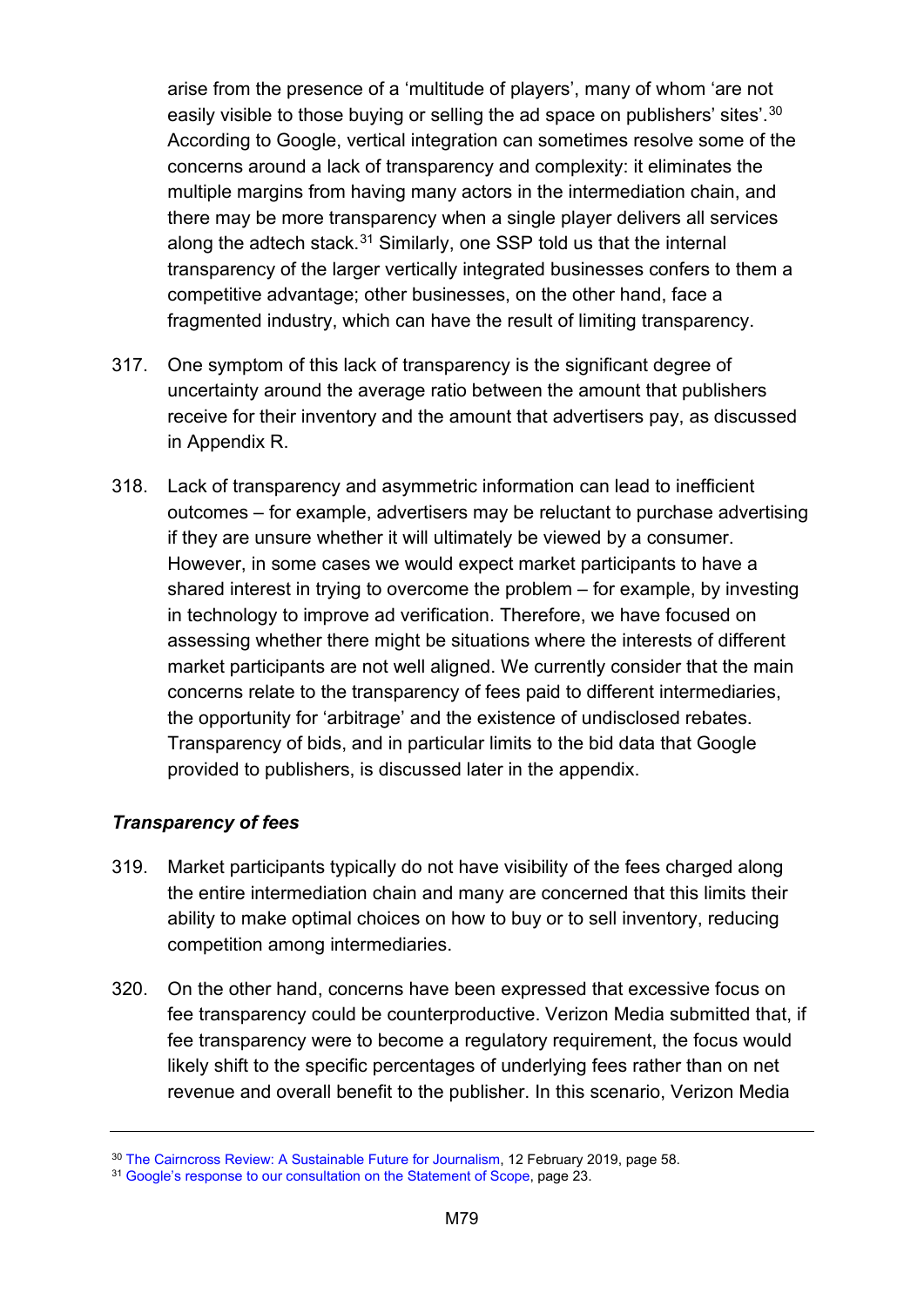arise from the presence of a 'multitude of players', many of whom 'are not easily visible to those buying or selling the ad space on publishers' sites'.[30] According to Google, vertical integration can sometimes resolve some of the concerns around a lack of transparency and complexity: it eliminates the multiple margins from having many actors in the intermediation chain, and there may be more transparency when a single player delivers all services along the adtech stack.[31] Similarly, one SSP told us that the internal transparency of the larger vertically integrated businesses confers to them a competitive advantage; other businesses, on the other hand, face a fragmented industry, which can have the result of limiting transparency.

317. One symptom of this lack of transparency is the significant degree of uncertainty around the average ratio between the amount that publishers receive for their inventory and the amount that advertisers pay, as discussed in Appendix R.

318. Lack of transparency and asymmetric information can lead to inefficient outcomes – for example, advertisers may be reluctant to purchase advertising if they are unsure whether it will ultimately be viewed by a consumer. However, in some cases we would expect market participants to have a shared interest in trying to overcome the problem – for example, by investing in technology to improve ad verification. Therefore, we have focused on assessing whether there might be situations where the interests of different market participants are not well aligned. We currently consider that the main concerns relate to the transparency of fees paid to different intermediaries, the opportunity for 'arbitrage' and the existence of undisclosed rebates. Transparency of bids, and in particular limits to the bid data that Google provided to publishers, is discussed later in the appendix.

### *Transparency of fees*

319. Market participants typically do not have visibility of the fees charged along the entire intermediation chain and many are concerned that this limits their ability to make optimal choices on how to buy or to sell inventory, reducing competition among intermediaries.

320. On the other hand, concerns have been expressed that excessive focus on fee transparency could be counterproductive. Verizon Media submitted that, if fee transparency were to become a regulatory requirement, the focus would likely shift to the specific percentages of underlying fees rather than on net revenue and overall benefit to the publisher. In this scenario, Verizon Media

---

[30] The Cairncross Review: A Sustainable Future for Journalism, 12 February 2019, page 58.

[31] Google's response to our consultation on the Statement of Scope, page 23.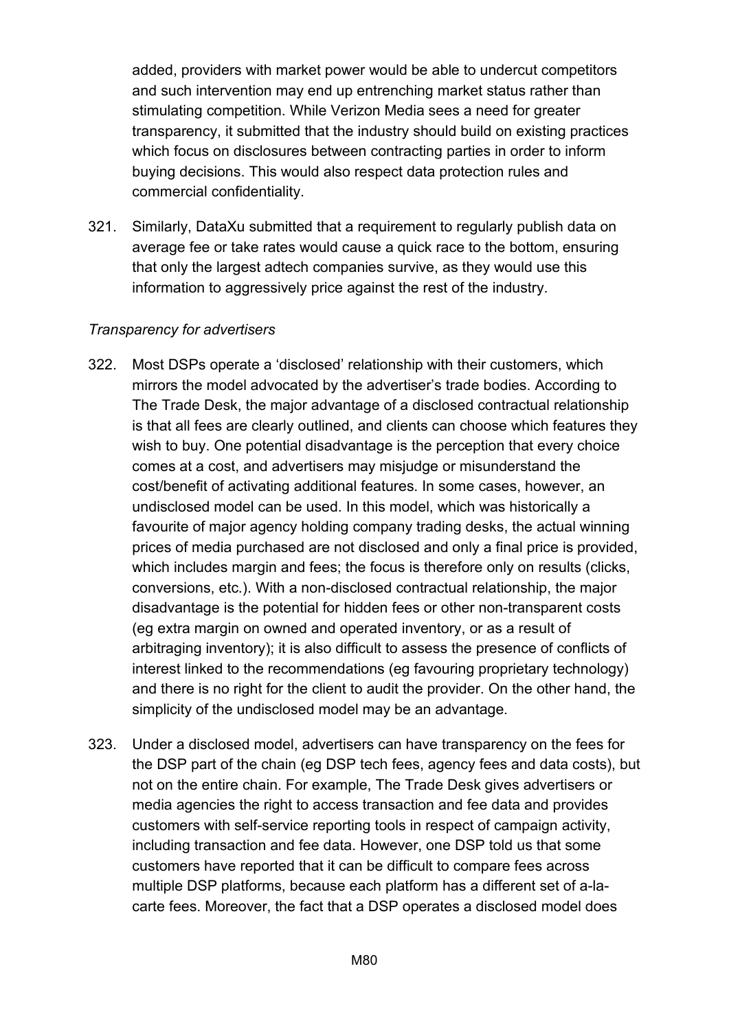added, providers with market power would be able to undercut competitors and such intervention may end up entrenching market status rather than stimulating competition. While Verizon Media sees a need for greater transparency, it submitted that the industry should build on existing practices which focus on disclosures between contracting parties in order to inform buying decisions. This would also respect data protection rules and commercial confidentiality.

321. Similarly, DataXu submitted that a requirement to regularly publish data on average fee or take rates would cause a quick race to the bottom, ensuring that only the largest adtech companies survive, as they would use this information to aggressively price against the rest of the industry.

*Transparency for advertisers*

322. Most DSPs operate a 'disclosed' relationship with their customers, which mirrors the model advocated by the advertiser's trade bodies. According to The Trade Desk, the major advantage of a disclosed contractual relationship is that all fees are clearly outlined, and clients can choose which features they wish to buy. One potential disadvantage is the perception that every choice comes at a cost, and advertisers may misjudge or misunderstand the cost/benefit of activating additional features. In some cases, however, an undisclosed model can be used. In this model, which was historically a favourite of major agency holding company trading desks, the actual winning prices of media purchased are not disclosed and only a final price is provided, which includes margin and fees; the focus is therefore only on results (clicks, conversions, etc.). With a non-disclosed contractual relationship, the major disadvantage is the potential for hidden fees or other non-transparent costs (eg extra margin on owned and operated inventory, or as a result of arbitraging inventory); it is also difficult to assess the presence of conflicts of interest linked to the recommendations (eg favouring proprietary technology) and there is no right for the client to audit the provider. On the other hand, the simplicity of the undisclosed model may be an advantage.

323. Under a disclosed model, advertisers can have transparency on the fees for the DSP part of the chain (eg DSP tech fees, agency fees and data costs), but not on the entire chain. For example, The Trade Desk gives advertisers or media agencies the right to access transaction and fee data and provides customers with self-service reporting tools in respect of campaign activity, including transaction and fee data. However, one DSP told us that some customers have reported that it can be difficult to compare fees across multiple DSP platforms, because each platform has a different set of a-la-carte fees. Moreover, the fact that a DSP operates a disclosed model does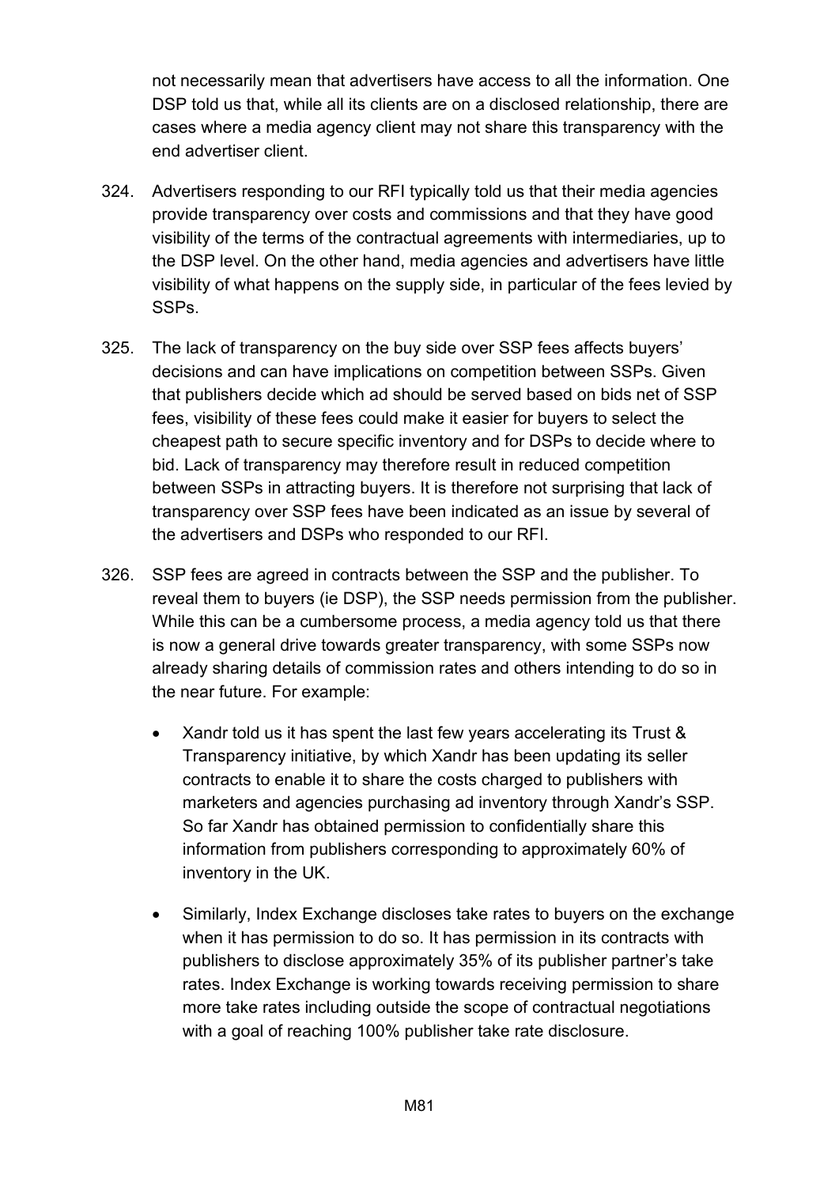not necessarily mean that advertisers have access to all the information. One DSP told us that, while all its clients are on a disclosed relationship, there are cases where a media agency client may not share this transparency with the end advertiser client.

324. Advertisers responding to our RFI typically told us that their media agencies provide transparency over costs and commissions and that they have good visibility of the terms of the contractual agreements with intermediaries, up to the DSP level. On the other hand, media agencies and advertisers have little visibility of what happens on the supply side, in particular of the fees levied by SSPs.

325. The lack of transparency on the buy side over SSP fees affects buyers' decisions and can have implications on competition between SSPs. Given that publishers decide which ad should be served based on bids net of SSP fees, visibility of these fees could make it easier for buyers to select the cheapest path to secure specific inventory and for DSPs to decide where to bid. Lack of transparency may therefore result in reduced competition between SSPs in attracting buyers. It is therefore not surprising that lack of transparency over SSP fees have been indicated as an issue by several of the advertisers and DSPs who responded to our RFI.

326. SSP fees are agreed in contracts between the SSP and the publisher. To reveal them to buyers (ie DSP), the SSP needs permission from the publisher. While this can be a cumbersome process, a media agency told us that there is now a general drive towards greater transparency, with some SSPs now already sharing details of commission rates and others intending to do so in the near future. For example:

- Xandr told us it has spent the last few years accelerating its Trust & Transparency initiative, by which Xandr has been updating its seller contracts to enable it to share the costs charged to publishers with marketers and agencies purchasing ad inventory through Xandr's SSP. So far Xandr has obtained permission to confidentially share this information from publishers corresponding to approximately 60% of inventory in the UK.

- Similarly, Index Exchange discloses take rates to buyers on the exchange when it has permission to do so. It has permission in its contracts with publishers to disclose approximately 35% of its publisher partner's take rates. Index Exchange is working towards receiving permission to share more take rates including outside the scope of contractual negotiations with a goal of reaching 100% publisher take rate disclosure.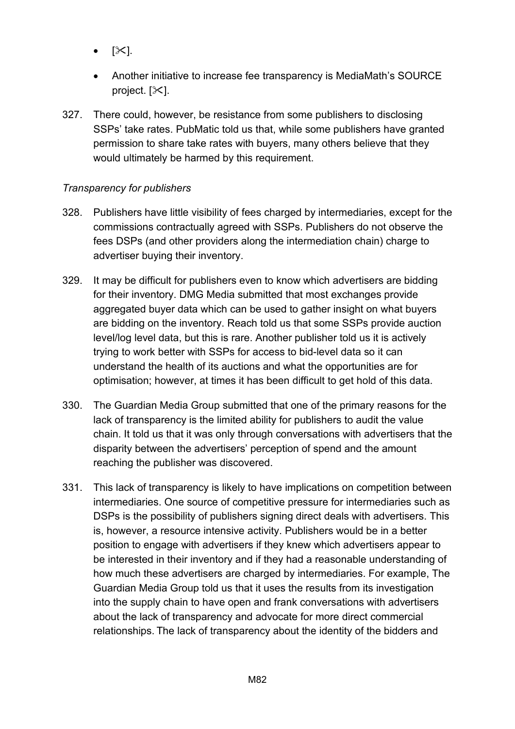- [✂].
- Another initiative to increase fee transparency is MediaMath's SOURCE project. [✂].

327. There could, however, be resistance from some publishers to disclosing SSPs' take rates. PubMatic told us that, while some publishers have granted permission to share take rates with buyers, many others believe that they would ultimately be harmed by this requirement.

*Transparency for publishers*

328. Publishers have little visibility of fees charged by intermediaries, except for the commissions contractually agreed with SSPs. Publishers do not observe the fees DSPs (and other providers along the intermediation chain) charge to advertiser buying their inventory.

329. It may be difficult for publishers even to know which advertisers are bidding for their inventory. DMG Media submitted that most exchanges provide aggregated buyer data which can be used to gather insight on what buyers are bidding on the inventory. Reach told us that some SSPs provide auction level/log level data, but this is rare. Another publisher told us it is actively trying to work better with SSPs for access to bid-level data so it can understand the health of its auctions and what the opportunities are for optimisation; however, at times it has been difficult to get hold of this data.

330. The Guardian Media Group submitted that one of the primary reasons for the lack of transparency is the limited ability for publishers to audit the value chain. It told us that it was only through conversations with advertisers that the disparity between the advertisers' perception of spend and the amount reaching the publisher was discovered.

331. This lack of transparency is likely to have implications on competition between intermediaries. One source of competitive pressure for intermediaries such as DSPs is the possibility of publishers signing direct deals with advertisers. This is, however, a resource intensive activity. Publishers would be in a better position to engage with advertisers if they knew which advertisers appear to be interested in their inventory and if they had a reasonable understanding of how much these advertisers are charged by intermediaries. For example, The Guardian Media Group told us that it uses the results from its investigation into the supply chain to have open and frank conversations with advertisers about the lack of transparency and advocate for more direct commercial relationships. The lack of transparency about the identity of the bidders and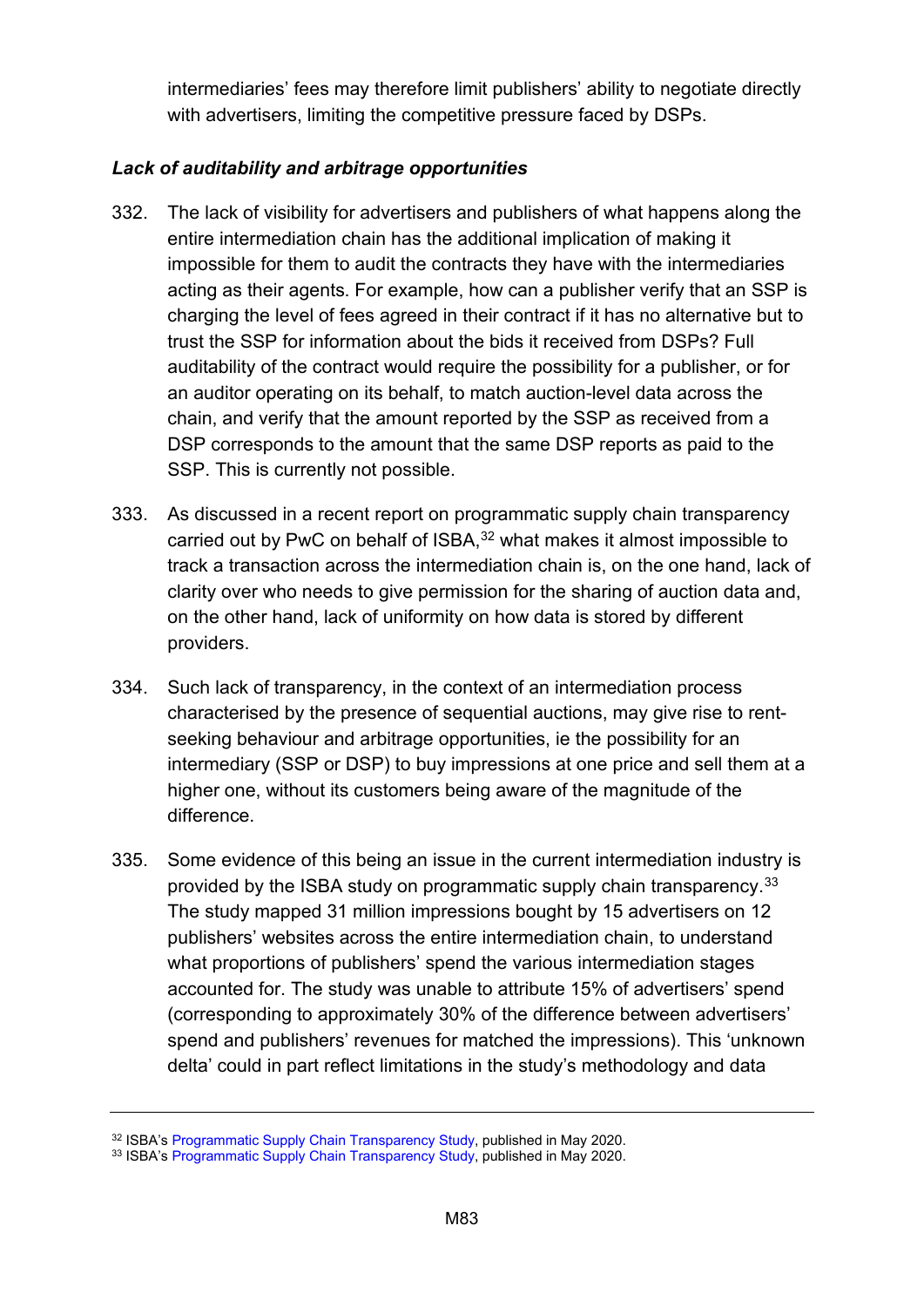intermediaries' fees may therefore limit publishers' ability to negotiate directly with advertisers, limiting the competitive pressure faced by DSPs.

### *Lack of auditability and arbitrage opportunities*

332. The lack of visibility for advertisers and publishers of what happens along the entire intermediation chain has the additional implication of making it impossible for them to audit the contracts they have with the intermediaries acting as their agents. For example, how can a publisher verify that an SSP is charging the level of fees agreed in their contract if it has no alternative but to trust the SSP for information about the bids it received from DSPs? Full auditability of the contract would require the possibility for a publisher, or for an auditor operating on its behalf, to match auction-level data across the chain, and verify that the amount reported by the SSP as received from a DSP corresponds to the amount that the same DSP reports as paid to the SSP. This is currently not possible.

333. As discussed in a recent report on programmatic supply chain transparency carried out by PwC on behalf of ISBA,[32] what makes it almost impossible to track a transaction across the intermediation chain is, on the one hand, lack of clarity over who needs to give permission for the sharing of auction data and, on the other hand, lack of uniformity on how data is stored by different providers.

334. Such lack of transparency, in the context of an intermediation process characterised by the presence of sequential auctions, may give rise to rent-seeking behaviour and arbitrage opportunities, ie the possibility for an intermediary (SSP or DSP) to buy impressions at one price and sell them at a higher one, without its customers being aware of the magnitude of the difference.

335. Some evidence of this being an issue in the current intermediation industry is provided by the ISBA study on programmatic supply chain transparency.[33] The study mapped 31 million impressions bought by 15 advertisers on 12 publishers' websites across the entire intermediation chain, to understand what proportions of publishers' spend the various intermediation stages accounted for. The study was unable to attribute 15% of advertisers' spend (corresponding to approximately 30% of the difference between advertisers' spend and publishers' revenues for matched the impressions). This 'unknown delta' could in part reflect limitations in the study's methodology and data

---

[32] ISBA's Programmatic Supply Chain Transparency Study, published in May 2020.

[33] ISBA's Programmatic Supply Chain Transparency Study, published in May 2020.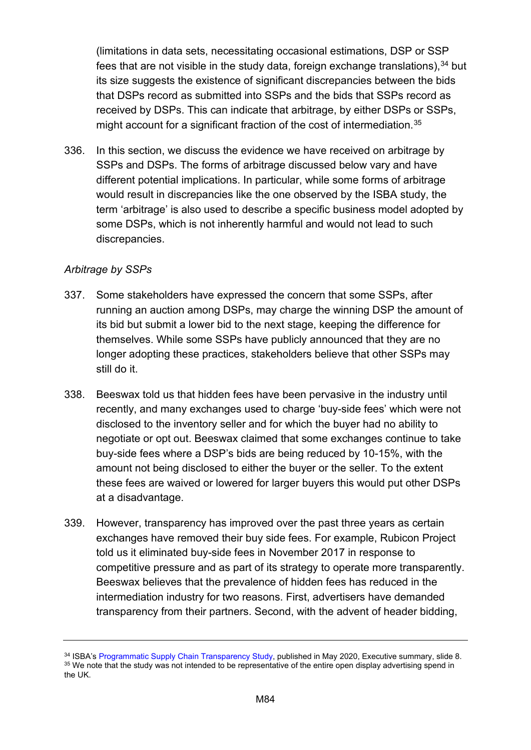(limitations in data sets, necessitating occasional estimations, DSP or SSP fees that are not visible in the study data, foreign exchange translations),[34] but its size suggests the existence of significant discrepancies between the bids that DSPs record as submitted into SSPs and the bids that SSPs record as received by DSPs. This can indicate that arbitrage, by either DSPs or SSPs, might account for a significant fraction of the cost of intermediation.[35]

336. In this section, we discuss the evidence we have received on arbitrage by SSPs and DSPs. The forms of arbitrage discussed below vary and have different potential implications. In particular, while some forms of arbitrage would result in discrepancies like the one observed by the ISBA study, the term 'arbitrage' is also used to describe a specific business model adopted by some DSPs, which is not inherently harmful and would not lead to such discrepancies.

*Arbitrage by SSPs*

337. Some stakeholders have expressed the concern that some SSPs, after running an auction among DSPs, may charge the winning DSP the amount of its bid but submit a lower bid to the next stage, keeping the difference for themselves. While some SSPs have publicly announced that they are no longer adopting these practices, stakeholders believe that other SSPs may still do it.

338. Beeswax told us that hidden fees have been pervasive in the industry until recently, and many exchanges used to charge 'buy-side fees' which were not disclosed to the inventory seller and for which the buyer had no ability to negotiate or opt out. Beeswax claimed that some exchanges continue to take buy-side fees where a DSP's bids are being reduced by 10-15%, with the amount not being disclosed to either the buyer or the seller. To the extent these fees are waived or lowered for larger buyers this would put other DSPs at a disadvantage.

339. However, transparency has improved over the past three years as certain exchanges have removed their buy side fees. For example, Rubicon Project told us it eliminated buy-side fees in November 2017 in response to competitive pressure and as part of its strategy to operate more transparently. Beeswax believes that the prevalence of hidden fees has reduced in the intermediation industry for two reasons. First, advertisers have demanded transparency from their partners. Second, with the advent of header bidding,

---

[34] ISBA's Programmatic Supply Chain Transparency Study, published in May 2020, Executive summary, slide 8.

[35] We note that the study was not intended to be representative of the entire open display advertising spend in the UK.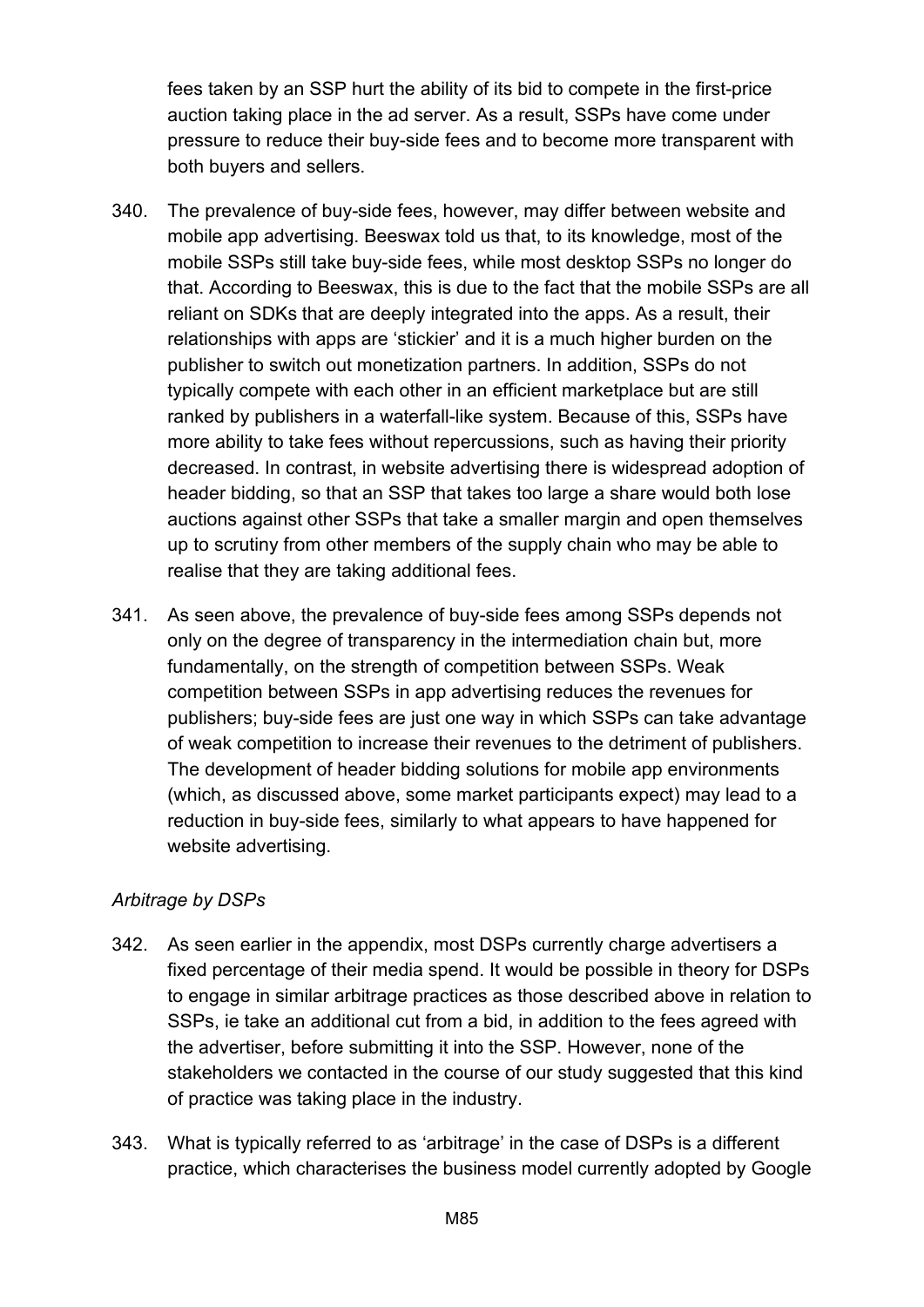fees taken by an SSP hurt the ability of its bid to compete in the first-price auction taking place in the ad server. As a result, SSPs have come under pressure to reduce their buy-side fees and to become more transparent with both buyers and sellers.

340. The prevalence of buy-side fees, however, may differ between website and mobile app advertising. Beeswax told us that, to its knowledge, most of the mobile SSPs still take buy-side fees, while most desktop SSPs no longer do that. According to Beeswax, this is due to the fact that the mobile SSPs are all reliant on SDKs that are deeply integrated into the apps. As a result, their relationships with apps are 'stickier' and it is a much higher burden on the publisher to switch out monetization partners. In addition, SSPs do not typically compete with each other in an efficient marketplace but are still ranked by publishers in a waterfall-like system. Because of this, SSPs have more ability to take fees without repercussions, such as having their priority decreased. In contrast, in website advertising there is widespread adoption of header bidding, so that an SSP that takes too large a share would both lose auctions against other SSPs that take a smaller margin and open themselves up to scrutiny from other members of the supply chain who may be able to realise that they are taking additional fees.

341. As seen above, the prevalence of buy-side fees among SSPs depends not only on the degree of transparency in the intermediation chain but, more fundamentally, on the strength of competition between SSPs. Weak competition between SSPs in app advertising reduces the revenues for publishers; buy-side fees are just one way in which SSPs can take advantage of weak competition to increase their revenues to the detriment of publishers. The development of header bidding solutions for mobile app environments (which, as discussed above, some market participants expect) may lead to a reduction in buy-side fees, similarly to what appears to have happened for website advertising.

*Arbitrage by DSPs*

342. As seen earlier in the appendix, most DSPs currently charge advertisers a fixed percentage of their media spend. It would be possible in theory for DSPs to engage in similar arbitrage practices as those described above in relation to SSPs, ie take an additional cut from a bid, in addition to the fees agreed with the advertiser, before submitting it into the SSP. However, none of the stakeholders we contacted in the course of our study suggested that this kind of practice was taking place in the industry.

343. What is typically referred to as 'arbitrage' in the case of DSPs is a different practice, which characterises the business model currently adopted by Google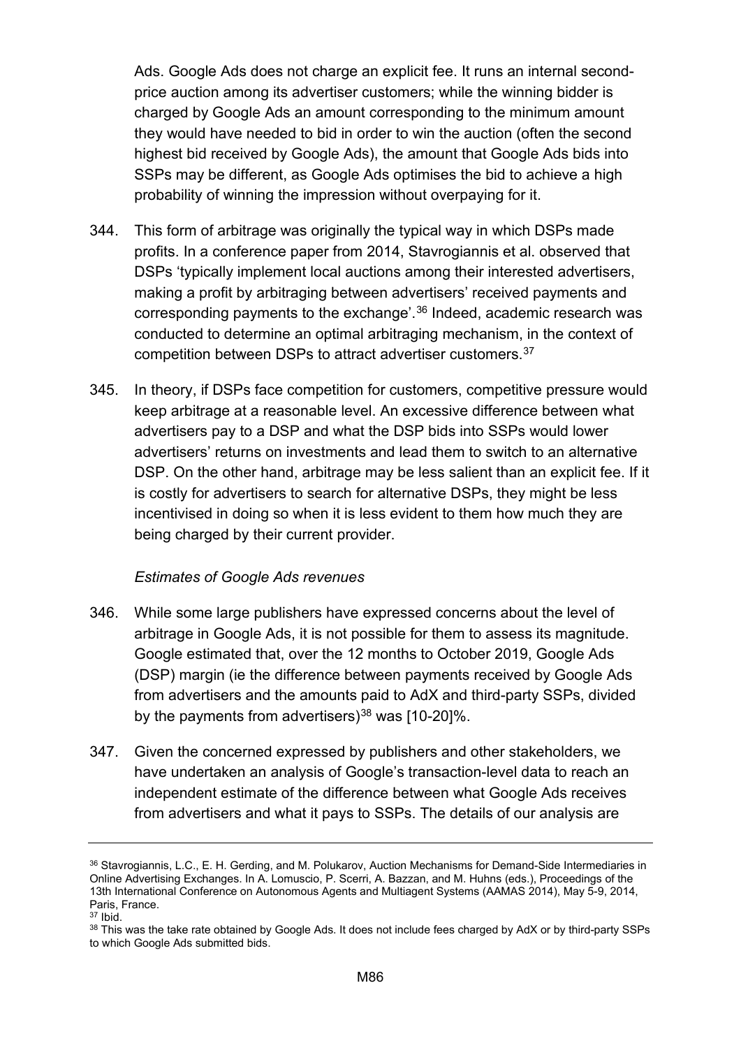Ads. Google Ads does not charge an explicit fee. It runs an internal second-price auction among its advertiser customers; while the winning bidder is charged by Google Ads an amount corresponding to the minimum amount they would have needed to bid in order to win the auction (often the second highest bid received by Google Ads), the amount that Google Ads bids into SSPs may be different, as Google Ads optimises the bid to achieve a high probability of winning the impression without overpaying for it.

344. This form of arbitrage was originally the typical way in which DSPs made profits. In a conference paper from 2014, Stavrogiannis et al. observed that DSPs 'typically implement local auctions among their interested advertisers, making a profit by arbitraging between advertisers' received payments and corresponding payments to the exchange'.[36] Indeed, academic research was conducted to determine an optimal arbitraging mechanism, in the context of competition between DSPs to attract advertiser customers.[37]

345. In theory, if DSPs face competition for customers, competitive pressure would keep arbitrage at a reasonable level. An excessive difference between what advertisers pay to a DSP and what the DSP bids into SSPs would lower advertisers' returns on investments and lead them to switch to an alternative DSP. On the other hand, arbitrage may be less salient than an explicit fee. If it is costly for advertisers to search for alternative DSPs, they might be less incentivised in doing so when it is less evident to them how much they are being charged by their current provider.

*Estimates of Google Ads revenues*

346. While some large publishers have expressed concerns about the level of arbitrage in Google Ads, it is not possible for them to assess its magnitude. Google estimated that, over the 12 months to October 2019, Google Ads (DSP) margin (ie the difference between payments received by Google Ads from advertisers and the amounts paid to AdX and third-party SSPs, divided by the payments from advertisers)[38] was [10-20]%.

347. Given the concerned expressed by publishers and other stakeholders, we have undertaken an analysis of Google's transaction-level data to reach an independent estimate of the difference between what Google Ads receives from advertisers and what it pays to SSPs. The details of our analysis are

---

[36] Stavrogiannis, L.C., E. H. Gerding, and M. Polukarov, Auction Mechanisms for Demand-Side Intermediaries in Online Advertising Exchanges. In A. Lomuscio, P. Scerri, A. Bazzan, and M. Huhns (eds.), Proceedings of the 13th International Conference on Autonomous Agents and Multiagent Systems (AAMAS 2014), May 5-9, 2014, Paris, France.

[37] Ibid.

[38] This was the take rate obtained by Google Ads. It does not include fees charged by AdX or by third-party SSPs to which Google Ads submitted bids.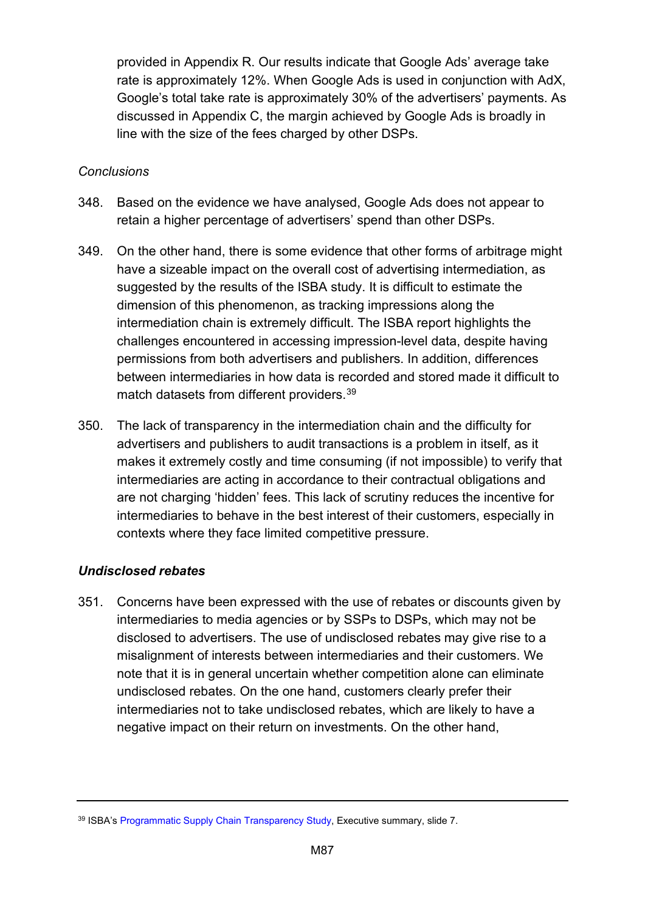provided in Appendix R. Our results indicate that Google Ads' average take rate is approximately 12%. When Google Ads is used in conjunction with AdX, Google's total take rate is approximately 30% of the advertisers' payments. As discussed in Appendix C, the margin achieved by Google Ads is broadly in line with the size of the fees charged by other DSPs.

*Conclusions*

348. Based on the evidence we have analysed, Google Ads does not appear to retain a higher percentage of advertisers' spend than other DSPs.

349. On the other hand, there is some evidence that other forms of arbitrage might have a sizeable impact on the overall cost of advertising intermediation, as suggested by the results of the ISBA study. It is difficult to estimate the dimension of this phenomenon, as tracking impressions along the intermediation chain is extremely difficult. The ISBA report highlights the challenges encountered in accessing impression-level data, despite having permissions from both advertisers and publishers. In addition, differences between intermediaries in how data is recorded and stored made it difficult to match datasets from different providers.[39]

350. The lack of transparency in the intermediation chain and the difficulty for advertisers and publishers to audit transactions is a problem in itself, as it makes it extremely costly and time consuming (if not impossible) to verify that intermediaries are acting in accordance to their contractual obligations and are not charging 'hidden' fees. This lack of scrutiny reduces the incentive for intermediaries to behave in the best interest of their customers, especially in contexts where they face limited competitive pressure.

***Undisclosed rebates***

351. Concerns have been expressed with the use of rebates or discounts given by intermediaries to media agencies or by SSPs to DSPs, which may not be disclosed to advertisers. The use of undisclosed rebates may give rise to a misalignment of interests between intermediaries and their customers. We note that it is in general uncertain whether competition alone can eliminate undisclosed rebates. On the one hand, customers clearly prefer their intermediaries not to take undisclosed rebates, which are likely to have a negative impact on their return on investments. On the other hand,

---

[39] ISBA's Programmatic Supply Chain Transparency Study, Executive summary, slide 7.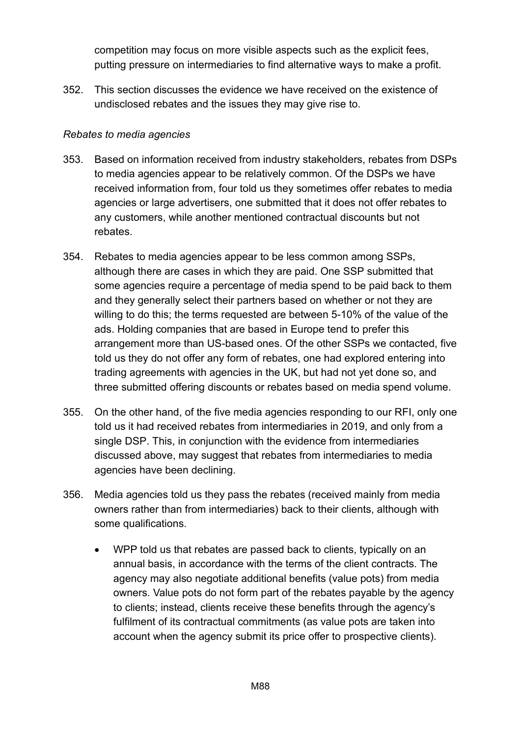competition may focus on more visible aspects such as the explicit fees, putting pressure on intermediaries to find alternative ways to make a profit.

352. This section discusses the evidence we have received on the existence of undisclosed rebates and the issues they may give rise to.

*Rebates to media agencies*

353. Based on information received from industry stakeholders, rebates from DSPs to media agencies appear to be relatively common. Of the DSPs we have received information from, four told us they sometimes offer rebates to media agencies or large advertisers, one submitted that it does not offer rebates to any customers, while another mentioned contractual discounts but not rebates.

354. Rebates to media agencies appear to be less common among SSPs, although there are cases in which they are paid. One SSP submitted that some agencies require a percentage of media spend to be paid back to them and they generally select their partners based on whether or not they are willing to do this; the terms requested are between 5-10% of the value of the ads. Holding companies that are based in Europe tend to prefer this arrangement more than US-based ones. Of the other SSPs we contacted, five told us they do not offer any form of rebates, one had explored entering into trading agreements with agencies in the UK, but had not yet done so, and three submitted offering discounts or rebates based on media spend volume.

355. On the other hand, of the five media agencies responding to our RFI, only one told us it had received rebates from intermediaries in 2019, and only from a single DSP. This, in conjunction with the evidence from intermediaries discussed above, may suggest that rebates from intermediaries to media agencies have been declining.

356. Media agencies told us they pass the rebates (received mainly from media owners rather than from intermediaries) back to their clients, although with some qualifications.

- WPP told us that rebates are passed back to clients, typically on an annual basis, in accordance with the terms of the client contracts. The agency may also negotiate additional benefits (value pots) from media owners. Value pots do not form part of the rebates payable by the agency to clients; instead, clients receive these benefits through the agency's fulfilment of its contractual commitments (as value pots are taken into account when the agency submit its price offer to prospective clients).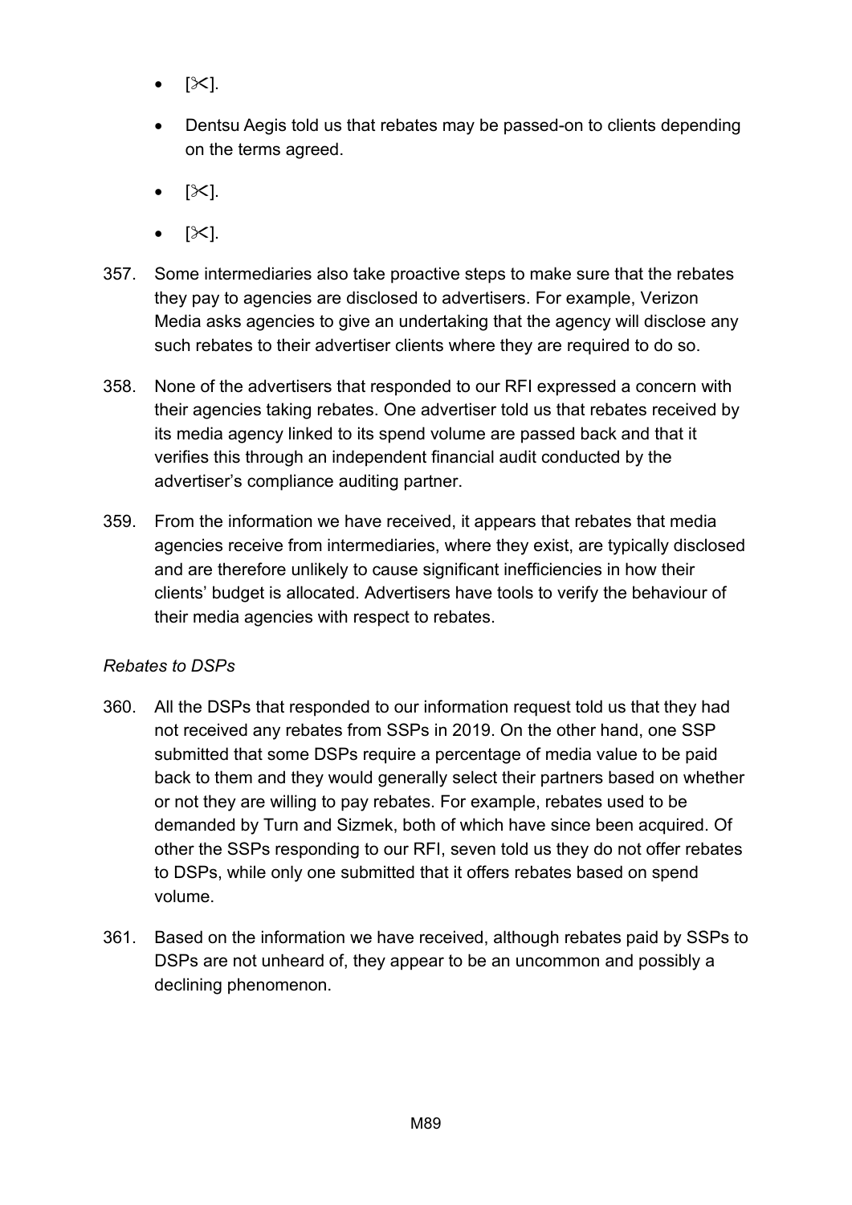- [✂].
- Dentsu Aegis told us that rebates may be passed-on to clients depending on the terms agreed.
- [✂].
- [✂].

357. Some intermediaries also take proactive steps to make sure that the rebates they pay to agencies are disclosed to advertisers. For example, Verizon Media asks agencies to give an undertaking that the agency will disclose any such rebates to their advertiser clients where they are required to do so.

358. None of the advertisers that responded to our RFI expressed a concern with their agencies taking rebates. One advertiser told us that rebates received by its media agency linked to its spend volume are passed back and that it verifies this through an independent financial audit conducted by the advertiser's compliance auditing partner.

359. From the information we have received, it appears that rebates that media agencies receive from intermediaries, where they exist, are typically disclosed and are therefore unlikely to cause significant inefficiencies in how their clients' budget is allocated. Advertisers have tools to verify the behaviour of their media agencies with respect to rebates.

*Rebates to DSPs*

360. All the DSPs that responded to our information request told us that they had not received any rebates from SSPs in 2019. On the other hand, one SSP submitted that some DSPs require a percentage of media value to be paid back to them and they would generally select their partners based on whether or not they are willing to pay rebates. For example, rebates used to be demanded by Turn and Sizmek, both of which have since been acquired. Of other the SSPs responding to our RFI, seven told us they do not offer rebates to DSPs, while only one submitted that it offers rebates based on spend volume.

361. Based on the information we have received, although rebates paid by SSPs to DSPs are not unheard of, they appear to be an uncommon and possibly a declining phenomenon.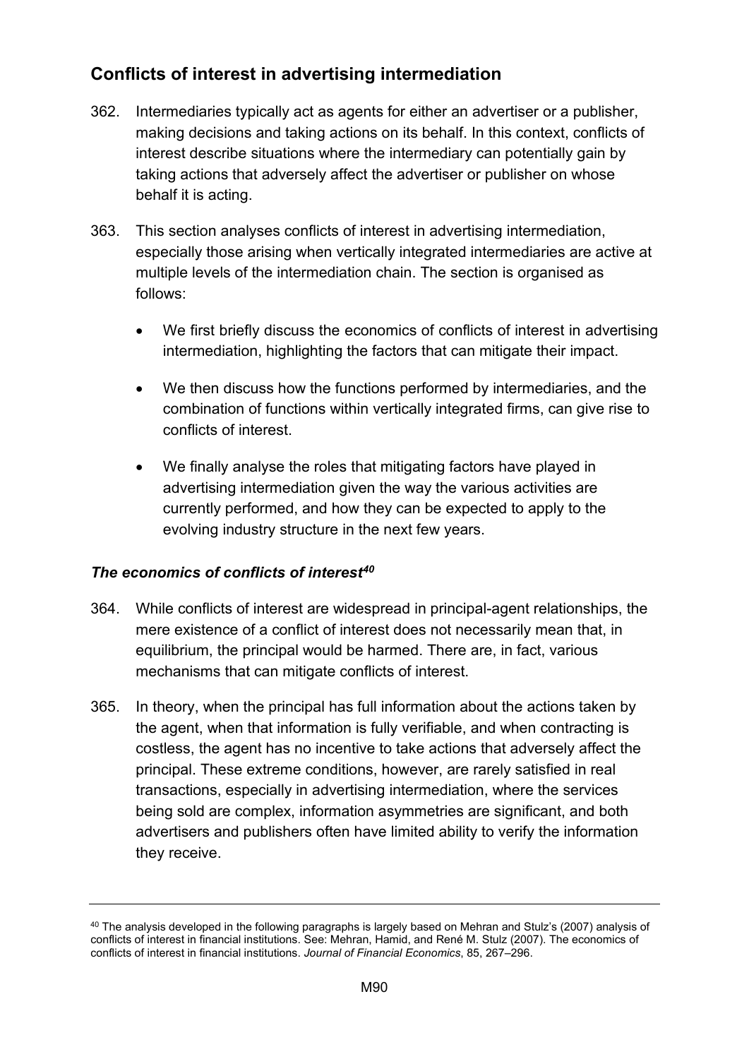## Conflicts of interest in advertising intermediation

362. Intermediaries typically act as agents for either an advertiser or a publisher, making decisions and taking actions on its behalf. In this context, conflicts of interest describe situations where the intermediary can potentially gain by taking actions that adversely affect the advertiser or publisher on whose behalf it is acting.

363. This section analyses conflicts of interest in advertising intermediation, especially those arising when vertically integrated intermediaries are active at multiple levels of the intermediation chain. The section is organised as follows:

    - We first briefly discuss the economics of conflicts of interest in advertising intermediation, highlighting the factors that can mitigate their impact.
    - We then discuss how the functions performed by intermediaries, and the combination of functions within vertically integrated firms, can give rise to conflicts of interest.
    - We finally analyse the roles that mitigating factors have played in advertising intermediation given the way the various activities are currently performed, and how they can be expected to apply to the evolving industry structure in the next few years.

### *The economics of conflicts of interest*[40]

364. While conflicts of interest are widespread in principal-agent relationships, the mere existence of a conflict of interest does not necessarily mean that, in equilibrium, the principal would be harmed. There are, in fact, various mechanisms that can mitigate conflicts of interest.

365. In theory, when the principal has full information about the actions taken by the agent, when that information is fully verifiable, and when contracting is costless, the agent has no incentive to take actions that adversely affect the principal. These extreme conditions, however, are rarely satisfied in real transactions, especially in advertising intermediation, where the services being sold are complex, information asymmetries are significant, and both advertisers and publishers often have limited ability to verify the information they receive.

---

[40] The analysis developed in the following paragraphs is largely based on Mehran and Stulz's (2007) analysis of conflicts of interest in financial institutions. See: Mehran, Hamid, and René M. Stulz (2007). The economics of conflicts of interest in financial institutions. *Journal of Financial Economics*, 85, 267–296.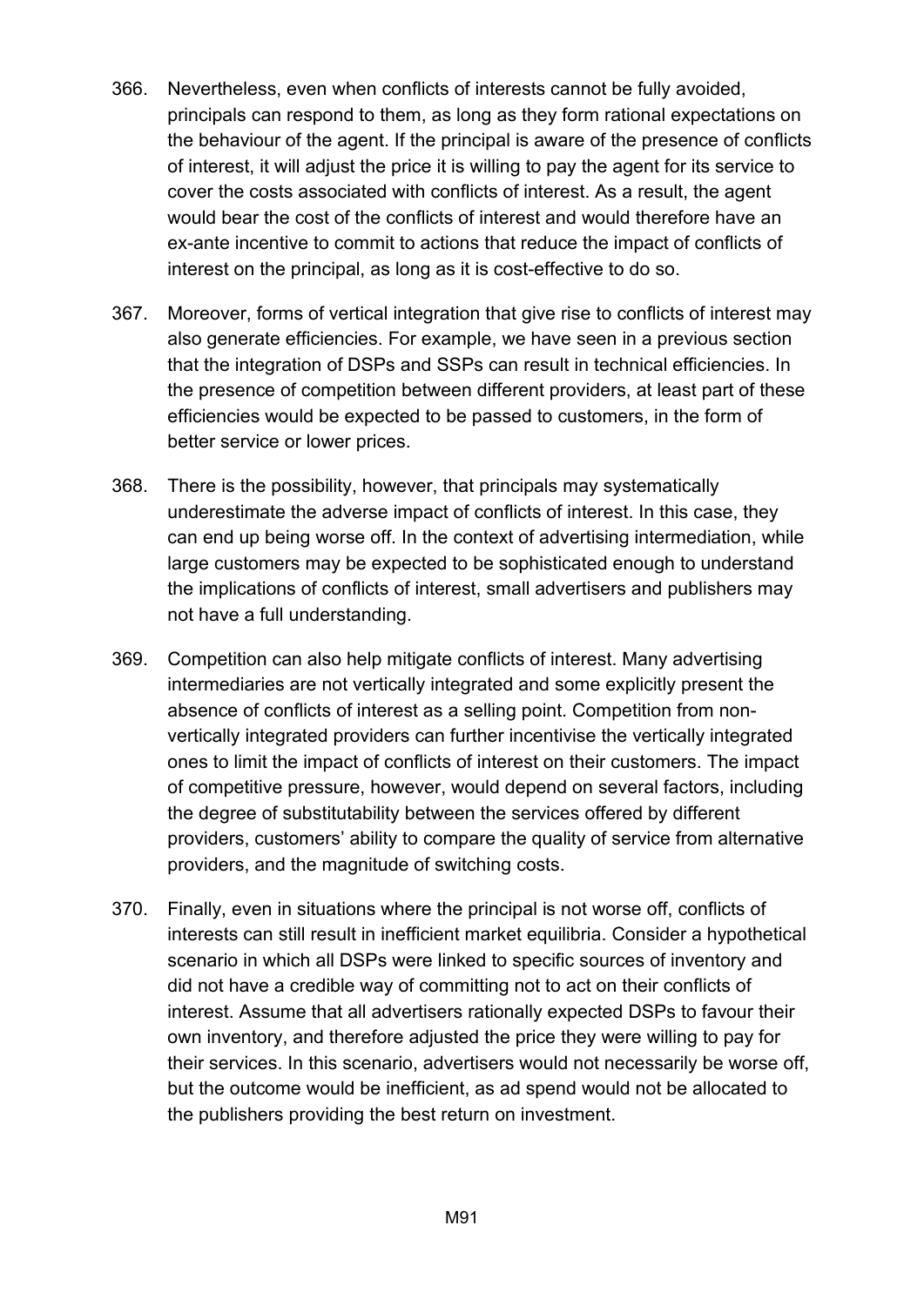366. Nevertheless, even when conflicts of interests cannot be fully avoided, principals can respond to them, as long as they form rational expectations on the behaviour of the agent. If the principal is aware of the presence of conflicts of interest, it will adjust the price it is willing to pay the agent for its service to cover the costs associated with conflicts of interest. As a result, the agent would bear the cost of the conflicts of interest and would therefore have an ex-ante incentive to commit to actions that reduce the impact of conflicts of interest on the principal, as long as it is cost-effective to do so.

367. Moreover, forms of vertical integration that give rise to conflicts of interest may also generate efficiencies. For example, we have seen in a previous section that the integration of DSPs and SSPs can result in technical efficiencies. In the presence of competition between different providers, at least part of these efficiencies would be expected to be passed to customers, in the form of better service or lower prices.

368. There is the possibility, however, that principals may systematically underestimate the adverse impact of conflicts of interest. In this case, they can end up being worse off. In the context of advertising intermediation, while large customers may be expected to be sophisticated enough to understand the implications of conflicts of interest, small advertisers and publishers may not have a full understanding.

369. Competition can also help mitigate conflicts of interest. Many advertising intermediaries are not vertically integrated and some explicitly present the absence of conflicts of interest as a selling point. Competition from non-vertically integrated providers can further incentivise the vertically integrated ones to limit the impact of conflicts of interest on their customers. The impact of competitive pressure, however, would depend on several factors, including the degree of substitutability between the services offered by different providers, customers' ability to compare the quality of service from alternative providers, and the magnitude of switching costs.

370. Finally, even in situations where the principal is not worse off, conflicts of interests can still result in inefficient market equilibria. Consider a hypothetical scenario in which all DSPs were linked to specific sources of inventory and did not have a credible way of committing not to act on their conflicts of interest. Assume that all advertisers rationally expected DSPs to favour their own inventory, and therefore adjusted the price they were willing to pay for their services. In this scenario, advertisers would not necessarily be worse off, but the outcome would be inefficient, as ad spend would not be allocated to the publishers providing the best return on investment.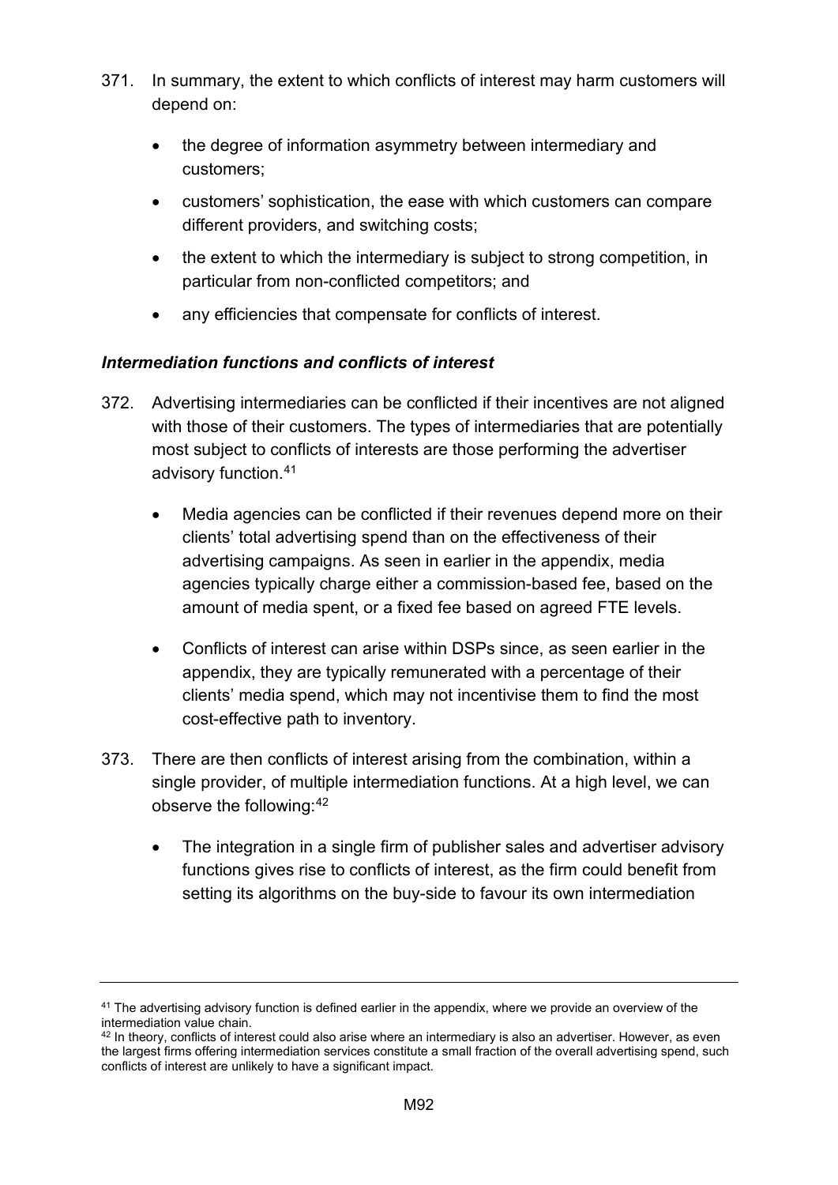371. In summary, the extent to which conflicts of interest may harm customers will depend on:

- the degree of information asymmetry between intermediary and customers;
- customers' sophistication, the ease with which customers can compare different providers, and switching costs;
- the extent to which the intermediary is subject to strong competition, in particular from non-conflicted competitors; and
- any efficiencies that compensate for conflicts of interest.

### *Intermediation functions and conflicts of interest*

372. Advertising intermediaries can be conflicted if their incentives are not aligned with those of their customers. The types of intermediaries that are potentially most subject to conflicts of interests are those performing the advertiser advisory function.[41]

- Media agencies can be conflicted if their revenues depend more on their clients' total advertising spend than on the effectiveness of their advertising campaigns. As seen in earlier in the appendix, media agencies typically charge either a commission-based fee, based on the amount of media spent, or a fixed fee based on agreed FTE levels.
- Conflicts of interest can arise within DSPs since, as seen earlier in the appendix, they are typically remunerated with a percentage of their clients' media spend, which may not incentivise them to find the most cost-effective path to inventory.

373. There are then conflicts of interest arising from the combination, within a single provider, of multiple intermediation functions. At a high level, we can observe the following:[42]

- The integration in a single firm of publisher sales and advertiser advisory functions gives rise to conflicts of interest, as the firm could benefit from setting its algorithms on the buy-side to favour its own intermediation

---

[41] The advertising advisory function is defined earlier in the appendix, where we provide an overview of the intermediation value chain.

[42] In theory, conflicts of interest could also arise where an intermediary is also an advertiser. However, as even the largest firms offering intermediation services constitute a small fraction of the overall advertising spend, such conflicts of interest are unlikely to have a significant impact.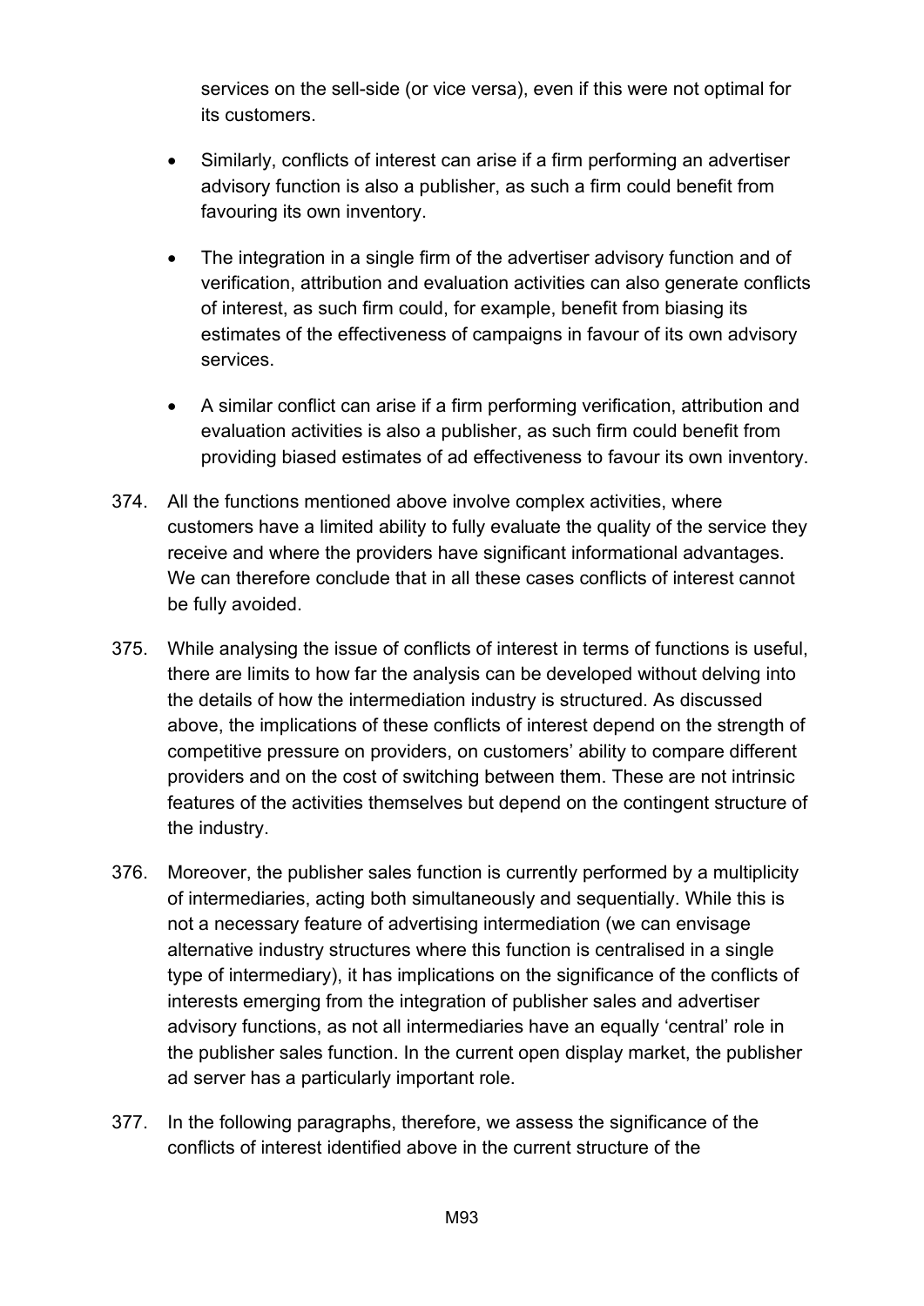services on the sell-side (or vice versa), even if this were not optimal for its customers.

- Similarly, conflicts of interest can arise if a firm performing an advertiser advisory function is also a publisher, as such a firm could benefit from favouring its own inventory.
- The integration in a single firm of the advertiser advisory function and of verification, attribution and evaluation activities can also generate conflicts of interest, as such firm could, for example, benefit from biasing its estimates of the effectiveness of campaigns in favour of its own advisory services.
- A similar conflict can arise if a firm performing verification, attribution and evaluation activities is also a publisher, as such firm could benefit from providing biased estimates of ad effectiveness to favour its own inventory.

374. All the functions mentioned above involve complex activities, where customers have a limited ability to fully evaluate the quality of the service they receive and where the providers have significant informational advantages. We can therefore conclude that in all these cases conflicts of interest cannot be fully avoided.

375. While analysing the issue of conflicts of interest in terms of functions is useful, there are limits to how far the analysis can be developed without delving into the details of how the intermediation industry is structured. As discussed above, the implications of these conflicts of interest depend on the strength of competitive pressure on providers, on customers' ability to compare different providers and on the cost of switching between them. These are not intrinsic features of the activities themselves but depend on the contingent structure of the industry.

376. Moreover, the publisher sales function is currently performed by a multiplicity of intermediaries, acting both simultaneously and sequentially. While this is not a necessary feature of advertising intermediation (we can envisage alternative industry structures where this function is centralised in a single type of intermediary), it has implications on the significance of the conflicts of interests emerging from the integration of publisher sales and advertiser advisory functions, as not all intermediaries have an equally 'central' role in the publisher sales function. In the current open display market, the publisher ad server has a particularly important role.

377. In the following paragraphs, therefore, we assess the significance of the conflicts of interest identified above in the current structure of the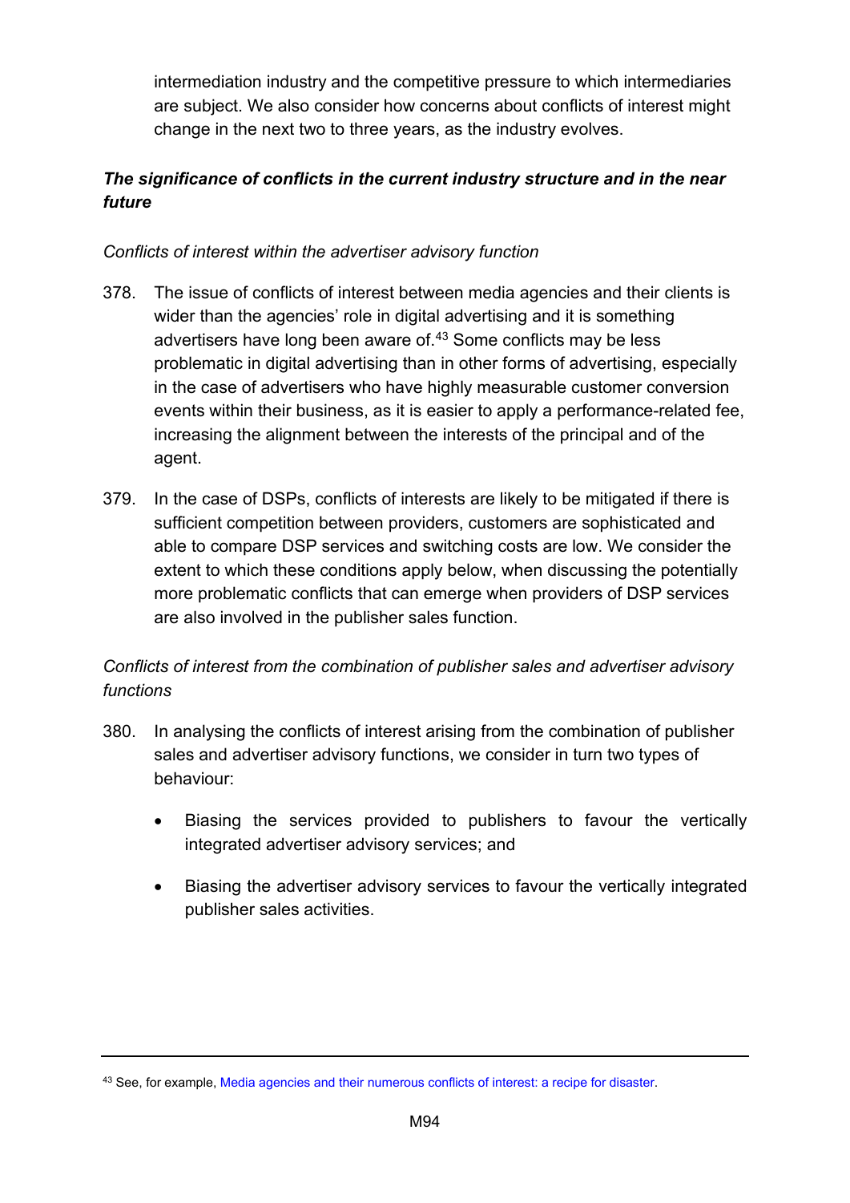intermediation industry and the competitive pressure to which intermediaries are subject. We also consider how concerns about conflicts of interest might change in the next two to three years, as the industry evolves.

***The significance of conflicts in the current industry structure and in the near future***

*Conflicts of interest within the advertiser advisory function*

378. The issue of conflicts of interest between media agencies and their clients is wider than the agencies' role in digital advertising and it is something advertisers have long been aware of.[43] Some conflicts may be less problematic in digital advertising than in other forms of advertising, especially in the case of advertisers who have highly measurable customer conversion events within their business, as it is easier to apply a performance-related fee, increasing the alignment between the interests of the principal and of the agent.

379. In the case of DSPs, conflicts of interests are likely to be mitigated if there is sufficient competition between providers, customers are sophisticated and able to compare DSP services and switching costs are low. We consider the extent to which these conditions apply below, when discussing the potentially more problematic conflicts that can emerge when providers of DSP services are also involved in the publisher sales function.

*Conflicts of interest from the combination of publisher sales and advertiser advisory functions*

380. In analysing the conflicts of interest arising from the combination of publisher sales and advertiser advisory functions, we consider in turn two types of behaviour:

   - Biasing the services provided to publishers to favour the vertically integrated advertiser advisory services; and
   - Biasing the advertiser advisory services to favour the vertically integrated publisher sales activities.

---

[43] See, for example, Media agencies and their numerous conflicts of interest: a recipe for disaster.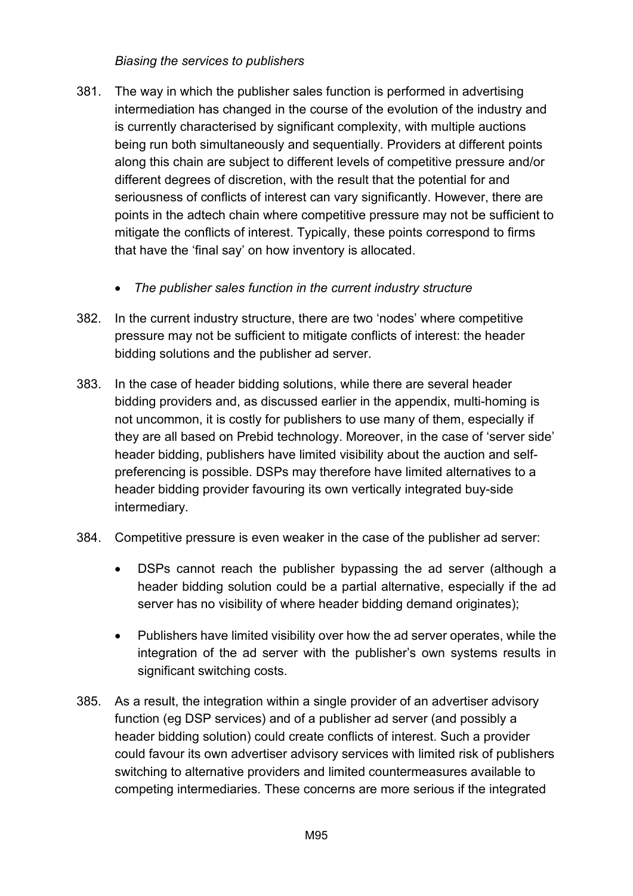*Biasing the services to publishers*

381. The way in which the publisher sales function is performed in advertising intermediation has changed in the course of the evolution of the industry and is currently characterised by significant complexity, with multiple auctions being run both simultaneously and sequentially. Providers at different points along this chain are subject to different levels of competitive pressure and/or different degrees of discretion, with the result that the potential for and seriousness of conflicts of interest can vary significantly. However, there are points in the adtech chain where competitive pressure may not be sufficient to mitigate the conflicts of interest. Typically, these points correspond to firms that have the 'final say' on how inventory is allocated.

- *The publisher sales function in the current industry structure*

382. In the current industry structure, there are two 'nodes' where competitive pressure may not be sufficient to mitigate conflicts of interest: the header bidding solutions and the publisher ad server.

383. In the case of header bidding solutions, while there are several header bidding providers and, as discussed earlier in the appendix, multi-homing is not uncommon, it is costly for publishers to use many of them, especially if they are all based on Prebid technology. Moreover, in the case of 'server side' header bidding, publishers have limited visibility about the auction and self-preferencing is possible. DSPs may therefore have limited alternatives to a header bidding provider favouring its own vertically integrated buy-side intermediary.

384. Competitive pressure is even weaker in the case of the publisher ad server:

    - DSPs cannot reach the publisher bypassing the ad server (although a header bidding solution could be a partial alternative, especially if the ad server has no visibility of where header bidding demand originates);
    - Publishers have limited visibility over how the ad server operates, while the integration of the ad server with the publisher's own systems results in significant switching costs.

385. As a result, the integration within a single provider of an advertiser advisory function (eg DSP services) and of a publisher ad server (and possibly a header bidding solution) could create conflicts of interest. Such a provider could favour its own advertiser advisory services with limited risk of publishers switching to alternative providers and limited countermeasures available to competing intermediaries. These concerns are more serious if the integrated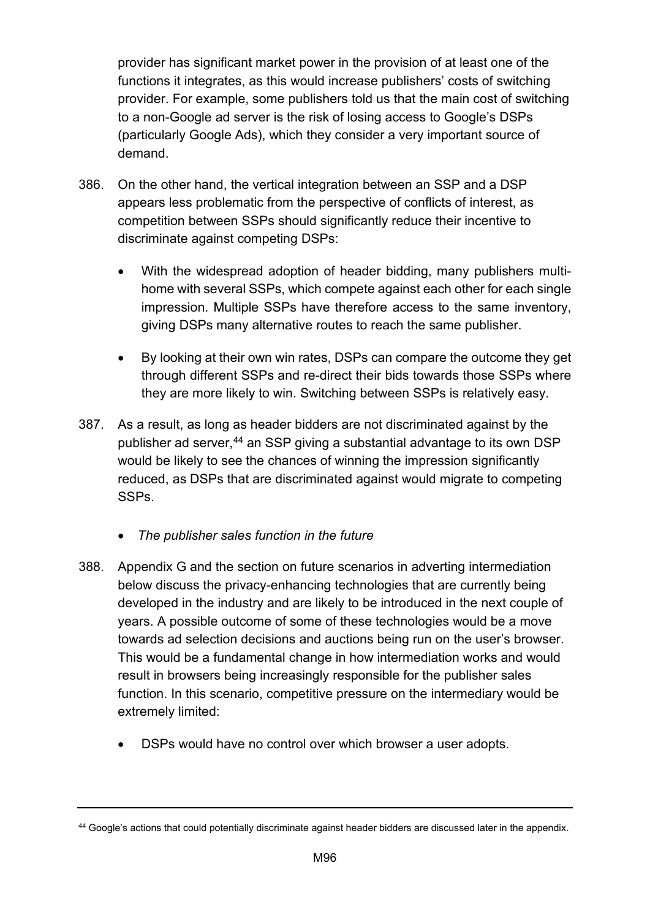provider has significant market power in the provision of at least one of the functions it integrates, as this would increase publishers' costs of switching provider. For example, some publishers told us that the main cost of switching to a non-Google ad server is the risk of losing access to Google's DSPs (particularly Google Ads), which they consider a very important source of demand.

386. On the other hand, the vertical integration between an SSP and a DSP appears less problematic from the perspective of conflicts of interest, as competition between SSPs should significantly reduce their incentive to discriminate against competing DSPs:

- With the widespread adoption of header bidding, many publishers multi-home with several SSPs, which compete against each other for each single impression. Multiple SSPs have therefore access to the same inventory, giving DSPs many alternative routes to reach the same publisher.
- By looking at their own win rates, DSPs can compare the outcome they get through different SSPs and re-direct their bids towards those SSPs where they are more likely to win. Switching between SSPs is relatively easy.

387. As a result, as long as header bidders are not discriminated against by the publisher ad server,[44] an SSP giving a substantial advantage to its own DSP would be likely to see the chances of winning the impression significantly reduced, as DSPs that are discriminated against would migrate to competing SSPs.

- *The publisher sales function in the future*

388. Appendix G and the section on future scenarios in adverting intermediation below discuss the privacy-enhancing technologies that are currently being developed in the industry and are likely to be introduced in the next couple of years. A possible outcome of some of these technologies would be a move towards ad selection decisions and auctions being run on the user's browser. This would be a fundamental change in how intermediation works and would result in browsers being increasingly responsible for the publisher sales function. In this scenario, competitive pressure on the intermediary would be extremely limited:

- DSPs would have no control over which browser a user adopts.

---

[44] Google's actions that could potentially discriminate against header bidders are discussed later in the appendix.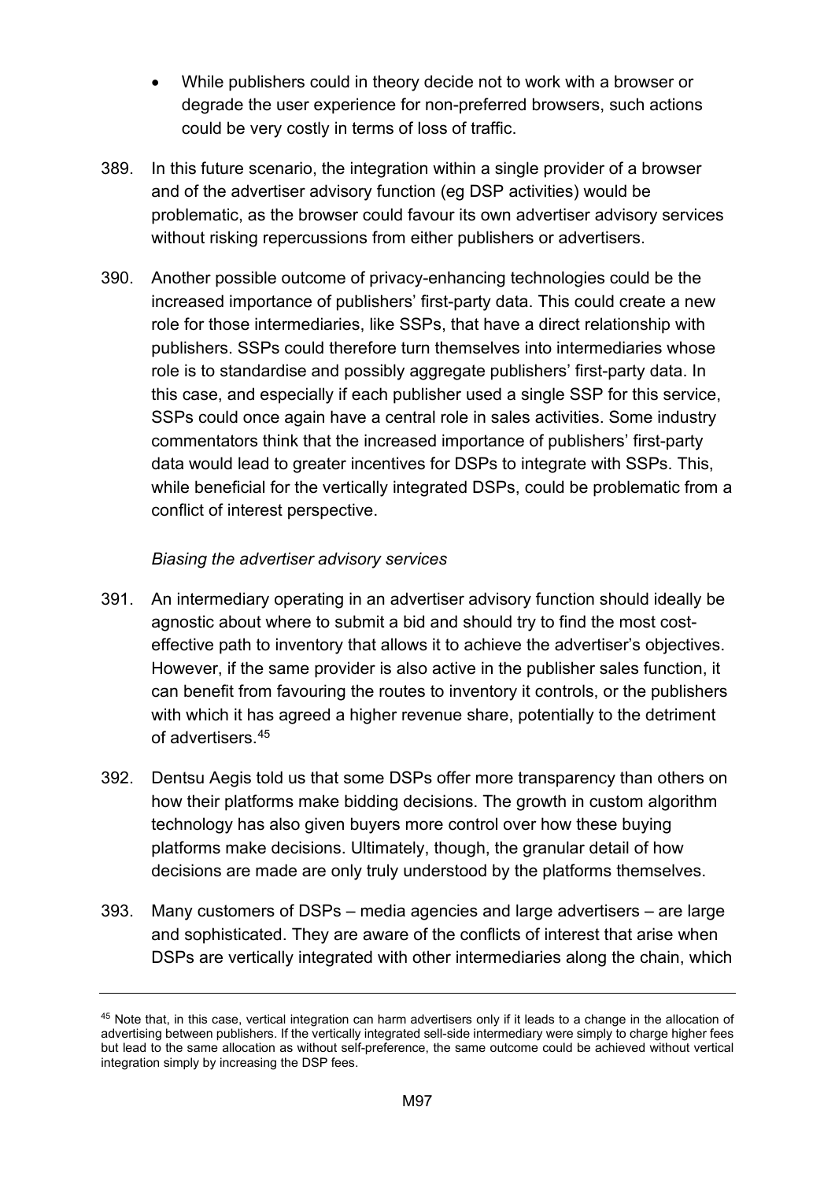- While publishers could in theory decide not to work with a browser or degrade the user experience for non-preferred browsers, such actions could be very costly in terms of loss of traffic.

389. In this future scenario, the integration within a single provider of a browser and of the advertiser advisory function (eg DSP activities) would be problematic, as the browser could favour its own advertiser advisory services without risking repercussions from either publishers or advertisers.

390. Another possible outcome of privacy-enhancing technologies could be the increased importance of publishers' first-party data. This could create a new role for those intermediaries, like SSPs, that have a direct relationship with publishers. SSPs could therefore turn themselves into intermediaries whose role is to standardise and possibly aggregate publishers' first-party data. In this case, and especially if each publisher used a single SSP for this service, SSPs could once again have a central role in sales activities. Some industry commentators think that the increased importance of publishers' first-party data would lead to greater incentives for DSPs to integrate with SSPs. This, while beneficial for the vertically integrated DSPs, could be problematic from a conflict of interest perspective.

*Biasing the advertiser advisory services*

391. An intermediary operating in an advertiser advisory function should ideally be agnostic about where to submit a bid and should try to find the most cost-effective path to inventory that allows it to achieve the advertiser's objectives. However, if the same provider is also active in the publisher sales function, it can benefit from favouring the routes to inventory it controls, or the publishers with which it has agreed a higher revenue share, potentially to the detriment of advertisers.[45]

392. Dentsu Aegis told us that some DSPs offer more transparency than others on how their platforms make bidding decisions. The growth in custom algorithm technology has also given buyers more control over how these buying platforms make decisions. Ultimately, though, the granular detail of how decisions are made are only truly understood by the platforms themselves.

393. Many customers of DSPs – media agencies and large advertisers – are large and sophisticated. They are aware of the conflicts of interest that arise when DSPs are vertically integrated with other intermediaries along the chain, which

---

[45] Note that, in this case, vertical integration can harm advertisers only if it leads to a change in the allocation of advertising between publishers. If the vertically integrated sell-side intermediary were simply to charge higher fees but lead to the same allocation as without self-preference, the same outcome could be achieved without vertical integration simply by increasing the DSP fees.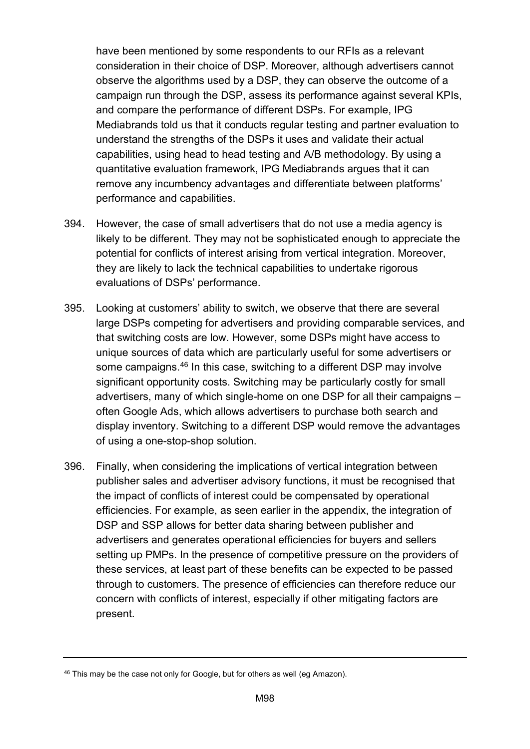have been mentioned by some respondents to our RFIs as a relevant consideration in their choice of DSP. Moreover, although advertisers cannot observe the algorithms used by a DSP, they can observe the outcome of a campaign run through the DSP, assess its performance against several KPIs, and compare the performance of different DSPs. For example, IPG Mediabrands told us that it conducts regular testing and partner evaluation to understand the strengths of the DSPs it uses and validate their actual capabilities, using head to head testing and A/B methodology. By using a quantitative evaluation framework, IPG Mediabrands argues that it can remove any incumbency advantages and differentiate between platforms' performance and capabilities.

394. However, the case of small advertisers that do not use a media agency is likely to be different. They may not be sophisticated enough to appreciate the potential for conflicts of interest arising from vertical integration. Moreover, they are likely to lack the technical capabilities to undertake rigorous evaluations of DSPs' performance.

395. Looking at customers' ability to switch, we observe that there are several large DSPs competing for advertisers and providing comparable services, and that switching costs are low. However, some DSPs might have access to unique sources of data which are particularly useful for some advertisers or some campaigns.[46] In this case, switching to a different DSP may involve significant opportunity costs. Switching may be particularly costly for small advertisers, many of which single-home on one DSP for all their campaigns – often Google Ads, which allows advertisers to purchase both search and display inventory. Switching to a different DSP would remove the advantages of using a one-stop-shop solution.

396. Finally, when considering the implications of vertical integration between publisher sales and advertiser advisory functions, it must be recognised that the impact of conflicts of interest could be compensated by operational efficiencies. For example, as seen earlier in the appendix, the integration of DSP and SSP allows for better data sharing between publisher and advertisers and generates operational efficiencies for buyers and sellers setting up PMPs. In the presence of competitive pressure on the providers of these services, at least part of these benefits can be expected to be passed through to customers. The presence of efficiencies can therefore reduce our concern with conflicts of interest, especially if other mitigating factors are present.

[46] This may be the case not only for Google, but for others as well (eg Amazon).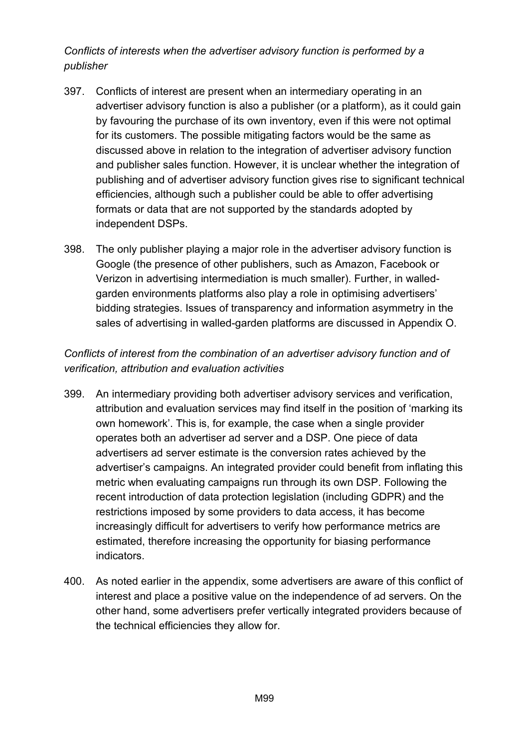*Conflicts of interests when the advertiser advisory function is performed by a publisher*

397. Conflicts of interest are present when an intermediary operating in an advertiser advisory function is also a publisher (or a platform), as it could gain by favouring the purchase of its own inventory, even if this were not optimal for its customers. The possible mitigating factors would be the same as discussed above in relation to the integration of advertiser advisory function and publisher sales function. However, it is unclear whether the integration of publishing and of advertiser advisory function gives rise to significant technical efficiencies, although such a publisher could be able to offer advertising formats or data that are not supported by the standards adopted by independent DSPs.

398. The only publisher playing a major role in the advertiser advisory function is Google (the presence of other publishers, such as Amazon, Facebook or Verizon in advertising intermediation is much smaller). Further, in walled-garden environments platforms also play a role in optimising advertisers' bidding strategies. Issues of transparency and information asymmetry in the sales of advertising in walled-garden platforms are discussed in Appendix O.

*Conflicts of interest from the combination of an advertiser advisory function and of verification, attribution and evaluation activities*

399. An intermediary providing both advertiser advisory services and verification, attribution and evaluation services may find itself in the position of 'marking its own homework'. This is, for example, the case when a single provider operates both an advertiser ad server and a DSP. One piece of data advertisers ad server estimate is the conversion rates achieved by the advertiser's campaigns. An integrated provider could benefit from inflating this metric when evaluating campaigns run through its own DSP. Following the recent introduction of data protection legislation (including GDPR) and the restrictions imposed by some providers to data access, it has become increasingly difficult for advertisers to verify how performance metrics are estimated, therefore increasing the opportunity for biasing performance indicators.

400. As noted earlier in the appendix, some advertisers are aware of this conflict of interest and place a positive value on the independence of ad servers. On the other hand, some advertisers prefer vertically integrated providers because of the technical efficiencies they allow for.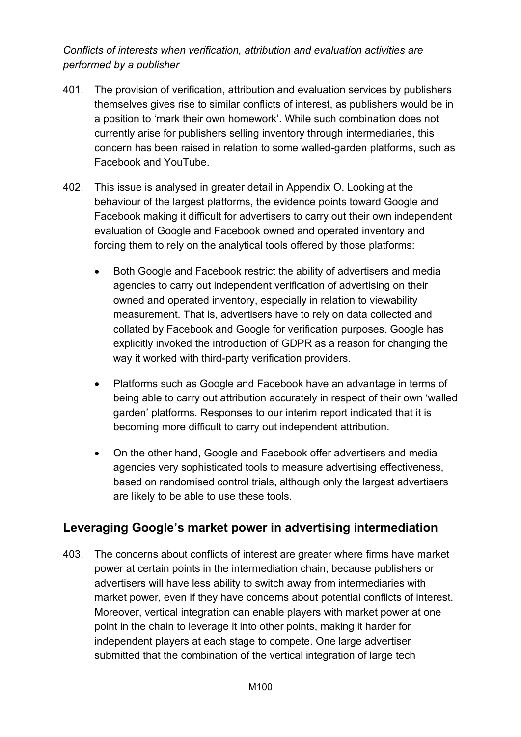*Conflicts of interests when verification, attribution and evaluation activities are performed by a publisher*

401. The provision of verification, attribution and evaluation services by publishers themselves gives rise to similar conflicts of interest, as publishers would be in a position to 'mark their own homework'. While such combination does not currently arise for publishers selling inventory through intermediaries, this concern has been raised in relation to some walled-garden platforms, such as Facebook and YouTube.

402. This issue is analysed in greater detail in Appendix O. Looking at the behaviour of the largest platforms, the evidence points toward Google and Facebook making it difficult for advertisers to carry out their own independent evaluation of Google and Facebook owned and operated inventory and forcing them to rely on the analytical tools offered by those platforms:

   - Both Google and Facebook restrict the ability of advertisers and media agencies to carry out independent verification of advertising on their owned and operated inventory, especially in relation to viewability measurement. That is, advertisers have to rely on data collected and collated by Facebook and Google for verification purposes. Google has explicitly invoked the introduction of GDPR as a reason for changing the way it worked with third-party verification providers.

   - Platforms such as Google and Facebook have an advantage in terms of being able to carry out attribution accurately in respect of their own 'walled garden' platforms. Responses to our interim report indicated that it is becoming more difficult to carry out independent attribution.

   - On the other hand, Google and Facebook offer advertisers and media agencies very sophisticated tools to measure advertising effectiveness, based on randomised control trials, although only the largest advertisers are likely to be able to use these tools.

## Leveraging Google's market power in advertising intermediation

403. The concerns about conflicts of interest are greater where firms have market power at certain points in the intermediation chain, because publishers or advertisers will have less ability to switch away from intermediaries with market power, even if they have concerns about potential conflicts of interest. Moreover, vertical integration can enable players with market power at one point in the chain to leverage it into other points, making it harder for independent players at each stage to compete. One large advertiser submitted that the combination of the vertical integration of large tech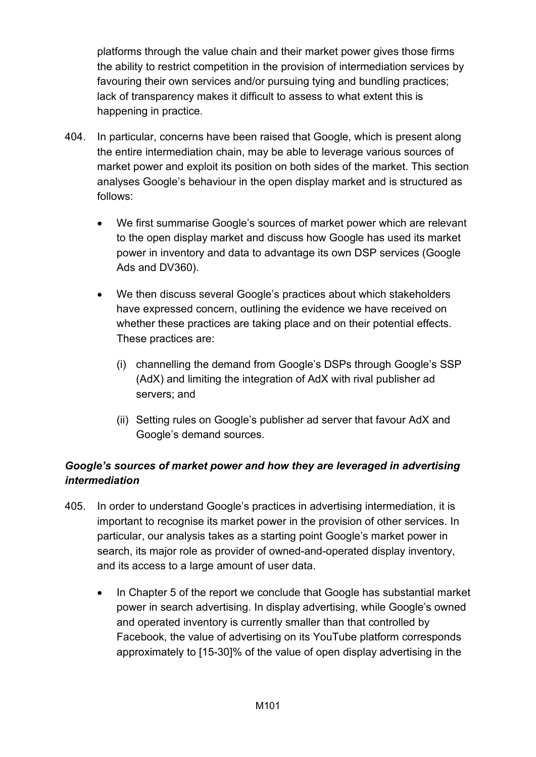platforms through the value chain and their market power gives those firms the ability to restrict competition in the provision of intermediation services by favouring their own services and/or pursuing tying and bundling practices; lack of transparency makes it difficult to assess to what extent this is happening in practice.

404. In particular, concerns have been raised that Google, which is present along the entire intermediation chain, may be able to leverage various sources of market power and exploit its position on both sides of the market. This section analyses Google's behaviour in the open display market and is structured as follows:

- We first summarise Google's sources of market power which are relevant to the open display market and discuss how Google has used its market power in inventory and data to advantage its own DSP services (Google Ads and DV360).
- We then discuss several Google's practices about which stakeholders have expressed concern, outlining the evidence we have received on whether these practices are taking place and on their potential effects. These practices are:

  (i) channelling the demand from Google's DSPs through Google's SSP (AdX) and limiting the integration of AdX with rival publisher ad servers; and

  (ii) Setting rules on Google's publisher ad server that favour AdX and Google's demand sources.

***Google's sources of market power and how they are leveraged in advertising intermediation***

405. In order to understand Google's practices in advertising intermediation, it is important to recognise its market power in the provision of other services. In particular, our analysis takes as a starting point Google's market power in search, its major role as provider of owned-and-operated display inventory, and its access to a large amount of user data.

- In Chapter 5 of the report we conclude that Google has substantial market power in search advertising. In display advertising, while Google's owned and operated inventory is currently smaller than that controlled by Facebook, the value of advertising on its YouTube platform corresponds approximately to [15-30]% of the value of open display advertising in the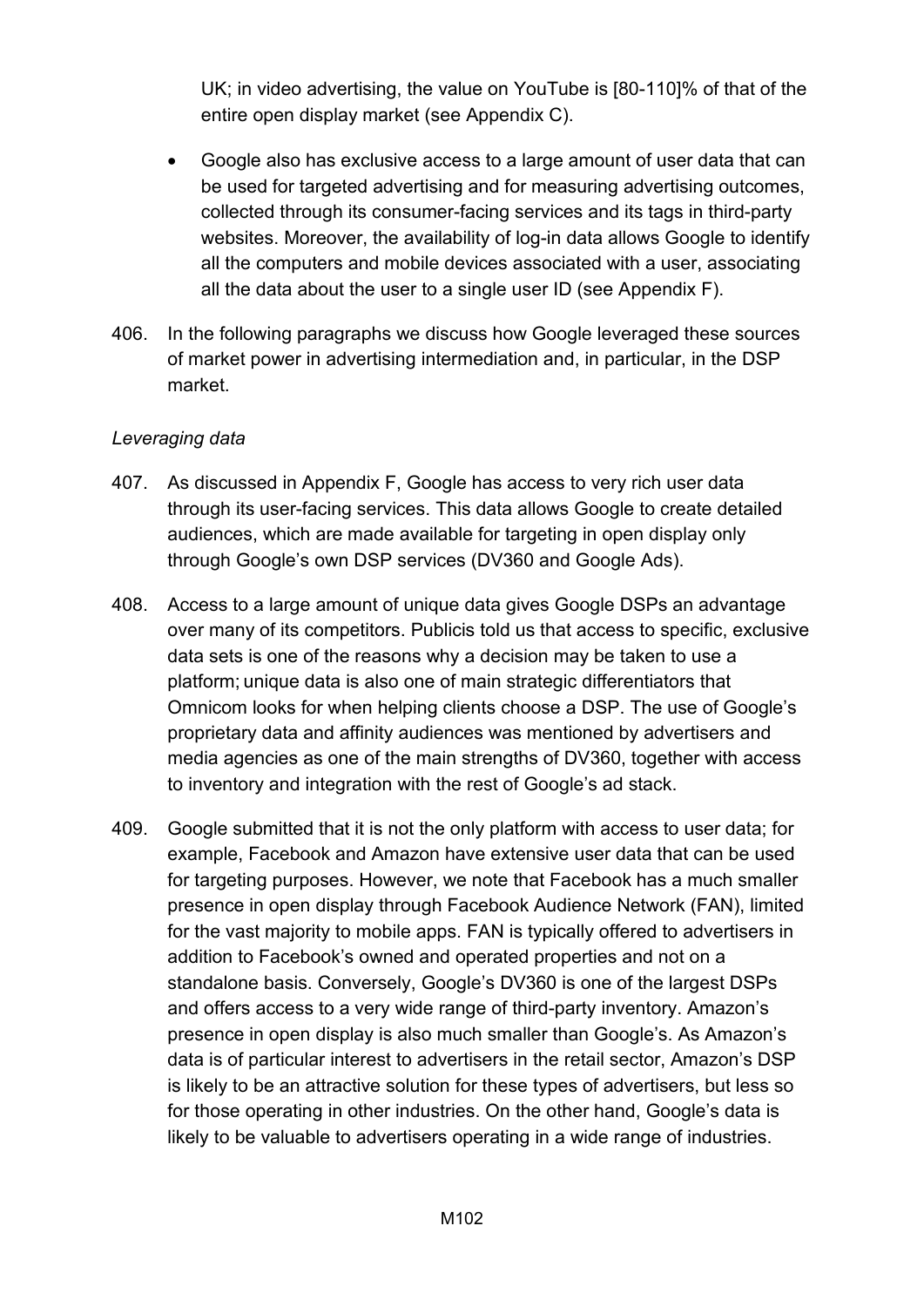UK; in video advertising, the value on YouTube is [80-110]% of that of the entire open display market (see Appendix C).

- Google also has exclusive access to a large amount of user data that can be used for targeted advertising and for measuring advertising outcomes, collected through its consumer-facing services and its tags in third-party websites. Moreover, the availability of log-in data allows Google to identify all the computers and mobile devices associated with a user, associating all the data about the user to a single user ID (see Appendix F).

406. In the following paragraphs we discuss how Google leveraged these sources of market power in advertising intermediation and, in particular, in the DSP market.

*Leveraging data*

407. As discussed in Appendix F, Google has access to very rich user data through its user-facing services. This data allows Google to create detailed audiences, which are made available for targeting in open display only through Google's own DSP services (DV360 and Google Ads).

408. Access to a large amount of unique data gives Google DSPs an advantage over many of its competitors. Publicis told us that access to specific, exclusive data sets is one of the reasons why a decision may be taken to use a platform; unique data is also one of main strategic differentiators that Omnicom looks for when helping clients choose a DSP. The use of Google's proprietary data and affinity audiences was mentioned by advertisers and media agencies as one of the main strengths of DV360, together with access to inventory and integration with the rest of Google's ad stack.

409. Google submitted that it is not the only platform with access to user data; for example, Facebook and Amazon have extensive user data that can be used for targeting purposes. However, we note that Facebook has a much smaller presence in open display through Facebook Audience Network (FAN), limited for the vast majority to mobile apps. FAN is typically offered to advertisers in addition to Facebook's owned and operated properties and not on a standalone basis. Conversely, Google's DV360 is one of the largest DSPs and offers access to a very wide range of third-party inventory. Amazon's presence in open display is also much smaller than Google's. As Amazon's data is of particular interest to advertisers in the retail sector, Amazon's DSP is likely to be an attractive solution for these types of advertisers, but less so for those operating in other industries. On the other hand, Google's data is likely to be valuable to advertisers operating in a wide range of industries.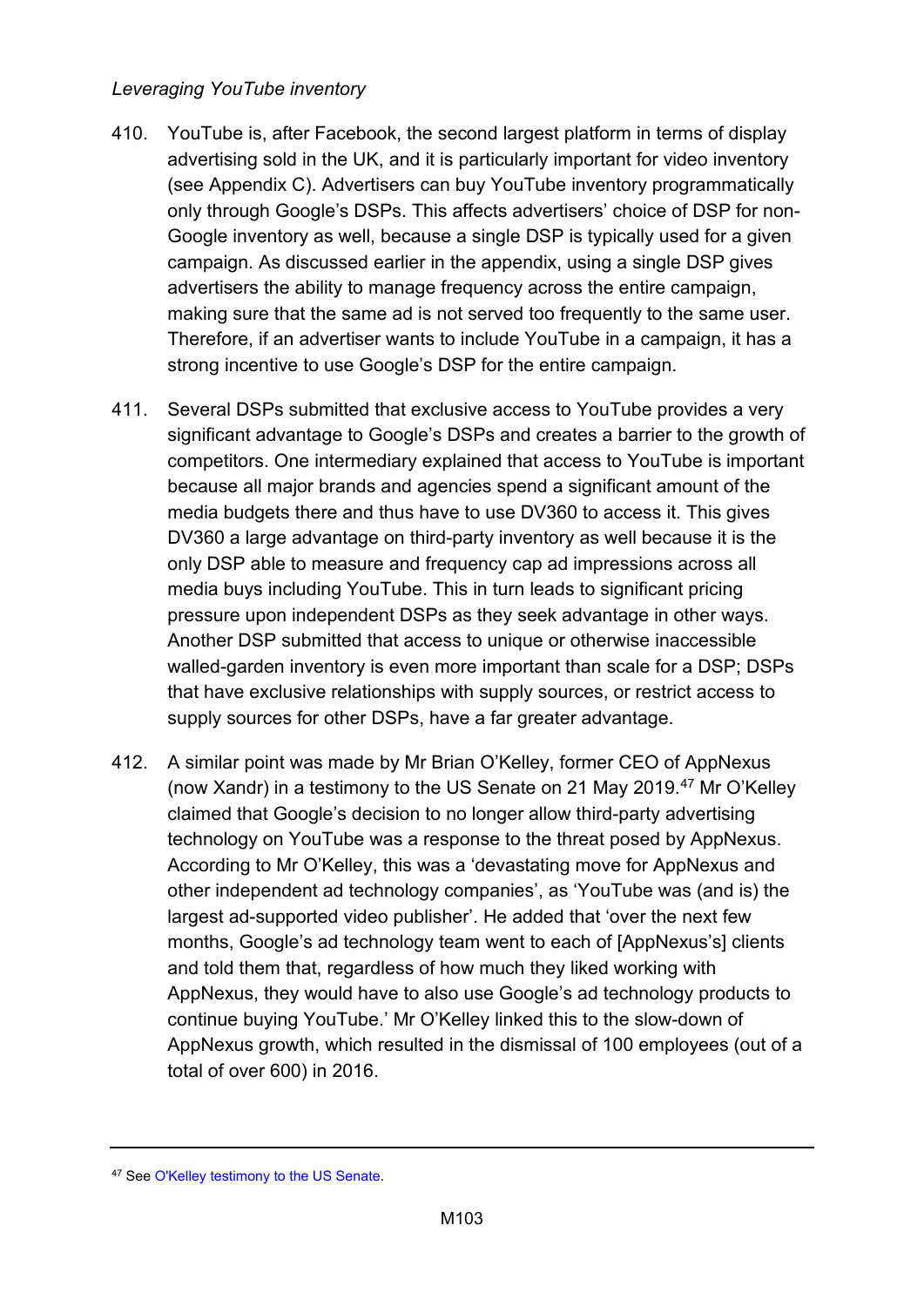*Leveraging YouTube inventory*

410. YouTube is, after Facebook, the second largest platform in terms of display advertising sold in the UK, and it is particularly important for video inventory (see Appendix C). Advertisers can buy YouTube inventory programmatically only through Google's DSPs. This affects advertisers' choice of DSP for non-Google inventory as well, because a single DSP is typically used for a given campaign. As discussed earlier in the appendix, using a single DSP gives advertisers the ability to manage frequency across the entire campaign, making sure that the same ad is not served too frequently to the same user. Therefore, if an advertiser wants to include YouTube in a campaign, it has a strong incentive to use Google's DSP for the entire campaign.

411. Several DSPs submitted that exclusive access to YouTube provides a very significant advantage to Google's DSPs and creates a barrier to the growth of competitors. One intermediary explained that access to YouTube is important because all major brands and agencies spend a significant amount of the media budgets there and thus have to use DV360 to access it. This gives DV360 a large advantage on third-party inventory as well because it is the only DSP able to measure and frequency cap ad impressions across all media buys including YouTube. This in turn leads to significant pricing pressure upon independent DSPs as they seek advantage in other ways. Another DSP submitted that access to unique or otherwise inaccessible walled-garden inventory is even more important than scale for a DSP; DSPs that have exclusive relationships with supply sources, or restrict access to supply sources for other DSPs, have a far greater advantage.

412. A similar point was made by Mr Brian O'Kelley, former CEO of AppNexus (now Xandr) in a testimony to the US Senate on 21 May 2019.[47] Mr O'Kelley claimed that Google's decision to no longer allow third-party advertising technology on YouTube was a response to the threat posed by AppNexus. According to Mr O'Kelley, this was a 'devastating move for AppNexus and other independent ad technology companies', as 'YouTube was (and is) the largest ad-supported video publisher'. He added that 'over the next few months, Google's ad technology team went to each of [AppNexus's] clients and told them that, regardless of how much they liked working with AppNexus, they would have to also use Google's ad technology products to continue buying YouTube.' Mr O'Kelley linked this to the slow-down of AppNexus growth, which resulted in the dismissal of 100 employees (out of a total of over 600) in 2016.

---

[47] See O'Kelley testimony to the US Senate.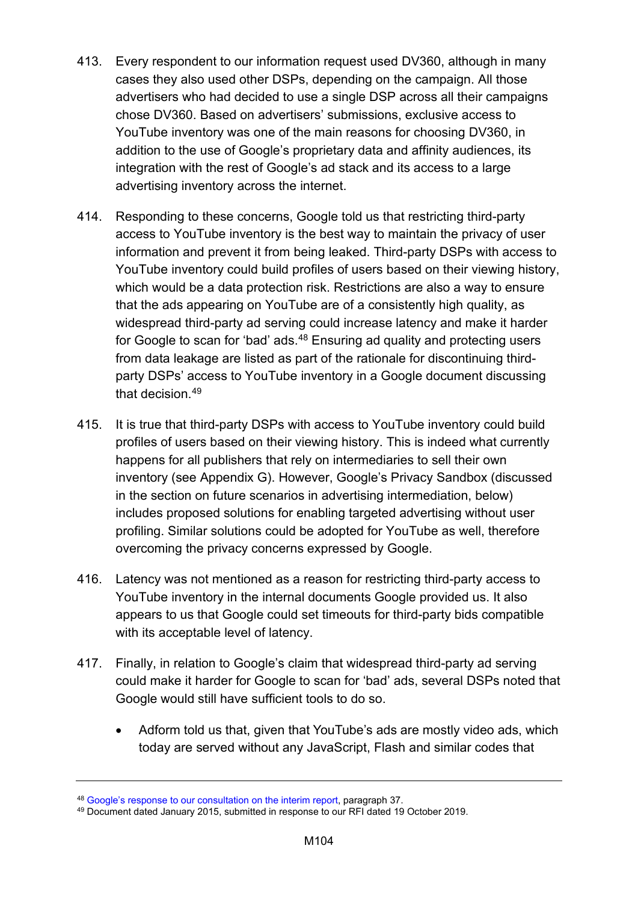413. Every respondent to our information request used DV360, although in many cases they also used other DSPs, depending on the campaign. All those advertisers who had decided to use a single DSP across all their campaigns chose DV360. Based on advertisers' submissions, exclusive access to YouTube inventory was one of the main reasons for choosing DV360, in addition to the use of Google's proprietary data and affinity audiences, its integration with the rest of Google's ad stack and its access to a large advertising inventory across the internet.

414. Responding to these concerns, Google told us that restricting third-party access to YouTube inventory is the best way to maintain the privacy of user information and prevent it from being leaked. Third-party DSPs with access to YouTube inventory could build profiles of users based on their viewing history, which would be a data protection risk. Restrictions are also a way to ensure that the ads appearing on YouTube are of a consistently high quality, as widespread third-party ad serving could increase latency and make it harder for Google to scan for 'bad' ads.[48] Ensuring ad quality and protecting users from data leakage are listed as part of the rationale for discontinuing third-party DSPs' access to YouTube inventory in a Google document discussing that decision.[49]

415. It is true that third-party DSPs with access to YouTube inventory could build profiles of users based on their viewing history. This is indeed what currently happens for all publishers that rely on intermediaries to sell their own inventory (see Appendix G). However, Google's Privacy Sandbox (discussed in the section on future scenarios in advertising intermediation, below) includes proposed solutions for enabling targeted advertising without user profiling. Similar solutions could be adopted for YouTube as well, therefore overcoming the privacy concerns expressed by Google.

416. Latency was not mentioned as a reason for restricting third-party access to YouTube inventory in the internal documents Google provided us. It also appears to us that Google could set timeouts for third-party bids compatible with its acceptable level of latency.

417. Finally, in relation to Google's claim that widespread third-party ad serving could make it harder for Google to scan for 'bad' ads, several DSPs noted that Google would still have sufficient tools to do so.

- Adform told us that, given that YouTube's ads are mostly video ads, which today are served without any JavaScript, Flash and similar codes that

---

[48] Google's response to our consultation on the interim report, paragraph 37.

[49] Document dated January 2015, submitted in response to our RFI dated 19 October 2019.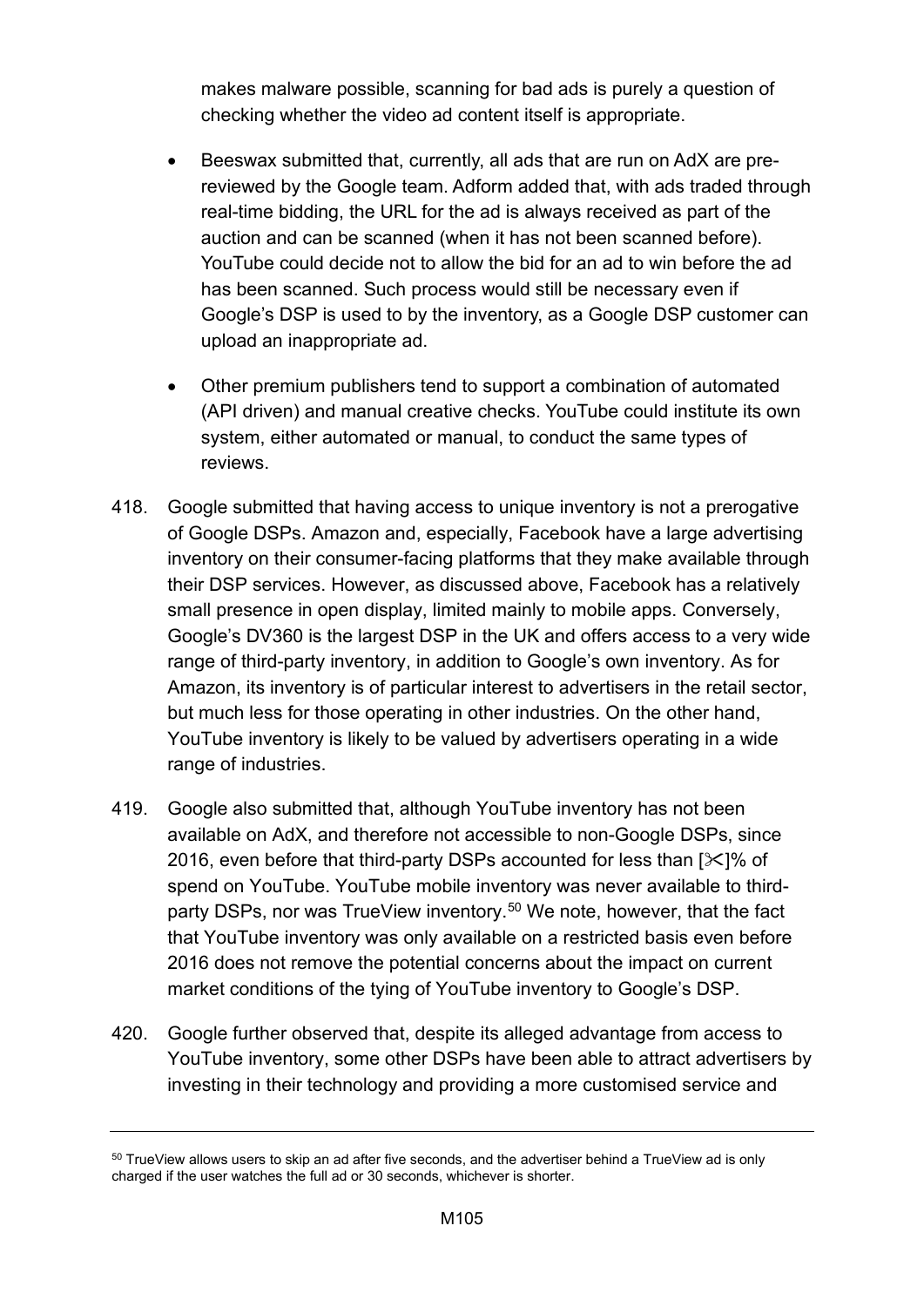makes malware possible, scanning for bad ads is purely a question of checking whether the video ad content itself is appropriate.

- Beeswax submitted that, currently, all ads that are run on AdX are pre-reviewed by the Google team. Adform added that, with ads traded through real-time bidding, the URL for the ad is always received as part of the auction and can be scanned (when it has not been scanned before). YouTube could decide not to allow the bid for an ad to win before the ad has been scanned. Such process would still be necessary even if Google's DSP is used to by the inventory, as a Google DSP customer can upload an inappropriate ad.

- Other premium publishers tend to support a combination of automated (API driven) and manual creative checks. YouTube could institute its own system, either automated or manual, to conduct the same types of reviews.

418. Google submitted that having access to unique inventory is not a prerogative of Google DSPs. Amazon and, especially, Facebook have a large advertising inventory on their consumer-facing platforms that they make available through their DSP services. However, as discussed above, Facebook has a relatively small presence in open display, limited mainly to mobile apps. Conversely, Google's DV360 is the largest DSP in the UK and offers access to a very wide range of third-party inventory, in addition to Google's own inventory. As for Amazon, its inventory is of particular interest to advertisers in the retail sector, but much less for those operating in other industries. On the other hand, YouTube inventory is likely to be valued by advertisers operating in a wide range of industries.

419. Google also submitted that, although YouTube inventory has not been available on AdX, and therefore not accessible to non-Google DSPs, since 2016, even before that third-party DSPs accounted for less than [✂]% of spend on YouTube. YouTube mobile inventory was never available to third-party DSPs, nor was TrueView inventory.[50] We note, however, that the fact that YouTube inventory was only available on a restricted basis even before 2016 does not remove the potential concerns about the impact on current market conditions of the tying of YouTube inventory to Google's DSP.

420. Google further observed that, despite its alleged advantage from access to YouTube inventory, some other DSPs have been able to attract advertisers by investing in their technology and providing a more customised service and

[50] TrueView allows users to skip an ad after five seconds, and the advertiser behind a TrueView ad is only charged if the user watches the full ad or 30 seconds, whichever is shorter.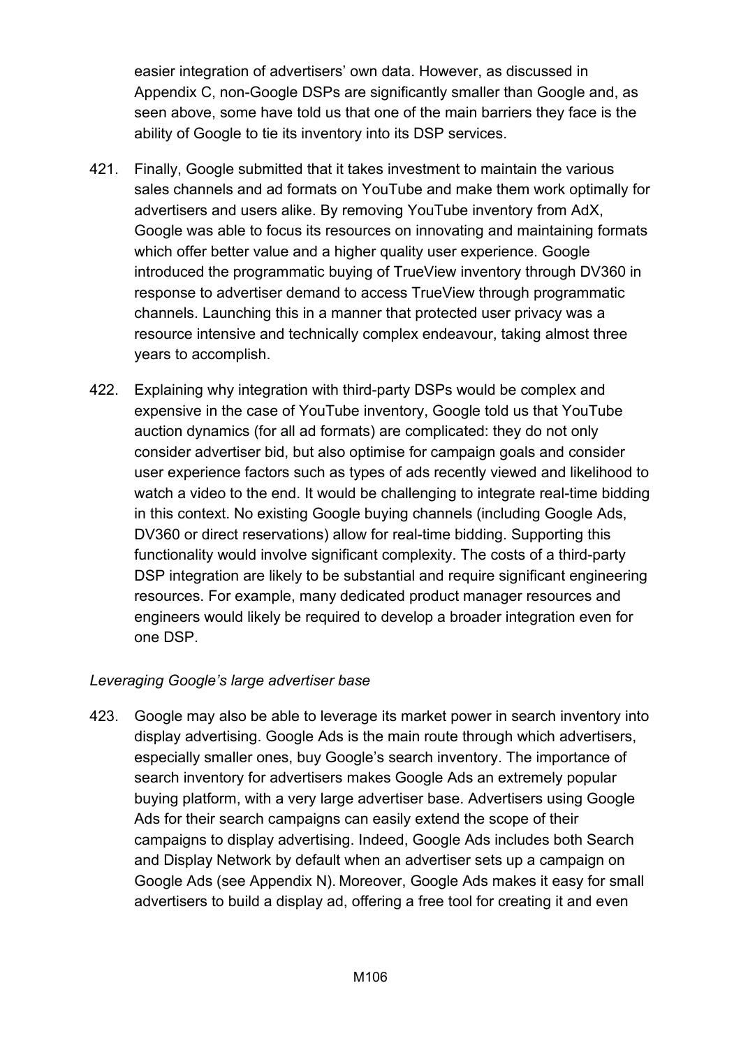easier integration of advertisers' own data. However, as discussed in Appendix C, non-Google DSPs are significantly smaller than Google and, as seen above, some have told us that one of the main barriers they face is the ability of Google to tie its inventory into its DSP services.

421. Finally, Google submitted that it takes investment to maintain the various sales channels and ad formats on YouTube and make them work optimally for advertisers and users alike. By removing YouTube inventory from AdX, Google was able to focus its resources on innovating and maintaining formats which offer better value and a higher quality user experience. Google introduced the programmatic buying of TrueView inventory through DV360 in response to advertiser demand to access TrueView through programmatic channels. Launching this in a manner that protected user privacy was a resource intensive and technically complex endeavour, taking almost three years to accomplish.

422. Explaining why integration with third-party DSPs would be complex and expensive in the case of YouTube inventory, Google told us that YouTube auction dynamics (for all ad formats) are complicated: they do not only consider advertiser bid, but also optimise for campaign goals and consider user experience factors such as types of ads recently viewed and likelihood to watch a video to the end. It would be challenging to integrate real-time bidding in this context. No existing Google buying channels (including Google Ads, DV360 or direct reservations) allow for real-time bidding. Supporting this functionality would involve significant complexity. The costs of a third-party DSP integration are likely to be substantial and require significant engineering resources. For example, many dedicated product manager resources and engineers would likely be required to develop a broader integration even for one DSP.

*Leveraging Google's large advertiser base*

423. Google may also be able to leverage its market power in search inventory into display advertising. Google Ads is the main route through which advertisers, especially smaller ones, buy Google's search inventory. The importance of search inventory for advertisers makes Google Ads an extremely popular buying platform, with a very large advertiser base. Advertisers using Google Ads for their search campaigns can easily extend the scope of their campaigns to display advertising. Indeed, Google Ads includes both Search and Display Network by default when an advertiser sets up a campaign on Google Ads (see Appendix N). Moreover, Google Ads makes it easy for small advertisers to build a display ad, offering a free tool for creating it and even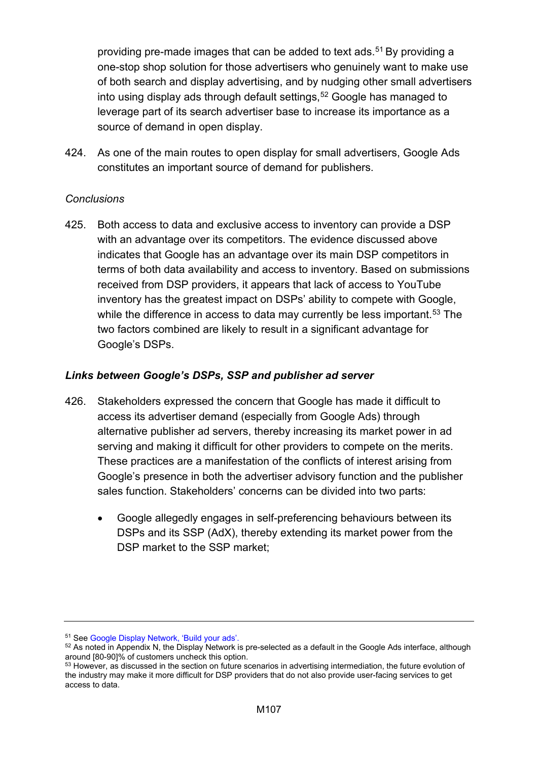providing pre-made images that can be added to text ads.[51] By providing a one-stop shop solution for those advertisers who genuinely want to make use of both search and display advertising, and by nudging other small advertisers into using display ads through default settings,[52] Google has managed to leverage part of its search advertiser base to increase its importance as a source of demand in open display.

424. As one of the main routes to open display for small advertisers, Google Ads constitutes an important source of demand for publishers.

*Conclusions*

425. Both access to data and exclusive access to inventory can provide a DSP with an advantage over its competitors. The evidence discussed above indicates that Google has an advantage over its main DSP competitors in terms of both data availability and access to inventory. Based on submissions received from DSP providers, it appears that lack of access to YouTube inventory has the greatest impact on DSPs' ability to compete with Google, while the difference in access to data may currently be less important.[53] The two factors combined are likely to result in a significant advantage for Google's DSPs.

***Links between Google's DSPs, SSP and publisher ad server***

426. Stakeholders expressed the concern that Google has made it difficult to access its advertiser demand (especially from Google Ads) through alternative publisher ad servers, thereby increasing its market power in ad serving and making it difficult for other providers to compete on the merits. These practices are a manifestation of the conflicts of interest arising from Google's presence in both the advertiser advisory function and the publisher sales function. Stakeholders' concerns can be divided into two parts:

- Google allegedly engages in self-preferencing behaviours between its DSPs and its SSP (AdX), thereby extending its market power from the DSP market to the SSP market;

---

[51] See Google Display Network, 'Build your ads'.

[52] As noted in Appendix N, the Display Network is pre-selected as a default in the Google Ads interface, although around [80-90]% of customers uncheck this option.

[53] However, as discussed in the section on future scenarios in advertising intermediation, the future evolution of the industry may make it more difficult for DSP providers that do not also provide user-facing services to get access to data.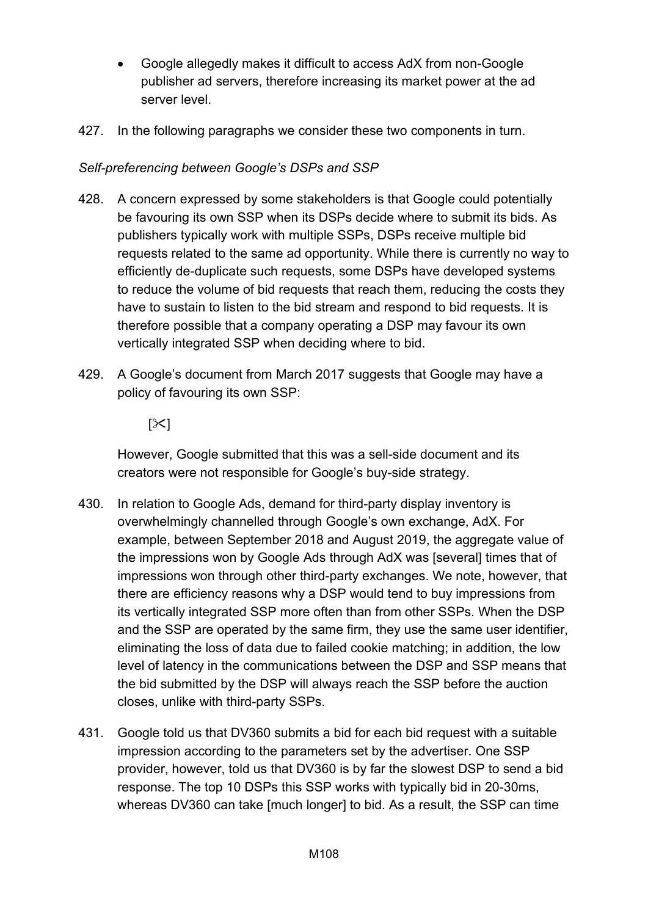- Google allegedly makes it difficult to access AdX from non-Google publisher ad servers, therefore increasing its market power at the ad server level.

427. In the following paragraphs we consider these two components in turn.

*Self-preferencing between Google's DSPs and SSP*

428. A concern expressed by some stakeholders is that Google could potentially be favouring its own SSP when its DSPs decide where to submit its bids. As publishers typically work with multiple SSPs, DSPs receive multiple bid requests related to the same ad opportunity. While there is currently no way to efficiently de-duplicate such requests, some DSPs have developed systems to reduce the volume of bid requests that reach them, reducing the costs they have to sustain to listen to the bid stream and respond to bid requests. It is therefore possible that a company operating a DSP may favour its own vertically integrated SSP when deciding where to bid.

429. A Google's document from March 2017 suggests that Google may have a policy of favouring its own SSP:

    [✂]

    However, Google submitted that this was a sell-side document and its creators were not responsible for Google's buy-side strategy.

430. In relation to Google Ads, demand for third-party display inventory is overwhelmingly channelled through Google's own exchange, AdX. For example, between September 2018 and August 2019, the aggregate value of the impressions won by Google Ads through AdX was [several] times that of impressions won through other third-party exchanges. We note, however, that there are efficiency reasons why a DSP would tend to buy impressions from its vertically integrated SSP more often than from other SSPs. When the DSP and the SSP are operated by the same firm, they use the same user identifier, eliminating the loss of data due to failed cookie matching; in addition, the low level of latency in the communications between the DSP and SSP means that the bid submitted by the DSP will always reach the SSP before the auction closes, unlike with third-party SSPs.

431. Google told us that DV360 submits a bid for each bid request with a suitable impression according to the parameters set by the advertiser. One SSP provider, however, told us that DV360 is by far the slowest DSP to send a bid response. The top 10 DSPs this SSP works with typically bid in 20-30ms, whereas DV360 can take [much longer] to bid. As a result, the SSP can time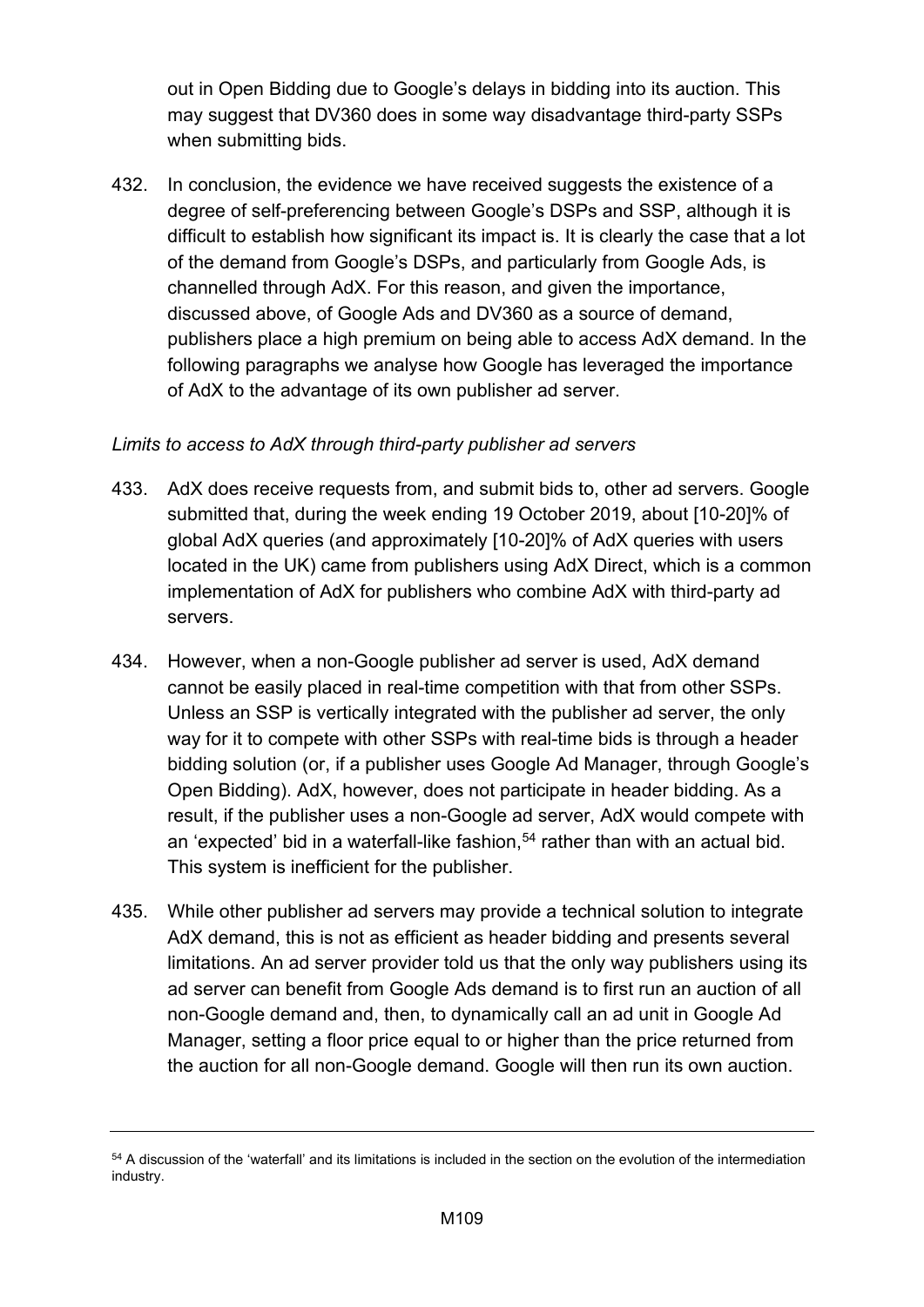out in Open Bidding due to Google's delays in bidding into its auction. This may suggest that DV360 does in some way disadvantage third-party SSPs when submitting bids.

432. In conclusion, the evidence we have received suggests the existence of a degree of self-preferencing between Google's DSPs and SSP, although it is difficult to establish how significant its impact is. It is clearly the case that a lot of the demand from Google's DSPs, and particularly from Google Ads, is channelled through AdX. For this reason, and given the importance, discussed above, of Google Ads and DV360 as a source of demand, publishers place a high premium on being able to access AdX demand. In the following paragraphs we analyse how Google has leveraged the importance of AdX to the advantage of its own publisher ad server.

*Limits to access to AdX through third-party publisher ad servers*

433. AdX does receive requests from, and submit bids to, other ad servers. Google submitted that, during the week ending 19 October 2019, about [10-20]% of global AdX queries (and approximately [10-20]% of AdX queries with users located in the UK) came from publishers using AdX Direct, which is a common implementation of AdX for publishers who combine AdX with third-party ad servers.

434. However, when a non-Google publisher ad server is used, AdX demand cannot be easily placed in real-time competition with that from other SSPs. Unless an SSP is vertically integrated with the publisher ad server, the only way for it to compete with other SSPs with real-time bids is through a header bidding solution (or, if a publisher uses Google Ad Manager, through Google's Open Bidding). AdX, however, does not participate in header bidding. As a result, if the publisher uses a non-Google ad server, AdX would compete with an 'expected' bid in a waterfall-like fashion,[54] rather than with an actual bid. This system is inefficient for the publisher.

435. While other publisher ad servers may provide a technical solution to integrate AdX demand, this is not as efficient as header bidding and presents several limitations. An ad server provider told us that the only way publishers using its ad server can benefit from Google Ads demand is to first run an auction of all non-Google demand and, then, to dynamically call an ad unit in Google Ad Manager, setting a floor price equal to or higher than the price returned from the auction for all non-Google demand. Google will then run its own auction.

---

[54] A discussion of the 'waterfall' and its limitations is included in the section on the evolution of the intermediation industry.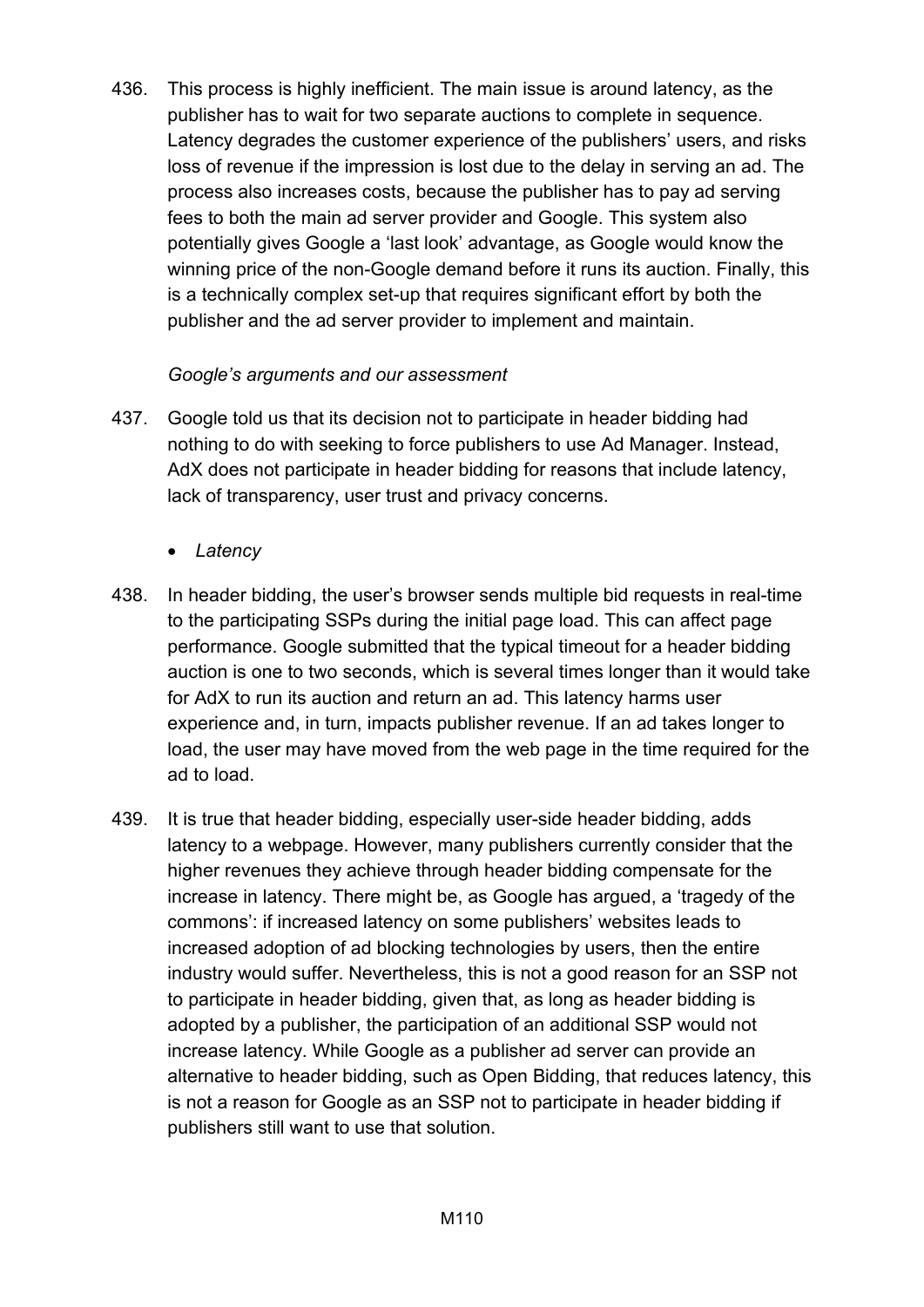436. This process is highly inefficient. The main issue is around latency, as the publisher has to wait for two separate auctions to complete in sequence. Latency degrades the customer experience of the publishers' users, and risks loss of revenue if the impression is lost due to the delay in serving an ad. The process also increases costs, because the publisher has to pay ad serving fees to both the main ad server provider and Google. This system also potentially gives Google a 'last look' advantage, as Google would know the winning price of the non-Google demand before it runs its auction. Finally, this is a technically complex set-up that requires significant effort by both the publisher and the ad server provider to implement and maintain.

*Google's arguments and our assessment*

437. Google told us that its decision not to participate in header bidding had nothing to do with seeking to force publishers to use Ad Manager. Instead, AdX does not participate in header bidding for reasons that include latency, lack of transparency, user trust and privacy concerns.

- *Latency*

438. In header bidding, the user's browser sends multiple bid requests in real-time to the participating SSPs during the initial page load. This can affect page performance. Google submitted that the typical timeout for a header bidding auction is one to two seconds, which is several times longer than it would take for AdX to run its auction and return an ad. This latency harms user experience and, in turn, impacts publisher revenue. If an ad takes longer to load, the user may have moved from the web page in the time required for the ad to load.

439. It is true that header bidding, especially user-side header bidding, adds latency to a webpage. However, many publishers currently consider that the higher revenues they achieve through header bidding compensate for the increase in latency. There might be, as Google has argued, a 'tragedy of the commons': if increased latency on some publishers' websites leads to increased adoption of ad blocking technologies by users, then the entire industry would suffer. Nevertheless, this is not a good reason for an SSP not to participate in header bidding, given that, as long as header bidding is adopted by a publisher, the participation of an additional SSP would not increase latency. While Google as a publisher ad server can provide an alternative to header bidding, such as Open Bidding, that reduces latency, this is not a reason for Google as an SSP not to participate in header bidding if publishers still want to use that solution.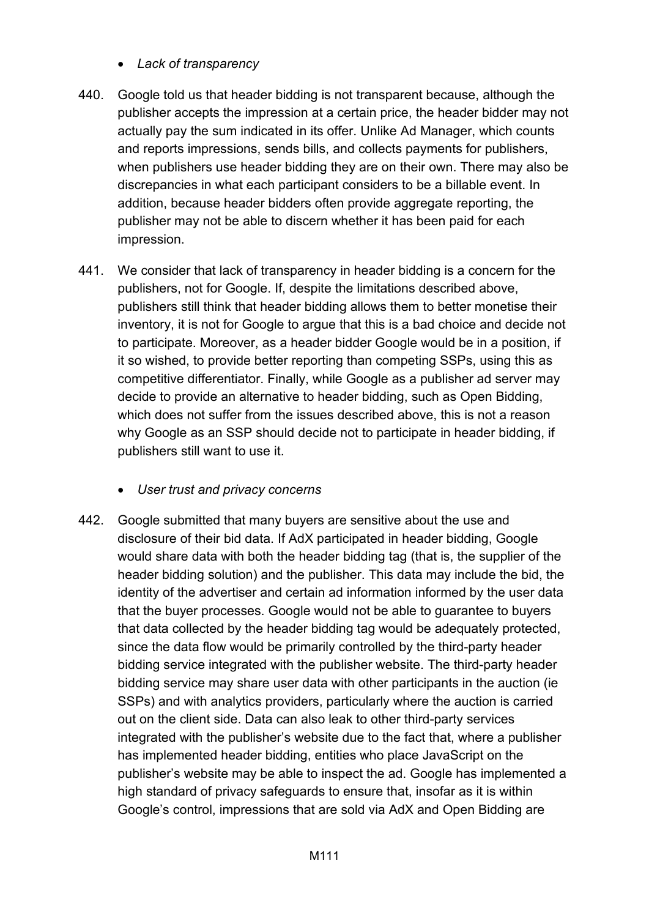- *Lack of transparency*

440. Google told us that header bidding is not transparent because, although the publisher accepts the impression at a certain price, the header bidder may not actually pay the sum indicated in its offer. Unlike Ad Manager, which counts and reports impressions, sends bills, and collects payments for publishers, when publishers use header bidding they are on their own. There may also be discrepancies in what each participant considers to be a billable event. In addition, because header bidders often provide aggregate reporting, the publisher may not be able to discern whether it has been paid for each impression.

441. We consider that lack of transparency in header bidding is a concern for the publishers, not for Google. If, despite the limitations described above, publishers still think that header bidding allows them to better monetise their inventory, it is not for Google to argue that this is a bad choice and decide not to participate. Moreover, as a header bidder Google would be in a position, if it so wished, to provide better reporting than competing SSPs, using this as competitive differentiator. Finally, while Google as a publisher ad server may decide to provide an alternative to header bidding, such as Open Bidding, which does not suffer from the issues described above, this is not a reason why Google as an SSP should decide not to participate in header bidding, if publishers still want to use it.

- *User trust and privacy concerns*

442. Google submitted that many buyers are sensitive about the use and disclosure of their bid data. If AdX participated in header bidding, Google would share data with both the header bidding tag (that is, the supplier of the header bidding solution) and the publisher. This data may include the bid, the identity of the advertiser and certain ad information informed by the user data that the buyer processes. Google would not be able to guarantee to buyers that data collected by the header bidding tag would be adequately protected, since the data flow would be primarily controlled by the third-party header bidding service integrated with the publisher website. The third-party header bidding service may share user data with other participants in the auction (ie SSPs) and with analytics providers, particularly where the auction is carried out on the client side. Data can also leak to other third-party services integrated with the publisher's website due to the fact that, where a publisher has implemented header bidding, entities who place JavaScript on the publisher's website may be able to inspect the ad. Google has implemented a high standard of privacy safeguards to ensure that, insofar as it is within Google's control, impressions that are sold via AdX and Open Bidding are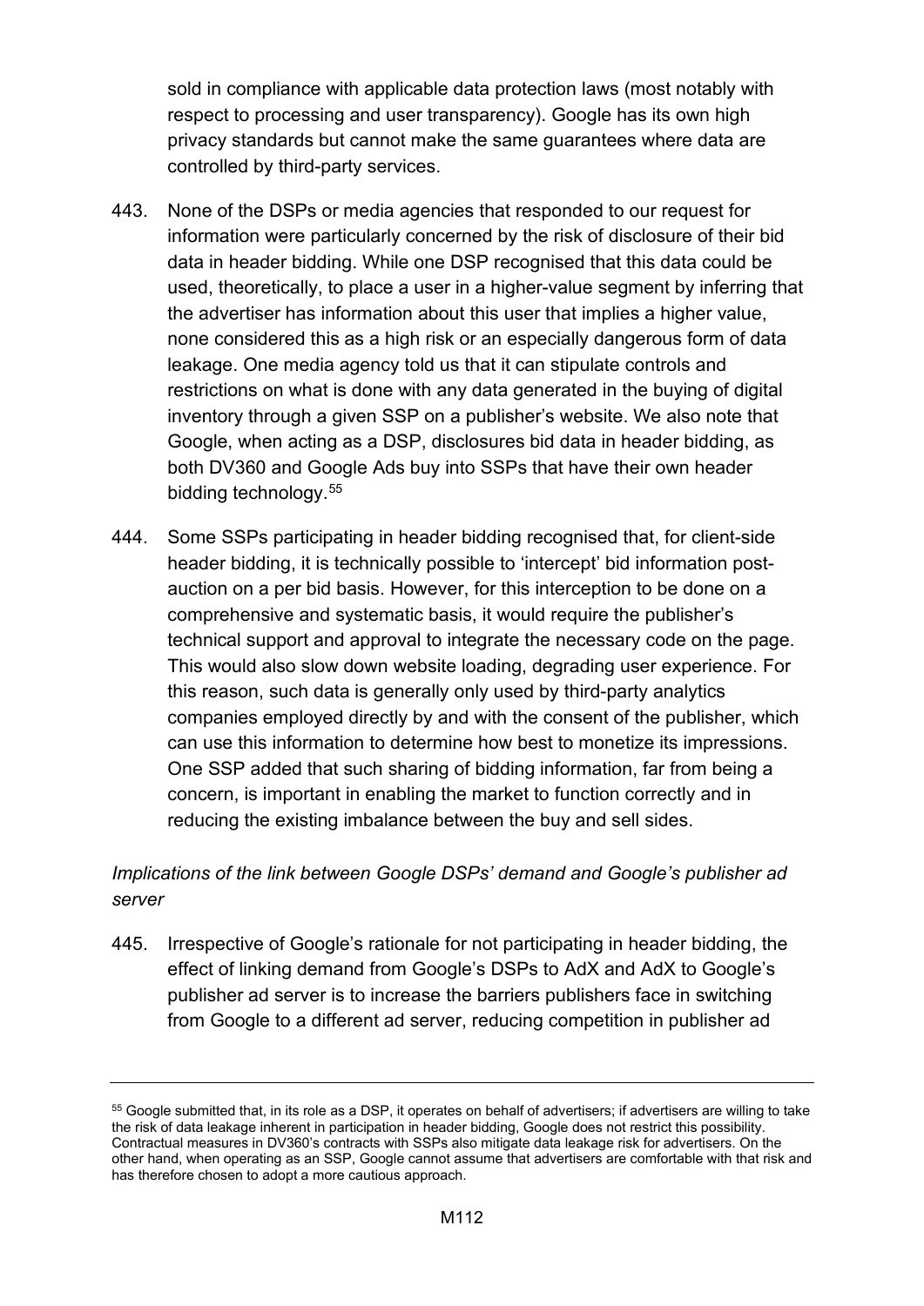sold in compliance with applicable data protection laws (most notably with respect to processing and user transparency). Google has its own high privacy standards but cannot make the same guarantees where data are controlled by third-party services.

443. None of the DSPs or media agencies that responded to our request for information were particularly concerned by the risk of disclosure of their bid data in header bidding. While one DSP recognised that this data could be used, theoretically, to place a user in a higher-value segment by inferring that the advertiser has information about this user that implies a higher value, none considered this as a high risk or an especially dangerous form of data leakage. One media agency told us that it can stipulate controls and restrictions on what is done with any data generated in the buying of digital inventory through a given SSP on a publisher's website. We also note that Google, when acting as a DSP, disclosures bid data in header bidding, as both DV360 and Google Ads buy into SSPs that have their own header bidding technology.[55]

444. Some SSPs participating in header bidding recognised that, for client-side header bidding, it is technically possible to 'intercept' bid information post-auction on a per bid basis. However, for this interception to be done on a comprehensive and systematic basis, it would require the publisher's technical support and approval to integrate the necessary code on the page. This would also slow down website loading, degrading user experience. For this reason, such data is generally only used by third-party analytics companies employed directly by and with the consent of the publisher, which can use this information to determine how best to monetize its impressions. One SSP added that such sharing of bidding information, far from being a concern, is important in enabling the market to function correctly and in reducing the existing imbalance between the buy and sell sides.

*Implications of the link between Google DSPs' demand and Google's publisher ad server*

445. Irrespective of Google's rationale for not participating in header bidding, the effect of linking demand from Google's DSPs to AdX and AdX to Google's publisher ad server is to increase the barriers publishers face in switching from Google to a different ad server, reducing competition in publisher ad

---

[55] Google submitted that, in its role as a DSP, it operates on behalf of advertisers; if advertisers are willing to take the risk of data leakage inherent in participation in header bidding, Google does not restrict this possibility. Contractual measures in DV360's contracts with SSPs also mitigate data leakage risk for advertisers. On the other hand, when operating as an SSP, Google cannot assume that advertisers are comfortable with that risk and has therefore chosen to adopt a more cautious approach.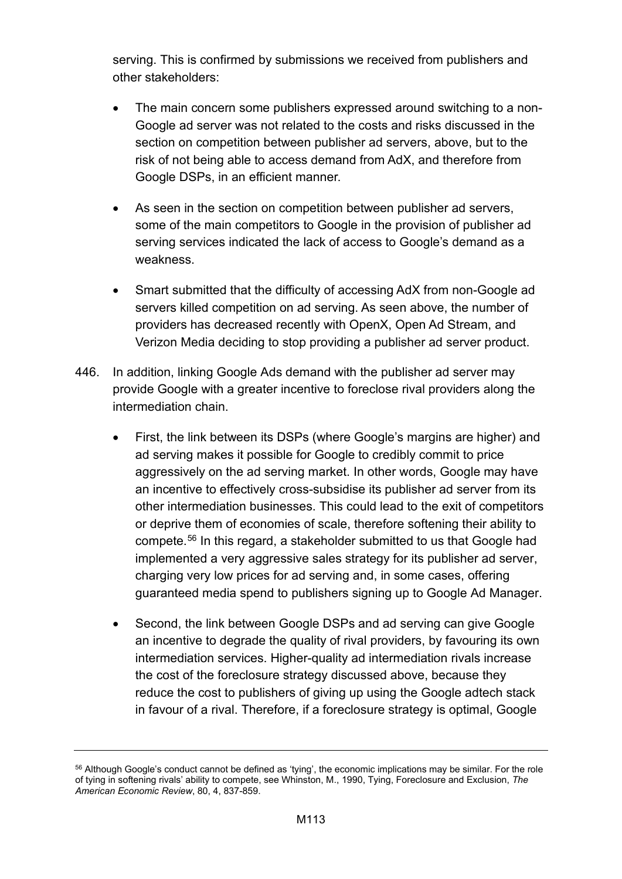serving. This is confirmed by submissions we received from publishers and other stakeholders:

- The main concern some publishers expressed around switching to a non-Google ad server was not related to the costs and risks discussed in the section on competition between publisher ad servers, above, but to the risk of not being able to access demand from AdX, and therefore from Google DSPs, in an efficient manner.
- As seen in the section on competition between publisher ad servers, some of the main competitors to Google in the provision of publisher ad serving services indicated the lack of access to Google's demand as a weakness.
- Smart submitted that the difficulty of accessing AdX from non-Google ad servers killed competition on ad serving. As seen above, the number of providers has decreased recently with OpenX, Open Ad Stream, and Verizon Media deciding to stop providing a publisher ad server product.

446. In addition, linking Google Ads demand with the publisher ad server may provide Google with a greater incentive to foreclose rival providers along the intermediation chain.

- First, the link between its DSPs (where Google's margins are higher) and ad serving makes it possible for Google to credibly commit to price aggressively on the ad serving market. In other words, Google may have an incentive to effectively cross-subsidise its publisher ad server from its other intermediation businesses. This could lead to the exit of competitors or deprive them of economies of scale, therefore softening their ability to compete.[56] In this regard, a stakeholder submitted to us that Google had implemented a very aggressive sales strategy for its publisher ad server, charging very low prices for ad serving and, in some cases, offering guaranteed media spend to publishers signing up to Google Ad Manager.
- Second, the link between Google DSPs and ad serving can give Google an incentive to degrade the quality of rival providers, by favouring its own intermediation services. Higher-quality ad intermediation rivals increase the cost of the foreclosure strategy discussed above, because they reduce the cost to publishers of giving up using the Google adtech stack in favour of a rival. Therefore, if a foreclosure strategy is optimal, Google

[56] Although Google's conduct cannot be defined as 'tying', the economic implications may be similar. For the role of tying in softening rivals' ability to compete, see Whinston, M., 1990, Tying, Foreclosure and Exclusion, *The American Economic Review*, 80, 4, 837-859.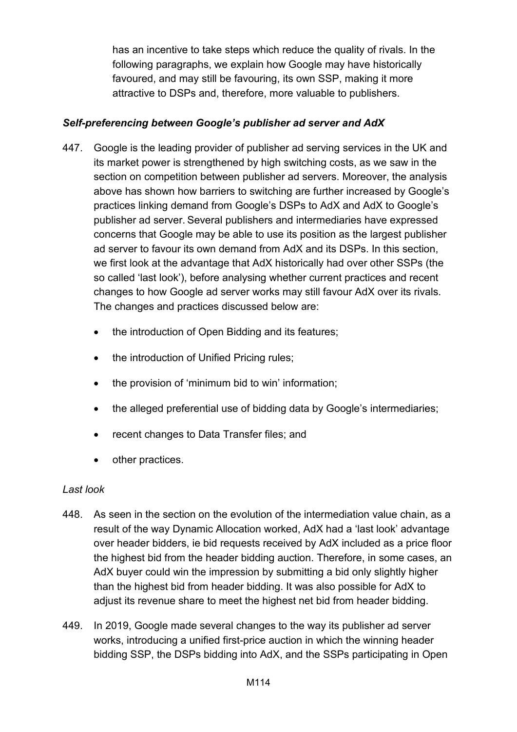has an incentive to take steps which reduce the quality of rivals. In the following paragraphs, we explain how Google may have historically favoured, and may still be favouring, its own SSP, making it more attractive to DSPs and, therefore, more valuable to publishers.

### *Self-preferencing between Google's publisher ad server and AdX*

447. Google is the leading provider of publisher ad serving services in the UK and its market power is strengthened by high switching costs, as we saw in the section on competition between publisher ad servers. Moreover, the analysis above has shown how barriers to switching are further increased by Google's practices linking demand from Google's DSPs to AdX and AdX to Google's publisher ad server. Several publishers and intermediaries have expressed concerns that Google may be able to use its position as the largest publisher ad server to favour its own demand from AdX and its DSPs. In this section, we first look at the advantage that AdX historically had over other SSPs (the so called 'last look'), before analysing whether current practices and recent changes to how Google ad server works may still favour AdX over its rivals. The changes and practices discussed below are:

- the introduction of Open Bidding and its features;
- the introduction of Unified Pricing rules;
- the provision of 'minimum bid to win' information;
- the alleged preferential use of bidding data by Google's intermediaries;
- recent changes to Data Transfer files; and
- other practices.

#### *Last look*

448. As seen in the section on the evolution of the intermediation value chain, as a result of the way Dynamic Allocation worked, AdX had a 'last look' advantage over header bidders, ie bid requests received by AdX included as a price floor the highest bid from the header bidding auction. Therefore, in some cases, an AdX buyer could win the impression by submitting a bid only slightly higher than the highest bid from header bidding. It was also possible for AdX to adjust its revenue share to meet the highest net bid from header bidding.

449. In 2019, Google made several changes to the way its publisher ad server works, introducing a unified first-price auction in which the winning header bidding SSP, the DSPs bidding into AdX, and the SSPs participating in Open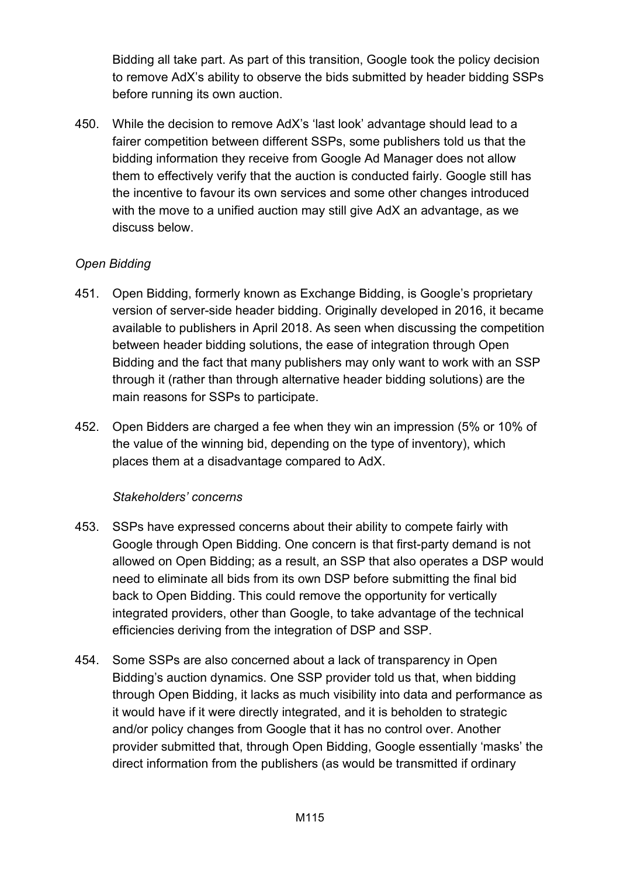Bidding all take part. As part of this transition, Google took the policy decision to remove AdX's ability to observe the bids submitted by header bidding SSPs before running its own auction.

450. While the decision to remove AdX's 'last look' advantage should lead to a fairer competition between different SSPs, some publishers told us that the bidding information they receive from Google Ad Manager does not allow them to effectively verify that the auction is conducted fairly. Google still has the incentive to favour its own services and some other changes introduced with the move to a unified auction may still give AdX an advantage, as we discuss below.

*Open Bidding*

451. Open Bidding, formerly known as Exchange Bidding, is Google's proprietary version of server-side header bidding. Originally developed in 2016, it became available to publishers in April 2018. As seen when discussing the competition between header bidding solutions, the ease of integration through Open Bidding and the fact that many publishers may only want to work with an SSP through it (rather than through alternative header bidding solutions) are the main reasons for SSPs to participate.

452. Open Bidders are charged a fee when they win an impression (5% or 10% of the value of the winning bid, depending on the type of inventory), which places them at a disadvantage compared to AdX.

*Stakeholders' concerns*

453. SSPs have expressed concerns about their ability to compete fairly with Google through Open Bidding. One concern is that first-party demand is not allowed on Open Bidding; as a result, an SSP that also operates a DSP would need to eliminate all bids from its own DSP before submitting the final bid back to Open Bidding. This could remove the opportunity for vertically integrated providers, other than Google, to take advantage of the technical efficiencies deriving from the integration of DSP and SSP.

454. Some SSPs are also concerned about a lack of transparency in Open Bidding's auction dynamics. One SSP provider told us that, when bidding through Open Bidding, it lacks as much visibility into data and performance as it would have if it were directly integrated, and it is beholden to strategic and/or policy changes from Google that it has no control over. Another provider submitted that, through Open Bidding, Google essentially 'masks' the direct information from the publishers (as would be transmitted if ordinary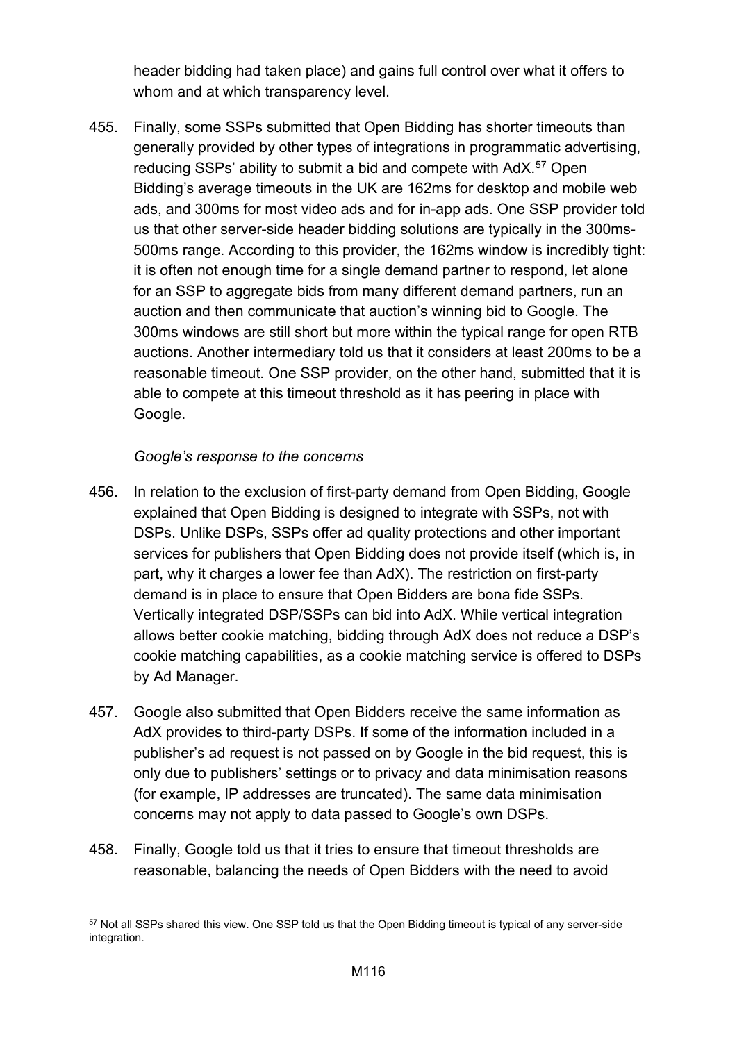header bidding had taken place) and gains full control over what it offers to whom and at which transparency level.

455. Finally, some SSPs submitted that Open Bidding has shorter timeouts than generally provided by other types of integrations in programmatic advertising, reducing SSPs' ability to submit a bid and compete with AdX.[57] Open Bidding's average timeouts in the UK are 162ms for desktop and mobile web ads, and 300ms for most video ads and for in-app ads. One SSP provider told us that other server-side header bidding solutions are typically in the 300ms-500ms range. According to this provider, the 162ms window is incredibly tight: it is often not enough time for a single demand partner to respond, let alone for an SSP to aggregate bids from many different demand partners, run an auction and then communicate that auction's winning bid to Google. The 300ms windows are still short but more within the typical range for open RTB auctions. Another intermediary told us that it considers at least 200ms to be a reasonable timeout. One SSP provider, on the other hand, submitted that it is able to compete at this timeout threshold as it has peering in place with Google.

*Google's response to the concerns*

456. In relation to the exclusion of first-party demand from Open Bidding, Google explained that Open Bidding is designed to integrate with SSPs, not with DSPs. Unlike DSPs, SSPs offer ad quality protections and other important services for publishers that Open Bidding does not provide itself (which is, in part, why it charges a lower fee than AdX). The restriction on first-party demand is in place to ensure that Open Bidders are bona fide SSPs. Vertically integrated DSP/SSPs can bid into AdX. While vertical integration allows better cookie matching, bidding through AdX does not reduce a DSP's cookie matching capabilities, as a cookie matching service is offered to DSPs by Ad Manager.

457. Google also submitted that Open Bidders receive the same information as AdX provides to third-party DSPs. If some of the information included in a publisher's ad request is not passed on by Google in the bid request, this is only due to publishers' settings or to privacy and data minimisation reasons (for example, IP addresses are truncated). The same data minimisation concerns may not apply to data passed to Google's own DSPs.

458. Finally, Google told us that it tries to ensure that timeout thresholds are reasonable, balancing the needs of Open Bidders with the need to avoid

---

[57] Not all SSPs shared this view. One SSP told us that the Open Bidding timeout is typical of any server-side integration.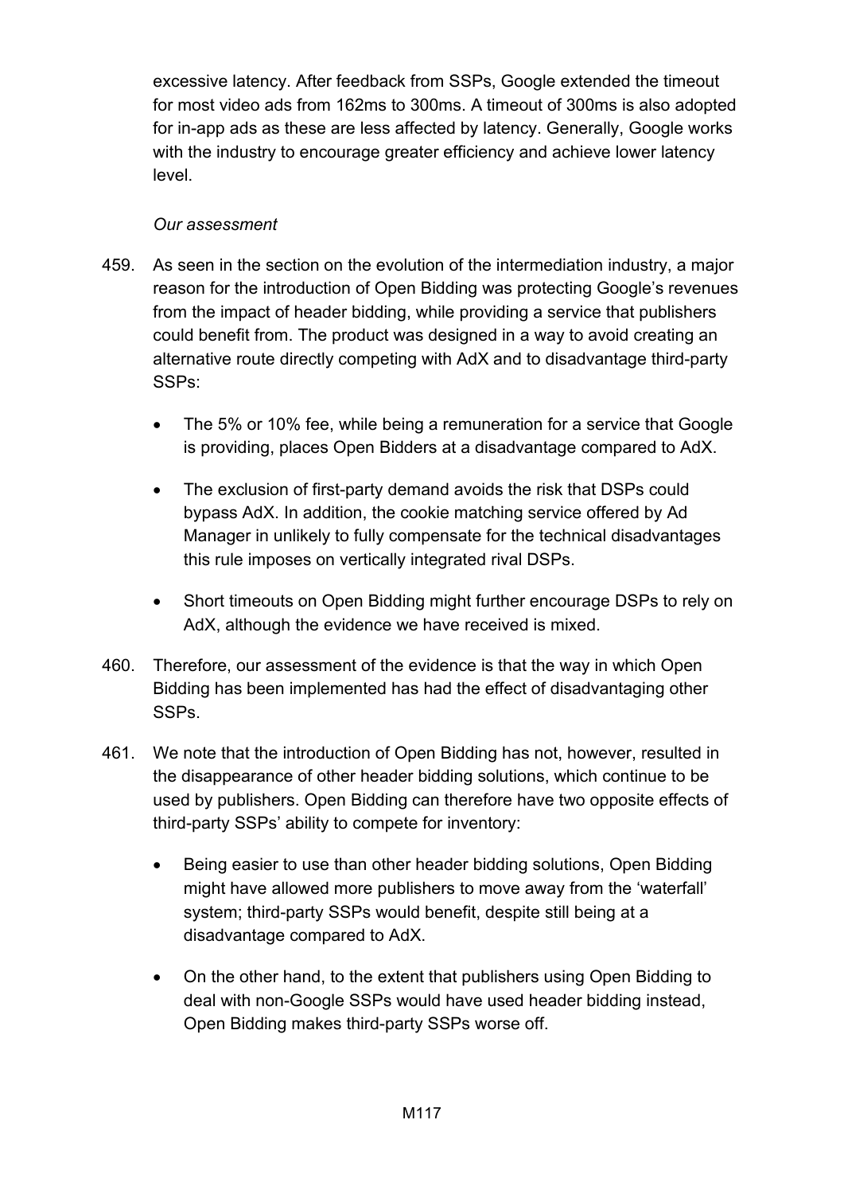excessive latency. After feedback from SSPs, Google extended the timeout for most video ads from 162ms to 300ms. A timeout of 300ms is also adopted for in-app ads as these are less affected by latency. Generally, Google works with the industry to encourage greater efficiency and achieve lower latency level.

*Our assessment*

459. As seen in the section on the evolution of the intermediation industry, a major reason for the introduction of Open Bidding was protecting Google's revenues from the impact of header bidding, while providing a service that publishers could benefit from. The product was designed in a way to avoid creating an alternative route directly competing with AdX and to disadvantage third-party SSPs:

- The 5% or 10% fee, while being a remuneration for a service that Google is providing, places Open Bidders at a disadvantage compared to AdX.
- The exclusion of first-party demand avoids the risk that DSPs could bypass AdX. In addition, the cookie matching service offered by Ad Manager in unlikely to fully compensate for the technical disadvantages this rule imposes on vertically integrated rival DSPs.
- Short timeouts on Open Bidding might further encourage DSPs to rely on AdX, although the evidence we have received is mixed.

460. Therefore, our assessment of the evidence is that the way in which Open Bidding has been implemented has had the effect of disadvantaging other SSPs.

461. We note that the introduction of Open Bidding has not, however, resulted in the disappearance of other header bidding solutions, which continue to be used by publishers. Open Bidding can therefore have two opposite effects of third-party SSPs' ability to compete for inventory:

- Being easier to use than other header bidding solutions, Open Bidding might have allowed more publishers to move away from the 'waterfall' system; third-party SSPs would benefit, despite still being at a disadvantage compared to AdX.
- On the other hand, to the extent that publishers using Open Bidding to deal with non-Google SSPs would have used header bidding instead, Open Bidding makes third-party SSPs worse off.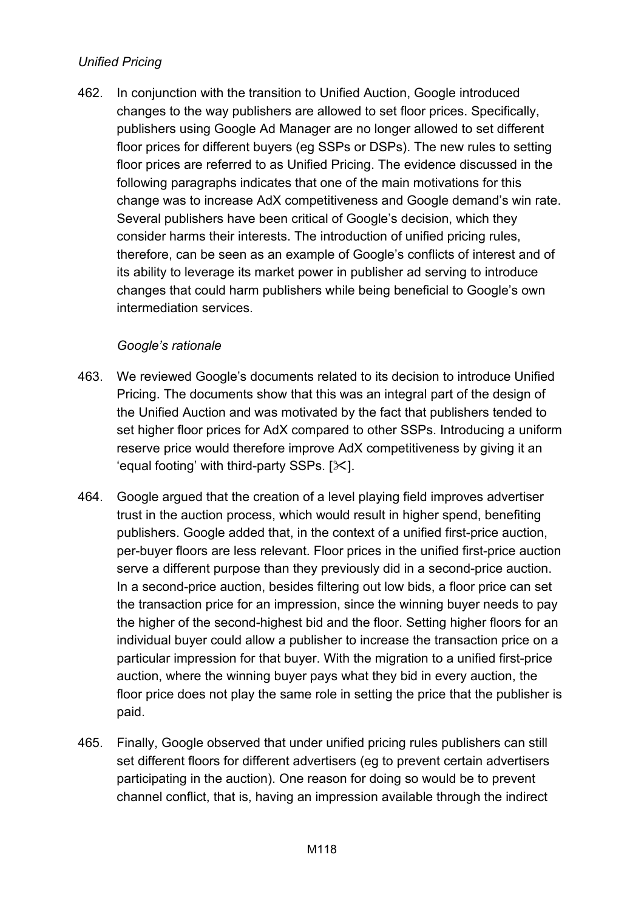*Unified Pricing*

462. In conjunction with the transition to Unified Auction, Google introduced changes to the way publishers are allowed to set floor prices. Specifically, publishers using Google Ad Manager are no longer allowed to set different floor prices for different buyers (eg SSPs or DSPs). The new rules to setting floor prices are referred to as Unified Pricing. The evidence discussed in the following paragraphs indicates that one of the main motivations for this change was to increase AdX competitiveness and Google demand's win rate. Several publishers have been critical of Google's decision, which they consider harms their interests. The introduction of unified pricing rules, therefore, can be seen as an example of Google's conflicts of interest and of its ability to leverage its market power in publisher ad serving to introduce changes that could harm publishers while being beneficial to Google's own intermediation services.

*Google's rationale*

463. We reviewed Google's documents related to its decision to introduce Unified Pricing. The documents show that this was an integral part of the design of the Unified Auction and was motivated by the fact that publishers tended to set higher floor prices for AdX compared to other SSPs. Introducing a uniform reserve price would therefore improve AdX competitiveness by giving it an 'equal footing' with third-party SSPs. [✂].

464. Google argued that the creation of a level playing field improves advertiser trust in the auction process, which would result in higher spend, benefiting publishers. Google added that, in the context of a unified first-price auction, per-buyer floors are less relevant. Floor prices in the unified first-price auction serve a different purpose than they previously did in a second-price auction. In a second-price auction, besides filtering out low bids, a floor price can set the transaction price for an impression, since the winning buyer needs to pay the higher of the second-highest bid and the floor. Setting higher floors for an individual buyer could allow a publisher to increase the transaction price on a particular impression for that buyer. With the migration to a unified first-price auction, where the winning buyer pays what they bid in every auction, the floor price does not play the same role in setting the price that the publisher is paid.

465. Finally, Google observed that under unified pricing rules publishers can still set different floors for different advertisers (eg to prevent certain advertisers participating in the auction). One reason for doing so would be to prevent channel conflict, that is, having an impression available through the indirect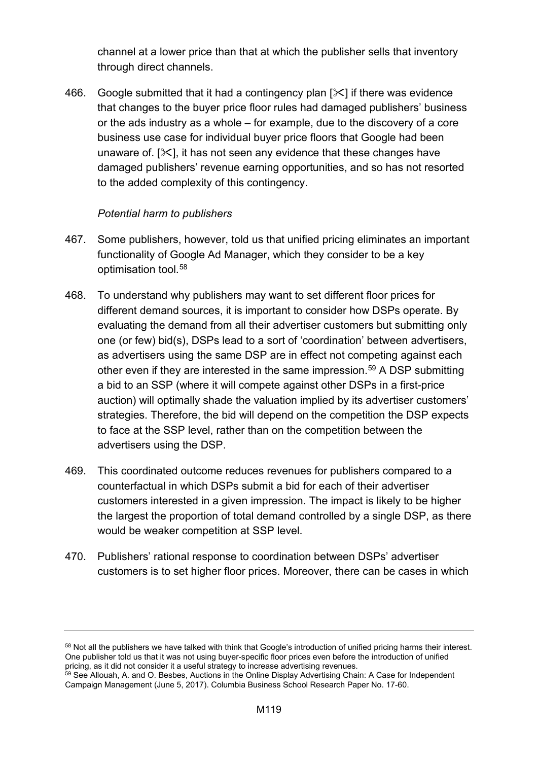channel at a lower price than that at which the publisher sells that inventory through direct channels.

466. Google submitted that it had a contingency plan [✂] if there was evidence that changes to the buyer price floor rules had damaged publishers' business or the ads industry as a whole – for example, due to the discovery of a core business use case for individual buyer price floors that Google had been unaware of. [✂], it has not seen any evidence that these changes have damaged publishers' revenue earning opportunities, and so has not resorted to the added complexity of this contingency.

*Potential harm to publishers*

467. Some publishers, however, told us that unified pricing eliminates an important functionality of Google Ad Manager, which they consider to be a key optimisation tool.[58]

468. To understand why publishers may want to set different floor prices for different demand sources, it is important to consider how DSPs operate. By evaluating the demand from all their advertiser customers but submitting only one (or few) bid(s), DSPs lead to a sort of 'coordination' between advertisers, as advertisers using the same DSP are in effect not competing against each other even if they are interested in the same impression.[59] A DSP submitting a bid to an SSP (where it will compete against other DSPs in a first-price auction) will optimally shade the valuation implied by its advertiser customers' strategies. Therefore, the bid will depend on the competition the DSP expects to face at the SSP level, rather than on the competition between the advertisers using the DSP.

469. This coordinated outcome reduces revenues for publishers compared to a counterfactual in which DSPs submit a bid for each of their advertiser customers interested in a given impression. The impact is likely to be higher the largest the proportion of total demand controlled by a single DSP, as there would be weaker competition at SSP level.

470. Publishers' rational response to coordination between DSPs' advertiser customers is to set higher floor prices. Moreover, there can be cases in which

---

[58] Not all the publishers we have talked with think that Google's introduction of unified pricing harms their interest. One publisher told us that it was not using buyer-specific floor prices even before the introduction of unified pricing, as it did not consider it a useful strategy to increase advertising revenues.

[59] See Allouah, A. and O. Besbes, Auctions in the Online Display Advertising Chain: A Case for Independent Campaign Management (June 5, 2017). Columbia Business School Research Paper No. 17-60.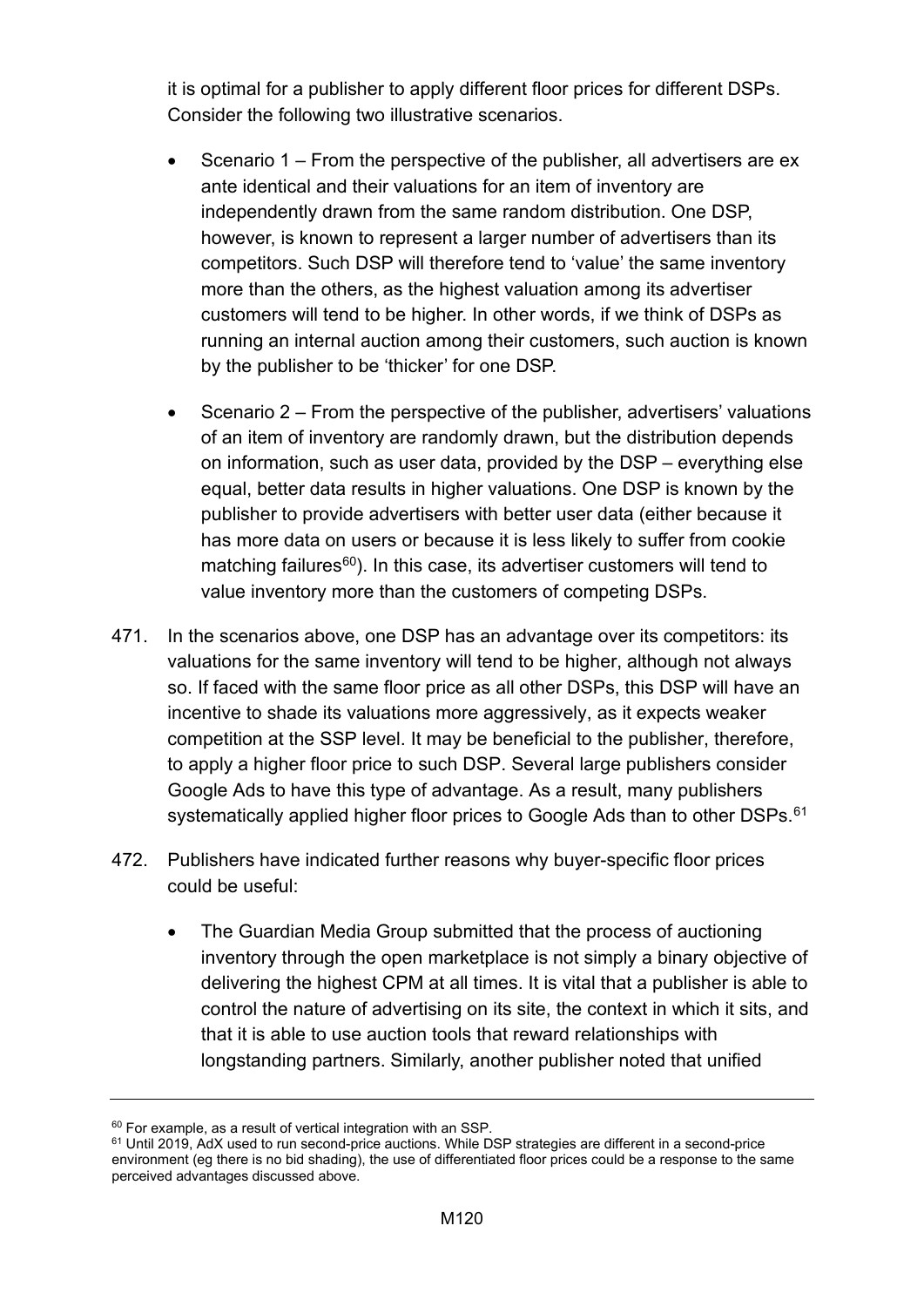it is optimal for a publisher to apply different floor prices for different DSPs. Consider the following two illustrative scenarios.

- Scenario 1 – From the perspective of the publisher, all advertisers are ex ante identical and their valuations for an item of inventory are independently drawn from the same random distribution. One DSP, however, is known to represent a larger number of advertisers than its competitors. Such DSP will therefore tend to 'value' the same inventory more than the others, as the highest valuation among its advertiser customers will tend to be higher. In other words, if we think of DSPs as running an internal auction among their customers, such auction is known by the publisher to be 'thicker' for one DSP.

- Scenario 2 – From the perspective of the publisher, advertisers' valuations of an item of inventory are randomly drawn, but the distribution depends on information, such as user data, provided by the DSP – everything else equal, better data results in higher valuations. One DSP is known by the publisher to provide advertisers with better user data (either because it has more data on users or because it is less likely to suffer from cookie matching failures[60]). In this case, its advertiser customers will tend to value inventory more than the customers of competing DSPs.

471. In the scenarios above, one DSP has an advantage over its competitors: its valuations for the same inventory will tend to be higher, although not always so. If faced with the same floor price as all other DSPs, this DSP will have an incentive to shade its valuations more aggressively, as it expects weaker competition at the SSP level. It may be beneficial to the publisher, therefore, to apply a higher floor price to such DSP. Several large publishers consider Google Ads to have this type of advantage. As a result, many publishers systematically applied higher floor prices to Google Ads than to other DSPs.[61]

472. Publishers have indicated further reasons why buyer-specific floor prices could be useful:

- The Guardian Media Group submitted that the process of auctioning inventory through the open marketplace is not simply a binary objective of delivering the highest CPM at all times. It is vital that a publisher is able to control the nature of advertising on its site, the context in which it sits, and that it is able to use auction tools that reward relationships with longstanding partners. Similarly, another publisher noted that unified

---

[60] For example, as a result of vertical integration with an SSP.

[61] Until 2019, AdX used to run second-price auctions. While DSP strategies are different in a second-price environment (eg there is no bid shading), the use of differentiated floor prices could be a response to the same perceived advantages discussed above.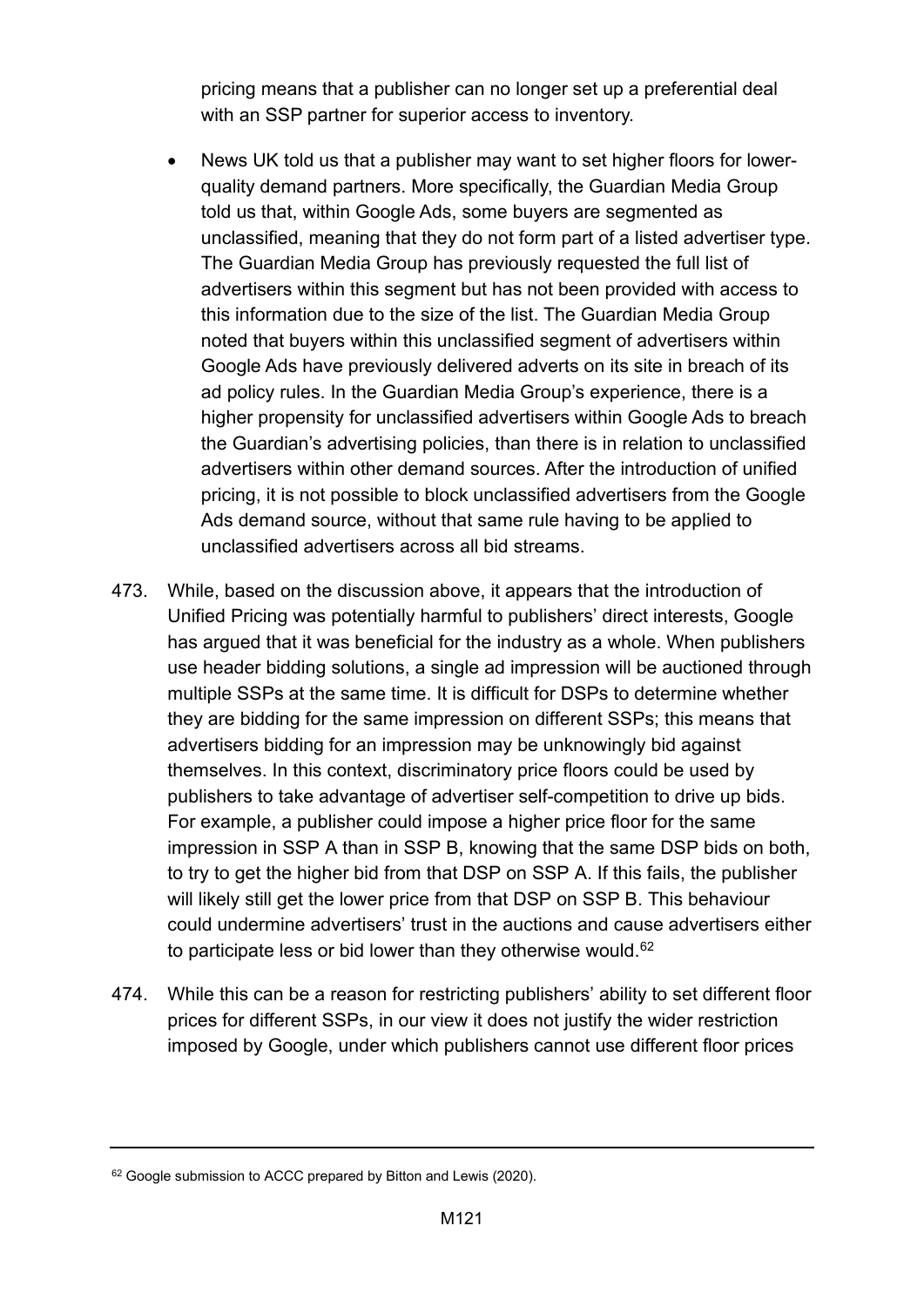pricing means that a publisher can no longer set up a preferential deal with an SSP partner for superior access to inventory.

- News UK told us that a publisher may want to set higher floors for lower-quality demand partners. More specifically, the Guardian Media Group told us that, within Google Ads, some buyers are segmented as unclassified, meaning that they do not form part of a listed advertiser type. The Guardian Media Group has previously requested the full list of advertisers within this segment but has not been provided with access to this information due to the size of the list. The Guardian Media Group noted that buyers within this unclassified segment of advertisers within Google Ads have previously delivered adverts on its site in breach of its ad policy rules. In the Guardian Media Group's experience, there is a higher propensity for unclassified advertisers within Google Ads to breach the Guardian's advertising policies, than there is in relation to unclassified advertisers within other demand sources. After the introduction of unified pricing, it is not possible to block unclassified advertisers from the Google Ads demand source, without that same rule having to be applied to unclassified advertisers across all bid streams.

473. While, based on the discussion above, it appears that the introduction of Unified Pricing was potentially harmful to publishers' direct interests, Google has argued that it was beneficial for the industry as a whole. When publishers use header bidding solutions, a single ad impression will be auctioned through multiple SSPs at the same time. It is difficult for DSPs to determine whether they are bidding for the same impression on different SSPs; this means that advertisers bidding for an impression may be unknowingly bid against themselves. In this context, discriminatory price floors could be used by publishers to take advantage of advertiser self-competition to drive up bids. For example, a publisher could impose a higher price floor for the same impression in SSP A than in SSP B, knowing that the same DSP bids on both, to try to get the higher bid from that DSP on SSP A. If this fails, the publisher will likely still get the lower price from that DSP on SSP B. This behaviour could undermine advertisers' trust in the auctions and cause advertisers either to participate less or bid lower than they otherwise would.[62]

474. While this can be a reason for restricting publishers' ability to set different floor prices for different SSPs, in our view it does not justify the wider restriction imposed by Google, under which publishers cannot use different floor prices

---

[62] Google submission to ACCC prepared by Bitton and Lewis (2020).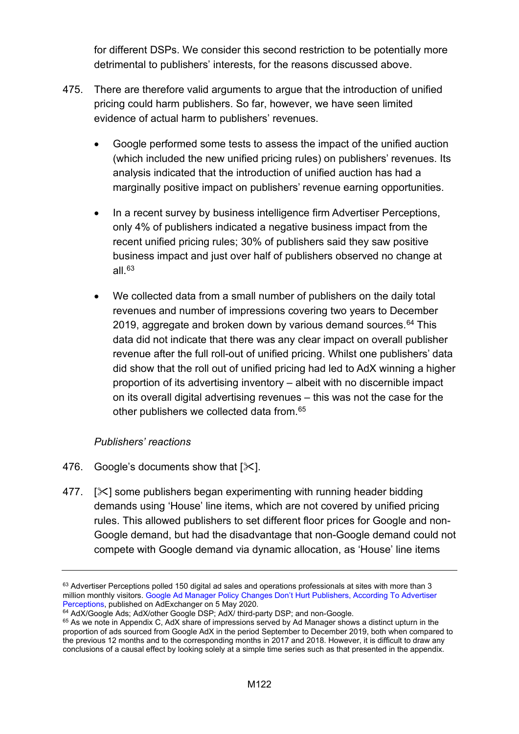for different DSPs. We consider this second restriction to be potentially more detrimental to publishers' interests, for the reasons discussed above.

475. There are therefore valid arguments to argue that the introduction of unified pricing could harm publishers. So far, however, we have seen limited evidence of actual harm to publishers' revenues.

- Google performed some tests to assess the impact of the unified auction (which included the new unified pricing rules) on publishers' revenues. Its analysis indicated that the introduction of unified auction has had a marginally positive impact on publishers' revenue earning opportunities.
- In a recent survey by business intelligence firm Advertiser Perceptions, only 4% of publishers indicated a negative business impact from the recent unified pricing rules; 30% of publishers said they saw positive business impact and just over half of publishers observed no change at all.[63]
- We collected data from a small number of publishers on the daily total revenues and number of impressions covering two years to December 2019, aggregate and broken down by various demand sources.[64] This data did not indicate that there was any clear impact on overall publisher revenue after the full roll-out of unified pricing. Whilst one publishers' data did show that the roll out of unified pricing had led to AdX winning a higher proportion of its advertising inventory – albeit with no discernible impact on its overall digital advertising revenues – this was not the case for the other publishers we collected data from.[65]

*Publishers' reactions*

476. Google's documents show that [✂].

477. [✂] some publishers began experimenting with running header bidding demands using 'House' line items, which are not covered by unified pricing rules. This allowed publishers to set different floor prices for Google and non-Google demand, but had the disadvantage that non-Google demand could not compete with Google demand via dynamic allocation, as 'House' line items

---

[63] Advertiser Perceptions polled 150 digital ad sales and operations professionals at sites with more than 3 million monthly visitors. Google Ad Manager Policy Changes Don't Hurt Publishers, According To Advertiser Perceptions, published on AdExchanger on 5 May 2020.

[64] AdX/Google Ads; AdX/other Google DSP; AdX/ third-party DSP; and non-Google.

[65] As we note in Appendix C, AdX share of impressions served by Ad Manager shows a distinct upturn in the proportion of ads sourced from Google AdX in the period September to December 2019, both when compared to the previous 12 months and to the corresponding months in 2017 and 2018. However, it is difficult to draw any conclusions of a causal effect by looking solely at a simple time series such as that presented in the appendix.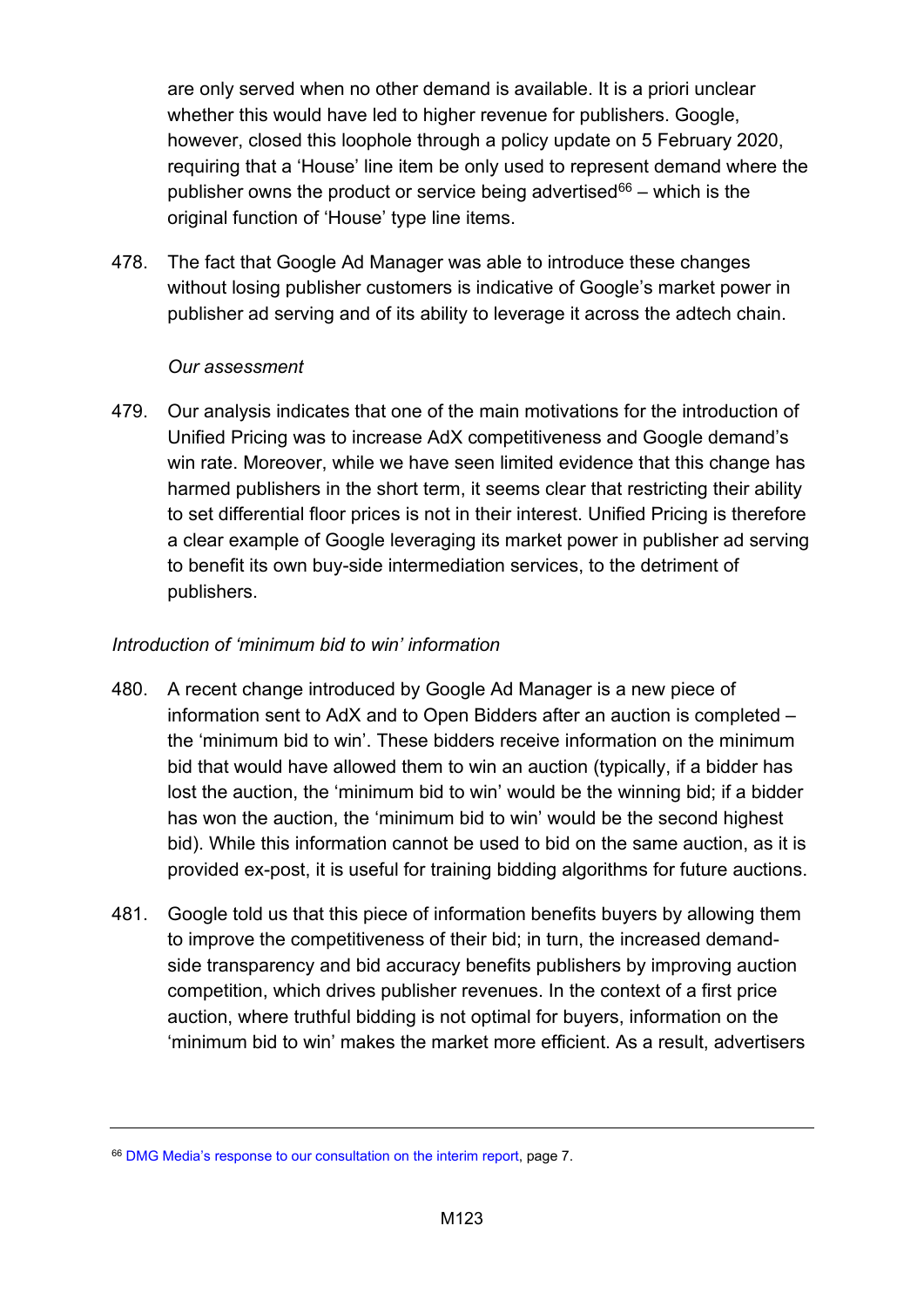are only served when no other demand is available. It is a priori unclear whether this would have led to higher revenue for publishers. Google, however, closed this loophole through a policy update on 5 February 2020, requiring that a 'House' line item be only used to represent demand where the publisher owns the product or service being advertised[66] – which is the original function of 'House' type line items.

478. The fact that Google Ad Manager was able to introduce these changes without losing publisher customers is indicative of Google's market power in publisher ad serving and of its ability to leverage it across the adtech chain.

*Our assessment*

479. Our analysis indicates that one of the main motivations for the introduction of Unified Pricing was to increase AdX competitiveness and Google demand's win rate. Moreover, while we have seen limited evidence that this change has harmed publishers in the short term, it seems clear that restricting their ability to set differential floor prices is not in their interest. Unified Pricing is therefore a clear example of Google leveraging its market power in publisher ad serving to benefit its own buy-side intermediation services, to the detriment of publishers.

*Introduction of 'minimum bid to win' information*

480. A recent change introduced by Google Ad Manager is a new piece of information sent to AdX and to Open Bidders after an auction is completed – the 'minimum bid to win'. These bidders receive information on the minimum bid that would have allowed them to win an auction (typically, if a bidder has lost the auction, the 'minimum bid to win' would be the winning bid; if a bidder has won the auction, the 'minimum bid to win' would be the second highest bid). While this information cannot be used to bid on the same auction, as it is provided ex-post, it is useful for training bidding algorithms for future auctions.

481. Google told us that this piece of information benefits buyers by allowing them to improve the competitiveness of their bid; in turn, the increased demand-side transparency and bid accuracy benefits publishers by improving auction competition, which drives publisher revenues. In the context of a first price auction, where truthful bidding is not optimal for buyers, information on the 'minimum bid to win' makes the market more efficient. As a result, advertisers

[66] DMG Media's response to our consultation on the interim report, page 7.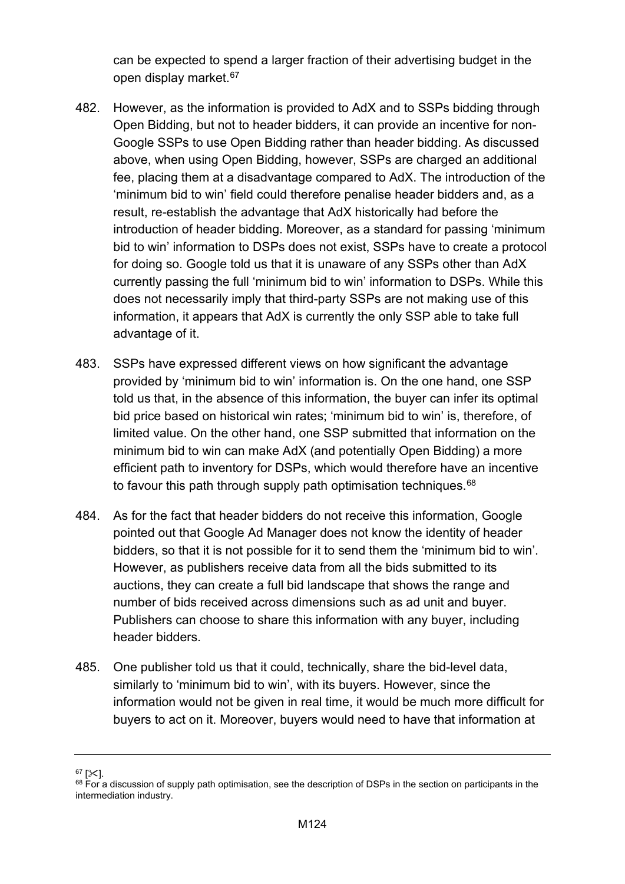can be expected to spend a larger fraction of their advertising budget in the open display market.[67]

482. However, as the information is provided to AdX and to SSPs bidding through Open Bidding, but not to header bidders, it can provide an incentive for non-Google SSPs to use Open Bidding rather than header bidding. As discussed above, when using Open Bidding, however, SSPs are charged an additional fee, placing them at a disadvantage compared to AdX. The introduction of the 'minimum bid to win' field could therefore penalise header bidders and, as a result, re-establish the advantage that AdX historically had before the introduction of header bidding. Moreover, as a standard for passing 'minimum bid to win' information to DSPs does not exist, SSPs have to create a protocol for doing so. Google told us that it is unaware of any SSPs other than AdX currently passing the full 'minimum bid to win' information to DSPs. While this does not necessarily imply that third-party SSPs are not making use of this information, it appears that AdX is currently the only SSP able to take full advantage of it.

483. SSPs have expressed different views on how significant the advantage provided by 'minimum bid to win' information is. On the one hand, one SSP told us that, in the absence of this information, the buyer can infer its optimal bid price based on historical win rates; 'minimum bid to win' is, therefore, of limited value. On the other hand, one SSP submitted that information on the minimum bid to win can make AdX (and potentially Open Bidding) a more efficient path to inventory for DSPs, which would therefore have an incentive to favour this path through supply path optimisation techniques.[68]

484. As for the fact that header bidders do not receive this information, Google pointed out that Google Ad Manager does not know the identity of header bidders, so that it is not possible for it to send them the 'minimum bid to win'. However, as publishers receive data from all the bids submitted to its auctions, they can create a full bid landscape that shows the range and number of bids received across dimensions such as ad unit and buyer. Publishers can choose to share this information with any buyer, including header bidders.

485. One publisher told us that it could, technically, share the bid-level data, similarly to 'minimum bid to win', with its buyers. However, since the information would not be given in real time, it would be much more difficult for buyers to act on it. Moreover, buyers would need to have that information at

---

[67] [✂].

[68] For a discussion of supply path optimisation, see the description of DSPs in the section on participants in the intermediation industry.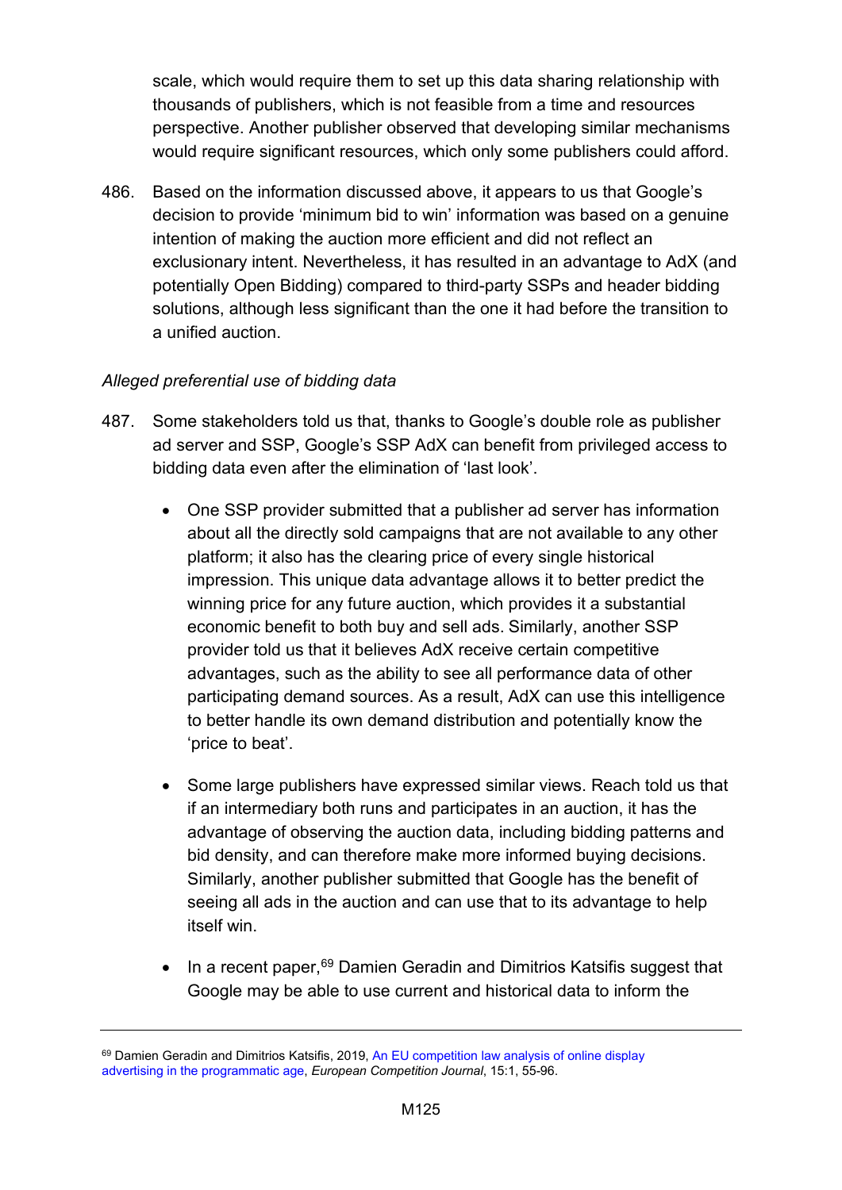scale, which would require them to set up this data sharing relationship with thousands of publishers, which is not feasible from a time and resources perspective. Another publisher observed that developing similar mechanisms would require significant resources, which only some publishers could afford.

486. Based on the information discussed above, it appears to us that Google's decision to provide 'minimum bid to win' information was based on a genuine intention of making the auction more efficient and did not reflect an exclusionary intent. Nevertheless, it has resulted in an advantage to AdX (and potentially Open Bidding) compared to third-party SSPs and header bidding solutions, although less significant than the one it had before the transition to a unified auction.

*Alleged preferential use of bidding data*

487. Some stakeholders told us that, thanks to Google's double role as publisher ad server and SSP, Google's SSP AdX can benefit from privileged access to bidding data even after the elimination of 'last look'.

- One SSP provider submitted that a publisher ad server has information about all the directly sold campaigns that are not available to any other platform; it also has the clearing price of every single historical impression. This unique data advantage allows it to better predict the winning price for any future auction, which provides it a substantial economic benefit to both buy and sell ads. Similarly, another SSP provider told us that it believes AdX receive certain competitive advantages, such as the ability to see all performance data of other participating demand sources. As a result, AdX can use this intelligence to better handle its own demand distribution and potentially know the 'price to beat'.

- Some large publishers have expressed similar views. Reach told us that if an intermediary both runs and participates in an auction, it has the advantage of observing the auction data, including bidding patterns and bid density, and can therefore make more informed buying decisions. Similarly, another publisher submitted that Google has the benefit of seeing all ads in the auction and can use that to its advantage to help itself win.

- In a recent paper,[69] Damien Geradin and Dimitrios Katsifis suggest that Google may be able to use current and historical data to inform the

[69] Damien Geradin and Dimitrios Katsifis, 2019, An EU competition law analysis of online display advertising in the programmatic age, *European Competition Journal*, 15:1, 55-96.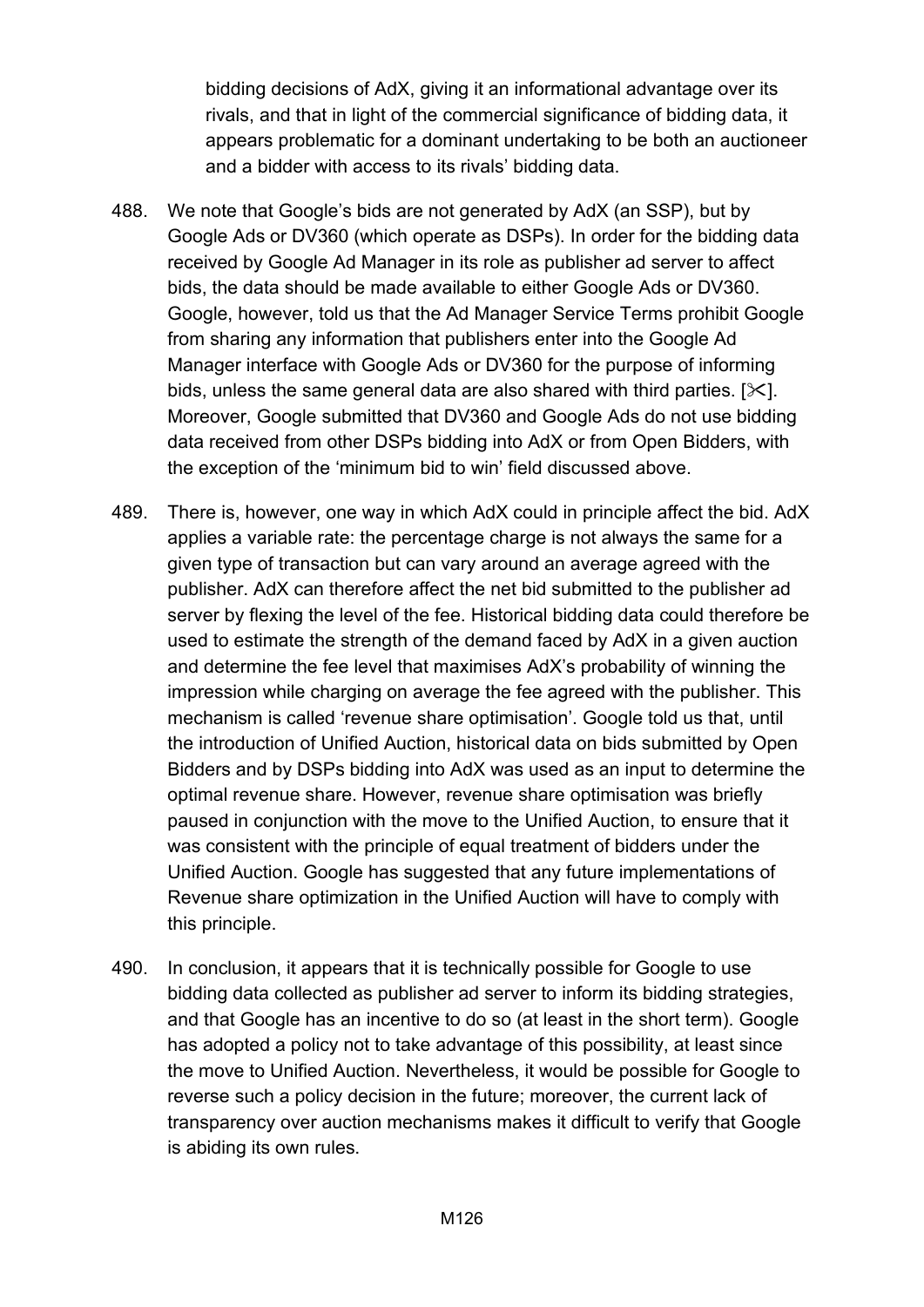bidding decisions of AdX, giving it an informational advantage over its rivals, and that in light of the commercial significance of bidding data, it appears problematic for a dominant undertaking to be both an auctioneer and a bidder with access to its rivals' bidding data.

488. We note that Google's bids are not generated by AdX (an SSP), but by Google Ads or DV360 (which operate as DSPs). In order for the bidding data received by Google Ad Manager in its role as publisher ad server to affect bids, the data should be made available to either Google Ads or DV360. Google, however, told us that the Ad Manager Service Terms prohibit Google from sharing any information that publishers enter into the Google Ad Manager interface with Google Ads or DV360 for the purpose of informing bids, unless the same general data are also shared with third parties. [✂]. Moreover, Google submitted that DV360 and Google Ads do not use bidding data received from other DSPs bidding into AdX or from Open Bidders, with the exception of the 'minimum bid to win' field discussed above.

489. There is, however, one way in which AdX could in principle affect the bid. AdX applies a variable rate: the percentage charge is not always the same for a given type of transaction but can vary around an average agreed with the publisher. AdX can therefore affect the net bid submitted to the publisher ad server by flexing the level of the fee. Historical bidding data could therefore be used to estimate the strength of the demand faced by AdX in a given auction and determine the fee level that maximises AdX's probability of winning the impression while charging on average the fee agreed with the publisher. This mechanism is called 'revenue share optimisation'. Google told us that, until the introduction of Unified Auction, historical data on bids submitted by Open Bidders and by DSPs bidding into AdX was used as an input to determine the optimal revenue share. However, revenue share optimisation was briefly paused in conjunction with the move to the Unified Auction, to ensure that it was consistent with the principle of equal treatment of bidders under the Unified Auction. Google has suggested that any future implementations of Revenue share optimization in the Unified Auction will have to comply with this principle.

490. In conclusion, it appears that it is technically possible for Google to use bidding data collected as publisher ad server to inform its bidding strategies, and that Google has an incentive to do so (at least in the short term). Google has adopted a policy not to take advantage of this possibility, at least since the move to Unified Auction. Nevertheless, it would be possible for Google to reverse such a policy decision in the future; moreover, the current lack of transparency over auction mechanisms makes it difficult to verify that Google is abiding its own rules.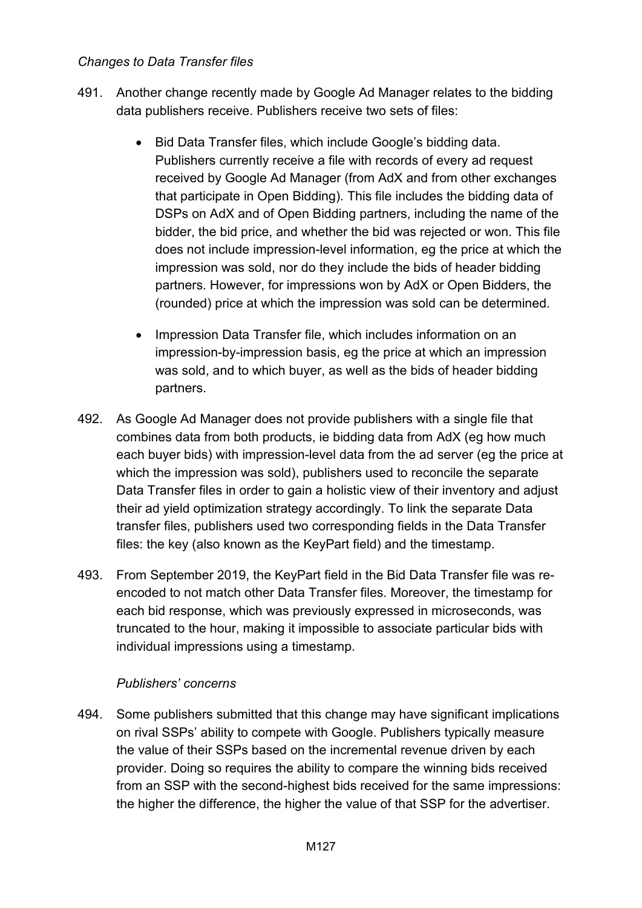*Changes to Data Transfer files*

491. Another change recently made by Google Ad Manager relates to the bidding data publishers receive. Publishers receive two sets of files:

    - Bid Data Transfer files, which include Google's bidding data. Publishers currently receive a file with records of every ad request received by Google Ad Manager (from AdX and from other exchanges that participate in Open Bidding). This file includes the bidding data of DSPs on AdX and of Open Bidding partners, including the name of the bidder, the bid price, and whether the bid was rejected or won. This file does not include impression-level information, eg the price at which the impression was sold, nor do they include the bids of header bidding partners. However, for impressions won by AdX or Open Bidders, the (rounded) price at which the impression was sold can be determined.

    - Impression Data Transfer file, which includes information on an impression-by-impression basis, eg the price at which an impression was sold, and to which buyer, as well as the bids of header bidding partners.

492. As Google Ad Manager does not provide publishers with a single file that combines data from both products, ie bidding data from AdX (eg how much each buyer bids) with impression-level data from the ad server (eg the price at which the impression was sold), publishers used to reconcile the separate Data Transfer files in order to gain a holistic view of their inventory and adjust their ad yield optimization strategy accordingly. To link the separate Data transfer files, publishers used two corresponding fields in the Data Transfer files: the key (also known as the KeyPart field) and the timestamp.

493. From September 2019, the KeyPart field in the Bid Data Transfer file was re-encoded to not match other Data Transfer files. Moreover, the timestamp for each bid response, which was previously expressed in microseconds, was truncated to the hour, making it impossible to associate particular bids with individual impressions using a timestamp.

*Publishers' concerns*

494. Some publishers submitted that this change may have significant implications on rival SSPs' ability to compete with Google. Publishers typically measure the value of their SSPs based on the incremental revenue driven by each provider. Doing so requires the ability to compare the winning bids received from an SSP with the second-highest bids received for the same impressions: the higher the difference, the higher the value of that SSP for the advertiser.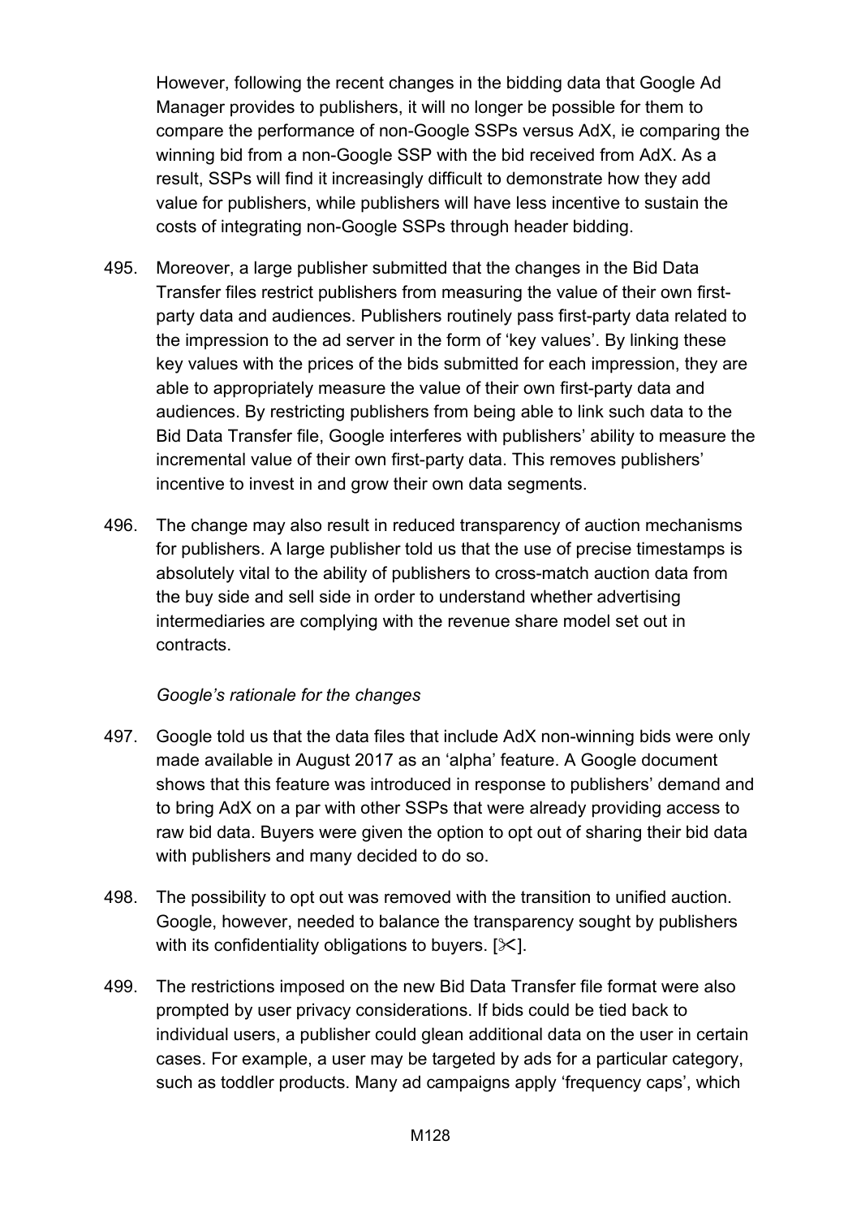However, following the recent changes in the bidding data that Google Ad Manager provides to publishers, it will no longer be possible for them to compare the performance of non-Google SSPs versus AdX, ie comparing the winning bid from a non-Google SSP with the bid received from AdX. As a result, SSPs will find it increasingly difficult to demonstrate how they add value for publishers, while publishers will have less incentive to sustain the costs of integrating non-Google SSPs through header bidding.

495. Moreover, a large publisher submitted that the changes in the Bid Data Transfer files restrict publishers from measuring the value of their own first-party data and audiences. Publishers routinely pass first-party data related to the impression to the ad server in the form of 'key values'. By linking these key values with the prices of the bids submitted for each impression, they are able to appropriately measure the value of their own first-party data and audiences. By restricting publishers from being able to link such data to the Bid Data Transfer file, Google interferes with publishers' ability to measure the incremental value of their own first-party data. This removes publishers' incentive to invest in and grow their own data segments.

496. The change may also result in reduced transparency of auction mechanisms for publishers. A large publisher told us that the use of precise timestamps is absolutely vital to the ability of publishers to cross-match auction data from the buy side and sell side in order to understand whether advertising intermediaries are complying with the revenue share model set out in contracts.

*Google's rationale for the changes*

497. Google told us that the data files that include AdX non-winning bids were only made available in August 2017 as an 'alpha' feature. A Google document shows that this feature was introduced in response to publishers' demand and to bring AdX on a par with other SSPs that were already providing access to raw bid data. Buyers were given the option to opt out of sharing their bid data with publishers and many decided to do so.

498. The possibility to opt out was removed with the transition to unified auction. Google, however, needed to balance the transparency sought by publishers with its confidentiality obligations to buyers. [✂].

499. The restrictions imposed on the new Bid Data Transfer file format were also prompted by user privacy considerations. If bids could be tied back to individual users, a publisher could glean additional data on the user in certain cases. For example, a user may be targeted by ads for a particular category, such as toddler products. Many ad campaigns apply 'frequency caps', which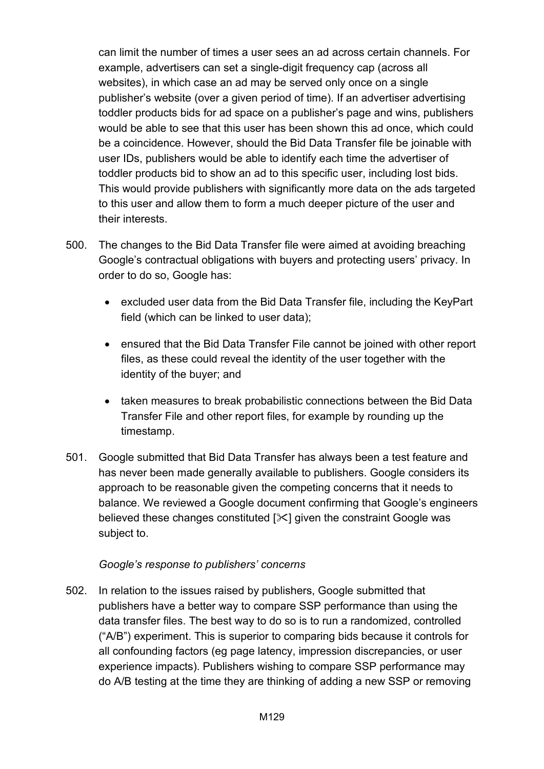can limit the number of times a user sees an ad across certain channels. For example, advertisers can set a single-digit frequency cap (across all websites), in which case an ad may be served only once on a single publisher's website (over a given period of time). If an advertiser advertising toddler products bids for ad space on a publisher's page and wins, publishers would be able to see that this user has been shown this ad once, which could be a coincidence. However, should the Bid Data Transfer file be joinable with user IDs, publishers would be able to identify each time the advertiser of toddler products bid to show an ad to this specific user, including lost bids. This would provide publishers with significantly more data on the ads targeted to this user and allow them to form a much deeper picture of the user and their interests.

500. The changes to the Bid Data Transfer file were aimed at avoiding breaching Google's contractual obligations with buyers and protecting users' privacy. In order to do so, Google has:

- excluded user data from the Bid Data Transfer file, including the KeyPart field (which can be linked to user data);
- ensured that the Bid Data Transfer File cannot be joined with other report files, as these could reveal the identity of the user together with the identity of the buyer; and
- taken measures to break probabilistic connections between the Bid Data Transfer File and other report files, for example by rounding up the timestamp.

501. Google submitted that Bid Data Transfer has always been a test feature and has never been made generally available to publishers. Google considers its approach to be reasonable given the competing concerns that it needs to balance. We reviewed a Google document confirming that Google's engineers believed these changes constituted [✂] given the constraint Google was subject to.

*Google's response to publishers' concerns*

502. In relation to the issues raised by publishers, Google submitted that publishers have a better way to compare SSP performance than using the data transfer files. The best way to do so is to run a randomized, controlled ("A/B") experiment. This is superior to comparing bids because it controls for all confounding factors (eg page latency, impression discrepancies, or user experience impacts). Publishers wishing to compare SSP performance may do A/B testing at the time they are thinking of adding a new SSP or removing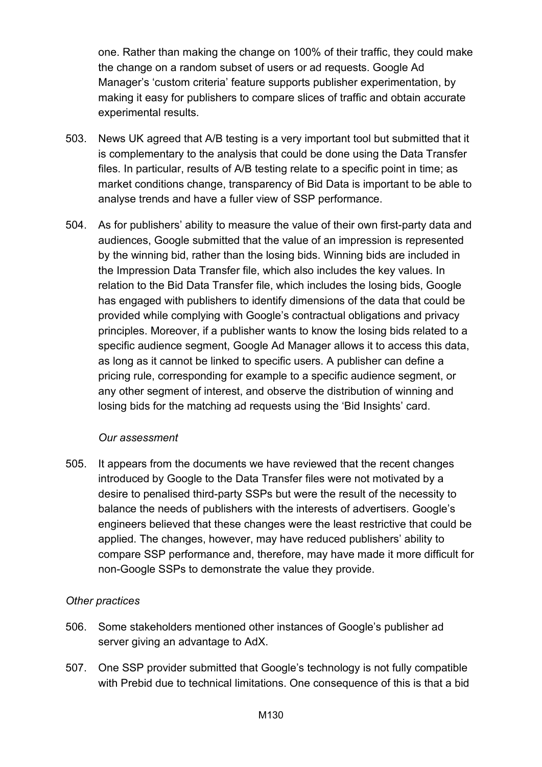one. Rather than making the change on 100% of their traffic, they could make the change on a random subset of users or ad requests. Google Ad Manager's 'custom criteria' feature supports publisher experimentation, by making it easy for publishers to compare slices of traffic and obtain accurate experimental results.

503. News UK agreed that A/B testing is a very important tool but submitted that it is complementary to the analysis that could be done using the Data Transfer files. In particular, results of A/B testing relate to a specific point in time; as market conditions change, transparency of Bid Data is important to be able to analyse trends and have a fuller view of SSP performance.

504. As for publishers' ability to measure the value of their own first-party data and audiences, Google submitted that the value of an impression is represented by the winning bid, rather than the losing bids. Winning bids are included in the Impression Data Transfer file, which also includes the key values. In relation to the Bid Data Transfer file, which includes the losing bids, Google has engaged with publishers to identify dimensions of the data that could be provided while complying with Google's contractual obligations and privacy principles. Moreover, if a publisher wants to know the losing bids related to a specific audience segment, Google Ad Manager allows it to access this data, as long as it cannot be linked to specific users. A publisher can define a pricing rule, corresponding for example to a specific audience segment, or any other segment of interest, and observe the distribution of winning and losing bids for the matching ad requests using the 'Bid Insights' card.

*Our assessment*

505. It appears from the documents we have reviewed that the recent changes introduced by Google to the Data Transfer files were not motivated by a desire to penalised third-party SSPs but were the result of the necessity to balance the needs of publishers with the interests of advertisers. Google's engineers believed that these changes were the least restrictive that could be applied. The changes, however, may have reduced publishers' ability to compare SSP performance and, therefore, may have made it more difficult for non-Google SSPs to demonstrate the value they provide.

*Other practices*

506. Some stakeholders mentioned other instances of Google's publisher ad server giving an advantage to AdX.

507. One SSP provider submitted that Google's technology is not fully compatible with Prebid due to technical limitations. One consequence of this is that a bid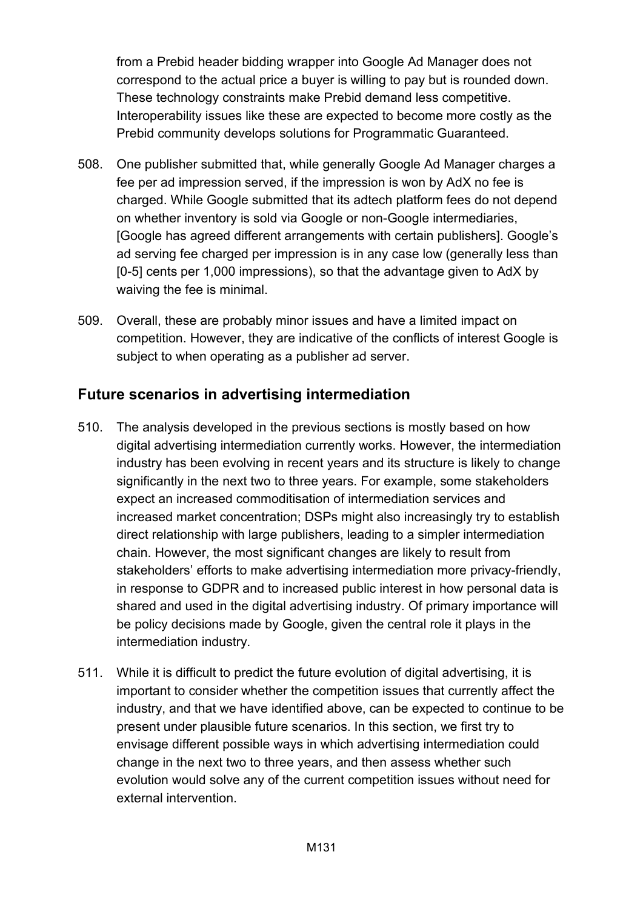from a Prebid header bidding wrapper into Google Ad Manager does not correspond to the actual price a buyer is willing to pay but is rounded down. These technology constraints make Prebid demand less competitive. Interoperability issues like these are expected to become more costly as the Prebid community develops solutions for Programmatic Guaranteed.

508. One publisher submitted that, while generally Google Ad Manager charges a fee per ad impression served, if the impression is won by AdX no fee is charged. While Google submitted that its adtech platform fees do not depend on whether inventory is sold via Google or non-Google intermediaries, [Google has agreed different arrangements with certain publishers]. Google's ad serving fee charged per impression is in any case low (generally less than [0-5] cents per 1,000 impressions), so that the advantage given to AdX by waiving the fee is minimal.

509. Overall, these are probably minor issues and have a limited impact on competition. However, they are indicative of the conflicts of interest Google is subject to when operating as a publisher ad server.

## Future scenarios in advertising intermediation

510. The analysis developed in the previous sections is mostly based on how digital advertising intermediation currently works. However, the intermediation industry has been evolving in recent years and its structure is likely to change significantly in the next two to three years. For example, some stakeholders expect an increased commoditisation of intermediation services and increased market concentration; DSPs might also increasingly try to establish direct relationship with large publishers, leading to a simpler intermediation chain. However, the most significant changes are likely to result from stakeholders' efforts to make advertising intermediation more privacy-friendly, in response to GDPR and to increased public interest in how personal data is shared and used in the digital advertising industry. Of primary importance will be policy decisions made by Google, given the central role it plays in the intermediation industry.

511. While it is difficult to predict the future evolution of digital advertising, it is important to consider whether the competition issues that currently affect the industry, and that we have identified above, can be expected to continue to be present under plausible future scenarios. In this section, we first try to envisage different possible ways in which advertising intermediation could change in the next two to three years, and then assess whether such evolution would solve any of the current competition issues without need for external intervention.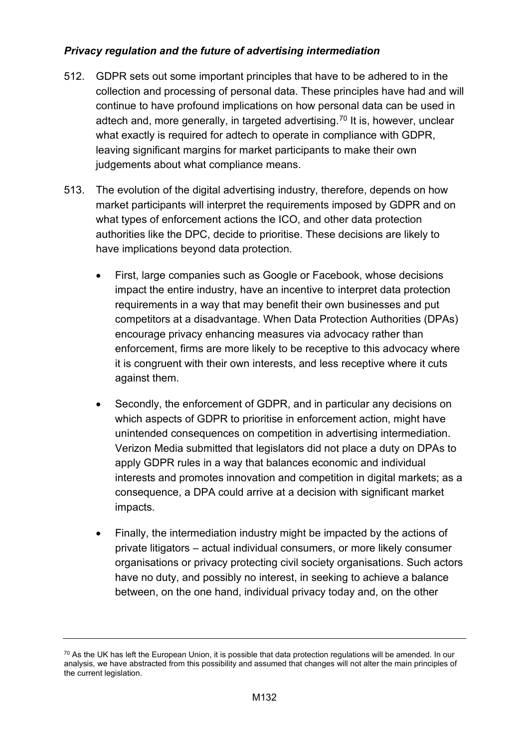### *Privacy regulation and the future of advertising intermediation*

512. GDPR sets out some important principles that have to be adhered to in the collection and processing of personal data. These principles have had and will continue to have profound implications on how personal data can be used in adtech and, more generally, in targeted advertising.[70] It is, however, unclear what exactly is required for adtech to operate in compliance with GDPR, leaving significant margins for market participants to make their own judgements about what compliance means.

513. The evolution of the digital advertising industry, therefore, depends on how market participants will interpret the requirements imposed by GDPR and on what types of enforcement actions the ICO, and other data protection authorities like the DPC, decide to prioritise. These decisions are likely to have implications beyond data protection.

   - First, large companies such as Google or Facebook, whose decisions impact the entire industry, have an incentive to interpret data protection requirements in a way that may benefit their own businesses and put competitors at a disadvantage. When Data Protection Authorities (DPAs) encourage privacy enhancing measures via advocacy rather than enforcement, firms are more likely to be receptive to this advocacy where it is congruent with their own interests, and less receptive where it cuts against them.

   - Secondly, the enforcement of GDPR, and in particular any decisions on which aspects of GDPR to prioritise in enforcement action, might have unintended consequences on competition in advertising intermediation. Verizon Media submitted that legislators did not place a duty on DPAs to apply GDPR rules in a way that balances economic and individual interests and promotes innovation and competition in digital markets; as a consequence, a DPA could arrive at a decision with significant market impacts.

   - Finally, the intermediation industry might be impacted by the actions of private litigators – actual individual consumers, or more likely consumer organisations or privacy protecting civil society organisations. Such actors have no duty, and possibly no interest, in seeking to achieve a balance between, on the one hand, individual privacy today and, on the other

---

[70] As the UK has left the European Union, it is possible that data protection regulations will be amended. In our analysis, we have abstracted from this possibility and assumed that changes will not alter the main principles of the current legislation.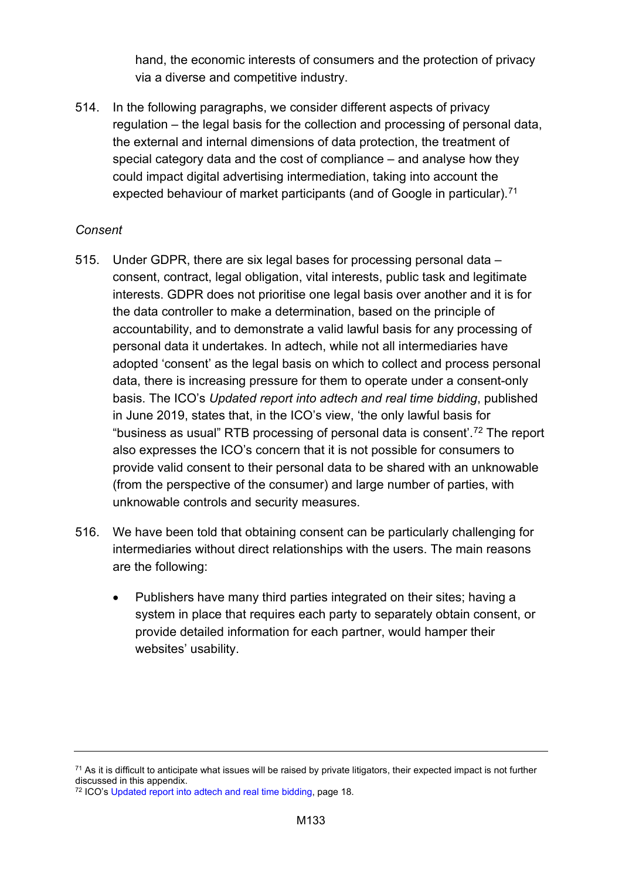hand, the economic interests of consumers and the protection of privacy via a diverse and competitive industry.

514. In the following paragraphs, we consider different aspects of privacy regulation – the legal basis for the collection and processing of personal data, the external and internal dimensions of data protection, the treatment of special category data and the cost of compliance – and analyse how they could impact digital advertising intermediation, taking into account the expected behaviour of market participants (and of Google in particular).[71]

*Consent*

515. Under GDPR, there are six legal bases for processing personal data – consent, contract, legal obligation, vital interests, public task and legitimate interests. GDPR does not prioritise one legal basis over another and it is for the data controller to make a determination, based on the principle of accountability, and to demonstrate a valid lawful basis for any processing of personal data it undertakes. In adtech, while not all intermediaries have adopted 'consent' as the legal basis on which to collect and process personal data, there is increasing pressure for them to operate under a consent-only basis. The ICO's *Updated report into adtech and real time bidding*, published in June 2019, states that, in the ICO's view, 'the only lawful basis for "business as usual" RTB processing of personal data is consent'.[72] The report also expresses the ICO's concern that it is not possible for consumers to provide valid consent to their personal data to be shared with an unknowable (from the perspective of the consumer) and large number of parties, with unknowable controls and security measures.

516. We have been told that obtaining consent can be particularly challenging for intermediaries without direct relationships with the users. The main reasons are the following:

- Publishers have many third parties integrated on their sites; having a system in place that requires each party to separately obtain consent, or provide detailed information for each partner, would hamper their websites' usability.

---

[71] As it is difficult to anticipate what issues will be raised by private litigators, their expected impact is not further discussed in this appendix.

[72] ICO's Updated report into adtech and real time bidding, page 18.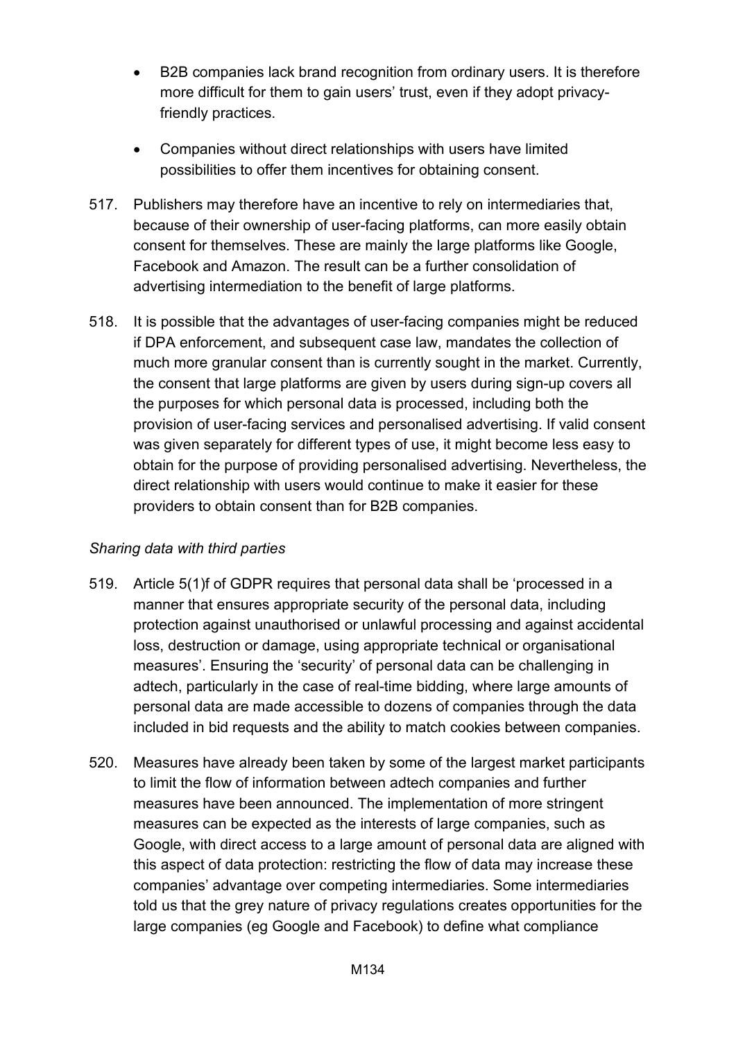- B2B companies lack brand recognition from ordinary users. It is therefore more difficult for them to gain users' trust, even if they adopt privacy-friendly practices.

- Companies without direct relationships with users have limited possibilities to offer them incentives for obtaining consent.

517. Publishers may therefore have an incentive to rely on intermediaries that, because of their ownership of user-facing platforms, can more easily obtain consent for themselves. These are mainly the large platforms like Google, Facebook and Amazon. The result can be a further consolidation of advertising intermediation to the benefit of large platforms.

518. It is possible that the advantages of user-facing companies might be reduced if DPA enforcement, and subsequent case law, mandates the collection of much more granular consent than is currently sought in the market. Currently, the consent that large platforms are given by users during sign-up covers all the purposes for which personal data is processed, including both the provision of user-facing services and personalised advertising. If valid consent was given separately for different types of use, it might become less easy to obtain for the purpose of providing personalised advertising. Nevertheless, the direct relationship with users would continue to make it easier for these providers to obtain consent than for B2B companies.

*Sharing data with third parties*

519. Article 5(1)f of GDPR requires that personal data shall be 'processed in a manner that ensures appropriate security of the personal data, including protection against unauthorised or unlawful processing and against accidental loss, destruction or damage, using appropriate technical or organisational measures'. Ensuring the 'security' of personal data can be challenging in adtech, particularly in the case of real-time bidding, where large amounts of personal data are made accessible to dozens of companies through the data included in bid requests and the ability to match cookies between companies.

520. Measures have already been taken by some of the largest market participants to limit the flow of information between adtech companies and further measures have been announced. The implementation of more stringent measures can be expected as the interests of large companies, such as Google, with direct access to a large amount of personal data are aligned with this aspect of data protection: restricting the flow of data may increase these companies' advantage over competing intermediaries. Some intermediaries told us that the grey nature of privacy regulations creates opportunities for the large companies (eg Google and Facebook) to define what compliance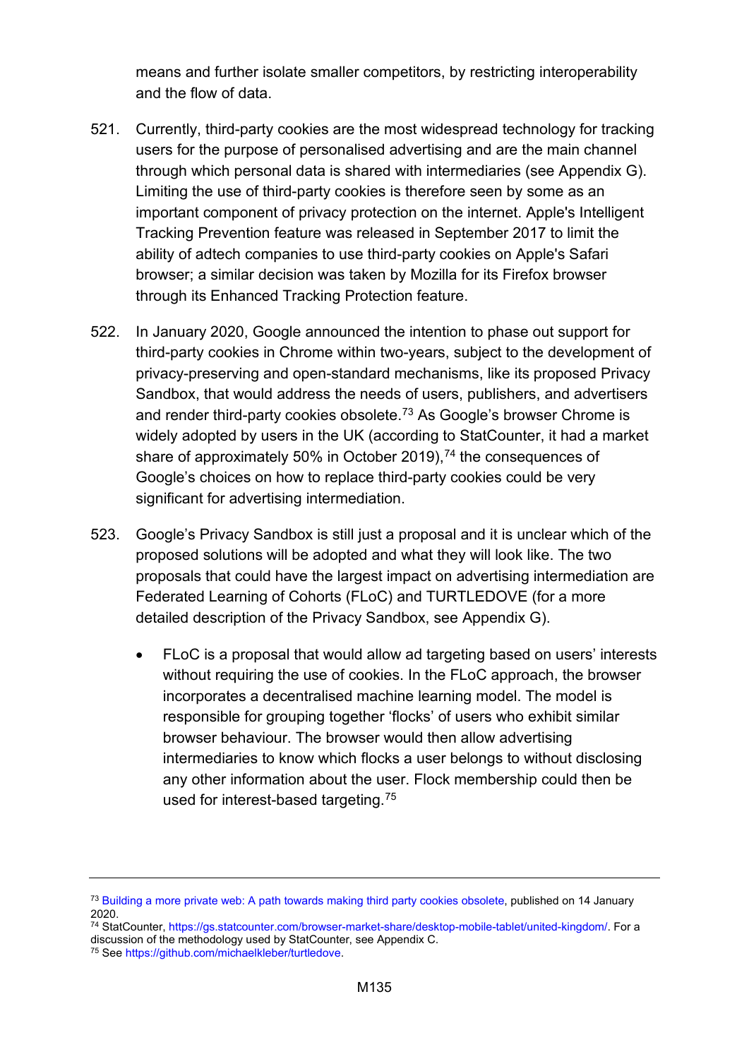means and further isolate smaller competitors, by restricting interoperability and the flow of data.

521. Currently, third-party cookies are the most widespread technology for tracking users for the purpose of personalised advertising and are the main channel through which personal data is shared with intermediaries (see Appendix G). Limiting the use of third-party cookies is therefore seen by some as an important component of privacy protection on the internet. Apple's Intelligent Tracking Prevention feature was released in September 2017 to limit the ability of adtech companies to use third-party cookies on Apple's Safari browser; a similar decision was taken by Mozilla for its Firefox browser through its Enhanced Tracking Protection feature.

522. In January 2020, Google announced the intention to phase out support for third-party cookies in Chrome within two-years, subject to the development of privacy-preserving and open-standard mechanisms, like its proposed Privacy Sandbox, that would address the needs of users, publishers, and advertisers and render third-party cookies obsolete.[73] As Google's browser Chrome is widely adopted by users in the UK (according to StatCounter, it had a market share of approximately 50% in October 2019),[74] the consequences of Google's choices on how to replace third-party cookies could be very significant for advertising intermediation.

523. Google's Privacy Sandbox is still just a proposal and it is unclear which of the proposed solutions will be adopted and what they will look like. The two proposals that could have the largest impact on advertising intermediation are Federated Learning of Cohorts (FLoC) and TURTLEDOVE (for a more detailed description of the Privacy Sandbox, see Appendix G).

- FLoC is a proposal that would allow ad targeting based on users' interests without requiring the use of cookies. In the FLoC approach, the browser incorporates a decentralised machine learning model. The model is responsible for grouping together 'flocks' of users who exhibit similar browser behaviour. The browser would then allow advertising intermediaries to know which flocks a user belongs to without disclosing any other information about the user. Flock membership could then be used for interest-based targeting.[75]

---

[73] Building a more private web: A path towards making third party cookies obsolete, published on 14 January 2020.

[74] StatCounter, https://gs.statcounter.com/browser-market-share/desktop-mobile-tablet/united-kingdom/. For a discussion of the methodology used by StatCounter, see Appendix C.

[75] See https://github.com/michaelkleber/turtledove.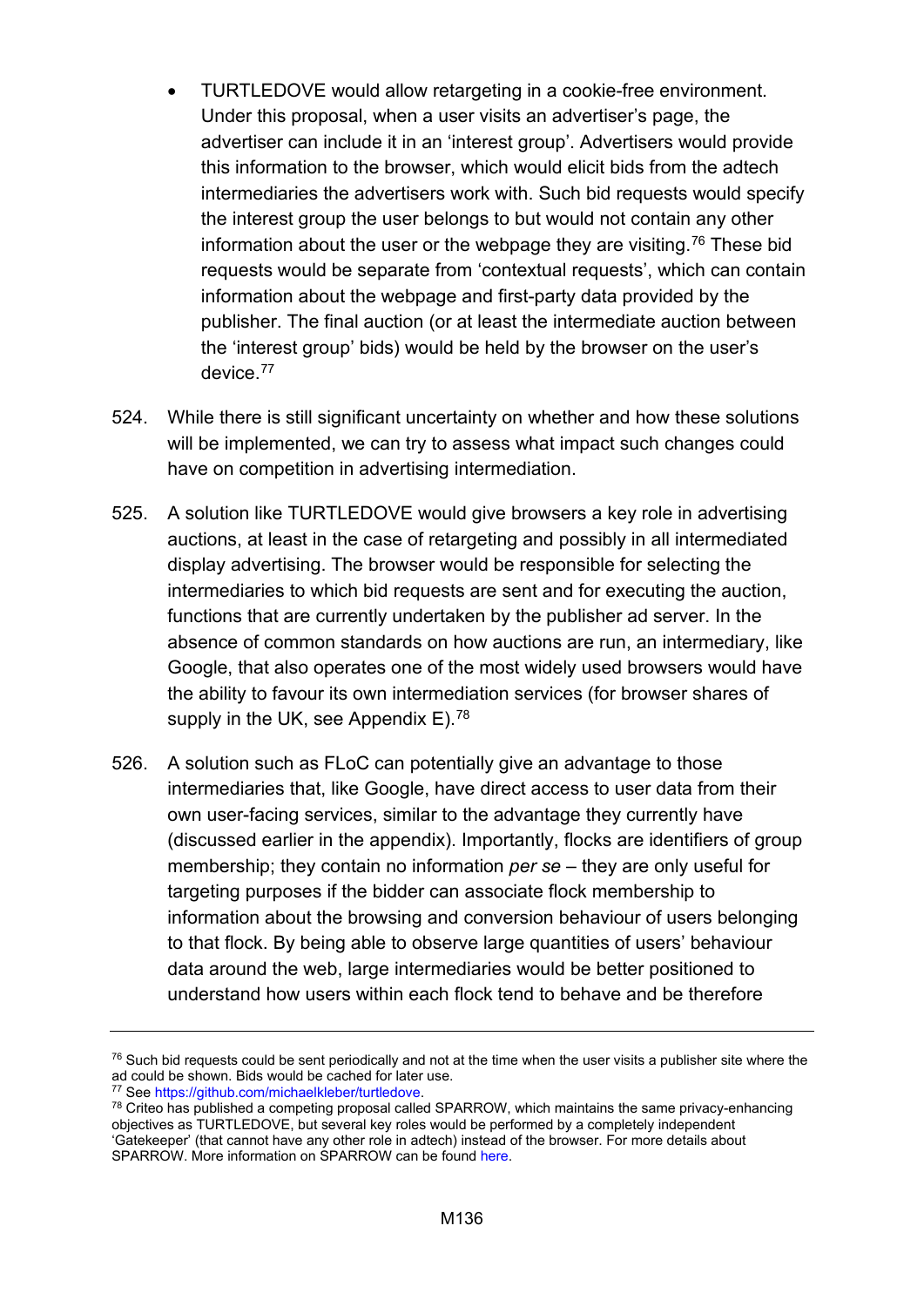- TURTLEDOVE would allow retargeting in a cookie-free environment. Under this proposal, when a user visits an advertiser's page, the advertiser can include it in an 'interest group'. Advertisers would provide this information to the browser, which would elicit bids from the adtech intermediaries the advertisers work with. Such bid requests would specify the interest group the user belongs to but would not contain any other information about the user or the webpage they are visiting.[76] These bid requests would be separate from 'contextual requests', which can contain information about the webpage and first-party data provided by the publisher. The final auction (or at least the intermediate auction between the 'interest group' bids) would be held by the browser on the user's device.[77]

524. While there is still significant uncertainty on whether and how these solutions will be implemented, we can try to assess what impact such changes could have on competition in advertising intermediation.

525. A solution like TURTLEDOVE would give browsers a key role in advertising auctions, at least in the case of retargeting and possibly in all intermediated display advertising. The browser would be responsible for selecting the intermediaries to which bid requests are sent and for executing the auction, functions that are currently undertaken by the publisher ad server. In the absence of common standards on how auctions are run, an intermediary, like Google, that also operates one of the most widely used browsers would have the ability to favour its own intermediation services (for browser shares of supply in the UK, see Appendix E).[78]

526. A solution such as FLoC can potentially give an advantage to those intermediaries that, like Google, have direct access to user data from their own user-facing services, similar to the advantage they currently have (discussed earlier in the appendix). Importantly, flocks are identifiers of group membership; they contain no information *per se* – they are only useful for targeting purposes if the bidder can associate flock membership to information about the browsing and conversion behaviour of users belonging to that flock. By being able to observe large quantities of users' behaviour data around the web, large intermediaries would be better positioned to understand how users within each flock tend to behave and be therefore

---

[76] Such bid requests could be sent periodically and not at the time when the user visits a publisher site where the ad could be shown. Bids would be cached for later use.

[77] See https://github.com/michaelkleber/turtledove.

[78] Criteo has published a competing proposal called SPARROW, which maintains the same privacy-enhancing objectives as TURTLEDOVE, but several key roles would be performed by a completely independent 'Gatekeeper' (that cannot have any other role in adtech) instead of the browser. For more details about SPARROW. More information on SPARROW can be found here.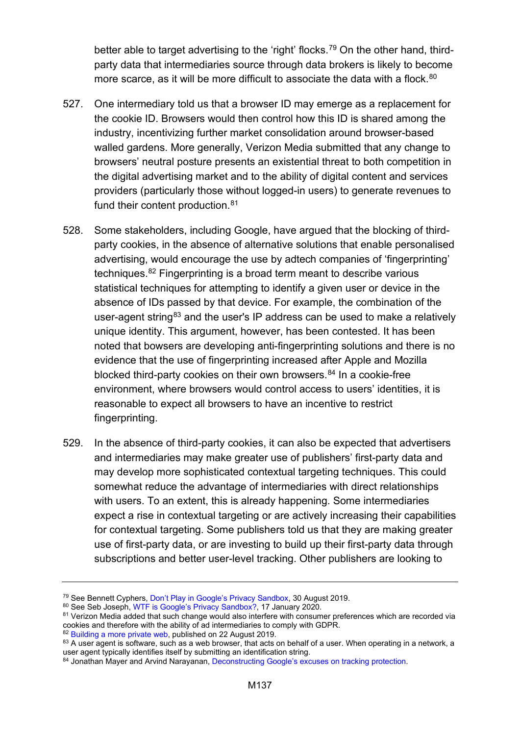better able to target advertising to the 'right' flocks.[79] On the other hand, third-party data that intermediaries source through data brokers is likely to become more scarce, as it will be more difficult to associate the data with a flock.[80]

527. One intermediary told us that a browser ID may emerge as a replacement for the cookie ID. Browsers would then control how this ID is shared among the industry, incentivizing further market consolidation around browser-based walled gardens. More generally, Verizon Media submitted that any change to browsers' neutral posture presents an existential threat to both competition in the digital advertising market and to the ability of digital content and services providers (particularly those without logged-in users) to generate revenues to fund their content production.[81]

528. Some stakeholders, including Google, have argued that the blocking of third-party cookies, in the absence of alternative solutions that enable personalised advertising, would encourage the use by adtech companies of 'fingerprinting' techniques.[82] Fingerprinting is a broad term meant to describe various statistical techniques for attempting to identify a given user or device in the absence of IDs passed by that device. For example, the combination of the user-agent string[83] and the user's IP address can be used to make a relatively unique identity. This argument, however, has been contested. It has been noted that bowsers are developing anti-fingerprinting solutions and there is no evidence that the use of fingerprinting increased after Apple and Mozilla blocked third-party cookies on their own browsers.[84] In a cookie-free environment, where browsers would control access to users' identities, it is reasonable to expect all browsers to have an incentive to restrict fingerprinting.

529. In the absence of third-party cookies, it can also be expected that advertisers and intermediaries may make greater use of publishers' first-party data and may develop more sophisticated contextual targeting techniques. This could somewhat reduce the advantage of intermediaries with direct relationships with users. To an extent, this is already happening. Some intermediaries expect a rise in contextual targeting or are actively increasing their capabilities for contextual targeting. Some publishers told us that they are making greater use of first-party data, or are investing to build up their first-party data through subscriptions and better user-level tracking. Other publishers are looking to

---

[79] See Bennett Cyphers, Don't Play in Google's Privacy Sandbox, 30 August 2019.

[80] See Seb Joseph, WTF is Google's Privacy Sandbox?, 17 January 2020.

[81] Verizon Media added that such change would also interfere with consumer preferences which are recorded via cookies and therefore with the ability of ad intermediaries to comply with GDPR.

[82] Building a more private web, published on 22 August 2019.

[83] A user agent is software, such as a web browser, that acts on behalf of a user. When operating in a network, a user agent typically identifies itself by submitting an identification string.

[84] Jonathan Mayer and Arvind Narayanan, Deconstructing Google's excuses on tracking protection.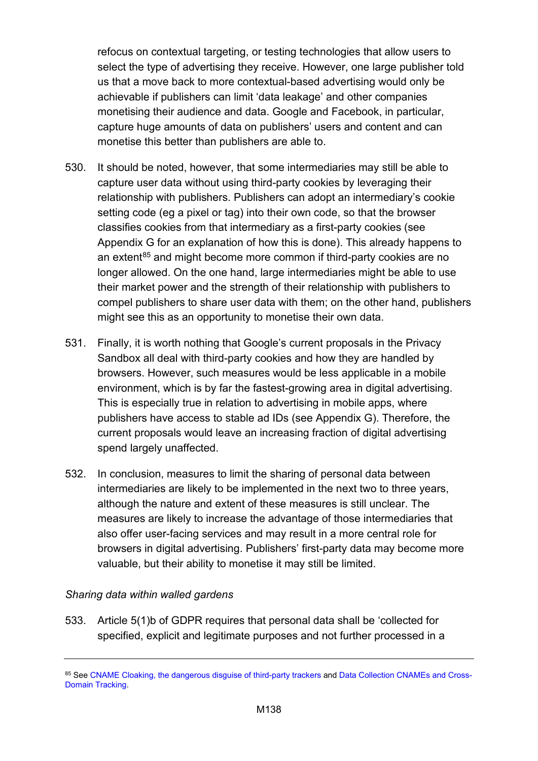refocus on contextual targeting, or testing technologies that allow users to select the type of advertising they receive. However, one large publisher told us that a move back to more contextual-based advertising would only be achievable if publishers can limit 'data leakage' and other companies monetising their audience and data. Google and Facebook, in particular, capture huge amounts of data on publishers' users and content and can monetise this better than publishers are able to.

530. It should be noted, however, that some intermediaries may still be able to capture user data without using third-party cookies by leveraging their relationship with publishers. Publishers can adopt an intermediary's cookie setting code (eg a pixel or tag) into their own code, so that the browser classifies cookies from that intermediary as a first-party cookies (see Appendix G for an explanation of how this is done). This already happens to an extent[85] and might become more common if third-party cookies are no longer allowed. On the one hand, large intermediaries might be able to use their market power and the strength of their relationship with publishers to compel publishers to share user data with them; on the other hand, publishers might see this as an opportunity to monetise their own data.

531. Finally, it is worth nothing that Google's current proposals in the Privacy Sandbox all deal with third-party cookies and how they are handled by browsers. However, such measures would be less applicable in a mobile environment, which is by far the fastest-growing area in digital advertising. This is especially true in relation to advertising in mobile apps, where publishers have access to stable ad IDs (see Appendix G). Therefore, the current proposals would leave an increasing fraction of digital advertising spend largely unaffected.

532. In conclusion, measures to limit the sharing of personal data between intermediaries are likely to be implemented in the next two to three years, although the nature and extent of these measures is still unclear. The measures are likely to increase the advantage of those intermediaries that also offer user-facing services and may result in a more central role for browsers in digital advertising. Publishers' first-party data may become more valuable, but their ability to monetise it may still be limited.

*Sharing data within walled gardens*

533. Article 5(1)b of GDPR requires that personal data shall be 'collected for specified, explicit and legitimate purposes and not further processed in a

---

[85] See CNAME Cloaking, the dangerous disguise of third-party trackers and Data Collection CNAMEs and Cross-Domain Tracking.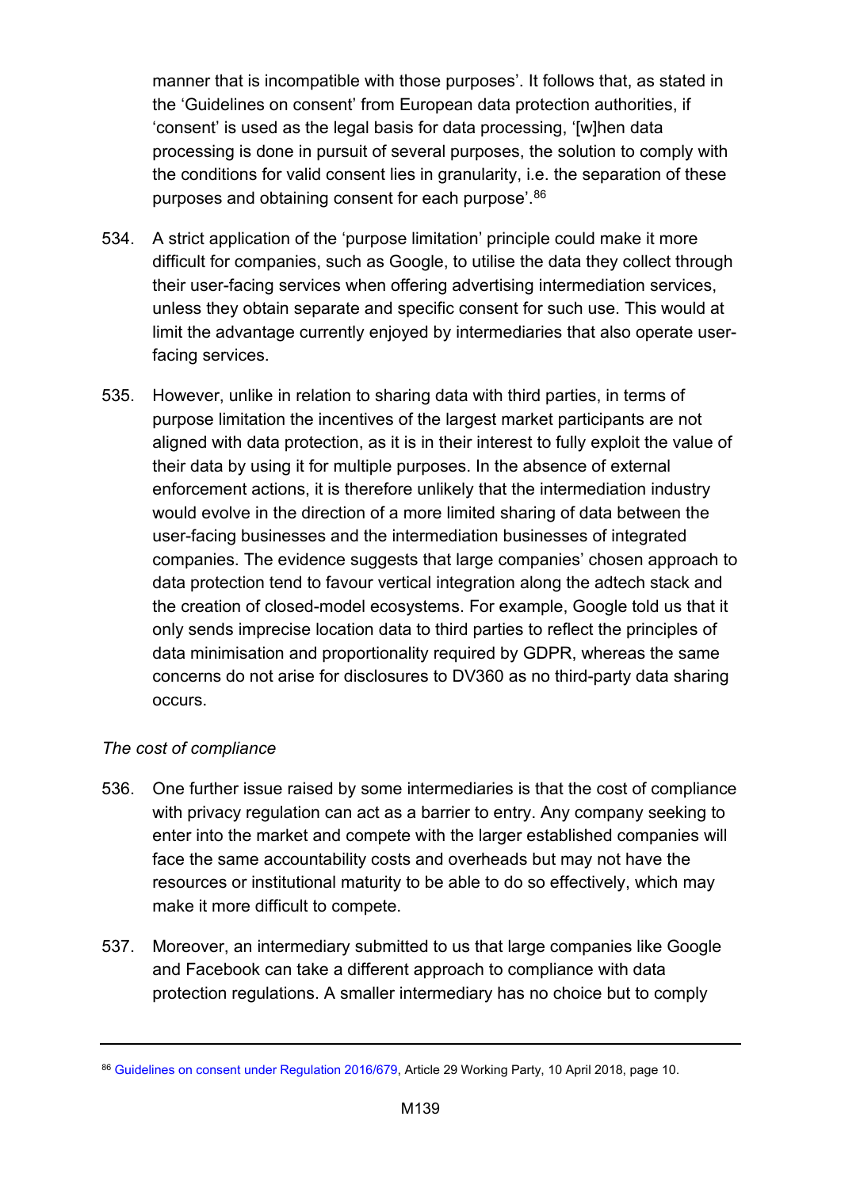manner that is incompatible with those purposes'. It follows that, as stated in the 'Guidelines on consent' from European data protection authorities, if 'consent' is used as the legal basis for data processing, '[w]hen data processing is done in pursuit of several purposes, the solution to comply with the conditions for valid consent lies in granularity, i.e. the separation of these purposes and obtaining consent for each purpose'.[86]

534. A strict application of the 'purpose limitation' principle could make it more difficult for companies, such as Google, to utilise the data they collect through their user-facing services when offering advertising intermediation services, unless they obtain separate and specific consent for such use. This would at limit the advantage currently enjoyed by intermediaries that also operate user-facing services.

535. However, unlike in relation to sharing data with third parties, in terms of purpose limitation the incentives of the largest market participants are not aligned with data protection, as it is in their interest to fully exploit the value of their data by using it for multiple purposes. In the absence of external enforcement actions, it is therefore unlikely that the intermediation industry would evolve in the direction of a more limited sharing of data between the user-facing businesses and the intermediation businesses of integrated companies. The evidence suggests that large companies' chosen approach to data protection tend to favour vertical integration along the adtech stack and the creation of closed-model ecosystems. For example, Google told us that it only sends imprecise location data to third parties to reflect the principles of data minimisation and proportionality required by GDPR, whereas the same concerns do not arise for disclosures to DV360 as no third-party data sharing occurs.

*The cost of compliance*

536. One further issue raised by some intermediaries is that the cost of compliance with privacy regulation can act as a barrier to entry. Any company seeking to enter into the market and compete with the larger established companies will face the same accountability costs and overheads but may not have the resources or institutional maturity to be able to do so effectively, which may make it more difficult to compete.

537. Moreover, an intermediary submitted to us that large companies like Google and Facebook can take a different approach to compliance with data protection regulations. A smaller intermediary has no choice but to comply

---

[86] Guidelines on consent under Regulation 2016/679, Article 29 Working Party, 10 April 2018, page 10.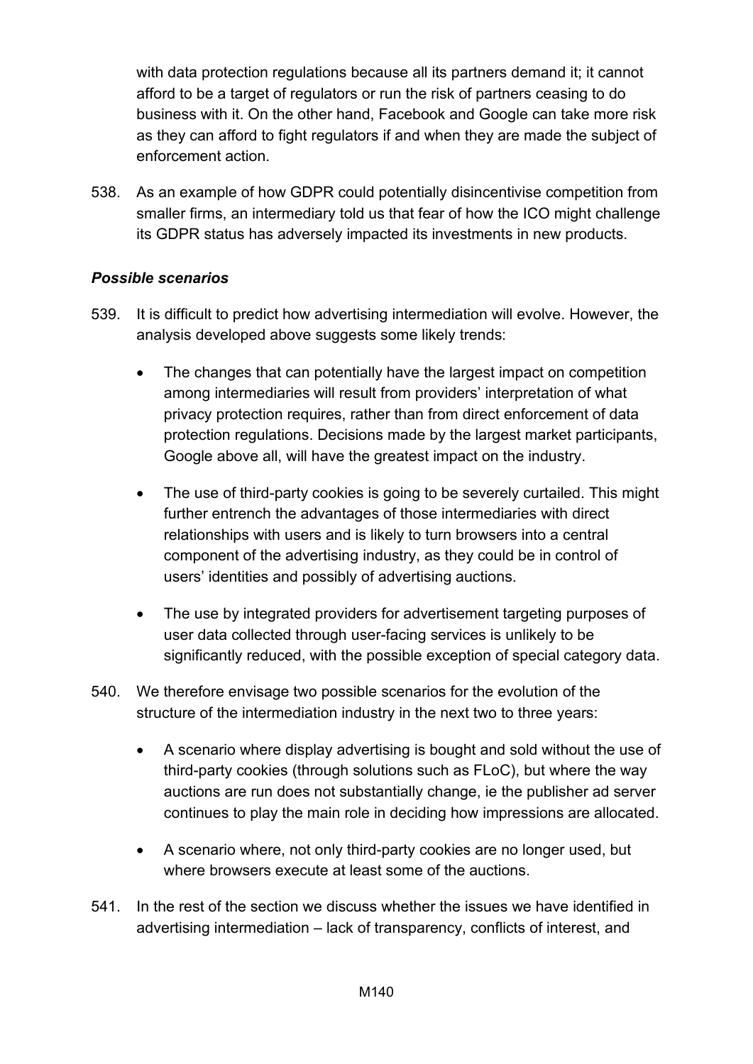with data protection regulations because all its partners demand it; it cannot afford to be a target of regulators or run the risk of partners ceasing to do business with it. On the other hand, Facebook and Google can take more risk as they can afford to fight regulators if and when they are made the subject of enforcement action.

538. As an example of how GDPR could potentially disincentivise competition from smaller firms, an intermediary told us that fear of how the ICO might challenge its GDPR status has adversely impacted its investments in new products.

***Possible scenarios***

539. It is difficult to predict how advertising intermediation will evolve. However, the analysis developed above suggests some likely trends:

- The changes that can potentially have the largest impact on competition among intermediaries will result from providers' interpretation of what privacy protection requires, rather than from direct enforcement of data protection regulations. Decisions made by the largest market participants, Google above all, will have the greatest impact on the industry.
- The use of third-party cookies is going to be severely curtailed. This might further entrench the advantages of those intermediaries with direct relationships with users and is likely to turn browsers into a central component of the advertising industry, as they could be in control of users' identities and possibly of advertising auctions.
- The use by integrated providers for advertisement targeting purposes of user data collected through user-facing services is unlikely to be significantly reduced, with the possible exception of special category data.

540. We therefore envisage two possible scenarios for the evolution of the structure of the intermediation industry in the next two to three years:

- A scenario where display advertising is bought and sold without the use of third-party cookies (through solutions such as FLoC), but where the way auctions are run does not substantially change, ie the publisher ad server continues to play the main role in deciding how impressions are allocated.
- A scenario where, not only third-party cookies are no longer used, but where browsers execute at least some of the auctions.

541. In the rest of the section we discuss whether the issues we have identified in advertising intermediation – lack of transparency, conflicts of interest, and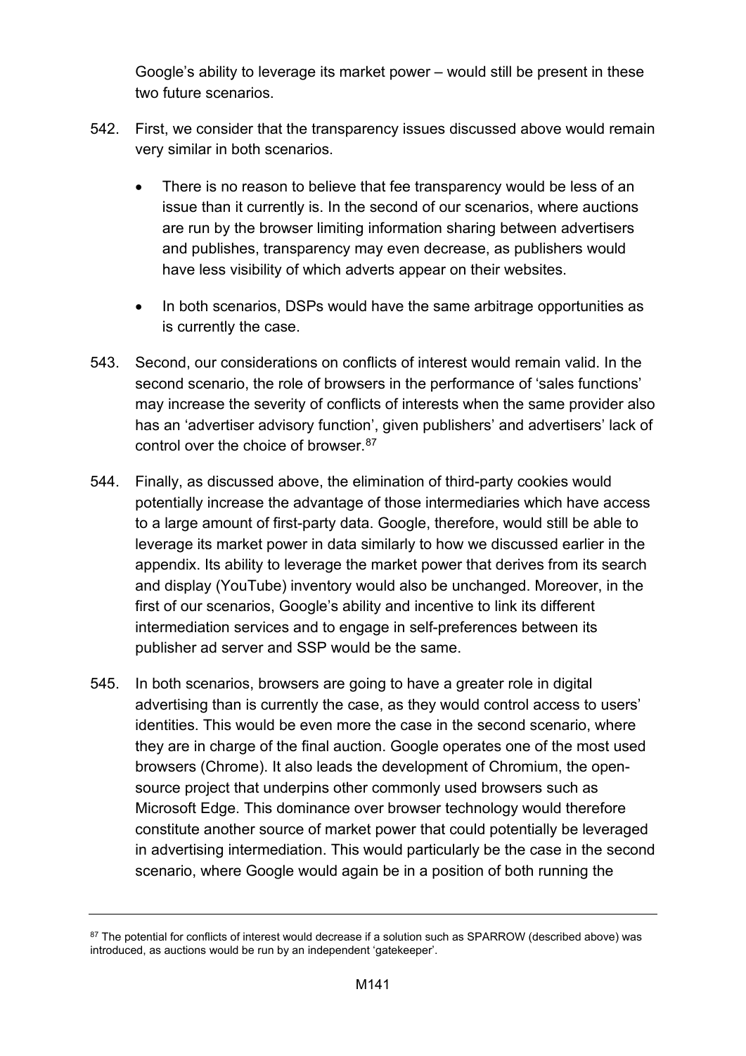Google's ability to leverage its market power – would still be present in these two future scenarios.

542. First, we consider that the transparency issues discussed above would remain very similar in both scenarios.

   - There is no reason to believe that fee transparency would be less of an issue than it currently is. In the second of our scenarios, where auctions are run by the browser limiting information sharing between advertisers and publishes, transparency may even decrease, as publishers would have less visibility of which adverts appear on their websites.

   - In both scenarios, DSPs would have the same arbitrage opportunities as is currently the case.

543. Second, our considerations on conflicts of interest would remain valid. In the second scenario, the role of browsers in the performance of 'sales functions' may increase the severity of conflicts of interests when the same provider also has an 'advertiser advisory function', given publishers' and advertisers' lack of control over the choice of browser.[87]

544. Finally, as discussed above, the elimination of third-party cookies would potentially increase the advantage of those intermediaries which have access to a large amount of first-party data. Google, therefore, would still be able to leverage its market power in data similarly to how we discussed earlier in the appendix. Its ability to leverage the market power that derives from its search and display (YouTube) inventory would also be unchanged. Moreover, in the first of our scenarios, Google's ability and incentive to link its different intermediation services and to engage in self-preferences between its publisher ad server and SSP would be the same.

545. In both scenarios, browsers are going to have a greater role in digital advertising than is currently the case, as they would control access to users' identities. This would be even more the case in the second scenario, where they are in charge of the final auction. Google operates one of the most used browsers (Chrome). It also leads the development of Chromium, the open-source project that underpins other commonly used browsers such as Microsoft Edge. This dominance over browser technology would therefore constitute another source of market power that could potentially be leveraged in advertising intermediation. This would particularly be the case in the second scenario, where Google would again be in a position of both running the

---

[87] The potential for conflicts of interest would decrease if a solution such as SPARROW (described above) was introduced, as auctions would be run by an independent 'gatekeeper'.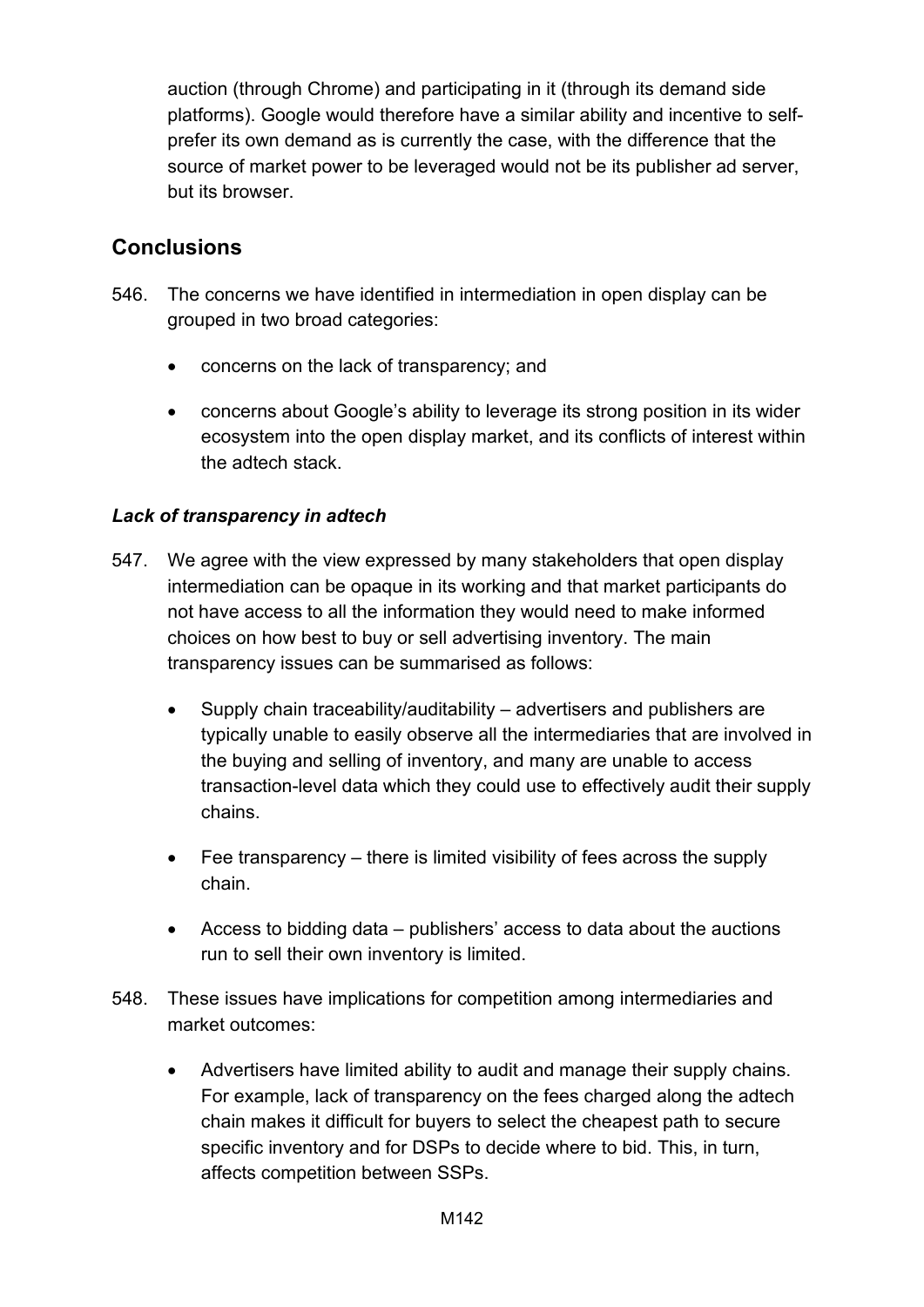auction (through Chrome) and participating in it (through its demand side platforms). Google would therefore have a similar ability and incentive to self-prefer its own demand as is currently the case, with the difference that the source of market power to be leveraged would not be its publisher ad server, but its browser.

## Conclusions

546. The concerns we have identified in intermediation in open display can be grouped in two broad categories:

- concerns on the lack of transparency; and
- concerns about Google's ability to leverage its strong position in its wider ecosystem into the open display market, and its conflicts of interest within the adtech stack.

### *Lack of transparency in adtech*

547. We agree with the view expressed by many stakeholders that open display intermediation can be opaque in its working and that market participants do not have access to all the information they would need to make informed choices on how best to buy or sell advertising inventory. The main transparency issues can be summarised as follows:

- Supply chain traceability/auditability – advertisers and publishers are typically unable to easily observe all the intermediaries that are involved in the buying and selling of inventory, and many are unable to access transaction-level data which they could use to effectively audit their supply chains.
- Fee transparency – there is limited visibility of fees across the supply chain.
- Access to bidding data – publishers' access to data about the auctions run to sell their own inventory is limited.

548. These issues have implications for competition among intermediaries and market outcomes:

- Advertisers have limited ability to audit and manage their supply chains. For example, lack of transparency on the fees charged along the adtech chain makes it difficult for buyers to select the cheapest path to secure specific inventory and for DSPs to decide where to bid. This, in turn, affects competition between SSPs.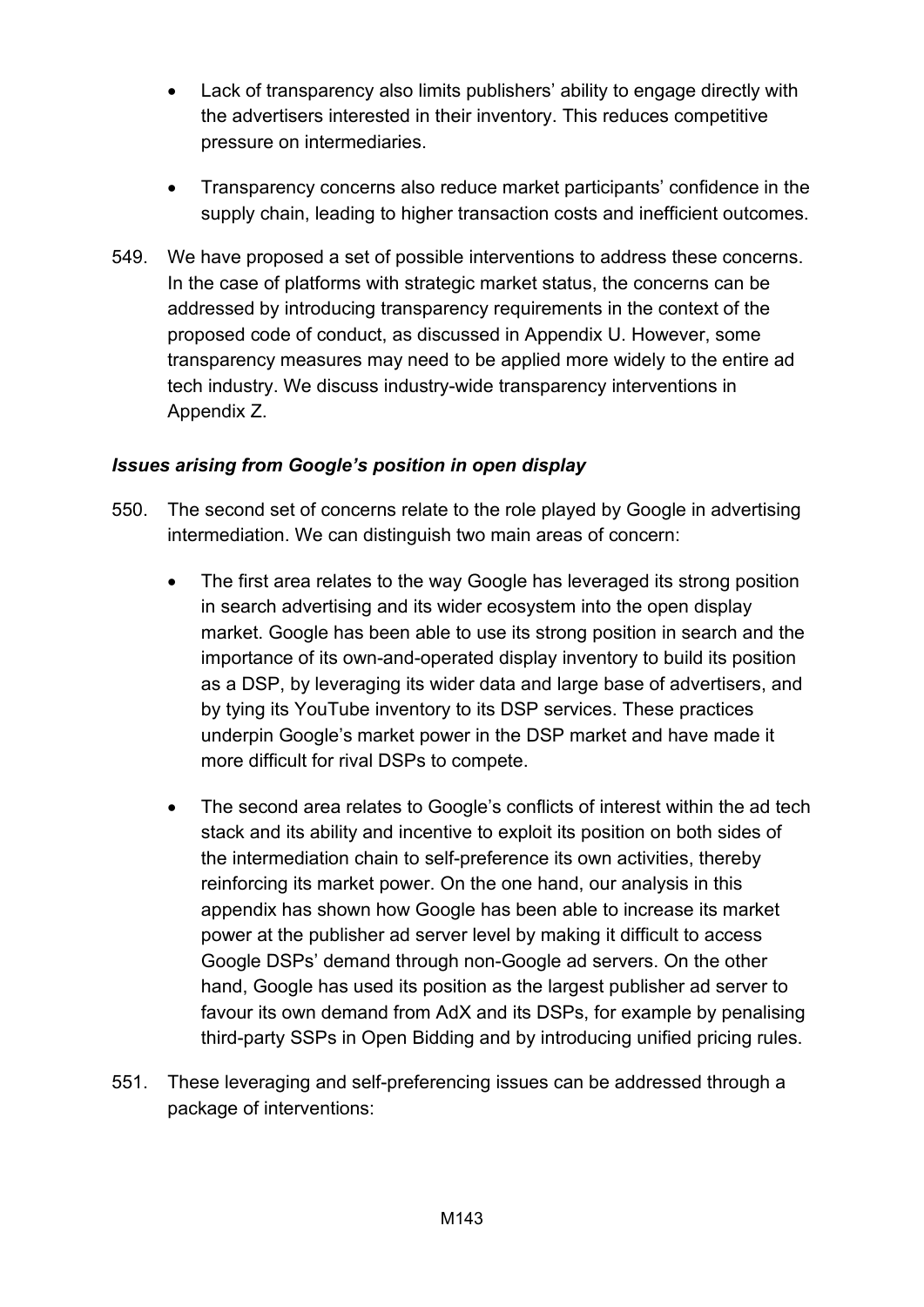- Lack of transparency also limits publishers' ability to engage directly with the advertisers interested in their inventory. This reduces competitive pressure on intermediaries.

- Transparency concerns also reduce market participants' confidence in the supply chain, leading to higher transaction costs and inefficient outcomes.

549. We have proposed a set of possible interventions to address these concerns. In the case of platforms with strategic market status, the concerns can be addressed by introducing transparency requirements in the context of the proposed code of conduct, as discussed in Appendix U. However, some transparency measures may need to be applied more widely to the entire ad tech industry. We discuss industry-wide transparency interventions in Appendix Z.

***Issues arising from Google's position in open display***

550. The second set of concerns relate to the role played by Google in advertising intermediation. We can distinguish two main areas of concern:

   - The first area relates to the way Google has leveraged its strong position in search advertising and its wider ecosystem into the open display market. Google has been able to use its strong position in search and the importance of its own-and-operated display inventory to build its position as a DSP, by leveraging its wider data and large base of advertisers, and by tying its YouTube inventory to its DSP services. These practices underpin Google's market power in the DSP market and have made it more difficult for rival DSPs to compete.

   - The second area relates to Google's conflicts of interest within the ad tech stack and its ability and incentive to exploit its position on both sides of the intermediation chain to self-preference its own activities, thereby reinforcing its market power. On the one hand, our analysis in this appendix has shown how Google has been able to increase its market power at the publisher ad server level by making it difficult to access Google DSPs' demand through non-Google ad servers. On the other hand, Google has used its position as the largest publisher ad server to favour its own demand from AdX and its DSPs, for example by penalising third-party SSPs in Open Bidding and by introducing unified pricing rules.

551. These leveraging and self-preferencing issues can be addressed through a package of interventions: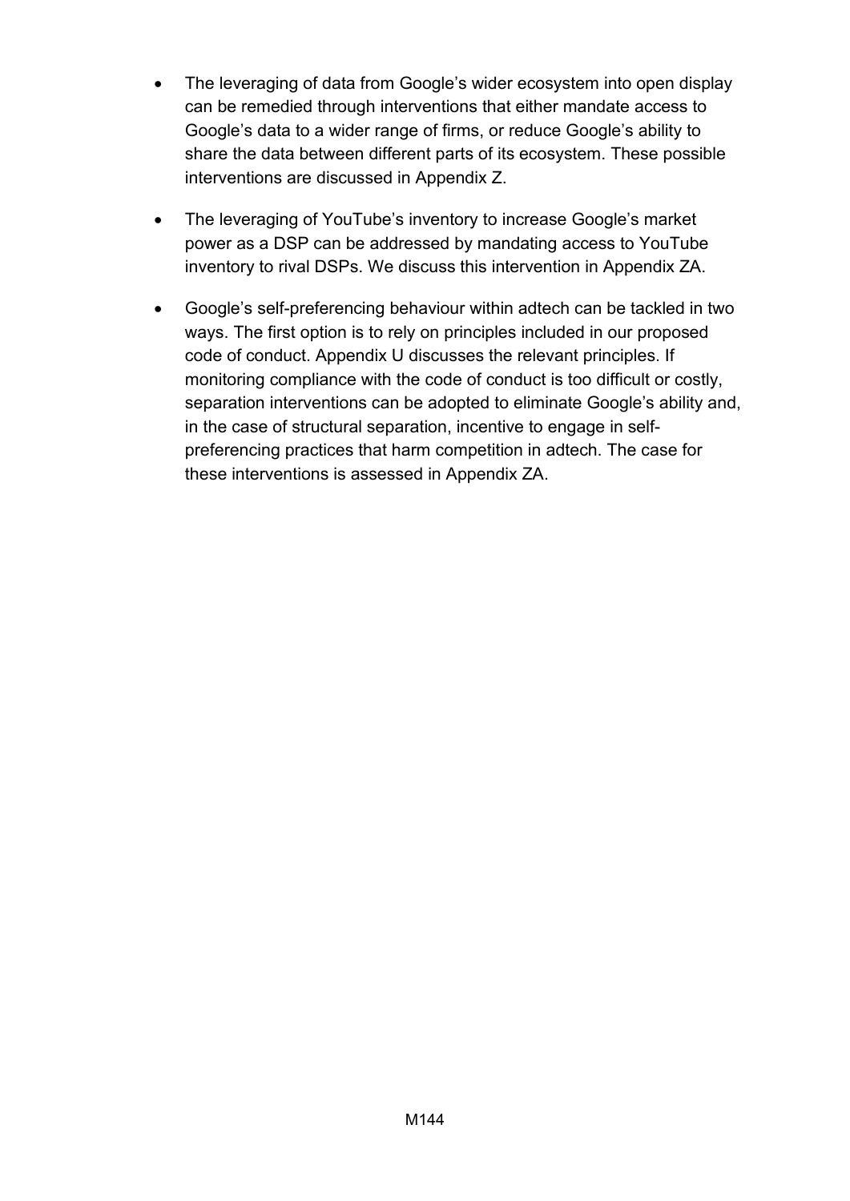- The leveraging of data from Google's wider ecosystem into open display can be remedied through interventions that either mandate access to Google's data to a wider range of firms, or reduce Google's ability to share the data between different parts of its ecosystem. These possible interventions are discussed in Appendix Z.
- The leveraging of YouTube's inventory to increase Google's market power as a DSP can be addressed by mandating access to YouTube inventory to rival DSPs. We discuss this intervention in Appendix ZA.
- Google's self-preferencing behaviour within adtech can be tackled in two ways. The first option is to rely on principles included in our proposed code of conduct. Appendix U discusses the relevant principles. If monitoring compliance with the code of conduct is too difficult or costly, separation interventions can be adopted to eliminate Google's ability and, in the case of structural separation, incentive to engage in self-preferencing practices that harm competition in adtech. The case for these interventions is assessed in Appendix ZA.